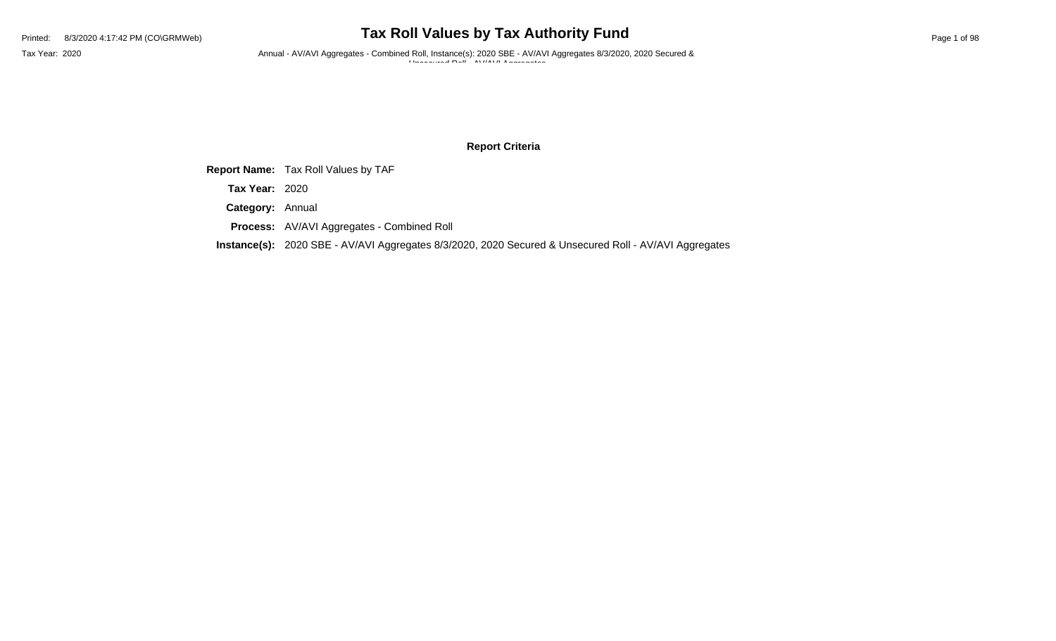# Tax Roll Values by Tax Authority Fund

Printed: 8/3/2020 4:17:42 PM (CO\GRMWeb)

Tax Year: 2020

Annual - AV/AVI Aggregates - Combined Roll, Instance(s): 2020 SBE - AV/AVI Aggregates 8/3/2020, 2020 Secured & Unsecured Roll - AV/AVI Aggregates

## Report Criteria

**Report Name:** Tax Roll Values by TAF

**Tax Year:** 2020

**Category:** Annual

**Process:** AV/AVI Aggregates - Combined Roll

**Instance(s):** 2020 SBE - AV/AVI Aggregates 8/3/2020, 2020 Secured & Unsecured Roll - AV/AVI Aggregates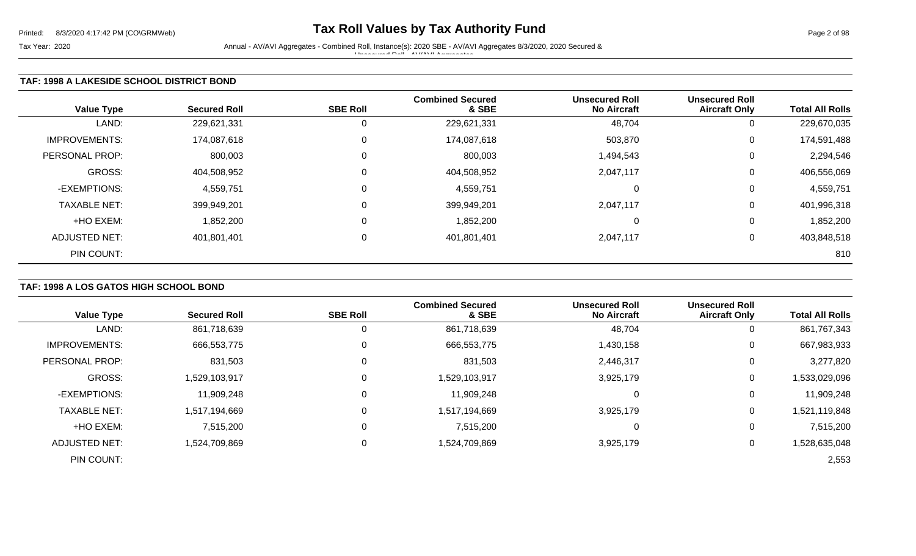**TAF: 1998 A LAKESIDE SCHOOL DISTRICT BOND**

| Value Type | Secured Roll | SBE Roll | Combined Secured & SBE | Unsecured Roll No Aircraft | Unsecured Roll Aircraft Only | Total All Rolls |
|---|---|---|---|---|---|---|
| LAND: | 229,621,331 | 0 | 229,621,331 | 48,704 | 0 | 229,670,035 |
| IMPROVEMENTS: | 174,087,618 | 0 | 174,087,618 | 503,870 | 0 | 174,591,488 |
| PERSONAL PROP: | 800,003 | 0 | 800,003 | 1,494,543 | 0 | 2,294,546 |
| GROSS: | 404,508,952 | 0 | 404,508,952 | 2,047,117 | 0 | 406,556,069 |
| -EXEMPTIONS: | 4,559,751 | 0 | 4,559,751 | 0 | 0 | 4,559,751 |
| TAXABLE NET: | 399,949,201 | 0 | 399,949,201 | 2,047,117 | 0 | 401,996,318 |
| +HO EXEM: | 1,852,200 | 0 | 1,852,200 | 0 | 0 | 1,852,200 |
| ADJUSTED NET: | 401,801,401 | 0 | 401,801,401 | 2,047,117 | 0 | 403,848,518 |
| PIN COUNT: | | | | | | 810 |

**TAF: 1998 A LOS GATOS HIGH SCHOOL BOND**

| Value Type | Secured Roll | SBE Roll | Combined Secured & SBE | Unsecured Roll No Aircraft | Unsecured Roll Aircraft Only | Total All Rolls |
|---|---|---|---|---|---|---|
| LAND: | 861,718,639 | 0 | 861,718,639 | 48,704 | 0 | 861,767,343 |
| IMPROVEMENTS: | 666,553,775 | 0 | 666,553,775 | 1,430,158 | 0 | 667,983,933 |
| PERSONAL PROP: | 831,503 | 0 | 831,503 | 2,446,317 | 0 | 3,277,820 |
| GROSS: | 1,529,103,917 | 0 | 1,529,103,917 | 3,925,179 | 0 | 1,533,029,096 |
| -EXEMPTIONS: | 11,909,248 | 0 | 11,909,248 | 0 | 0 | 11,909,248 |
| TAXABLE NET: | 1,517,194,669 | 0 | 1,517,194,669 | 3,925,179 | 0 | 1,521,119,848 |
| +HO EXEM: | 7,515,200 | 0 | 7,515,200 | 0 | 0 | 7,515,200 |
| ADJUSTED NET: | 1,524,709,869 | 0 | 1,524,709,869 | 3,925,179 | 0 | 1,528,635,048 |
| PIN COUNT: | | | | | | 2,553 |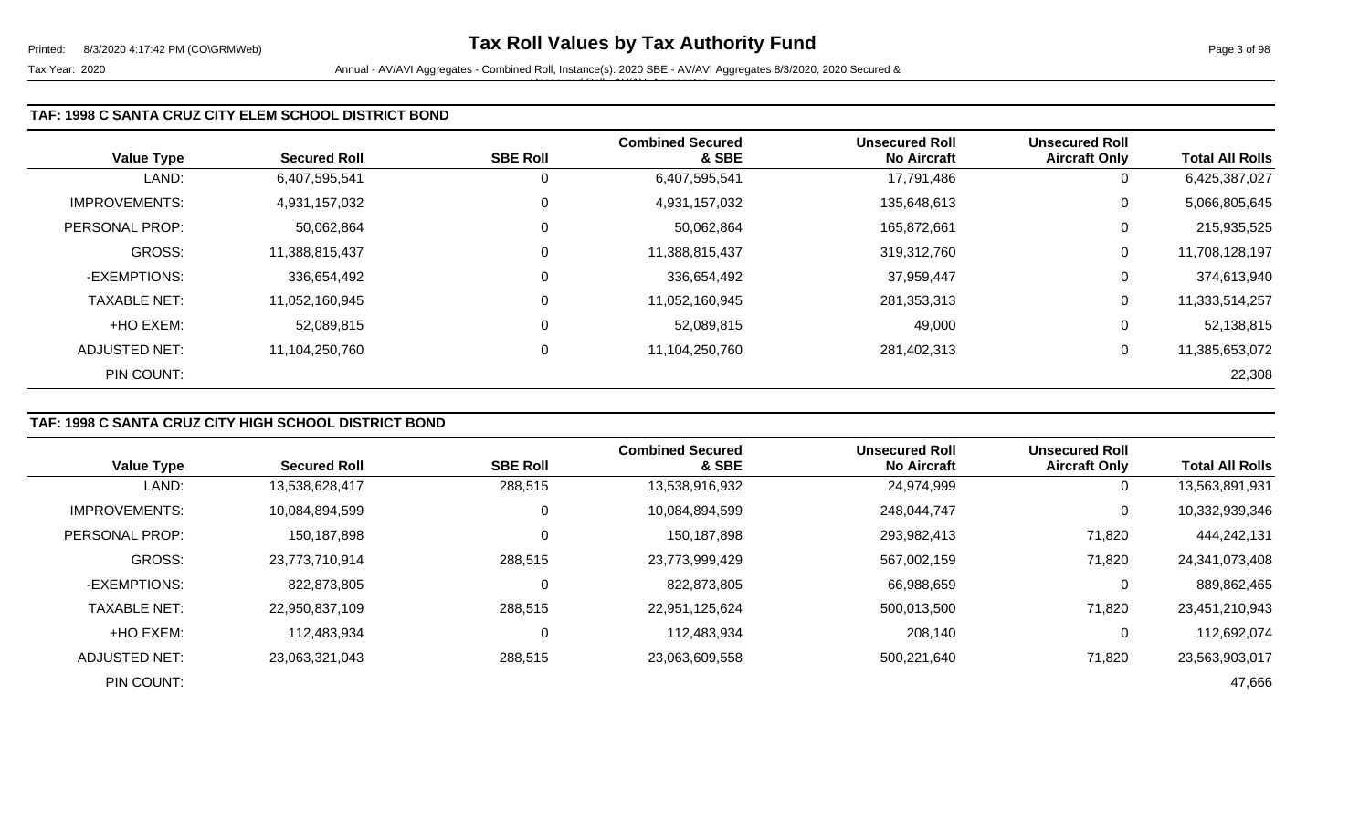### TAF: 1998 C SANTA CRUZ CITY ELEM SCHOOL DISTRICT BOND

| Value Type | Secured Roll | SBE Roll | Combined Secured & SBE | Unsecured Roll No Aircraft | Unsecured Roll Aircraft Only | Total All Rolls |
|---|---|---|---|---|---|---|
| LAND: | 6,407,595,541 | 0 | 6,407,595,541 | 17,791,486 | 0 | 6,425,387,027 |
| IMPROVEMENTS: | 4,931,157,032 | 0 | 4,931,157,032 | 135,648,613 | 0 | 5,066,805,645 |
| PERSONAL PROP: | 50,062,864 | 0 | 50,062,864 | 165,872,661 | 0 | 215,935,525 |
| GROSS: | 11,388,815,437 | 0 | 11,388,815,437 | 319,312,760 | 0 | 11,708,128,197 |
| -EXEMPTIONS: | 336,654,492 | 0 | 336,654,492 | 37,959,447 | 0 | 374,613,940 |
| TAXABLE NET: | 11,052,160,945 | 0 | 11,052,160,945 | 281,353,313 | 0 | 11,333,514,257 |
| +HO EXEM: | 52,089,815 | 0 | 52,089,815 | 49,000 | 0 | 52,138,815 |
| ADJUSTED NET: | 11,104,250,760 | 0 | 11,104,250,760 | 281,402,313 | 0 | 11,385,653,072 |
| PIN COUNT: | | | | | | 22,308 |

### TAF: 1998 C SANTA CRUZ CITY HIGH SCHOOL DISTRICT BOND

| Value Type | Secured Roll | SBE Roll | Combined Secured & SBE | Unsecured Roll No Aircraft | Unsecured Roll Aircraft Only | Total All Rolls |
|---|---|---|---|---|---|---|
| LAND: | 13,538,628,417 | 288,515 | 13,538,916,932 | 24,974,999 | 0 | 13,563,891,931 |
| IMPROVEMENTS: | 10,084,894,599 | 0 | 10,084,894,599 | 248,044,747 | 0 | 10,332,939,346 |
| PERSONAL PROP: | 150,187,898 | 0 | 150,187,898 | 293,982,413 | 71,820 | 444,242,131 |
| GROSS: | 23,773,710,914 | 288,515 | 23,773,999,429 | 567,002,159 | 71,820 | 24,341,073,408 |
| -EXEMPTIONS: | 822,873,805 | 0 | 822,873,805 | 66,988,659 | 0 | 889,862,465 |
| TAXABLE NET: | 22,950,837,109 | 288,515 | 22,951,125,624 | 500,013,500 | 71,820 | 23,451,210,943 |
| +HO EXEM: | 112,483,934 | 0 | 112,483,934 | 208,140 | 0 | 112,692,074 |
| ADJUSTED NET: | 23,063,321,043 | 288,515 | 23,063,609,558 | 500,221,640 | 71,820 | 23,563,903,017 |
| PIN COUNT: | | | | | | 47,666 |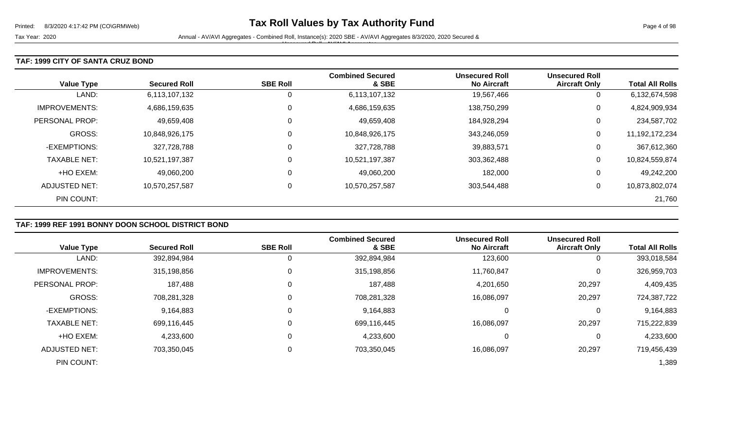### TAF: 1999 CITY OF SANTA CRUZ BOND

| Value Type | Secured Roll | SBE Roll | Combined Secured & SBE | Unsecured Roll No Aircraft | Unsecured Roll Aircraft Only | Total All Rolls |
|---|---|---|---|---|---|---|
| LAND: | 6,113,107,132 | 0 | 6,113,107,132 | 19,567,466 | 0 | 6,132,674,598 |
| IMPROVEMENTS: | 4,686,159,635 | 0 | 4,686,159,635 | 138,750,299 | 0 | 4,824,909,934 |
| PERSONAL PROP: | 49,659,408 | 0 | 49,659,408 | 184,928,294 | 0 | 234,587,702 |
| GROSS: | 10,848,926,175 | 0 | 10,848,926,175 | 343,246,059 | 0 | 11,192,172,234 |
| -EXEMPTIONS: | 327,728,788 | 0 | 327,728,788 | 39,883,571 | 0 | 367,612,360 |
| TAXABLE NET: | 10,521,197,387 | 0 | 10,521,197,387 | 303,362,488 | 0 | 10,824,559,874 |
| +HO EXEM: | 49,060,200 | 0 | 49,060,200 | 182,000 | 0 | 49,242,200 |
| ADJUSTED NET: | 10,570,257,587 | 0 | 10,570,257,587 | 303,544,488 | 0 | 10,873,802,074 |
| PIN COUNT: | | | | | | 21,760 |

### TAF: 1999 REF 1991 BONNY DOON SCHOOL DISTRICT BOND

| Value Type | Secured Roll | SBE Roll | Combined Secured & SBE | Unsecured Roll No Aircraft | Unsecured Roll Aircraft Only | Total All Rolls |
|---|---|---|---|---|---|---|
| LAND: | 392,894,984 | 0 | 392,894,984 | 123,600 | 0 | 393,018,584 |
| IMPROVEMENTS: | 315,198,856 | 0 | 315,198,856 | 11,760,847 | 0 | 326,959,703 |
| PERSONAL PROP: | 187,488 | 0 | 187,488 | 4,201,650 | 20,297 | 4,409,435 |
| GROSS: | 708,281,328 | 0 | 708,281,328 | 16,086,097 | 20,297 | 724,387,722 |
| -EXEMPTIONS: | 9,164,883 | 0 | 9,164,883 | 0 | 0 | 9,164,883 |
| TAXABLE NET: | 699,116,445 | 0 | 699,116,445 | 16,086,097 | 20,297 | 715,222,839 |
| +HO EXEM: | 4,233,600 | 0 | 4,233,600 | 0 | 0 | 4,233,600 |
| ADJUSTED NET: | 703,350,045 | 0 | 703,350,045 | 16,086,097 | 20,297 | 719,456,439 |
| PIN COUNT: | | | | | | 1,389 |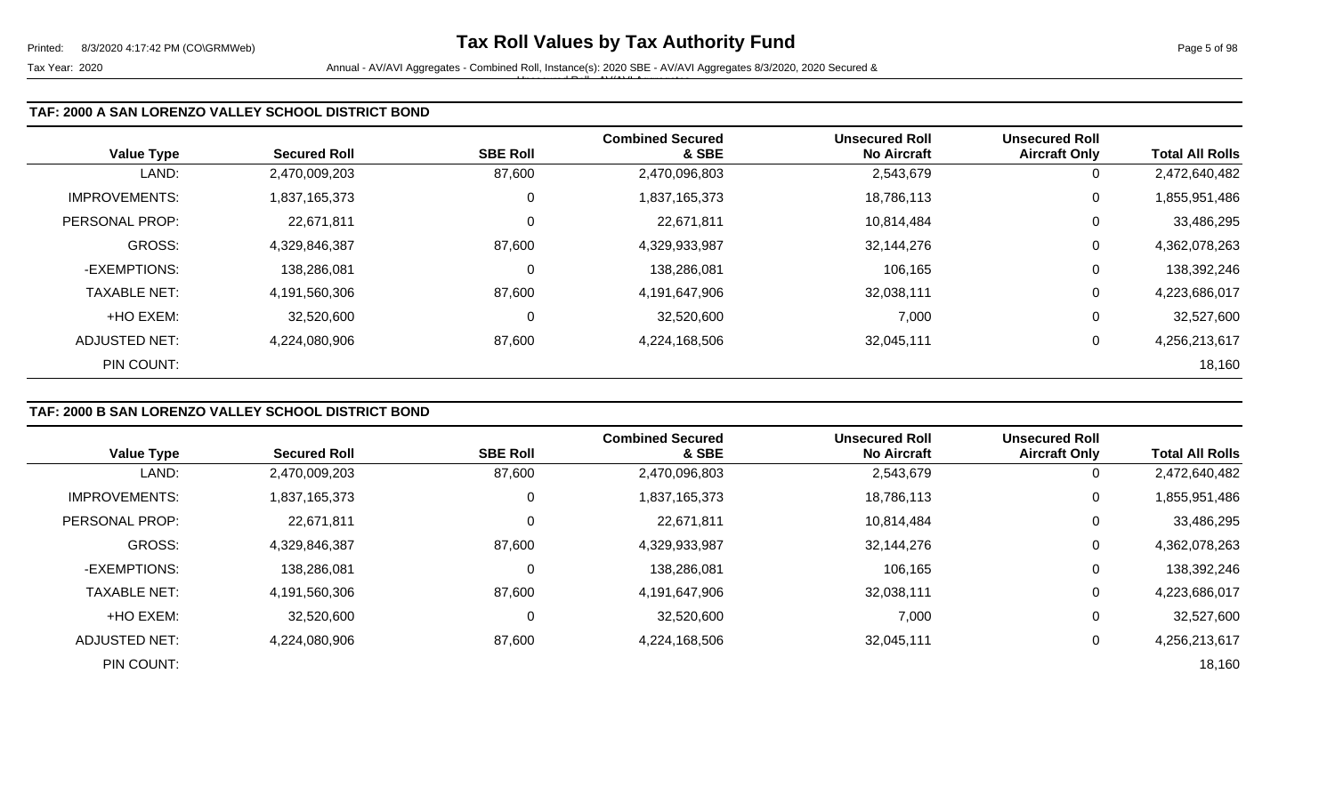## TAF: 2000 A SAN LORENZO VALLEY SCHOOL DISTRICT BOND

| Value Type | Secured Roll | SBE Roll | Combined Secured & SBE | Unsecured Roll No Aircraft | Unsecured Roll Aircraft Only | Total All Rolls |
|---|---|---|---|---|---|---|
| LAND: | 2,470,009,203 | 87,600 | 2,470,096,803 | 2,543,679 | 0 | 2,472,640,482 |
| IMPROVEMENTS: | 1,837,165,373 | 0 | 1,837,165,373 | 18,786,113 | 0 | 1,855,951,486 |
| PERSONAL PROP: | 22,671,811 | 0 | 22,671,811 | 10,814,484 | 0 | 33,486,295 |
| GROSS: | 4,329,846,387 | 87,600 | 4,329,933,987 | 32,144,276 | 0 | 4,362,078,263 |
| -EXEMPTIONS: | 138,286,081 | 0 | 138,286,081 | 106,165 | 0 | 138,392,246 |
| TAXABLE NET: | 4,191,560,306 | 87,600 | 4,191,647,906 | 32,038,111 | 0 | 4,223,686,017 |
| +HO EXEM: | 32,520,600 | 0 | 32,520,600 | 7,000 | 0 | 32,527,600 |
| ADJUSTED NET: | 4,224,080,906 | 87,600 | 4,224,168,506 | 32,045,111 | 0 | 4,256,213,617 |
| PIN COUNT: | | | | | | 18,160 |

## TAF: 2000 B SAN LORENZO VALLEY SCHOOL DISTRICT BOND

| Value Type | Secured Roll | SBE Roll | Combined Secured & SBE | Unsecured Roll No Aircraft | Unsecured Roll Aircraft Only | Total All Rolls |
|---|---|---|---|---|---|---|
| LAND: | 2,470,009,203 | 87,600 | 2,470,096,803 | 2,543,679 | 0 | 2,472,640,482 |
| IMPROVEMENTS: | 1,837,165,373 | 0 | 1,837,165,373 | 18,786,113 | 0 | 1,855,951,486 |
| PERSONAL PROP: | 22,671,811 | 0 | 22,671,811 | 10,814,484 | 0 | 33,486,295 |
| GROSS: | 4,329,846,387 | 87,600 | 4,329,933,987 | 32,144,276 | 0 | 4,362,078,263 |
| -EXEMPTIONS: | 138,286,081 | 0 | 138,286,081 | 106,165 | 0 | 138,392,246 |
| TAXABLE NET: | 4,191,560,306 | 87,600 | 4,191,647,906 | 32,038,111 | 0 | 4,223,686,017 |
| +HO EXEM: | 32,520,600 | 0 | 32,520,600 | 7,000 | 0 | 32,527,600 |
| ADJUSTED NET: | 4,224,080,906 | 87,600 | 4,224,168,506 | 32,045,111 | 0 | 4,256,213,617 |
| PIN COUNT: | | | | | | 18,160 |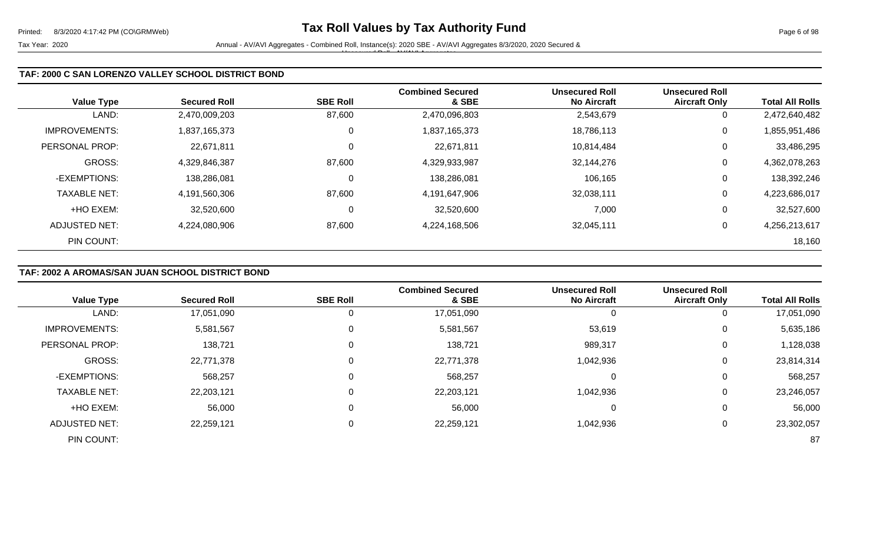## TAF: 2000 C SAN LORENZO VALLEY SCHOOL DISTRICT BOND

| Value Type | Secured Roll | SBE Roll | Combined Secured & SBE | Unsecured Roll No Aircraft | Unsecured Roll Aircraft Only | Total All Rolls |
|---|---|---|---|---|---|---|
| LAND: | 2,470,009,203 | 87,600 | 2,470,096,803 | 2,543,679 | 0 | 2,472,640,482 |
| IMPROVEMENTS: | 1,837,165,373 | 0 | 1,837,165,373 | 18,786,113 | 0 | 1,855,951,486 |
| PERSONAL PROP: | 22,671,811 | 0 | 22,671,811 | 10,814,484 | 0 | 33,486,295 |
| GROSS: | 4,329,846,387 | 87,600 | 4,329,933,987 | 32,144,276 | 0 | 4,362,078,263 |
| -EXEMPTIONS: | 138,286,081 | 0 | 138,286,081 | 106,165 | 0 | 138,392,246 |
| TAXABLE NET: | 4,191,560,306 | 87,600 | 4,191,647,906 | 32,038,111 | 0 | 4,223,686,017 |
| +HO EXEM: | 32,520,600 | 0 | 32,520,600 | 7,000 | 0 | 32,527,600 |
| ADJUSTED NET: | 4,224,080,906 | 87,600 | 4,224,168,506 | 32,045,111 | 0 | 4,256,213,617 |
| PIN COUNT: | | | | | | 18,160 |

## TAF: 2002 A AROMAS/SAN JUAN SCHOOL DISTRICT BOND

| Value Type | Secured Roll | SBE Roll | Combined Secured & SBE | Unsecured Roll No Aircraft | Unsecured Roll Aircraft Only | Total All Rolls |
|---|---|---|---|---|---|---|
| LAND: | 17,051,090 | 0 | 17,051,090 | 0 | 0 | 17,051,090 |
| IMPROVEMENTS: | 5,581,567 | 0 | 5,581,567 | 53,619 | 0 | 5,635,186 |
| PERSONAL PROP: | 138,721 | 0 | 138,721 | 989,317 | 0 | 1,128,038 |
| GROSS: | 22,771,378 | 0 | 22,771,378 | 1,042,936 | 0 | 23,814,314 |
| -EXEMPTIONS: | 568,257 | 0 | 568,257 | 0 | 0 | 568,257 |
| TAXABLE NET: | 22,203,121 | 0 | 22,203,121 | 1,042,936 | 0 | 23,246,057 |
| +HO EXEM: | 56,000 | 0 | 56,000 | 0 | 0 | 56,000 |
| ADJUSTED NET: | 22,259,121 | 0 | 22,259,121 | 1,042,936 | 0 | 23,302,057 |
| PIN COUNT: | | | | | | 87 |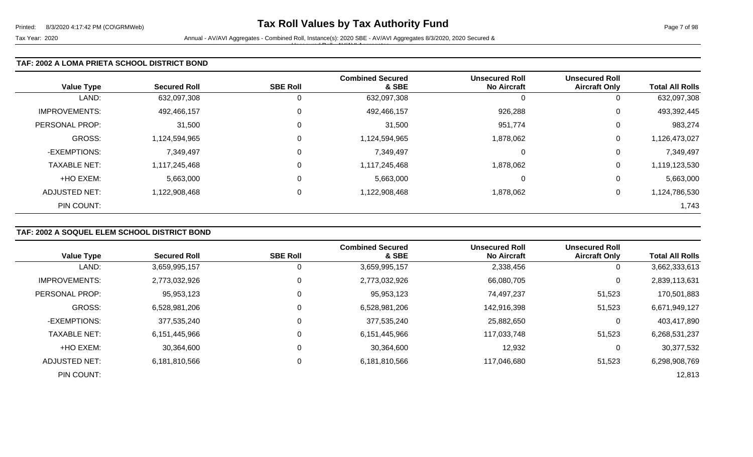### TAF: 2002 A LOMA PRIETA SCHOOL DISTRICT BOND

| Value Type | Secured Roll | SBE Roll | Combined Secured & SBE | Unsecured Roll No Aircraft | Unsecured Roll Aircraft Only | Total All Rolls |
|---|---|---|---|---|---|---|
| LAND: | 632,097,308 | 0 | 632,097,308 | 0 | 0 | 632,097,308 |
| IMPROVEMENTS: | 492,466,157 | 0 | 492,466,157 | 926,288 | 0 | 493,392,445 |
| PERSONAL PROP: | 31,500 | 0 | 31,500 | 951,774 | 0 | 983,274 |
| GROSS: | 1,124,594,965 | 0 | 1,124,594,965 | 1,878,062 | 0 | 1,126,473,027 |
| -EXEMPTIONS: | 7,349,497 | 0 | 7,349,497 | 0 | 0 | 7,349,497 |
| TAXABLE NET: | 1,117,245,468 | 0 | 1,117,245,468 | 1,878,062 | 0 | 1,119,123,530 |
| +HO EXEM: | 5,663,000 | 0 | 5,663,000 | 0 | 0 | 5,663,000 |
| ADJUSTED NET: | 1,122,908,468 | 0 | 1,122,908,468 | 1,878,062 | 0 | 1,124,786,530 |
| PIN COUNT: | | | | | | 1,743 |

### TAF: 2002 A SOQUEL ELEM SCHOOL DISTRICT BOND

| Value Type | Secured Roll | SBE Roll | Combined Secured & SBE | Unsecured Roll No Aircraft | Unsecured Roll Aircraft Only | Total All Rolls |
|---|---|---|---|---|---|---|
| LAND: | 3,659,995,157 | 0 | 3,659,995,157 | 2,338,456 | 0 | 3,662,333,613 |
| IMPROVEMENTS: | 2,773,032,926 | 0 | 2,773,032,926 | 66,080,705 | 0 | 2,839,113,631 |
| PERSONAL PROP: | 95,953,123 | 0 | 95,953,123 | 74,497,237 | 51,523 | 170,501,883 |
| GROSS: | 6,528,981,206 | 0 | 6,528,981,206 | 142,916,398 | 51,523 | 6,671,949,127 |
| -EXEMPTIONS: | 377,535,240 | 0 | 377,535,240 | 25,882,650 | 0 | 403,417,890 |
| TAXABLE NET: | 6,151,445,966 | 0 | 6,151,445,966 | 117,033,748 | 51,523 | 6,268,531,237 |
| +HO EXEM: | 30,364,600 | 0 | 30,364,600 | 12,932 | 0 | 30,377,532 |
| ADJUSTED NET: | 6,181,810,566 | 0 | 6,181,810,566 | 117,046,680 | 51,523 | 6,298,908,769 |
| PIN COUNT: | | | | | | 12,813 |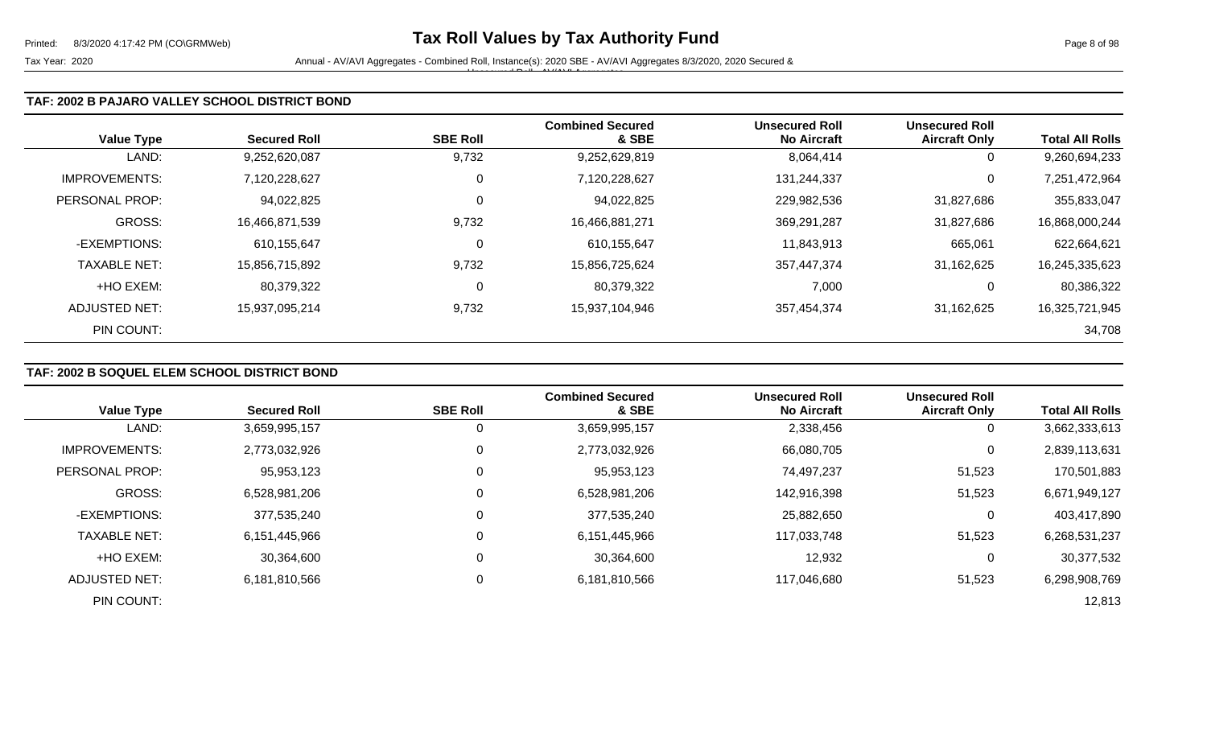## TAF: 2002 B PAJARO VALLEY SCHOOL DISTRICT BOND

| Value Type | Secured Roll | SBE Roll | Combined Secured & SBE | Unsecured Roll No Aircraft | Unsecured Roll Aircraft Only | Total All Rolls |
|---|---|---|---|---|---|---|
| LAND: | 9,252,620,087 | 9,732 | 9,252,629,819 | 8,064,414 | 0 | 9,260,694,233 |
| IMPROVEMENTS: | 7,120,228,627 | 0 | 7,120,228,627 | 131,244,337 | 0 | 7,251,472,964 |
| PERSONAL PROP: | 94,022,825 | 0 | 94,022,825 | 229,982,536 | 31,827,686 | 355,833,047 |
| GROSS: | 16,466,871,539 | 9,732 | 16,466,881,271 | 369,291,287 | 31,827,686 | 16,868,000,244 |
| -EXEMPTIONS: | 610,155,647 | 0 | 610,155,647 | 11,843,913 | 665,061 | 622,664,621 |
| TAXABLE NET: | 15,856,715,892 | 9,732 | 15,856,725,624 | 357,447,374 | 31,162,625 | 16,245,335,623 |
| +HO EXEM: | 80,379,322 | 0 | 80,379,322 | 7,000 | 0 | 80,386,322 |
| ADJUSTED NET: | 15,937,095,214 | 9,732 | 15,937,104,946 | 357,454,374 | 31,162,625 | 16,325,721,945 |
| PIN COUNT: | | | | | | 34,708 |

## TAF: 2002 B SOQUEL ELEM SCHOOL DISTRICT BOND

| Value Type | Secured Roll | SBE Roll | Combined Secured & SBE | Unsecured Roll No Aircraft | Unsecured Roll Aircraft Only | Total All Rolls |
|---|---|---|---|---|---|---|
| LAND: | 3,659,995,157 | 0 | 3,659,995,157 | 2,338,456 | 0 | 3,662,333,613 |
| IMPROVEMENTS: | 2,773,032,926 | 0 | 2,773,032,926 | 66,080,705 | 0 | 2,839,113,631 |
| PERSONAL PROP: | 95,953,123 | 0 | 95,953,123 | 74,497,237 | 51,523 | 170,501,883 |
| GROSS: | 6,528,981,206 | 0 | 6,528,981,206 | 142,916,398 | 51,523 | 6,671,949,127 |
| -EXEMPTIONS: | 377,535,240 | 0 | 377,535,240 | 25,882,650 | 0 | 403,417,890 |
| TAXABLE NET: | 6,151,445,966 | 0 | 6,151,445,966 | 117,033,748 | 51,523 | 6,268,531,237 |
| +HO EXEM: | 30,364,600 | 0 | 30,364,600 | 12,932 | 0 | 30,377,532 |
| ADJUSTED NET: | 6,181,810,566 | 0 | 6,181,810,566 | 117,046,680 | 51,523 | 6,298,908,769 |
| PIN COUNT: | | | | | | 12,813 |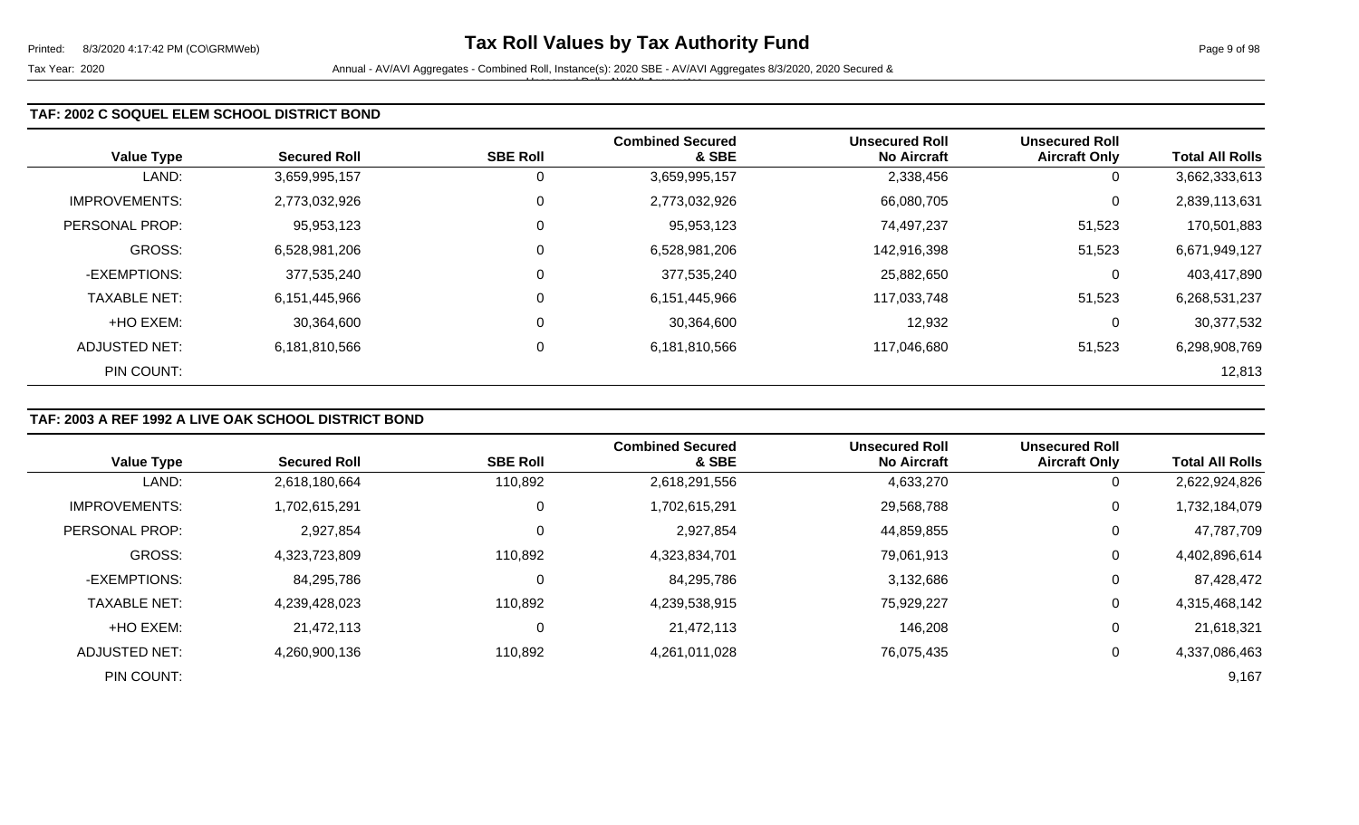### TAF: 2002 C SOQUEL ELEM SCHOOL DISTRICT BOND

| Value Type | Secured Roll | SBE Roll | Combined Secured & SBE | Unsecured Roll No Aircraft | Unsecured Roll Aircraft Only | Total All Rolls |
|---|---|---|---|---|---|---|
| LAND: | 3,659,995,157 | 0 | 3,659,995,157 | 2,338,456 | 0 | 3,662,333,613 |
| IMPROVEMENTS: | 2,773,032,926 | 0 | 2,773,032,926 | 66,080,705 | 0 | 2,839,113,631 |
| PERSONAL PROP: | 95,953,123 | 0 | 95,953,123 | 74,497,237 | 51,523 | 170,501,883 |
| GROSS: | 6,528,981,206 | 0 | 6,528,981,206 | 142,916,398 | 51,523 | 6,671,949,127 |
| -EXEMPTIONS: | 377,535,240 | 0 | 377,535,240 | 25,882,650 | 0 | 403,417,890 |
| TAXABLE NET: | 6,151,445,966 | 0 | 6,151,445,966 | 117,033,748 | 51,523 | 6,268,531,237 |
| +HO EXEM: | 30,364,600 | 0 | 30,364,600 | 12,932 | 0 | 30,377,532 |
| ADJUSTED NET: | 6,181,810,566 | 0 | 6,181,810,566 | 117,046,680 | 51,523 | 6,298,908,769 |
| PIN COUNT: | | | | | | 12,813 |

### TAF: 2003 A REF 1992 A LIVE OAK SCHOOL DISTRICT BOND

| Value Type | Secured Roll | SBE Roll | Combined Secured & SBE | Unsecured Roll No Aircraft | Unsecured Roll Aircraft Only | Total All Rolls |
|---|---|---|---|---|---|---|
| LAND: | 2,618,180,664 | 110,892 | 2,618,291,556 | 4,633,270 | 0 | 2,622,924,826 |
| IMPROVEMENTS: | 1,702,615,291 | 0 | 1,702,615,291 | 29,568,788 | 0 | 1,732,184,079 |
| PERSONAL PROP: | 2,927,854 | 0 | 2,927,854 | 44,859,855 | 0 | 47,787,709 |
| GROSS: | 4,323,723,809 | 110,892 | 4,323,834,701 | 79,061,913 | 0 | 4,402,896,614 |
| -EXEMPTIONS: | 84,295,786 | 0 | 84,295,786 | 3,132,686 | 0 | 87,428,472 |
| TAXABLE NET: | 4,239,428,023 | 110,892 | 4,239,538,915 | 75,929,227 | 0 | 4,315,468,142 |
| +HO EXEM: | 21,472,113 | 0 | 21,472,113 | 146,208 | 0 | 21,618,321 |
| ADJUSTED NET: | 4,260,900,136 | 110,892 | 4,261,011,028 | 76,075,435 | 0 | 4,337,086,463 |
| PIN COUNT: | | | | | | 9,167 |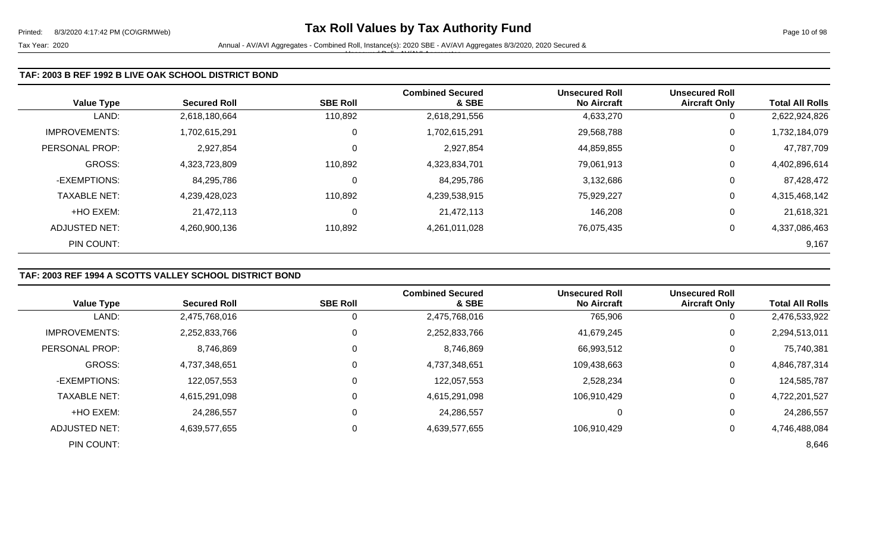**Tax Roll Values by Tax Authority Fund**

Tax Year: 2020

Annual - AV/AVI Aggregates - Combined Roll, Instance(s): 2020 SBE - AV/AVI Aggregates 8/3/2020, 2020 Secured & Unsecured Roll - AV/AVI Aggregates

### TAF: 2003 B REF 1992 B LIVE OAK SCHOOL DISTRICT BOND

| Value Type | Secured Roll | SBE Roll | Combined Secured & SBE | Unsecured Roll No Aircraft | Unsecured Roll Aircraft Only | Total All Rolls |
|---|---|---|---|---|---|---|
| LAND: | 2,618,180,664 | 110,892 | 2,618,291,556 | 4,633,270 | 0 | 2,622,924,826 |
| IMPROVEMENTS: | 1,702,615,291 | 0 | 1,702,615,291 | 29,568,788 | 0 | 1,732,184,079 |
| PERSONAL PROP: | 2,927,854 | 0 | 2,927,854 | 44,859,855 | 0 | 47,787,709 |
| GROSS: | 4,323,723,809 | 110,892 | 4,323,834,701 | 79,061,913 | 0 | 4,402,896,614 |
| -EXEMPTIONS: | 84,295,786 | 0 | 84,295,786 | 3,132,686 | 0 | 87,428,472 |
| TAXABLE NET: | 4,239,428,023 | 110,892 | 4,239,538,915 | 75,929,227 | 0 | 4,315,468,142 |
| +HO EXEM: | 21,472,113 | 0 | 21,472,113 | 146,208 | 0 | 21,618,321 |
| ADJUSTED NET: | 4,260,900,136 | 110,892 | 4,261,011,028 | 76,075,435 | 0 | 4,337,086,463 |
| PIN COUNT: | | | | | | 9,167 |

### TAF: 2003 REF 1994 A SCOTTS VALLEY SCHOOL DISTRICT BOND

| Value Type | Secured Roll | SBE Roll | Combined Secured & SBE | Unsecured Roll No Aircraft | Unsecured Roll Aircraft Only | Total All Rolls |
|---|---|---|---|---|---|---|
| LAND: | 2,475,768,016 | 0 | 2,475,768,016 | 765,906 | 0 | 2,476,533,922 |
| IMPROVEMENTS: | 2,252,833,766 | 0 | 2,252,833,766 | 41,679,245 | 0 | 2,294,513,011 |
| PERSONAL PROP: | 8,746,869 | 0 | 8,746,869 | 66,993,512 | 0 | 75,740,381 |
| GROSS: | 4,737,348,651 | 0 | 4,737,348,651 | 109,438,663 | 0 | 4,846,787,314 |
| -EXEMPTIONS: | 122,057,553 | 0 | 122,057,553 | 2,528,234 | 0 | 124,585,787 |
| TAXABLE NET: | 4,615,291,098 | 0 | 4,615,291,098 | 106,910,429 | 0 | 4,722,201,527 |
| +HO EXEM: | 24,286,557 | 0 | 24,286,557 | 0 | 0 | 24,286,557 |
| ADJUSTED NET: | 4,639,577,655 | 0 | 4,639,577,655 | 106,910,429 | 0 | 4,746,488,084 |
| PIN COUNT: | | | | | | 8,646 |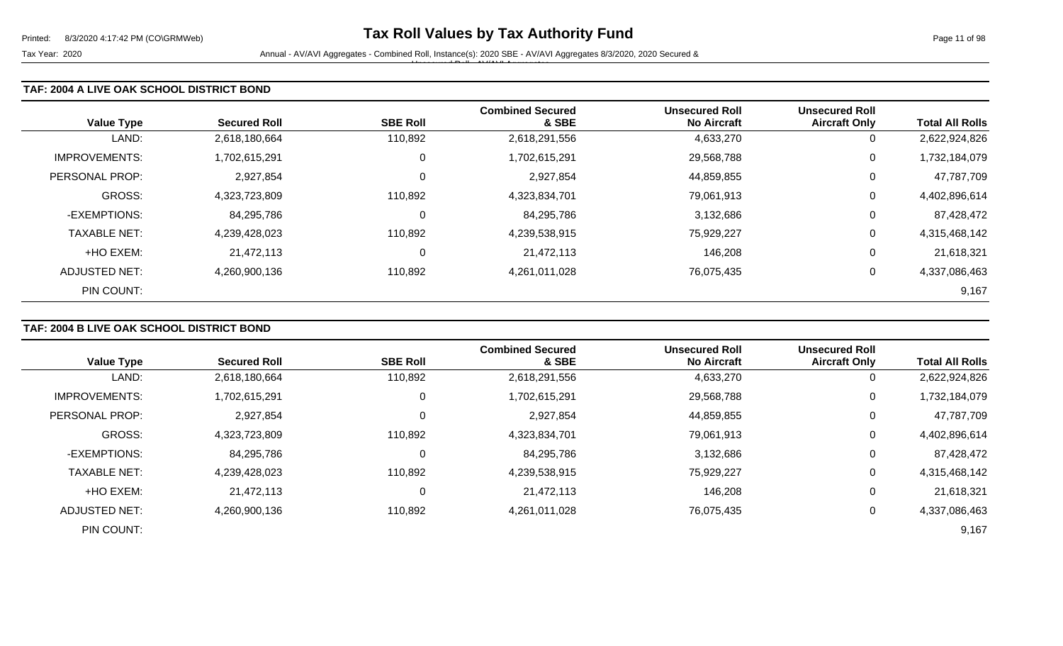## TAF: 2004 A LIVE OAK SCHOOL DISTRICT BOND

| Value Type | Secured Roll | SBE Roll | Combined Secured & SBE | Unsecured Roll No Aircraft | Unsecured Roll Aircraft Only | Total All Rolls |
|---|---|---|---|---|---|---|
| LAND: | 2,618,180,664 | 110,892 | 2,618,291,556 | 4,633,270 | 0 | 2,622,924,826 |
| IMPROVEMENTS: | 1,702,615,291 | 0 | 1,702,615,291 | 29,568,788 | 0 | 1,732,184,079 |
| PERSONAL PROP: | 2,927,854 | 0 | 2,927,854 | 44,859,855 | 0 | 47,787,709 |
| GROSS: | 4,323,723,809 | 110,892 | 4,323,834,701 | 79,061,913 | 0 | 4,402,896,614 |
| -EXEMPTIONS: | 84,295,786 | 0 | 84,295,786 | 3,132,686 | 0 | 87,428,472 |
| TAXABLE NET: | 4,239,428,023 | 110,892 | 4,239,538,915 | 75,929,227 | 0 | 4,315,468,142 |
| +HO EXEM: | 21,472,113 | 0 | 21,472,113 | 146,208 | 0 | 21,618,321 |
| ADJUSTED NET: | 4,260,900,136 | 110,892 | 4,261,011,028 | 76,075,435 | 0 | 4,337,086,463 |
| PIN COUNT: | | | | | | 9,167 |

## TAF: 2004 B LIVE OAK SCHOOL DISTRICT BOND

| Value Type | Secured Roll | SBE Roll | Combined Secured & SBE | Unsecured Roll No Aircraft | Unsecured Roll Aircraft Only | Total All Rolls |
|---|---|---|---|---|---|---|
| LAND: | 2,618,180,664 | 110,892 | 2,618,291,556 | 4,633,270 | 0 | 2,622,924,826 |
| IMPROVEMENTS: | 1,702,615,291 | 0 | 1,702,615,291 | 29,568,788 | 0 | 1,732,184,079 |
| PERSONAL PROP: | 2,927,854 | 0 | 2,927,854 | 44,859,855 | 0 | 47,787,709 |
| GROSS: | 4,323,723,809 | 110,892 | 4,323,834,701 | 79,061,913 | 0 | 4,402,896,614 |
| -EXEMPTIONS: | 84,295,786 | 0 | 84,295,786 | 3,132,686 | 0 | 87,428,472 |
| TAXABLE NET: | 4,239,428,023 | 110,892 | 4,239,538,915 | 75,929,227 | 0 | 4,315,468,142 |
| +HO EXEM: | 21,472,113 | 0 | 21,472,113 | 146,208 | 0 | 21,618,321 |
| ADJUSTED NET: | 4,260,900,136 | 110,892 | 4,261,011,028 | 76,075,435 | 0 | 4,337,086,463 |
| PIN COUNT: | | | | | | 9,167 |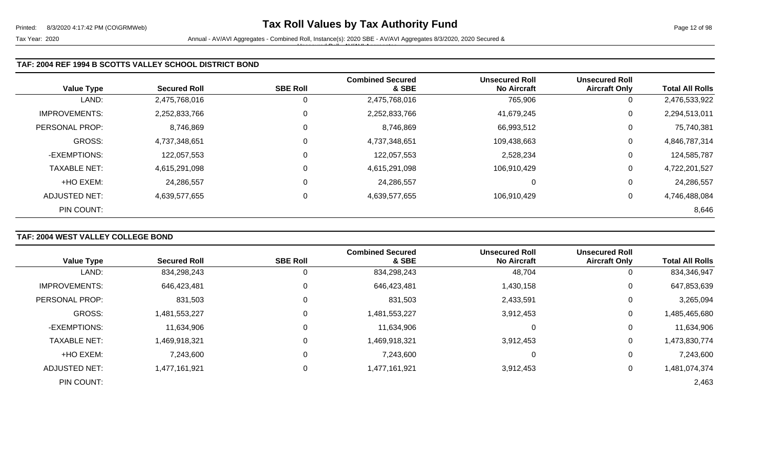## TAF: 2004 REF 1994 B SCOTTS VALLEY SCHOOL DISTRICT BOND

| Value Type | Secured Roll | SBE Roll | Combined Secured & SBE | Unsecured Roll No Aircraft | Unsecured Roll Aircraft Only | Total All Rolls |
|---|---|---|---|---|---|---|
| LAND: | 2,475,768,016 | 0 | 2,475,768,016 | 765,906 | 0 | 2,476,533,922 |
| IMPROVEMENTS: | 2,252,833,766 | 0 | 2,252,833,766 | 41,679,245 | 0 | 2,294,513,011 |
| PERSONAL PROP: | 8,746,869 | 0 | 8,746,869 | 66,993,512 | 0 | 75,740,381 |
| GROSS: | 4,737,348,651 | 0 | 4,737,348,651 | 109,438,663 | 0 | 4,846,787,314 |
| -EXEMPTIONS: | 122,057,553 | 0 | 122,057,553 | 2,528,234 | 0 | 124,585,787 |
| TAXABLE NET: | 4,615,291,098 | 0 | 4,615,291,098 | 106,910,429 | 0 | 4,722,201,527 |
| +HO EXEM: | 24,286,557 | 0 | 24,286,557 | 0 | 0 | 24,286,557 |
| ADJUSTED NET: | 4,639,577,655 | 0 | 4,639,577,655 | 106,910,429 | 0 | 4,746,488,084 |
| PIN COUNT: | | | | | | 8,646 |

## TAF: 2004 WEST VALLEY COLLEGE BOND

| Value Type | Secured Roll | SBE Roll | Combined Secured & SBE | Unsecured Roll No Aircraft | Unsecured Roll Aircraft Only | Total All Rolls |
|---|---|---|---|---|---|---|
| LAND: | 834,298,243 | 0 | 834,298,243 | 48,704 | 0 | 834,346,947 |
| IMPROVEMENTS: | 646,423,481 | 0 | 646,423,481 | 1,430,158 | 0 | 647,853,639 |
| PERSONAL PROP: | 831,503 | 0 | 831,503 | 2,433,591 | 0 | 3,265,094 |
| GROSS: | 1,481,553,227 | 0 | 1,481,553,227 | 3,912,453 | 0 | 1,485,465,680 |
| -EXEMPTIONS: | 11,634,906 | 0 | 11,634,906 | 0 | 0 | 11,634,906 |
| TAXABLE NET: | 1,469,918,321 | 0 | 1,469,918,321 | 3,912,453 | 0 | 1,473,830,774 |
| +HO EXEM: | 7,243,600 | 0 | 7,243,600 | 0 | 0 | 7,243,600 |
| ADJUSTED NET: | 1,477,161,921 | 0 | 1,477,161,921 | 3,912,453 | 0 | 1,481,074,374 |
| PIN COUNT: | | | | | | 2,463 |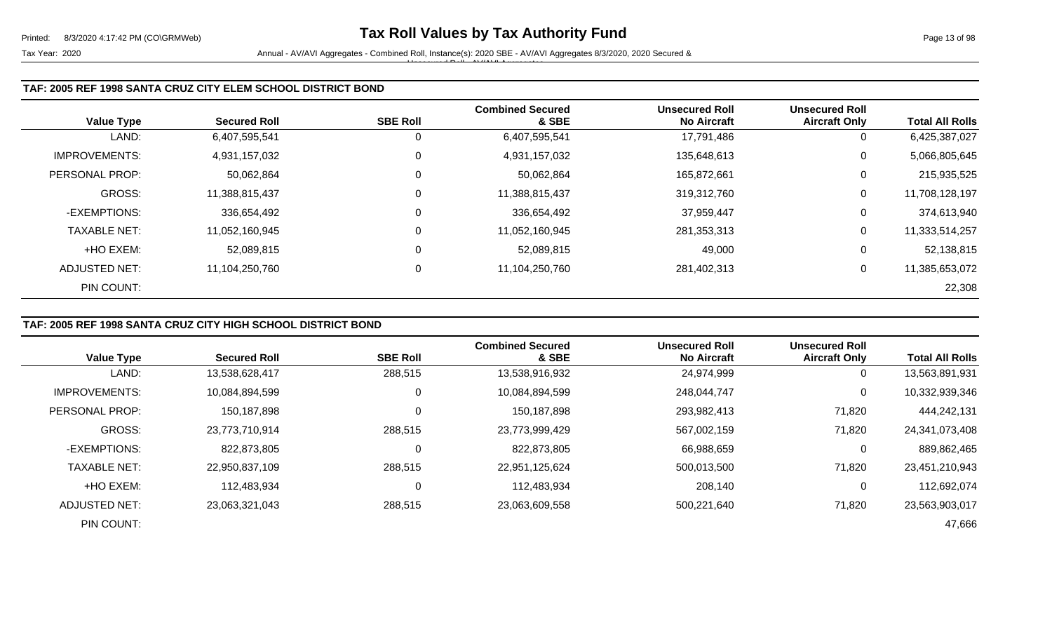## TAF: 2005 REF 1998 SANTA CRUZ CITY ELEM SCHOOL DISTRICT BOND

| Value Type | Secured Roll | SBE Roll | Combined Secured & SBE | Unsecured Roll No Aircraft | Unsecured Roll Aircraft Only | Total All Rolls |
|---|---|---|---|---|---|---|
| LAND: | 6,407,595,541 | 0 | 6,407,595,541 | 17,791,486 | 0 | 6,425,387,027 |
| IMPROVEMENTS: | 4,931,157,032 | 0 | 4,931,157,032 | 135,648,613 | 0 | 5,066,805,645 |
| PERSONAL PROP: | 50,062,864 | 0 | 50,062,864 | 165,872,661 | 0 | 215,935,525 |
| GROSS: | 11,388,815,437 | 0 | 11,388,815,437 | 319,312,760 | 0 | 11,708,128,197 |
| -EXEMPTIONS: | 336,654,492 | 0 | 336,654,492 | 37,959,447 | 0 | 374,613,940 |
| TAXABLE NET: | 11,052,160,945 | 0 | 11,052,160,945 | 281,353,313 | 0 | 11,333,514,257 |
| +HO EXEM: | 52,089,815 | 0 | 52,089,815 | 49,000 | 0 | 52,138,815 |
| ADJUSTED NET: | 11,104,250,760 | 0 | 11,104,250,760 | 281,402,313 | 0 | 11,385,653,072 |
| PIN COUNT: | | | | | | 22,308 |

## TAF: 2005 REF 1998 SANTA CRUZ CITY HIGH SCHOOL DISTRICT BOND

| Value Type | Secured Roll | SBE Roll | Combined Secured & SBE | Unsecured Roll No Aircraft | Unsecured Roll Aircraft Only | Total All Rolls |
|---|---|---|---|---|---|---|
| LAND: | 13,538,628,417 | 288,515 | 13,538,916,932 | 24,974,999 | 0 | 13,563,891,931 |
| IMPROVEMENTS: | 10,084,894,599 | 0 | 10,084,894,599 | 248,044,747 | 0 | 10,332,939,346 |
| PERSONAL PROP: | 150,187,898 | 0 | 150,187,898 | 293,982,413 | 71,820 | 444,242,131 |
| GROSS: | 23,773,710,914 | 288,515 | 23,773,999,429 | 567,002,159 | 71,820 | 24,341,073,408 |
| -EXEMPTIONS: | 822,873,805 | 0 | 822,873,805 | 66,988,659 | 0 | 889,862,465 |
| TAXABLE NET: | 22,950,837,109 | 288,515 | 22,951,125,624 | 500,013,500 | 71,820 | 23,451,210,943 |
| +HO EXEM: | 112,483,934 | 0 | 112,483,934 | 208,140 | 0 | 112,692,074 |
| ADJUSTED NET: | 23,063,321,043 | 288,515 | 23,063,609,558 | 500,221,640 | 71,820 | 23,563,903,017 |
| PIN COUNT: | | | | | | 47,666 |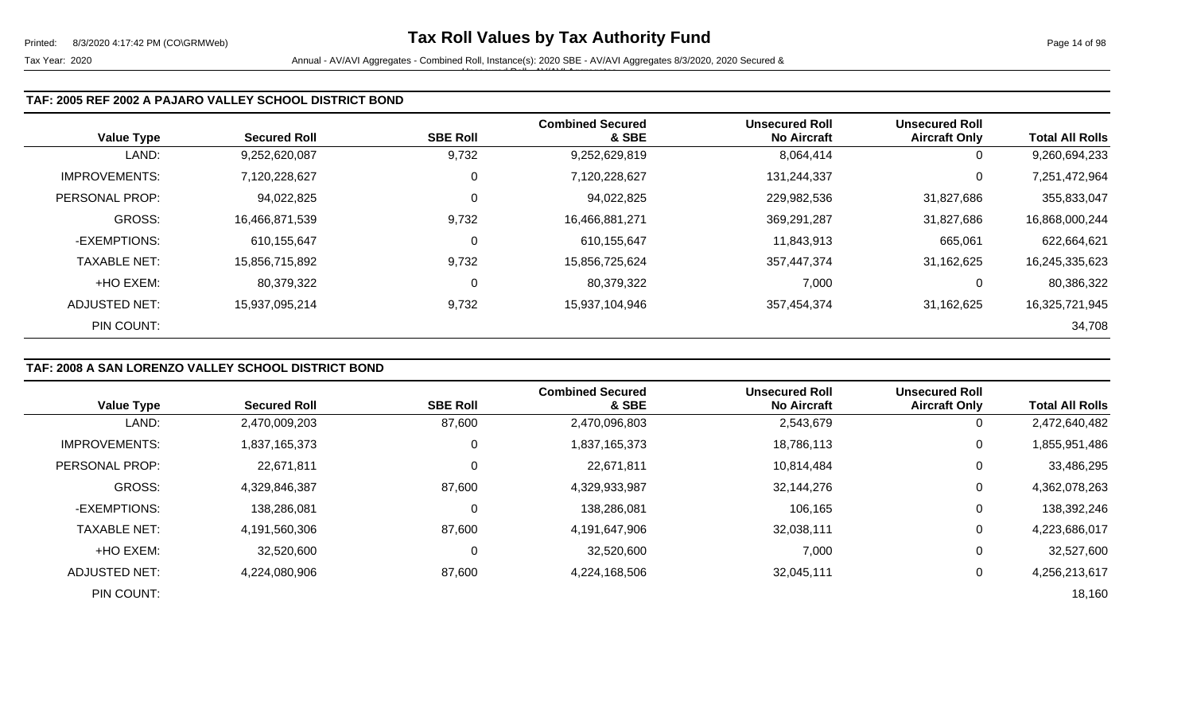### TAF: 2005 REF 2002 A PAJARO VALLEY SCHOOL DISTRICT BOND

| Value Type | Secured Roll | SBE Roll | Combined Secured & SBE | Unsecured Roll No Aircraft | Unsecured Roll Aircraft Only | Total All Rolls |
|---|---|---|---|---|---|---|
| LAND: | 9,252,620,087 | 9,732 | 9,252,629,819 | 8,064,414 | 0 | 9,260,694,233 |
| IMPROVEMENTS: | 7,120,228,627 | 0 | 7,120,228,627 | 131,244,337 | 0 | 7,251,472,964 |
| PERSONAL PROP: | 94,022,825 | 0 | 94,022,825 | 229,982,536 | 31,827,686 | 355,833,047 |
| GROSS: | 16,466,871,539 | 9,732 | 16,466,881,271 | 369,291,287 | 31,827,686 | 16,868,000,244 |
| -EXEMPTIONS: | 610,155,647 | 0 | 610,155,647 | 11,843,913 | 665,061 | 622,664,621 |
| TAXABLE NET: | 15,856,715,892 | 9,732 | 15,856,725,624 | 357,447,374 | 31,162,625 | 16,245,335,623 |
| +HO EXEM: | 80,379,322 | 0 | 80,379,322 | 7,000 | 0 | 80,386,322 |
| ADJUSTED NET: | 15,937,095,214 | 9,732 | 15,937,104,946 | 357,454,374 | 31,162,625 | 16,325,721,945 |
| PIN COUNT: | | | | | | 34,708 |

### TAF: 2008 A SAN LORENZO VALLEY SCHOOL DISTRICT BOND

| Value Type | Secured Roll | SBE Roll | Combined Secured & SBE | Unsecured Roll No Aircraft | Unsecured Roll Aircraft Only | Total All Rolls |
|---|---|---|---|---|---|---|
| LAND: | 2,470,009,203 | 87,600 | 2,470,096,803 | 2,543,679 | 0 | 2,472,640,482 |
| IMPROVEMENTS: | 1,837,165,373 | 0 | 1,837,165,373 | 18,786,113 | 0 | 1,855,951,486 |
| PERSONAL PROP: | 22,671,811 | 0 | 22,671,811 | 10,814,484 | 0 | 33,486,295 |
| GROSS: | 4,329,846,387 | 87,600 | 4,329,933,987 | 32,144,276 | 0 | 4,362,078,263 |
| -EXEMPTIONS: | 138,286,081 | 0 | 138,286,081 | 106,165 | 0 | 138,392,246 |
| TAXABLE NET: | 4,191,560,306 | 87,600 | 4,191,647,906 | 32,038,111 | 0 | 4,223,686,017 |
| +HO EXEM: | 32,520,600 | 0 | 32,520,600 | 7,000 | 0 | 32,527,600 |
| ADJUSTED NET: | 4,224,080,906 | 87,600 | 4,224,168,506 | 32,045,111 | 0 | 4,256,213,617 |
| PIN COUNT: | | | | | | 18,160 |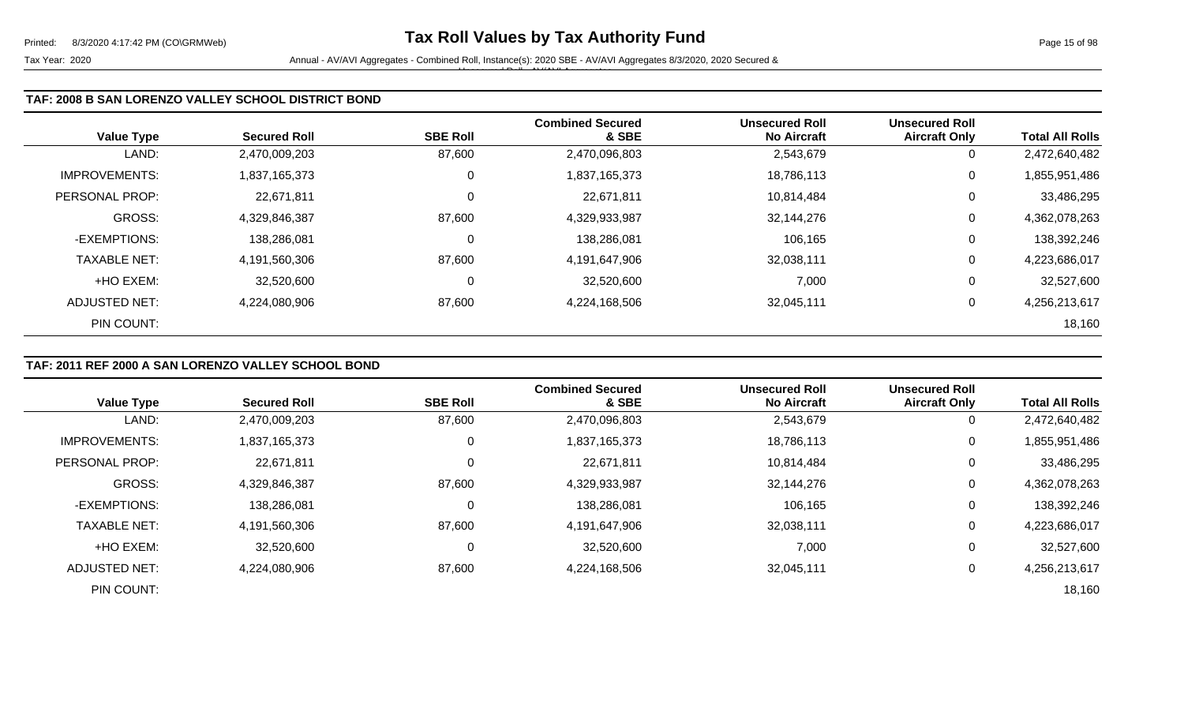### TAF: 2008 B SAN LORENZO VALLEY SCHOOL DISTRICT BOND

| Value Type | Secured Roll | SBE Roll | Combined Secured & SBE | Unsecured Roll No Aircraft | Unsecured Roll Aircraft Only | Total All Rolls |
|---|---|---|---|---|---|---|
| LAND: | 2,470,009,203 | 87,600 | 2,470,096,803 | 2,543,679 | 0 | 2,472,640,482 |
| IMPROVEMENTS: | 1,837,165,373 | 0 | 1,837,165,373 | 18,786,113 | 0 | 1,855,951,486 |
| PERSONAL PROP: | 22,671,811 | 0 | 22,671,811 | 10,814,484 | 0 | 33,486,295 |
| GROSS: | 4,329,846,387 | 87,600 | 4,329,933,987 | 32,144,276 | 0 | 4,362,078,263 |
| -EXEMPTIONS: | 138,286,081 | 0 | 138,286,081 | 106,165 | 0 | 138,392,246 |
| TAXABLE NET: | 4,191,560,306 | 87,600 | 4,191,647,906 | 32,038,111 | 0 | 4,223,686,017 |
| +HO EXEM: | 32,520,600 | 0 | 32,520,600 | 7,000 | 0 | 32,527,600 |
| ADJUSTED NET: | 4,224,080,906 | 87,600 | 4,224,168,506 | 32,045,111 | 0 | 4,256,213,617 |
| PIN COUNT: | | | | | | 18,160 |

### TAF: 2011 REF 2000 A SAN LORENZO VALLEY SCHOOL BOND

| Value Type | Secured Roll | SBE Roll | Combined Secured & SBE | Unsecured Roll No Aircraft | Unsecured Roll Aircraft Only | Total All Rolls |
|---|---|---|---|---|---|---|
| LAND: | 2,470,009,203 | 87,600 | 2,470,096,803 | 2,543,679 | 0 | 2,472,640,482 |
| IMPROVEMENTS: | 1,837,165,373 | 0 | 1,837,165,373 | 18,786,113 | 0 | 1,855,951,486 |
| PERSONAL PROP: | 22,671,811 | 0 | 22,671,811 | 10,814,484 | 0 | 33,486,295 |
| GROSS: | 4,329,846,387 | 87,600 | 4,329,933,987 | 32,144,276 | 0 | 4,362,078,263 |
| -EXEMPTIONS: | 138,286,081 | 0 | 138,286,081 | 106,165 | 0 | 138,392,246 |
| TAXABLE NET: | 4,191,560,306 | 87,600 | 4,191,647,906 | 32,038,111 | 0 | 4,223,686,017 |
| +HO EXEM: | 32,520,600 | 0 | 32,520,600 | 7,000 | 0 | 32,527,600 |
| ADJUSTED NET: | 4,224,080,906 | 87,600 | 4,224,168,506 | 32,045,111 | 0 | 4,256,213,617 |
| PIN COUNT: | | | | | | 18,160 |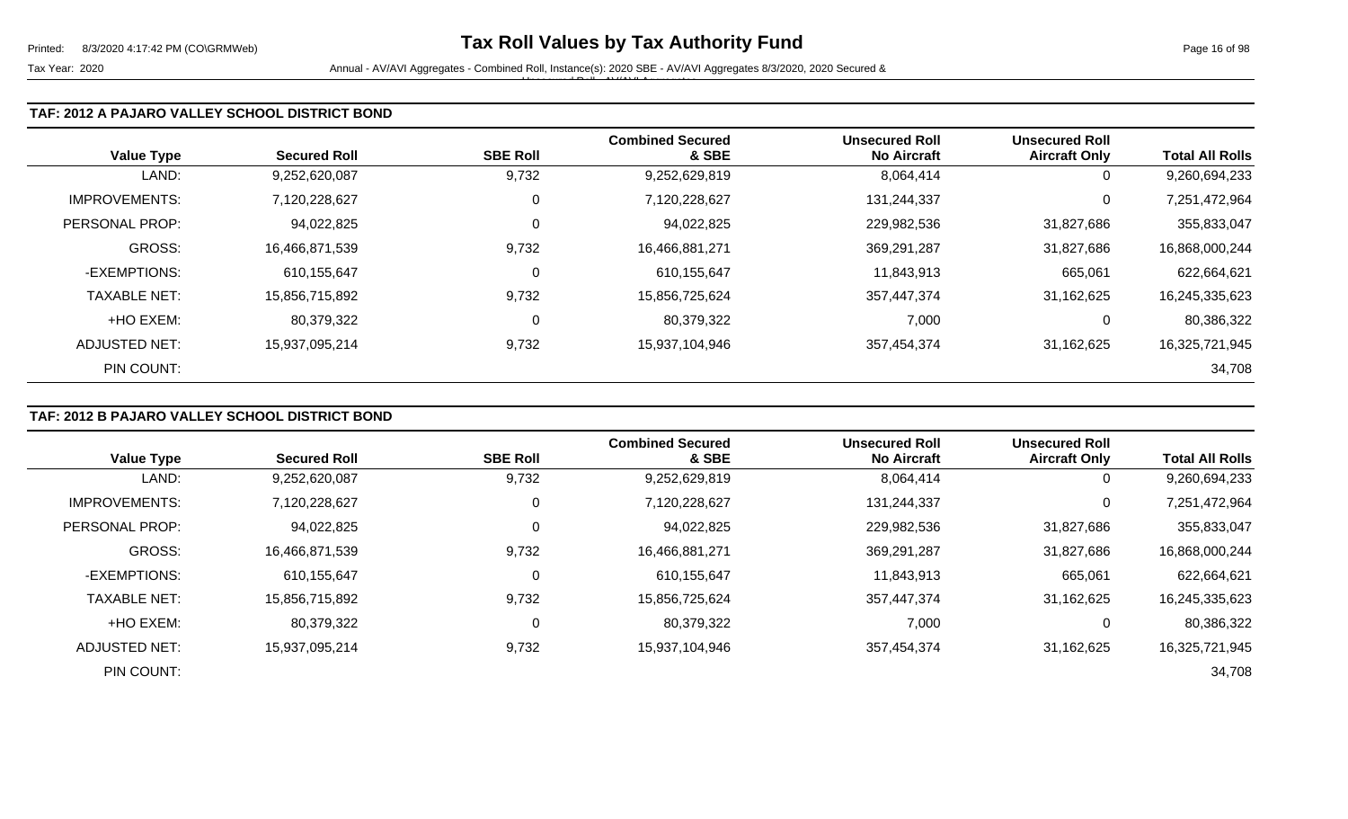## TAF: 2012 A PAJARO VALLEY SCHOOL DISTRICT BOND

| Value Type | Secured Roll | SBE Roll | Combined Secured & SBE | Unsecured Roll No Aircraft | Unsecured Roll Aircraft Only | Total All Rolls |
|---|---|---|---|---|---|---|
| LAND: | 9,252,620,087 | 9,732 | 9,252,629,819 | 8,064,414 | 0 | 9,260,694,233 |
| IMPROVEMENTS: | 7,120,228,627 | 0 | 7,120,228,627 | 131,244,337 | 0 | 7,251,472,964 |
| PERSONAL PROP: | 94,022,825 | 0 | 94,022,825 | 229,982,536 | 31,827,686 | 355,833,047 |
| GROSS: | 16,466,871,539 | 9,732 | 16,466,881,271 | 369,291,287 | 31,827,686 | 16,868,000,244 |
| -EXEMPTIONS: | 610,155,647 | 0 | 610,155,647 | 11,843,913 | 665,061 | 622,664,621 |
| TAXABLE NET: | 15,856,715,892 | 9,732 | 15,856,725,624 | 357,447,374 | 31,162,625 | 16,245,335,623 |
| +HO EXEM: | 80,379,322 | 0 | 80,379,322 | 7,000 | 0 | 80,386,322 |
| ADJUSTED NET: | 15,937,095,214 | 9,732 | 15,937,104,946 | 357,454,374 | 31,162,625 | 16,325,721,945 |
| PIN COUNT: | | | | | | 34,708 |

## TAF: 2012 B PAJARO VALLEY SCHOOL DISTRICT BOND

| Value Type | Secured Roll | SBE Roll | Combined Secured & SBE | Unsecured Roll No Aircraft | Unsecured Roll Aircraft Only | Total All Rolls |
|---|---|---|---|---|---|---|
| LAND: | 9,252,620,087 | 9,732 | 9,252,629,819 | 8,064,414 | 0 | 9,260,694,233 |
| IMPROVEMENTS: | 7,120,228,627 | 0 | 7,120,228,627 | 131,244,337 | 0 | 7,251,472,964 |
| PERSONAL PROP: | 94,022,825 | 0 | 94,022,825 | 229,982,536 | 31,827,686 | 355,833,047 |
| GROSS: | 16,466,871,539 | 9,732 | 16,466,881,271 | 369,291,287 | 31,827,686 | 16,868,000,244 |
| -EXEMPTIONS: | 610,155,647 | 0 | 610,155,647 | 11,843,913 | 665,061 | 622,664,621 |
| TAXABLE NET: | 15,856,715,892 | 9,732 | 15,856,725,624 | 357,447,374 | 31,162,625 | 16,245,335,623 |
| +HO EXEM: | 80,379,322 | 0 | 80,379,322 | 7,000 | 0 | 80,386,322 |
| ADJUSTED NET: | 15,937,095,214 | 9,732 | 15,937,104,946 | 357,454,374 | 31,162,625 | 16,325,721,945 |
| PIN COUNT: | | | | | | 34,708 |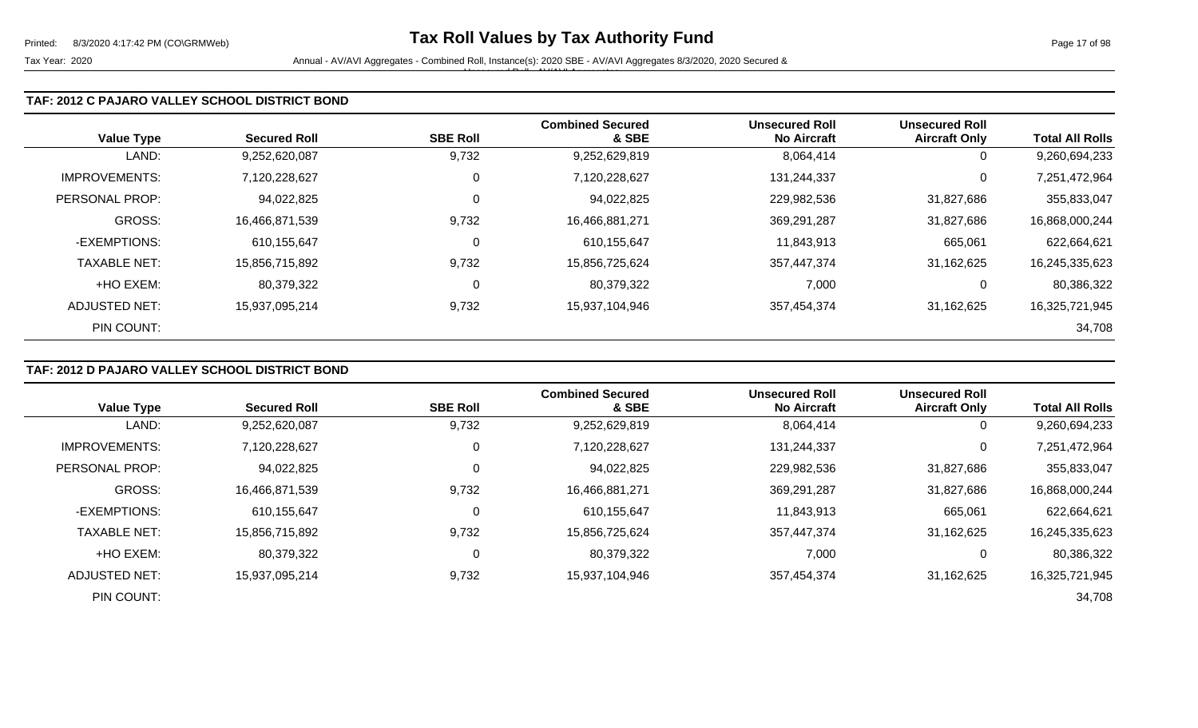## TAF: 2012 C PAJARO VALLEY SCHOOL DISTRICT BOND

| Value Type | Secured Roll | SBE Roll | Combined Secured & SBE | Unsecured Roll No Aircraft | Unsecured Roll Aircraft Only | Total All Rolls |
|---|---|---|---|---|---|---|
| LAND: | 9,252,620,087 | 9,732 | 9,252,629,819 | 8,064,414 | 0 | 9,260,694,233 |
| IMPROVEMENTS: | 7,120,228,627 | 0 | 7,120,228,627 | 131,244,337 | 0 | 7,251,472,964 |
| PERSONAL PROP: | 94,022,825 | 0 | 94,022,825 | 229,982,536 | 31,827,686 | 355,833,047 |
| GROSS: | 16,466,871,539 | 9,732 | 16,466,881,271 | 369,291,287 | 31,827,686 | 16,868,000,244 |
| -EXEMPTIONS: | 610,155,647 | 0 | 610,155,647 | 11,843,913 | 665,061 | 622,664,621 |
| TAXABLE NET: | 15,856,715,892 | 9,732 | 15,856,725,624 | 357,447,374 | 31,162,625 | 16,245,335,623 |
| +HO EXEM: | 80,379,322 | 0 | 80,379,322 | 7,000 | 0 | 80,386,322 |
| ADJUSTED NET: | 15,937,095,214 | 9,732 | 15,937,104,946 | 357,454,374 | 31,162,625 | 16,325,721,945 |
| PIN COUNT: | | | | | | 34,708 |

## TAF: 2012 D PAJARO VALLEY SCHOOL DISTRICT BOND

| Value Type | Secured Roll | SBE Roll | Combined Secured & SBE | Unsecured Roll No Aircraft | Unsecured Roll Aircraft Only | Total All Rolls |
|---|---|---|---|---|---|---|
| LAND: | 9,252,620,087 | 9,732 | 9,252,629,819 | 8,064,414 | 0 | 9,260,694,233 |
| IMPROVEMENTS: | 7,120,228,627 | 0 | 7,120,228,627 | 131,244,337 | 0 | 7,251,472,964 |
| PERSONAL PROP: | 94,022,825 | 0 | 94,022,825 | 229,982,536 | 31,827,686 | 355,833,047 |
| GROSS: | 16,466,871,539 | 9,732 | 16,466,881,271 | 369,291,287 | 31,827,686 | 16,868,000,244 |
| -EXEMPTIONS: | 610,155,647 | 0 | 610,155,647 | 11,843,913 | 665,061 | 622,664,621 |
| TAXABLE NET: | 15,856,715,892 | 9,732 | 15,856,725,624 | 357,447,374 | 31,162,625 | 16,245,335,623 |
| +HO EXEM: | 80,379,322 | 0 | 80,379,322 | 7,000 | 0 | 80,386,322 |
| ADJUSTED NET: | 15,937,095,214 | 9,732 | 15,937,104,946 | 357,454,374 | 31,162,625 | 16,325,721,945 |
| PIN COUNT: | | | | | | 34,708 |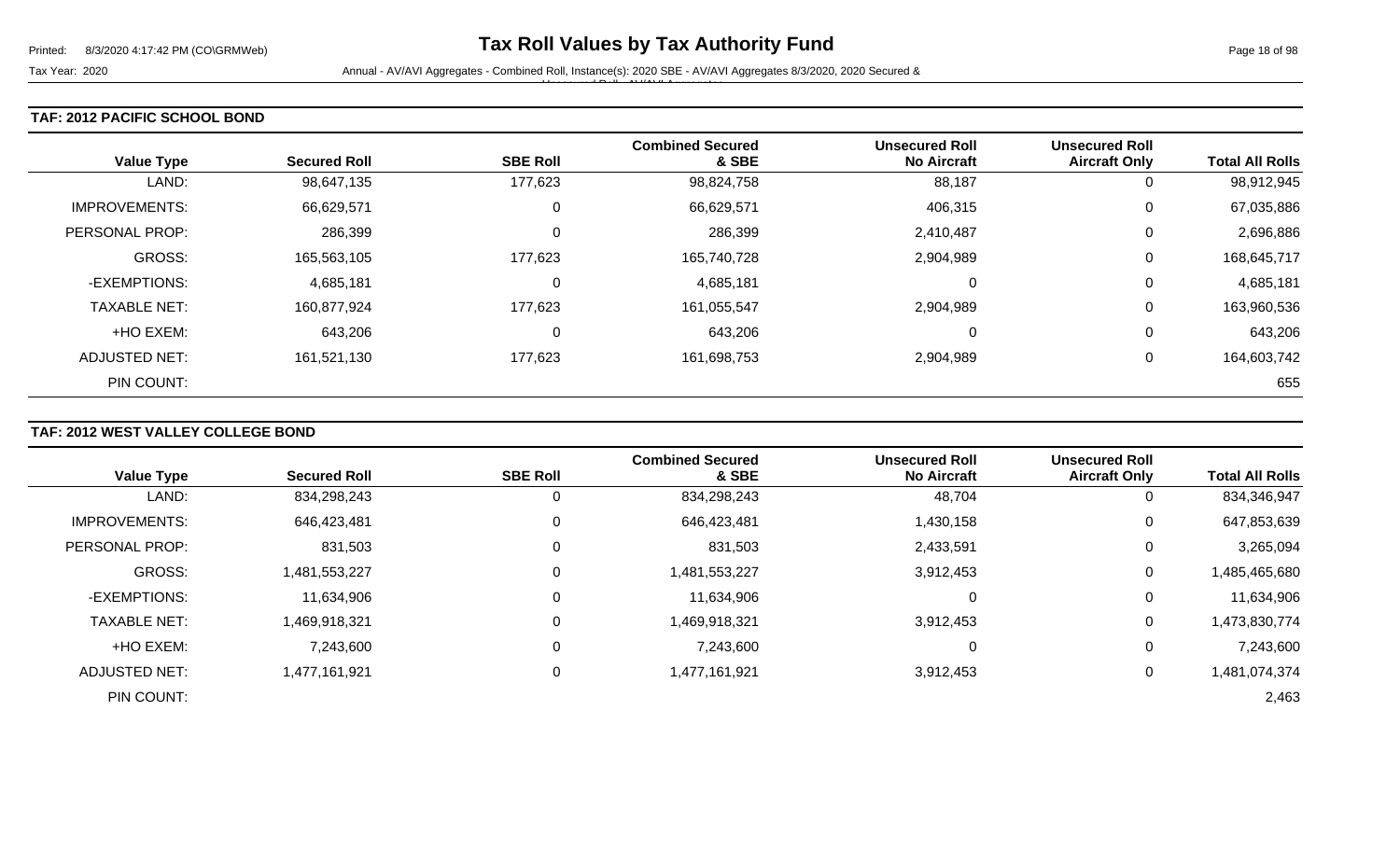### TAF: 2012 PACIFIC SCHOOL BOND

| Value Type | Secured Roll | SBE Roll | Combined Secured & SBE | Unsecured Roll No Aircraft | Unsecured Roll Aircraft Only | Total All Rolls |
|---|---|---|---|---|---|---|
| LAND: | 98,647,135 | 177,623 | 98,824,758 | 88,187 | 0 | 98,912,945 |
| IMPROVEMENTS: | 66,629,571 | 0 | 66,629,571 | 406,315 | 0 | 67,035,886 |
| PERSONAL PROP: | 286,399 | 0 | 286,399 | 2,410,487 | 0 | 2,696,886 |
| GROSS: | 165,563,105 | 177,623 | 165,740,728 | 2,904,989 | 0 | 168,645,717 |
| -EXEMPTIONS: | 4,685,181 | 0 | 4,685,181 | 0 | 0 | 4,685,181 |
| TAXABLE NET: | 160,877,924 | 177,623 | 161,055,547 | 2,904,989 | 0 | 163,960,536 |
| +HO EXEM: | 643,206 | 0 | 643,206 | 0 | 0 | 643,206 |
| ADJUSTED NET: | 161,521,130 | 177,623 | 161,698,753 | 2,904,989 | 0 | 164,603,742 |
| PIN COUNT: | | | | | | 655 |

### TAF: 2012 WEST VALLEY COLLEGE BOND

| Value Type | Secured Roll | SBE Roll | Combined Secured & SBE | Unsecured Roll No Aircraft | Unsecured Roll Aircraft Only | Total All Rolls |
|---|---|---|---|---|---|---|
| LAND: | 834,298,243 | 0 | 834,298,243 | 48,704 | 0 | 834,346,947 |
| IMPROVEMENTS: | 646,423,481 | 0 | 646,423,481 | 1,430,158 | 0 | 647,853,639 |
| PERSONAL PROP: | 831,503 | 0 | 831,503 | 2,433,591 | 0 | 3,265,094 |
| GROSS: | 1,481,553,227 | 0 | 1,481,553,227 | 3,912,453 | 0 | 1,485,465,680 |
| -EXEMPTIONS: | 11,634,906 | 0 | 11,634,906 | 0 | 0 | 11,634,906 |
| TAXABLE NET: | 1,469,918,321 | 0 | 1,469,918,321 | 3,912,453 | 0 | 1,473,830,774 |
| +HO EXEM: | 7,243,600 | 0 | 7,243,600 | 0 | 0 | 7,243,600 |
| ADJUSTED NET: | 1,477,161,921 | 0 | 1,477,161,921 | 3,912,453 | 0 | 1,481,074,374 |
| PIN COUNT: | | | | | | 2,463 |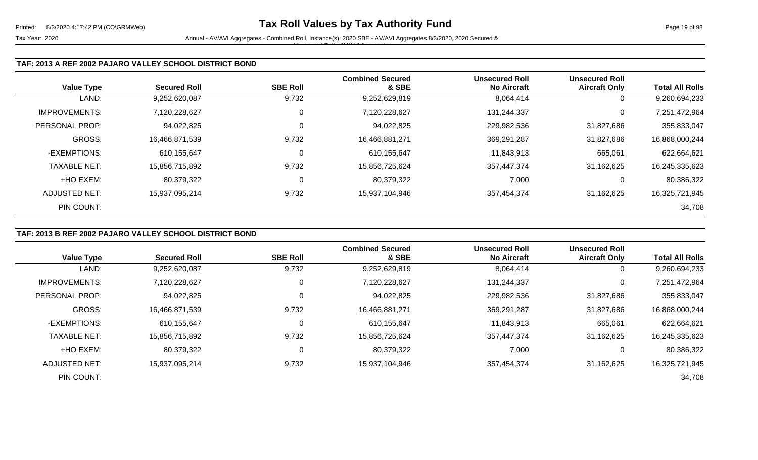### TAF: 2013 A REF 2002 PAJARO VALLEY SCHOOL DISTRICT BOND

| Value Type | Secured Roll | SBE Roll | Combined Secured & SBE | Unsecured Roll No Aircraft | Unsecured Roll Aircraft Only | Total All Rolls |
|---|---|---|---|---|---|---|
| LAND: | 9,252,620,087 | 9,732 | 9,252,629,819 | 8,064,414 | 0 | 9,260,694,233 |
| IMPROVEMENTS: | 7,120,228,627 | 0 | 7,120,228,627 | 131,244,337 | 0 | 7,251,472,964 |
| PERSONAL PROP: | 94,022,825 | 0 | 94,022,825 | 229,982,536 | 31,827,686 | 355,833,047 |
| GROSS: | 16,466,871,539 | 9,732 | 16,466,881,271 | 369,291,287 | 31,827,686 | 16,868,000,244 |
| -EXEMPTIONS: | 610,155,647 | 0 | 610,155,647 | 11,843,913 | 665,061 | 622,664,621 |
| TAXABLE NET: | 15,856,715,892 | 9,732 | 15,856,725,624 | 357,447,374 | 31,162,625 | 16,245,335,623 |
| +HO EXEM: | 80,379,322 | 0 | 80,379,322 | 7,000 | 0 | 80,386,322 |
| ADJUSTED NET: | 15,937,095,214 | 9,732 | 15,937,104,946 | 357,454,374 | 31,162,625 | 16,325,721,945 |
| PIN COUNT: | | | | | | 34,708 |

### TAF: 2013 B REF 2002 PAJARO VALLEY SCHOOL DISTRICT BOND

| Value Type | Secured Roll | SBE Roll | Combined Secured & SBE | Unsecured Roll No Aircraft | Unsecured Roll Aircraft Only | Total All Rolls |
|---|---|---|---|---|---|---|
| LAND: | 9,252,620,087 | 9,732 | 9,252,629,819 | 8,064,414 | 0 | 9,260,694,233 |
| IMPROVEMENTS: | 7,120,228,627 | 0 | 7,120,228,627 | 131,244,337 | 0 | 7,251,472,964 |
| PERSONAL PROP: | 94,022,825 | 0 | 94,022,825 | 229,982,536 | 31,827,686 | 355,833,047 |
| GROSS: | 16,466,871,539 | 9,732 | 16,466,881,271 | 369,291,287 | 31,827,686 | 16,868,000,244 |
| -EXEMPTIONS: | 610,155,647 | 0 | 610,155,647 | 11,843,913 | 665,061 | 622,664,621 |
| TAXABLE NET: | 15,856,715,892 | 9,732 | 15,856,725,624 | 357,447,374 | 31,162,625 | 16,245,335,623 |
| +HO EXEM: | 80,379,322 | 0 | 80,379,322 | 7,000 | 0 | 80,386,322 |
| ADJUSTED NET: | 15,937,095,214 | 9,732 | 15,937,104,946 | 357,454,374 | 31,162,625 | 16,325,721,945 |
| PIN COUNT: | | | | | | 34,708 |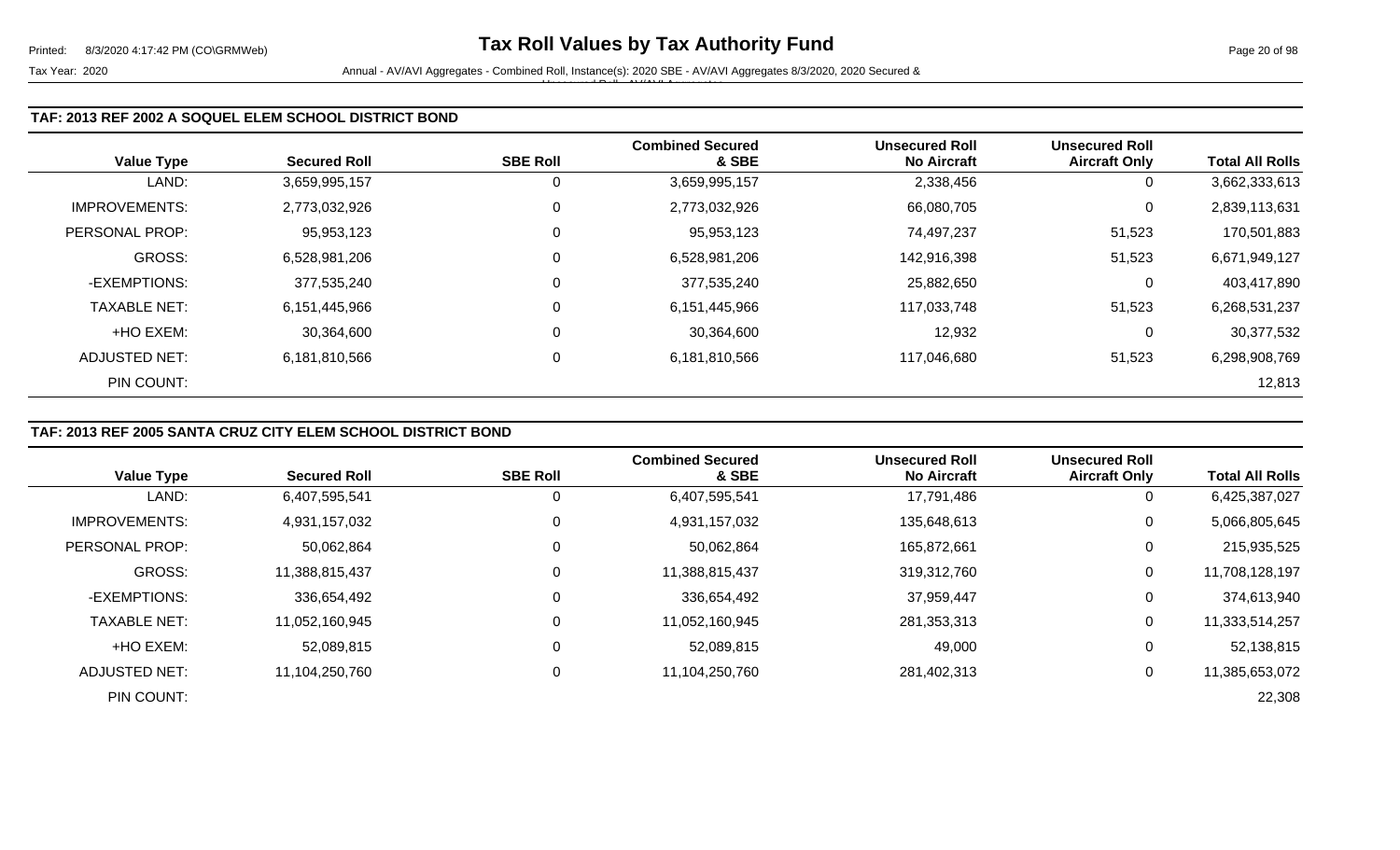### TAF: 2013 REF 2002 A SOQUEL ELEM SCHOOL DISTRICT BOND

| Value Type | Secured Roll | SBE Roll | Combined Secured & SBE | Unsecured Roll No Aircraft | Unsecured Roll Aircraft Only | Total All Rolls |
|---|---|---|---|---|---|---|
| LAND: | 3,659,995,157 | 0 | 3,659,995,157 | 2,338,456 | 0 | 3,662,333,613 |
| IMPROVEMENTS: | 2,773,032,926 | 0 | 2,773,032,926 | 66,080,705 | 0 | 2,839,113,631 |
| PERSONAL PROP: | 95,953,123 | 0 | 95,953,123 | 74,497,237 | 51,523 | 170,501,883 |
| GROSS: | 6,528,981,206 | 0 | 6,528,981,206 | 142,916,398 | 51,523 | 6,671,949,127 |
| -EXEMPTIONS: | 377,535,240 | 0 | 377,535,240 | 25,882,650 | 0 | 403,417,890 |
| TAXABLE NET: | 6,151,445,966 | 0 | 6,151,445,966 | 117,033,748 | 51,523 | 6,268,531,237 |
| +HO EXEM: | 30,364,600 | 0 | 30,364,600 | 12,932 | 0 | 30,377,532 |
| ADJUSTED NET: | 6,181,810,566 | 0 | 6,181,810,566 | 117,046,680 | 51,523 | 6,298,908,769 |
| PIN COUNT: | | | | | | 12,813 |

### TAF: 2013 REF 2005 SANTA CRUZ CITY ELEM SCHOOL DISTRICT BOND

| Value Type | Secured Roll | SBE Roll | Combined Secured & SBE | Unsecured Roll No Aircraft | Unsecured Roll Aircraft Only | Total All Rolls |
|---|---|---|---|---|---|---|
| LAND: | 6,407,595,541 | 0 | 6,407,595,541 | 17,791,486 | 0 | 6,425,387,027 |
| IMPROVEMENTS: | 4,931,157,032 | 0 | 4,931,157,032 | 135,648,613 | 0 | 5,066,805,645 |
| PERSONAL PROP: | 50,062,864 | 0 | 50,062,864 | 165,872,661 | 0 | 215,935,525 |
| GROSS: | 11,388,815,437 | 0 | 11,388,815,437 | 319,312,760 | 0 | 11,708,128,197 |
| -EXEMPTIONS: | 336,654,492 | 0 | 336,654,492 | 37,959,447 | 0 | 374,613,940 |
| TAXABLE NET: | 11,052,160,945 | 0 | 11,052,160,945 | 281,353,313 | 0 | 11,333,514,257 |
| +HO EXEM: | 52,089,815 | 0 | 52,089,815 | 49,000 | 0 | 52,138,815 |
| ADJUSTED NET: | 11,104,250,760 | 0 | 11,104,250,760 | 281,402,313 | 0 | 11,385,653,072 |
| PIN COUNT: | | | | | | 22,308 |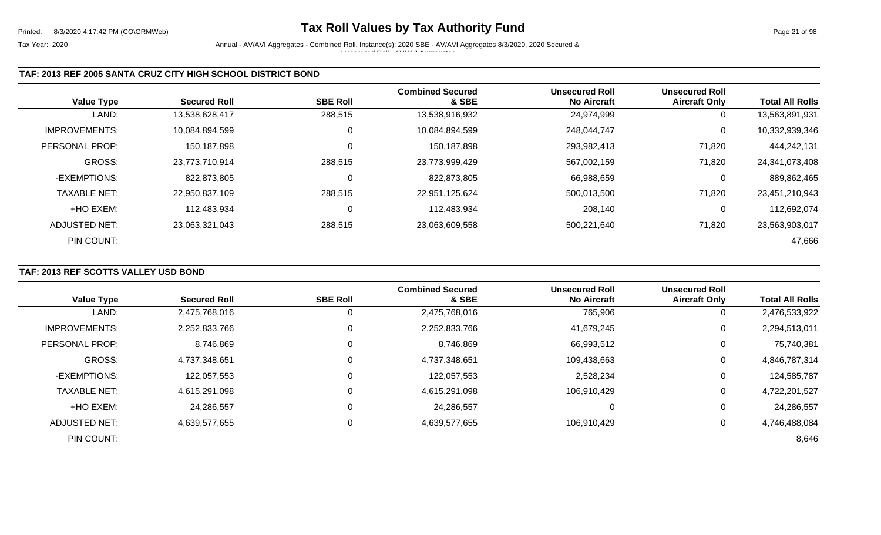### TAF: 2013 REF 2005 SANTA CRUZ CITY HIGH SCHOOL DISTRICT BOND

| Value Type | Secured Roll | SBE Roll | Combined Secured & SBE | Unsecured Roll No Aircraft | Unsecured Roll Aircraft Only | Total All Rolls |
|---|---|---|---|---|---|---|
| LAND: | 13,538,628,417 | 288,515 | 13,538,916,932 | 24,974,999 | 0 | 13,563,891,931 |
| IMPROVEMENTS: | 10,084,894,599 | 0 | 10,084,894,599 | 248,044,747 | 0 | 10,332,939,346 |
| PERSONAL PROP: | 150,187,898 | 0 | 150,187,898 | 293,982,413 | 71,820 | 444,242,131 |
| GROSS: | 23,773,710,914 | 288,515 | 23,773,999,429 | 567,002,159 | 71,820 | 24,341,073,408 |
| -EXEMPTIONS: | 822,873,805 | 0 | 822,873,805 | 66,988,659 | 0 | 889,862,465 |
| TAXABLE NET: | 22,950,837,109 | 288,515 | 22,951,125,624 | 500,013,500 | 71,820 | 23,451,210,943 |
| +HO EXEM: | 112,483,934 | 0 | 112,483,934 | 208,140 | 0 | 112,692,074 |
| ADJUSTED NET: | 23,063,321,043 | 288,515 | 23,063,609,558 | 500,221,640 | 71,820 | 23,563,903,017 |
| PIN COUNT: | | | | | | 47,666 |

### TAF: 2013 REF SCOTTS VALLEY USD BOND

| Value Type | Secured Roll | SBE Roll | Combined Secured & SBE | Unsecured Roll No Aircraft | Unsecured Roll Aircraft Only | Total All Rolls |
|---|---|---|---|---|---|---|
| LAND: | 2,475,768,016 | 0 | 2,475,768,016 | 765,906 | 0 | 2,476,533,922 |
| IMPROVEMENTS: | 2,252,833,766 | 0 | 2,252,833,766 | 41,679,245 | 0 | 2,294,513,011 |
| PERSONAL PROP: | 8,746,869 | 0 | 8,746,869 | 66,993,512 | 0 | 75,740,381 |
| GROSS: | 4,737,348,651 | 0 | 4,737,348,651 | 109,438,663 | 0 | 4,846,787,314 |
| -EXEMPTIONS: | 122,057,553 | 0 | 122,057,553 | 2,528,234 | 0 | 124,585,787 |
| TAXABLE NET: | 4,615,291,098 | 0 | 4,615,291,098 | 106,910,429 | 0 | 4,722,201,527 |
| +HO EXEM: | 24,286,557 | 0 | 24,286,557 | 0 | 0 | 24,286,557 |
| ADJUSTED NET: | 4,639,577,655 | 0 | 4,639,577,655 | 106,910,429 | 0 | 4,746,488,084 |
| PIN COUNT: | | | | | | 8,646 |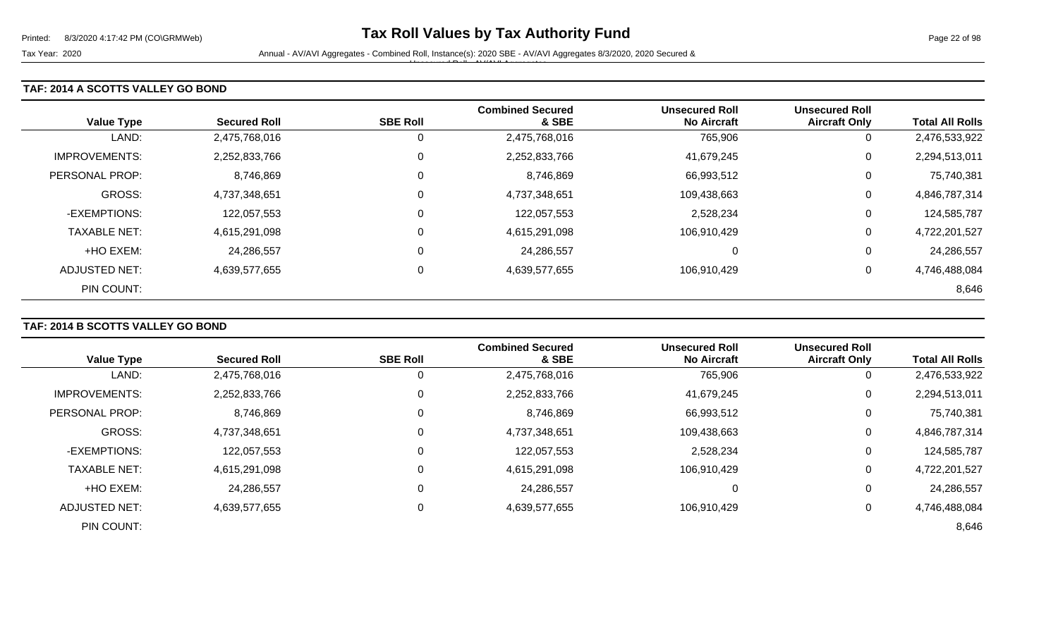# Tax Roll Values by Tax Authority Fund

Tax Year: 2020

Annual - AV/AVI Aggregates - Combined Roll, Instance(s): 2020 SBE - AV/AVI Aggregates 8/3/2020, 2020 Secured & Unsecured Roll - AV/AVI Aggregates

## TAF: 2014 A SCOTTS VALLEY GO BOND

| Value Type | Secured Roll | SBE Roll | Combined Secured & SBE | Unsecured Roll No Aircraft | Unsecured Roll Aircraft Only | Total All Rolls |
|---|---|---|---|---|---|---|
| LAND: | 2,475,768,016 | 0 | 2,475,768,016 | 765,906 | 0 | 2,476,533,922 |
| IMPROVEMENTS: | 2,252,833,766 | 0 | 2,252,833,766 | 41,679,245 | 0 | 2,294,513,011 |
| PERSONAL PROP: | 8,746,869 | 0 | 8,746,869 | 66,993,512 | 0 | 75,740,381 |
| GROSS: | 4,737,348,651 | 0 | 4,737,348,651 | 109,438,663 | 0 | 4,846,787,314 |
| -EXEMPTIONS: | 122,057,553 | 0 | 122,057,553 | 2,528,234 | 0 | 124,585,787 |
| TAXABLE NET: | 4,615,291,098 | 0 | 4,615,291,098 | 106,910,429 | 0 | 4,722,201,527 |
| +HO EXEM: | 24,286,557 | 0 | 24,286,557 | 0 | 0 | 24,286,557 |
| ADJUSTED NET: | 4,639,577,655 | 0 | 4,639,577,655 | 106,910,429 | 0 | 4,746,488,084 |
| PIN COUNT: | | | | | | 8,646 |

## TAF: 2014 B SCOTTS VALLEY GO BOND

| Value Type | Secured Roll | SBE Roll | Combined Secured & SBE | Unsecured Roll No Aircraft | Unsecured Roll Aircraft Only | Total All Rolls |
|---|---|---|---|---|---|---|
| LAND: | 2,475,768,016 | 0 | 2,475,768,016 | 765,906 | 0 | 2,476,533,922 |
| IMPROVEMENTS: | 2,252,833,766 | 0 | 2,252,833,766 | 41,679,245 | 0 | 2,294,513,011 |
| PERSONAL PROP: | 8,746,869 | 0 | 8,746,869 | 66,993,512 | 0 | 75,740,381 |
| GROSS: | 4,737,348,651 | 0 | 4,737,348,651 | 109,438,663 | 0 | 4,846,787,314 |
| -EXEMPTIONS: | 122,057,553 | 0 | 122,057,553 | 2,528,234 | 0 | 124,585,787 |
| TAXABLE NET: | 4,615,291,098 | 0 | 4,615,291,098 | 106,910,429 | 0 | 4,722,201,527 |
| +HO EXEM: | 24,286,557 | 0 | 24,286,557 | 0 | 0 | 24,286,557 |
| ADJUSTED NET: | 4,639,577,655 | 0 | 4,639,577,655 | 106,910,429 | 0 | 4,746,488,084 |
| PIN COUNT: | | | | | | 8,646 |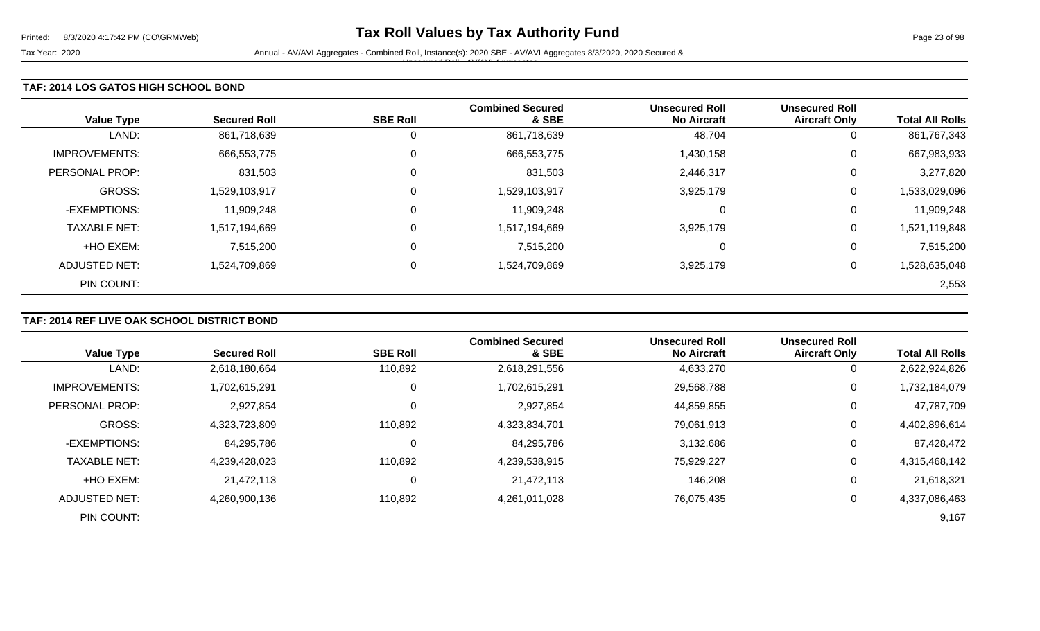## TAF: 2014 LOS GATOS HIGH SCHOOL BOND

| Value Type | Secured Roll | SBE Roll | Combined Secured & SBE | Unsecured Roll No Aircraft | Unsecured Roll Aircraft Only | Total All Rolls |
|---|---|---|---|---|---|---|
| LAND: | 861,718,639 | 0 | 861,718,639 | 48,704 | 0 | 861,767,343 |
| IMPROVEMENTS: | 666,553,775 | 0 | 666,553,775 | 1,430,158 | 0 | 667,983,933 |
| PERSONAL PROP: | 831,503 | 0 | 831,503 | 2,446,317 | 0 | 3,277,820 |
| GROSS: | 1,529,103,917 | 0 | 1,529,103,917 | 3,925,179 | 0 | 1,533,029,096 |
| -EXEMPTIONS: | 11,909,248 | 0 | 11,909,248 | 0 | 0 | 11,909,248 |
| TAXABLE NET: | 1,517,194,669 | 0 | 1,517,194,669 | 3,925,179 | 0 | 1,521,119,848 |
| +HO EXEM: | 7,515,200 | 0 | 7,515,200 | 0 | 0 | 7,515,200 |
| ADJUSTED NET: | 1,524,709,869 | 0 | 1,524,709,869 | 3,925,179 | 0 | 1,528,635,048 |
| PIN COUNT: | | | | | | 2,553 |

## TAF: 2014 REF LIVE OAK SCHOOL DISTRICT BOND

| Value Type | Secured Roll | SBE Roll | Combined Secured & SBE | Unsecured Roll No Aircraft | Unsecured Roll Aircraft Only | Total All Rolls |
|---|---|---|---|---|---|---|
| LAND: | 2,618,180,664 | 110,892 | 2,618,291,556 | 4,633,270 | 0 | 2,622,924,826 |
| IMPROVEMENTS: | 1,702,615,291 | 0 | 1,702,615,291 | 29,568,788 | 0 | 1,732,184,079 |
| PERSONAL PROP: | 2,927,854 | 0 | 2,927,854 | 44,859,855 | 0 | 47,787,709 |
| GROSS: | 4,323,723,809 | 110,892 | 4,323,834,701 | 79,061,913 | 0 | 4,402,896,614 |
| -EXEMPTIONS: | 84,295,786 | 0 | 84,295,786 | 3,132,686 | 0 | 87,428,472 |
| TAXABLE NET: | 4,239,428,023 | 110,892 | 4,239,538,915 | 75,929,227 | 0 | 4,315,468,142 |
| +HO EXEM: | 21,472,113 | 0 | 21,472,113 | 146,208 | 0 | 21,618,321 |
| ADJUSTED NET: | 4,260,900,136 | 110,892 | 4,261,011,028 | 76,075,435 | 0 | 4,337,086,463 |
| PIN COUNT: | | | | | | 9,167 |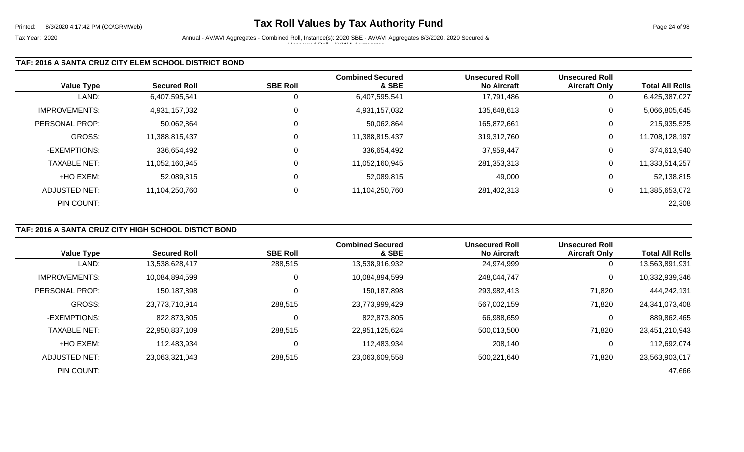# Tax Roll Values by Tax Authority Fund

Tax Year: 2020 — Annual - AV/AVI Aggregates - Combined Roll, Instance(s): 2020 SBE - AV/AVI Aggregates 8/3/2020, 2020 Secured & Unsecured Roll - AV/AVI Aggregates

## TAF: 2016 A SANTA CRUZ CITY ELEM SCHOOL DISTRICT BOND

| Value Type | Secured Roll | SBE Roll | Combined Secured & SBE | Unsecured Roll No Aircraft | Unsecured Roll Aircraft Only | Total All Rolls |
|---|---|---|---|---|---|---|
| LAND: | 6,407,595,541 | 0 | 6,407,595,541 | 17,791,486 | 0 | 6,425,387,027 |
| IMPROVEMENTS: | 4,931,157,032 | 0 | 4,931,157,032 | 135,648,613 | 0 | 5,066,805,645 |
| PERSONAL PROP: | 50,062,864 | 0 | 50,062,864 | 165,872,661 | 0 | 215,935,525 |
| GROSS: | 11,388,815,437 | 0 | 11,388,815,437 | 319,312,760 | 0 | 11,708,128,197 |
| -EXEMPTIONS: | 336,654,492 | 0 | 336,654,492 | 37,959,447 | 0 | 374,613,940 |
| TAXABLE NET: | 11,052,160,945 | 0 | 11,052,160,945 | 281,353,313 | 0 | 11,333,514,257 |
| +HO EXEM: | 52,089,815 | 0 | 52,089,815 | 49,000 | 0 | 52,138,815 |
| ADJUSTED NET: | 11,104,250,760 | 0 | 11,104,250,760 | 281,402,313 | 0 | 11,385,653,072 |
| PIN COUNT: | | | | | | 22,308 |

## TAF: 2016 A SANTA CRUZ CITY HIGH SCHOOL DISTICT BOND

| Value Type | Secured Roll | SBE Roll | Combined Secured & SBE | Unsecured Roll No Aircraft | Unsecured Roll Aircraft Only | Total All Rolls |
|---|---|---|---|---|---|---|
| LAND: | 13,538,628,417 | 288,515 | 13,538,916,932 | 24,974,999 | 0 | 13,563,891,931 |
| IMPROVEMENTS: | 10,084,894,599 | 0 | 10,084,894,599 | 248,044,747 | 0 | 10,332,939,346 |
| PERSONAL PROP: | 150,187,898 | 0 | 150,187,898 | 293,982,413 | 71,820 | 444,242,131 |
| GROSS: | 23,773,710,914 | 288,515 | 23,773,999,429 | 567,002,159 | 71,820 | 24,341,073,408 |
| -EXEMPTIONS: | 822,873,805 | 0 | 822,873,805 | 66,988,659 | 0 | 889,862,465 |
| TAXABLE NET: | 22,950,837,109 | 288,515 | 22,951,125,624 | 500,013,500 | 71,820 | 23,451,210,943 |
| +HO EXEM: | 112,483,934 | 0 | 112,483,934 | 208,140 | 0 | 112,692,074 |
| ADJUSTED NET: | 23,063,321,043 | 288,515 | 23,063,609,558 | 500,221,640 | 71,820 | 23,563,903,017 |
| PIN COUNT: | | | | | | 47,666 |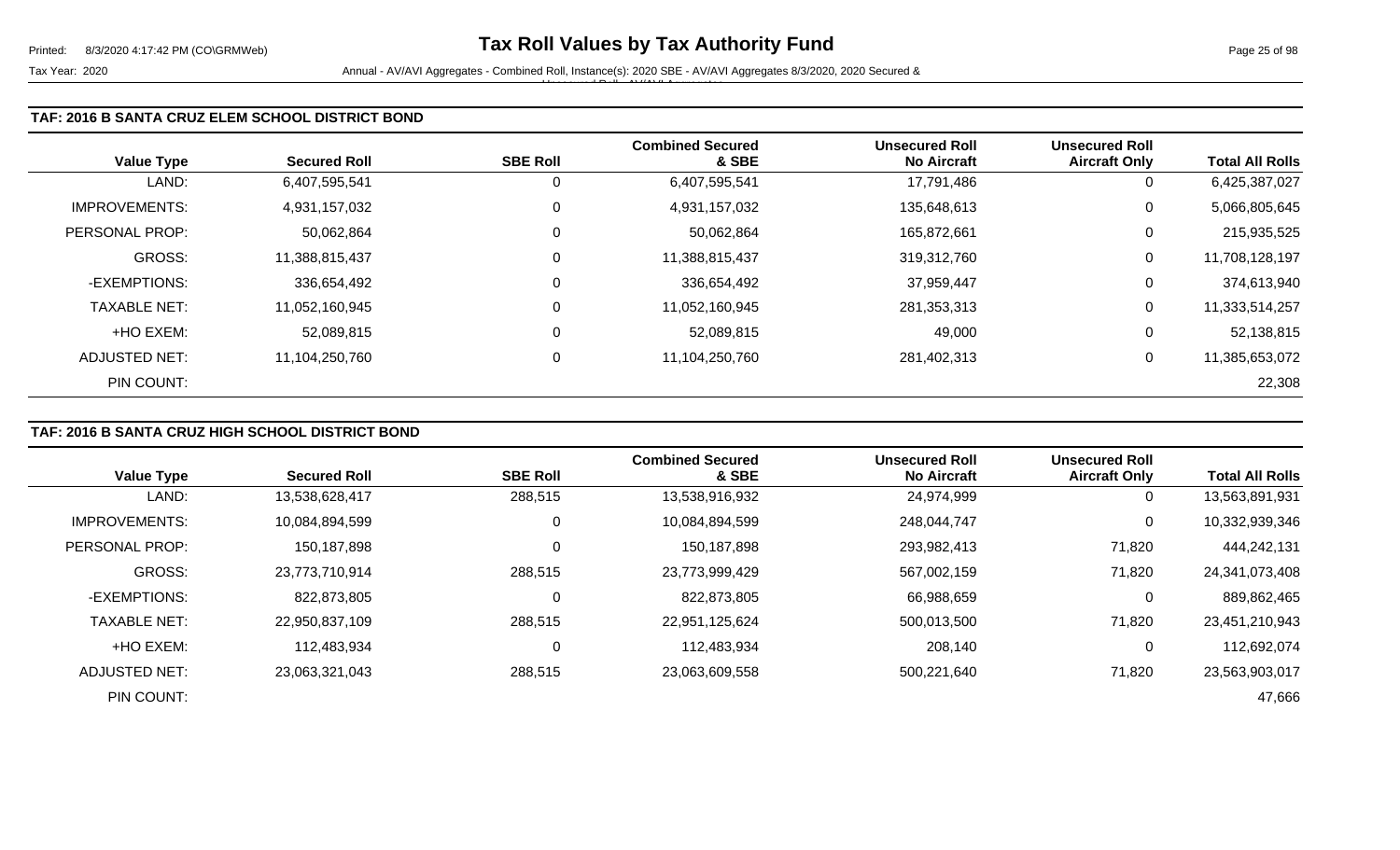### TAF: 2016 B SANTA CRUZ ELEM SCHOOL DISTRICT BOND

| Value Type | Secured Roll | SBE Roll | Combined Secured & SBE | Unsecured Roll No Aircraft | Unsecured Roll Aircraft Only | Total All Rolls |
|---|---|---|---|---|---|---|
| LAND: | 6,407,595,541 | 0 | 6,407,595,541 | 17,791,486 | 0 | 6,425,387,027 |
| IMPROVEMENTS: | 4,931,157,032 | 0 | 4,931,157,032 | 135,648,613 | 0 | 5,066,805,645 |
| PERSONAL PROP: | 50,062,864 | 0 | 50,062,864 | 165,872,661 | 0 | 215,935,525 |
| GROSS: | 11,388,815,437 | 0 | 11,388,815,437 | 319,312,760 | 0 | 11,708,128,197 |
| -EXEMPTIONS: | 336,654,492 | 0 | 336,654,492 | 37,959,447 | 0 | 374,613,940 |
| TAXABLE NET: | 11,052,160,945 | 0 | 11,052,160,945 | 281,353,313 | 0 | 11,333,514,257 |
| +HO EXEM: | 52,089,815 | 0 | 52,089,815 | 49,000 | 0 | 52,138,815 |
| ADJUSTED NET: | 11,104,250,760 | 0 | 11,104,250,760 | 281,402,313 | 0 | 11,385,653,072 |
| PIN COUNT: | | | | | | 22,308 |

### TAF: 2016 B SANTA CRUZ HIGH SCHOOL DISTRICT BOND

| Value Type | Secured Roll | SBE Roll | Combined Secured & SBE | Unsecured Roll No Aircraft | Unsecured Roll Aircraft Only | Total All Rolls |
|---|---|---|---|---|---|---|
| LAND: | 13,538,628,417 | 288,515 | 13,538,916,932 | 24,974,999 | 0 | 13,563,891,931 |
| IMPROVEMENTS: | 10,084,894,599 | 0 | 10,084,894,599 | 248,044,747 | 0 | 10,332,939,346 |
| PERSONAL PROP: | 150,187,898 | 0 | 150,187,898 | 293,982,413 | 71,820 | 444,242,131 |
| GROSS: | 23,773,710,914 | 288,515 | 23,773,999,429 | 567,002,159 | 71,820 | 24,341,073,408 |
| -EXEMPTIONS: | 822,873,805 | 0 | 822,873,805 | 66,988,659 | 0 | 889,862,465 |
| TAXABLE NET: | 22,950,837,109 | 288,515 | 22,951,125,624 | 500,013,500 | 71,820 | 23,451,210,943 |
| +HO EXEM: | 112,483,934 | 0 | 112,483,934 | 208,140 | 0 | 112,692,074 |
| ADJUSTED NET: | 23,063,321,043 | 288,515 | 23,063,609,558 | 500,221,640 | 71,820 | 23,563,903,017 |
| PIN COUNT: | | | | | | 47,666 |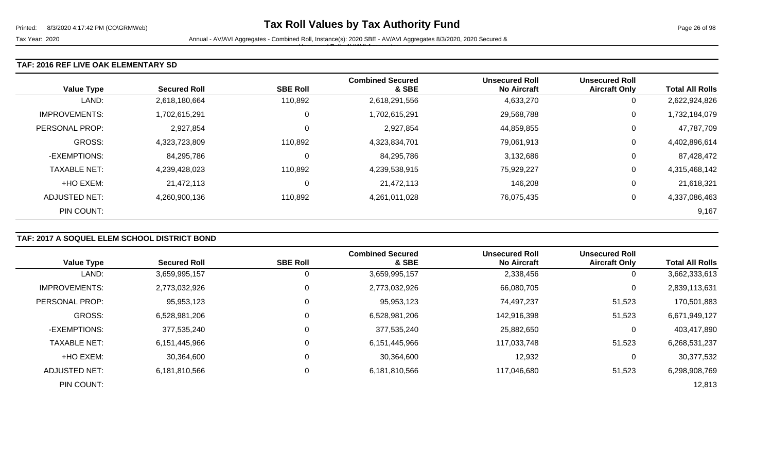### TAF: 2016 REF LIVE OAK ELEMENTARY SD

| Value Type | Secured Roll | SBE Roll | Combined Secured & SBE | Unsecured Roll No Aircraft | Unsecured Roll Aircraft Only | Total All Rolls |
|---|---|---|---|---|---|---|
| LAND: | 2,618,180,664 | 110,892 | 2,618,291,556 | 4,633,270 | 0 | 2,622,924,826 |
| IMPROVEMENTS: | 1,702,615,291 | 0 | 1,702,615,291 | 29,568,788 | 0 | 1,732,184,079 |
| PERSONAL PROP: | 2,927,854 | 0 | 2,927,854 | 44,859,855 | 0 | 47,787,709 |
| GROSS: | 4,323,723,809 | 110,892 | 4,323,834,701 | 79,061,913 | 0 | 4,402,896,614 |
| -EXEMPTIONS: | 84,295,786 | 0 | 84,295,786 | 3,132,686 | 0 | 87,428,472 |
| TAXABLE NET: | 4,239,428,023 | 110,892 | 4,239,538,915 | 75,929,227 | 0 | 4,315,468,142 |
| +HO EXEM: | 21,472,113 | 0 | 21,472,113 | 146,208 | 0 | 21,618,321 |
| ADJUSTED NET: | 4,260,900,136 | 110,892 | 4,261,011,028 | 76,075,435 | 0 | 4,337,086,463 |
| PIN COUNT: | | | | | | 9,167 |

### TAF: 2017 A SOQUEL ELEM SCHOOL DISTRICT BOND

| Value Type | Secured Roll | SBE Roll | Combined Secured & SBE | Unsecured Roll No Aircraft | Unsecured Roll Aircraft Only | Total All Rolls |
|---|---|---|---|---|---|---|
| LAND: | 3,659,995,157 | 0 | 3,659,995,157 | 2,338,456 | 0 | 3,662,333,613 |
| IMPROVEMENTS: | 2,773,032,926 | 0 | 2,773,032,926 | 66,080,705 | 0 | 2,839,113,631 |
| PERSONAL PROP: | 95,953,123 | 0 | 95,953,123 | 74,497,237 | 51,523 | 170,501,883 |
| GROSS: | 6,528,981,206 | 0 | 6,528,981,206 | 142,916,398 | 51,523 | 6,671,949,127 |
| -EXEMPTIONS: | 377,535,240 | 0 | 377,535,240 | 25,882,650 | 0 | 403,417,890 |
| TAXABLE NET: | 6,151,445,966 | 0 | 6,151,445,966 | 117,033,748 | 51,523 | 6,268,531,237 |
| +HO EXEM: | 30,364,600 | 0 | 30,364,600 | 12,932 | 0 | 30,377,532 |
| ADJUSTED NET: | 6,181,810,566 | 0 | 6,181,810,566 | 117,046,680 | 51,523 | 6,298,908,769 |
| PIN COUNT: | | | | | | 12,813 |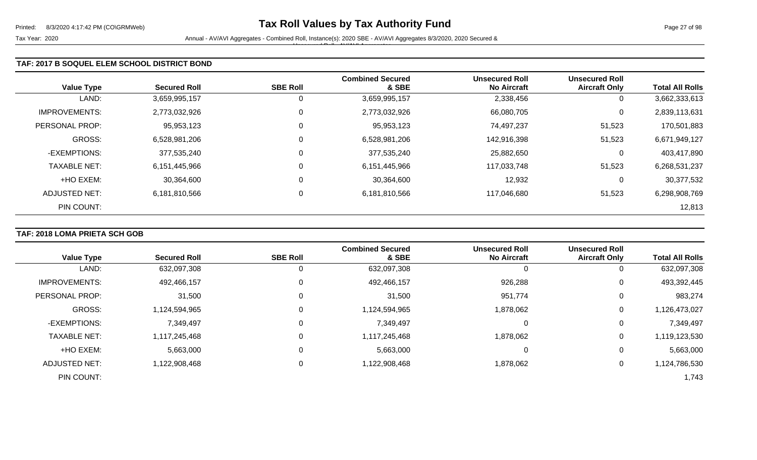### TAF: 2017 B SOQUEL ELEM SCHOOL DISTRICT BOND

| Value Type | Secured Roll | SBE Roll | Combined Secured & SBE | Unsecured Roll No Aircraft | Unsecured Roll Aircraft Only | Total All Rolls |
|---|---|---|---|---|---|---|
| LAND: | 3,659,995,157 | 0 | 3,659,995,157 | 2,338,456 | 0 | 3,662,333,613 |
| IMPROVEMENTS: | 2,773,032,926 | 0 | 2,773,032,926 | 66,080,705 | 0 | 2,839,113,631 |
| PERSONAL PROP: | 95,953,123 | 0 | 95,953,123 | 74,497,237 | 51,523 | 170,501,883 |
| GROSS: | 6,528,981,206 | 0 | 6,528,981,206 | 142,916,398 | 51,523 | 6,671,949,127 |
| -EXEMPTIONS: | 377,535,240 | 0 | 377,535,240 | 25,882,650 | 0 | 403,417,890 |
| TAXABLE NET: | 6,151,445,966 | 0 | 6,151,445,966 | 117,033,748 | 51,523 | 6,268,531,237 |
| +HO EXEM: | 30,364,600 | 0 | 30,364,600 | 12,932 | 0 | 30,377,532 |
| ADJUSTED NET: | 6,181,810,566 | 0 | 6,181,810,566 | 117,046,680 | 51,523 | 6,298,908,769 |
| PIN COUNT: | | | | | | 12,813 |

### TAF: 2018 LOMA PRIETA SCH GOB

| Value Type | Secured Roll | SBE Roll | Combined Secured & SBE | Unsecured Roll No Aircraft | Unsecured Roll Aircraft Only | Total All Rolls |
|---|---|---|---|---|---|---|
| LAND: | 632,097,308 | 0 | 632,097,308 | 0 | 0 | 632,097,308 |
| IMPROVEMENTS: | 492,466,157 | 0 | 492,466,157 | 926,288 | 0 | 493,392,445 |
| PERSONAL PROP: | 31,500 | 0 | 31,500 | 951,774 | 0 | 983,274 |
| GROSS: | 1,124,594,965 | 0 | 1,124,594,965 | 1,878,062 | 0 | 1,126,473,027 |
| -EXEMPTIONS: | 7,349,497 | 0 | 7,349,497 | 0 | 0 | 7,349,497 |
| TAXABLE NET: | 1,117,245,468 | 0 | 1,117,245,468 | 1,878,062 | 0 | 1,119,123,530 |
| +HO EXEM: | 5,663,000 | 0 | 5,663,000 | 0 | 0 | 5,663,000 |
| ADJUSTED NET: | 1,122,908,468 | 0 | 1,122,908,468 | 1,878,062 | 0 | 1,124,786,530 |
| PIN COUNT: | | | | | | 1,743 |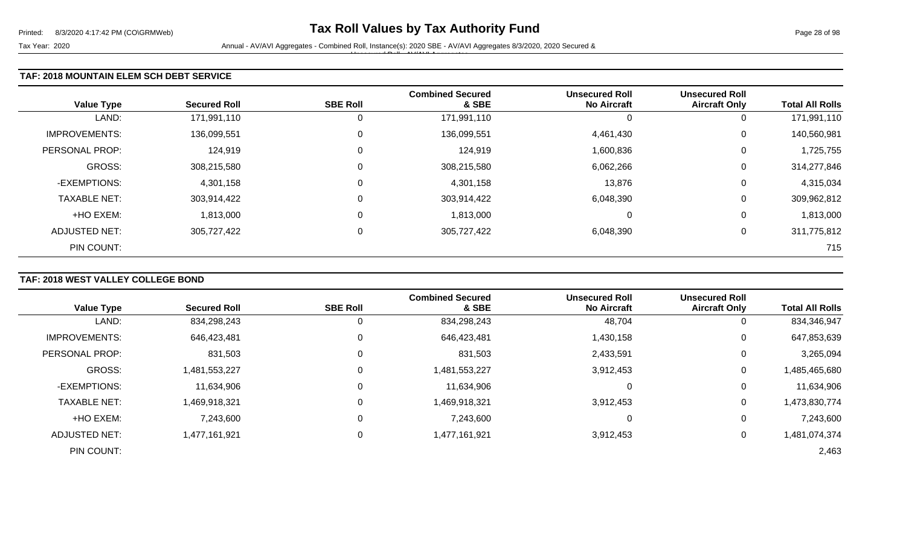# Tax Roll Values by Tax Authority Fund

Tax Year: 2020

Annual - AV/AVI Aggregates - Combined Roll, Instance(s): 2020 SBE - AV/AVI Aggregates 8/3/2020, 2020 Secured & Unsecured Roll - AV/AVI Aggregates

## TAF: 2018 MOUNTAIN ELEM SCH DEBT SERVICE

| Value Type | Secured Roll | SBE Roll | Combined Secured & SBE | Unsecured Roll No Aircraft | Unsecured Roll Aircraft Only | Total All Rolls |
|---|---|---|---|---|---|---|
| LAND: | 171,991,110 | 0 | 171,991,110 | 0 | 0 | 171,991,110 |
| IMPROVEMENTS: | 136,099,551 | 0 | 136,099,551 | 4,461,430 | 0 | 140,560,981 |
| PERSONAL PROP: | 124,919 | 0 | 124,919 | 1,600,836 | 0 | 1,725,755 |
| GROSS: | 308,215,580 | 0 | 308,215,580 | 6,062,266 | 0 | 314,277,846 |
| -EXEMPTIONS: | 4,301,158 | 0 | 4,301,158 | 13,876 | 0 | 4,315,034 |
| TAXABLE NET: | 303,914,422 | 0 | 303,914,422 | 6,048,390 | 0 | 309,962,812 |
| +HO EXEM: | 1,813,000 | 0 | 1,813,000 | 0 | 0 | 1,813,000 |
| ADJUSTED NET: | 305,727,422 | 0 | 305,727,422 | 6,048,390 | 0 | 311,775,812 |
| PIN COUNT: | | | | | | 715 |

## TAF: 2018 WEST VALLEY COLLEGE BOND

| Value Type | Secured Roll | SBE Roll | Combined Secured & SBE | Unsecured Roll No Aircraft | Unsecured Roll Aircraft Only | Total All Rolls |
|---|---|---|---|---|---|---|
| LAND: | 834,298,243 | 0 | 834,298,243 | 48,704 | 0 | 834,346,947 |
| IMPROVEMENTS: | 646,423,481 | 0 | 646,423,481 | 1,430,158 | 0 | 647,853,639 |
| PERSONAL PROP: | 831,503 | 0 | 831,503 | 2,433,591 | 0 | 3,265,094 |
| GROSS: | 1,481,553,227 | 0 | 1,481,553,227 | 3,912,453 | 0 | 1,485,465,680 |
| -EXEMPTIONS: | 11,634,906 | 0 | 11,634,906 | 0 | 0 | 11,634,906 |
| TAXABLE NET: | 1,469,918,321 | 0 | 1,469,918,321 | 3,912,453 | 0 | 1,473,830,774 |
| +HO EXEM: | 7,243,600 | 0 | 7,243,600 | 0 | 0 | 7,243,600 |
| ADJUSTED NET: | 1,477,161,921 | 0 | 1,477,161,921 | 3,912,453 | 0 | 1,481,074,374 |
| PIN COUNT: | | | | | | 2,463 |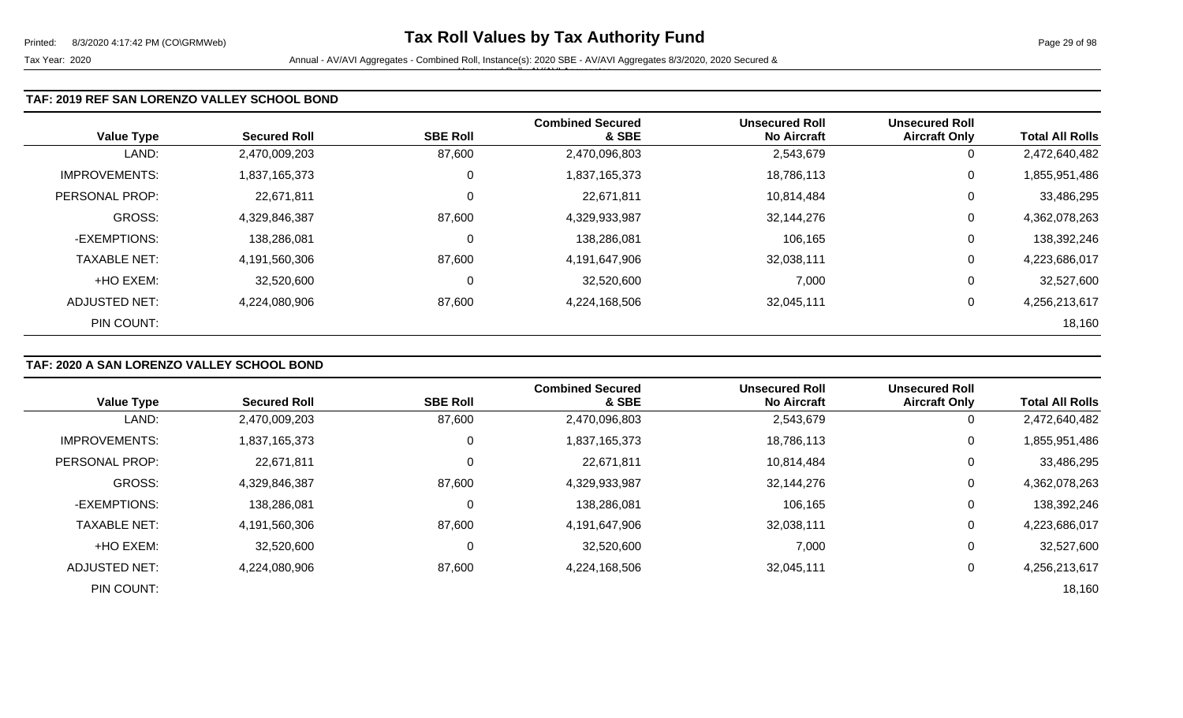### TAF: 2019 REF SAN LORENZO VALLEY SCHOOL BOND

| Value Type | Secured Roll | SBE Roll | Combined Secured & SBE | Unsecured Roll No Aircraft | Unsecured Roll Aircraft Only | Total All Rolls |
|---|---|---|---|---|---|---|
| LAND: | 2,470,009,203 | 87,600 | 2,470,096,803 | 2,543,679 | 0 | 2,472,640,482 |
| IMPROVEMENTS: | 1,837,165,373 | 0 | 1,837,165,373 | 18,786,113 | 0 | 1,855,951,486 |
| PERSONAL PROP: | 22,671,811 | 0 | 22,671,811 | 10,814,484 | 0 | 33,486,295 |
| GROSS: | 4,329,846,387 | 87,600 | 4,329,933,987 | 32,144,276 | 0 | 4,362,078,263 |
| -EXEMPTIONS: | 138,286,081 | 0 | 138,286,081 | 106,165 | 0 | 138,392,246 |
| TAXABLE NET: | 4,191,560,306 | 87,600 | 4,191,647,906 | 32,038,111 | 0 | 4,223,686,017 |
| +HO EXEM: | 32,520,600 | 0 | 32,520,600 | 7,000 | 0 | 32,527,600 |
| ADJUSTED NET: | 4,224,080,906 | 87,600 | 4,224,168,506 | 32,045,111 | 0 | 4,256,213,617 |
| PIN COUNT: | | | | | | 18,160 |

### TAF: 2020 A SAN LORENZO VALLEY SCHOOL BOND

| Value Type | Secured Roll | SBE Roll | Combined Secured & SBE | Unsecured Roll No Aircraft | Unsecured Roll Aircraft Only | Total All Rolls |
|---|---|---|---|---|---|---|
| LAND: | 2,470,009,203 | 87,600 | 2,470,096,803 | 2,543,679 | 0 | 2,472,640,482 |
| IMPROVEMENTS: | 1,837,165,373 | 0 | 1,837,165,373 | 18,786,113 | 0 | 1,855,951,486 |
| PERSONAL PROP: | 22,671,811 | 0 | 22,671,811 | 10,814,484 | 0 | 33,486,295 |
| GROSS: | 4,329,846,387 | 87,600 | 4,329,933,987 | 32,144,276 | 0 | 4,362,078,263 |
| -EXEMPTIONS: | 138,286,081 | 0 | 138,286,081 | 106,165 | 0 | 138,392,246 |
| TAXABLE NET: | 4,191,560,306 | 87,600 | 4,191,647,906 | 32,038,111 | 0 | 4,223,686,017 |
| +HO EXEM: | 32,520,600 | 0 | 32,520,600 | 7,000 | 0 | 32,527,600 |
| ADJUSTED NET: | 4,224,080,906 | 87,600 | 4,224,168,506 | 32,045,111 | 0 | 4,256,213,617 |
| PIN COUNT: | | | | | | 18,160 |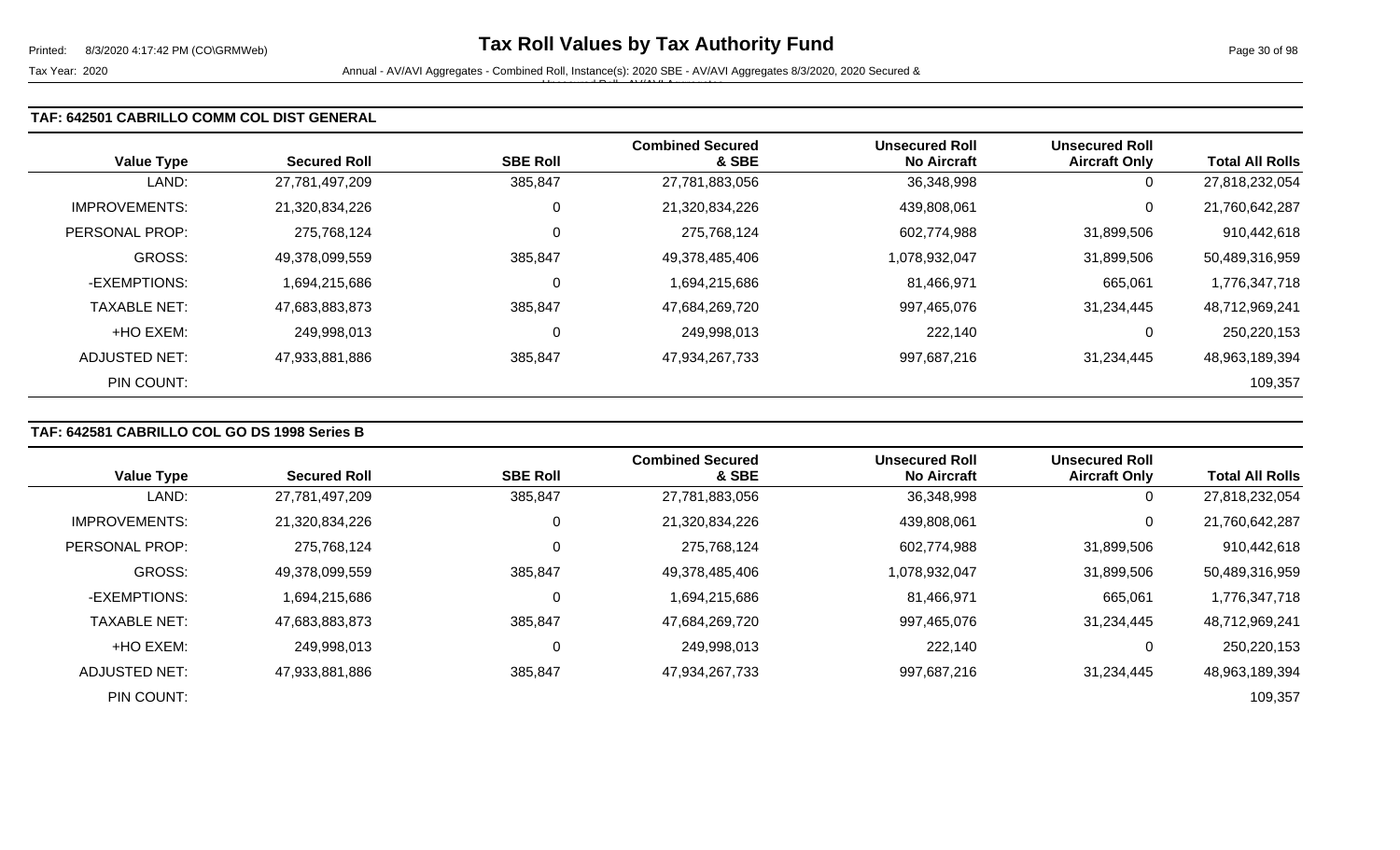## TAF: 642501 CABRILLO COMM COL DIST GENERAL

| Value Type | Secured Roll | SBE Roll | Combined Secured & SBE | Unsecured Roll No Aircraft | Unsecured Roll Aircraft Only | Total All Rolls |
|---|---|---|---|---|---|---|
| LAND: | 27,781,497,209 | 385,847 | 27,781,883,056 | 36,348,998 | 0 | 27,818,232,054 |
| IMPROVEMENTS: | 21,320,834,226 | 0 | 21,320,834,226 | 439,808,061 | 0 | 21,760,642,287 |
| PERSONAL PROP: | 275,768,124 | 0 | 275,768,124 | 602,774,988 | 31,899,506 | 910,442,618 |
| GROSS: | 49,378,099,559 | 385,847 | 49,378,485,406 | 1,078,932,047 | 31,899,506 | 50,489,316,959 |
| -EXEMPTIONS: | 1,694,215,686 | 0 | 1,694,215,686 | 81,466,971 | 665,061 | 1,776,347,718 |
| TAXABLE NET: | 47,683,883,873 | 385,847 | 47,684,269,720 | 997,465,076 | 31,234,445 | 48,712,969,241 |
| +HO EXEM: | 249,998,013 | 0 | 249,998,013 | 222,140 | 0 | 250,220,153 |
| ADJUSTED NET: | 47,933,881,886 | 385,847 | 47,934,267,733 | 997,687,216 | 31,234,445 | 48,963,189,394 |
| PIN COUNT: | | | | | | 109,357 |

## TAF: 642581 CABRILLO COL GO DS 1998 Series B

| Value Type | Secured Roll | SBE Roll | Combined Secured & SBE | Unsecured Roll No Aircraft | Unsecured Roll Aircraft Only | Total All Rolls |
|---|---|---|---|---|---|---|
| LAND: | 27,781,497,209 | 385,847 | 27,781,883,056 | 36,348,998 | 0 | 27,818,232,054 |
| IMPROVEMENTS: | 21,320,834,226 | 0 | 21,320,834,226 | 439,808,061 | 0 | 21,760,642,287 |
| PERSONAL PROP: | 275,768,124 | 0 | 275,768,124 | 602,774,988 | 31,899,506 | 910,442,618 |
| GROSS: | 49,378,099,559 | 385,847 | 49,378,485,406 | 1,078,932,047 | 31,899,506 | 50,489,316,959 |
| -EXEMPTIONS: | 1,694,215,686 | 0 | 1,694,215,686 | 81,466,971 | 665,061 | 1,776,347,718 |
| TAXABLE NET: | 47,683,883,873 | 385,847 | 47,684,269,720 | 997,465,076 | 31,234,445 | 48,712,969,241 |
| +HO EXEM: | 249,998,013 | 0 | 249,998,013 | 222,140 | 0 | 250,220,153 |
| ADJUSTED NET: | 47,933,881,886 | 385,847 | 47,934,267,733 | 997,687,216 | 31,234,445 | 48,963,189,394 |
| PIN COUNT: | | | | | | 109,357 |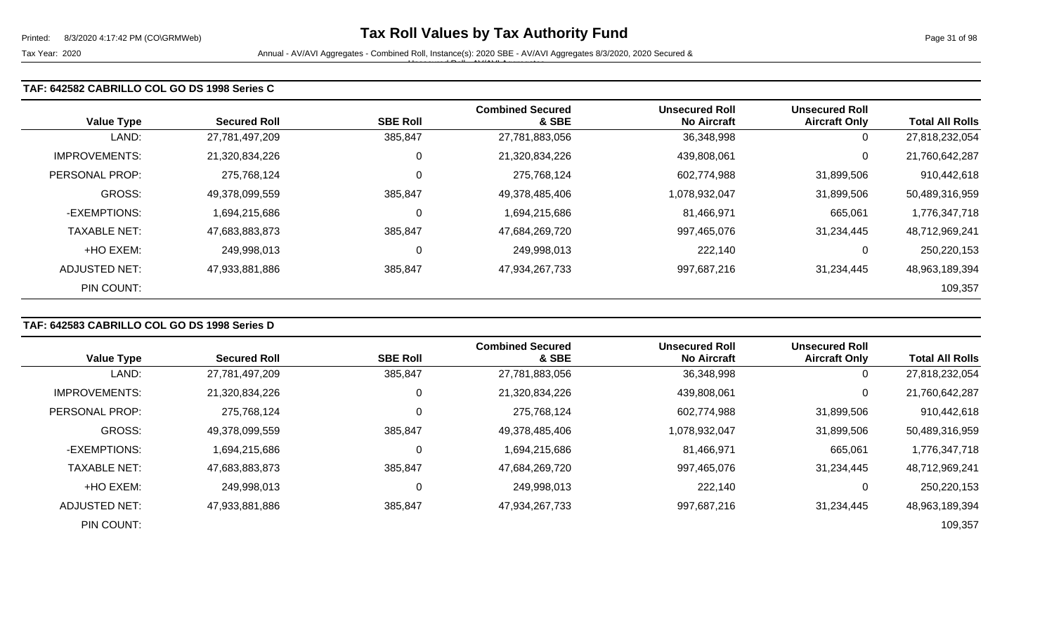### TAF: 642582 CABRILLO COL GO DS 1998 Series C

| Value Type | Secured Roll | SBE Roll | Combined Secured & SBE | Unsecured Roll No Aircraft | Unsecured Roll Aircraft Only | Total All Rolls |
|---|---|---|---|---|---|---|
| LAND: | 27,781,497,209 | 385,847 | 27,781,883,056 | 36,348,998 | 0 | 27,818,232,054 |
| IMPROVEMENTS: | 21,320,834,226 | 0 | 21,320,834,226 | 439,808,061 | 0 | 21,760,642,287 |
| PERSONAL PROP: | 275,768,124 | 0 | 275,768,124 | 602,774,988 | 31,899,506 | 910,442,618 |
| GROSS: | 49,378,099,559 | 385,847 | 49,378,485,406 | 1,078,932,047 | 31,899,506 | 50,489,316,959 |
| -EXEMPTIONS: | 1,694,215,686 | 0 | 1,694,215,686 | 81,466,971 | 665,061 | 1,776,347,718 |
| TAXABLE NET: | 47,683,883,873 | 385,847 | 47,684,269,720 | 997,465,076 | 31,234,445 | 48,712,969,241 |
| +HO EXEM: | 249,998,013 | 0 | 249,998,013 | 222,140 | 0 | 250,220,153 |
| ADJUSTED NET: | 47,933,881,886 | 385,847 | 47,934,267,733 | 997,687,216 | 31,234,445 | 48,963,189,394 |
| PIN COUNT: | | | | | | 109,357 |

### TAF: 642583 CABRILLO COL GO DS 1998 Series D

| Value Type | Secured Roll | SBE Roll | Combined Secured & SBE | Unsecured Roll No Aircraft | Unsecured Roll Aircraft Only | Total All Rolls |
|---|---|---|---|---|---|---|
| LAND: | 27,781,497,209 | 385,847 | 27,781,883,056 | 36,348,998 | 0 | 27,818,232,054 |
| IMPROVEMENTS: | 21,320,834,226 | 0 | 21,320,834,226 | 439,808,061 | 0 | 21,760,642,287 |
| PERSONAL PROP: | 275,768,124 | 0 | 275,768,124 | 602,774,988 | 31,899,506 | 910,442,618 |
| GROSS: | 49,378,099,559 | 385,847 | 49,378,485,406 | 1,078,932,047 | 31,899,506 | 50,489,316,959 |
| -EXEMPTIONS: | 1,694,215,686 | 0 | 1,694,215,686 | 81,466,971 | 665,061 | 1,776,347,718 |
| TAXABLE NET: | 47,683,883,873 | 385,847 | 47,684,269,720 | 997,465,076 | 31,234,445 | 48,712,969,241 |
| +HO EXEM: | 249,998,013 | 0 | 249,998,013 | 222,140 | 0 | 250,220,153 |
| ADJUSTED NET: | 47,933,881,886 | 385,847 | 47,934,267,733 | 997,687,216 | 31,234,445 | 48,963,189,394 |
| PIN COUNT: | | | | | | 109,357 |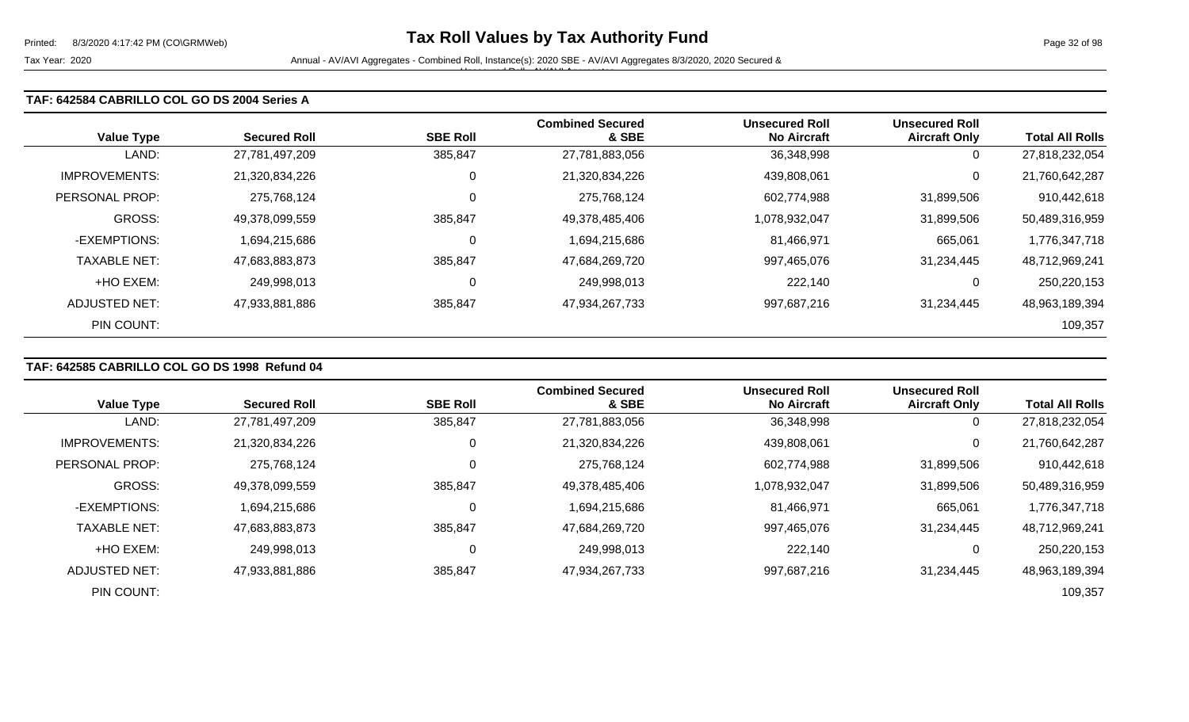# Tax Roll Values by Tax Authority Fund

Tax Year: 2020

Annual - AV/AVI Aggregates - Combined Roll, Instance(s): 2020 SBE - AV/AVI Aggregates 8/3/2020, 2020 Secured & Unsecured Roll - AV/AVI Aggregates

### TAF: 642584 CABRILLO COL GO DS 2004 Series A

| Value Type | Secured Roll | SBE Roll | Combined Secured & SBE | Unsecured Roll No Aircraft | Unsecured Roll Aircraft Only | Total All Rolls |
|---|---|---|---|---|---|---|
| LAND: | 27,781,497,209 | 385,847 | 27,781,883,056 | 36,348,998 | 0 | 27,818,232,054 |
| IMPROVEMENTS: | 21,320,834,226 | 0 | 21,320,834,226 | 439,808,061 | 0 | 21,760,642,287 |
| PERSONAL PROP: | 275,768,124 | 0 | 275,768,124 | 602,774,988 | 31,899,506 | 910,442,618 |
| GROSS: | 49,378,099,559 | 385,847 | 49,378,485,406 | 1,078,932,047 | 31,899,506 | 50,489,316,959 |
| -EXEMPTIONS: | 1,694,215,686 | 0 | 1,694,215,686 | 81,466,971 | 665,061 | 1,776,347,718 |
| TAXABLE NET: | 47,683,883,873 | 385,847 | 47,684,269,720 | 997,465,076 | 31,234,445 | 48,712,969,241 |
| +HO EXEM: | 249,998,013 | 0 | 249,998,013 | 222,140 | 0 | 250,220,153 |
| ADJUSTED NET: | 47,933,881,886 | 385,847 | 47,934,267,733 | 997,687,216 | 31,234,445 | 48,963,189,394 |
| PIN COUNT: | | | | | | 109,357 |

### TAF: 642585 CABRILLO COL GO DS 1998 Refund 04

| Value Type | Secured Roll | SBE Roll | Combined Secured & SBE | Unsecured Roll No Aircraft | Unsecured Roll Aircraft Only | Total All Rolls |
|---|---|---|---|---|---|---|
| LAND: | 27,781,497,209 | 385,847 | 27,781,883,056 | 36,348,998 | 0 | 27,818,232,054 |
| IMPROVEMENTS: | 21,320,834,226 | 0 | 21,320,834,226 | 439,808,061 | 0 | 21,760,642,287 |
| PERSONAL PROP: | 275,768,124 | 0 | 275,768,124 | 602,774,988 | 31,899,506 | 910,442,618 |
| GROSS: | 49,378,099,559 | 385,847 | 49,378,485,406 | 1,078,932,047 | 31,899,506 | 50,489,316,959 |
| -EXEMPTIONS: | 1,694,215,686 | 0 | 1,694,215,686 | 81,466,971 | 665,061 | 1,776,347,718 |
| TAXABLE NET: | 47,683,883,873 | 385,847 | 47,684,269,720 | 997,465,076 | 31,234,445 | 48,712,969,241 |
| +HO EXEM: | 249,998,013 | 0 | 249,998,013 | 222,140 | 0 | 250,220,153 |
| ADJUSTED NET: | 47,933,881,886 | 385,847 | 47,934,267,733 | 997,687,216 | 31,234,445 | 48,963,189,394 |
| PIN COUNT: | | | | | | 109,357 |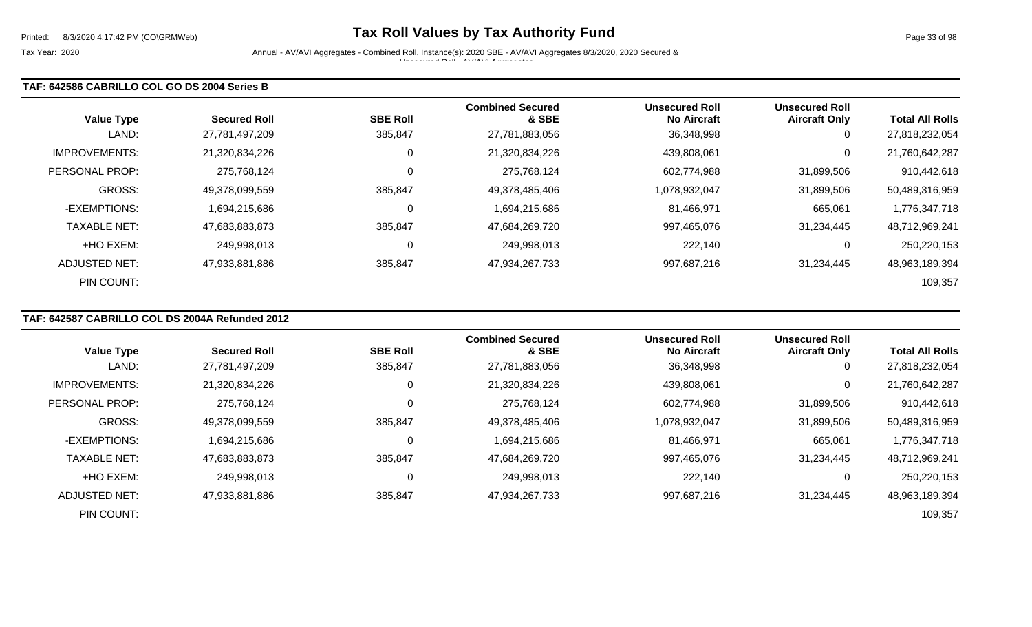### TAF: 642586 CABRILLO COL GO DS 2004 Series B

| Value Type | Secured Roll | SBE Roll | Combined Secured & SBE | Unsecured Roll No Aircraft | Unsecured Roll Aircraft Only | Total All Rolls |
|---|---|---|---|---|---|---|
| LAND: | 27,781,497,209 | 385,847 | 27,781,883,056 | 36,348,998 | 0 | 27,818,232,054 |
| IMPROVEMENTS: | 21,320,834,226 | 0 | 21,320,834,226 | 439,808,061 | 0 | 21,760,642,287 |
| PERSONAL PROP: | 275,768,124 | 0 | 275,768,124 | 602,774,988 | 31,899,506 | 910,442,618 |
| GROSS: | 49,378,099,559 | 385,847 | 49,378,485,406 | 1,078,932,047 | 31,899,506 | 50,489,316,959 |
| -EXEMPTIONS: | 1,694,215,686 | 0 | 1,694,215,686 | 81,466,971 | 665,061 | 1,776,347,718 |
| TAXABLE NET: | 47,683,883,873 | 385,847 | 47,684,269,720 | 997,465,076 | 31,234,445 | 48,712,969,241 |
| +HO EXEM: | 249,998,013 | 0 | 249,998,013 | 222,140 | 0 | 250,220,153 |
| ADJUSTED NET: | 47,933,881,886 | 385,847 | 47,934,267,733 | 997,687,216 | 31,234,445 | 48,963,189,394 |
| PIN COUNT: | | | | | | 109,357 |

### TAF: 642587 CABRILLO COL DS 2004A Refunded 2012

| Value Type | Secured Roll | SBE Roll | Combined Secured & SBE | Unsecured Roll No Aircraft | Unsecured Roll Aircraft Only | Total All Rolls |
|---|---|---|---|---|---|---|
| LAND: | 27,781,497,209 | 385,847 | 27,781,883,056 | 36,348,998 | 0 | 27,818,232,054 |
| IMPROVEMENTS: | 21,320,834,226 | 0 | 21,320,834,226 | 439,808,061 | 0 | 21,760,642,287 |
| PERSONAL PROP: | 275,768,124 | 0 | 275,768,124 | 602,774,988 | 31,899,506 | 910,442,618 |
| GROSS: | 49,378,099,559 | 385,847 | 49,378,485,406 | 1,078,932,047 | 31,899,506 | 50,489,316,959 |
| -EXEMPTIONS: | 1,694,215,686 | 0 | 1,694,215,686 | 81,466,971 | 665,061 | 1,776,347,718 |
| TAXABLE NET: | 47,683,883,873 | 385,847 | 47,684,269,720 | 997,465,076 | 31,234,445 | 48,712,969,241 |
| +HO EXEM: | 249,998,013 | 0 | 249,998,013 | 222,140 | 0 | 250,220,153 |
| ADJUSTED NET: | 47,933,881,886 | 385,847 | 47,934,267,733 | 997,687,216 | 31,234,445 | 48,963,189,394 |
| PIN COUNT: | | | | | | 109,357 |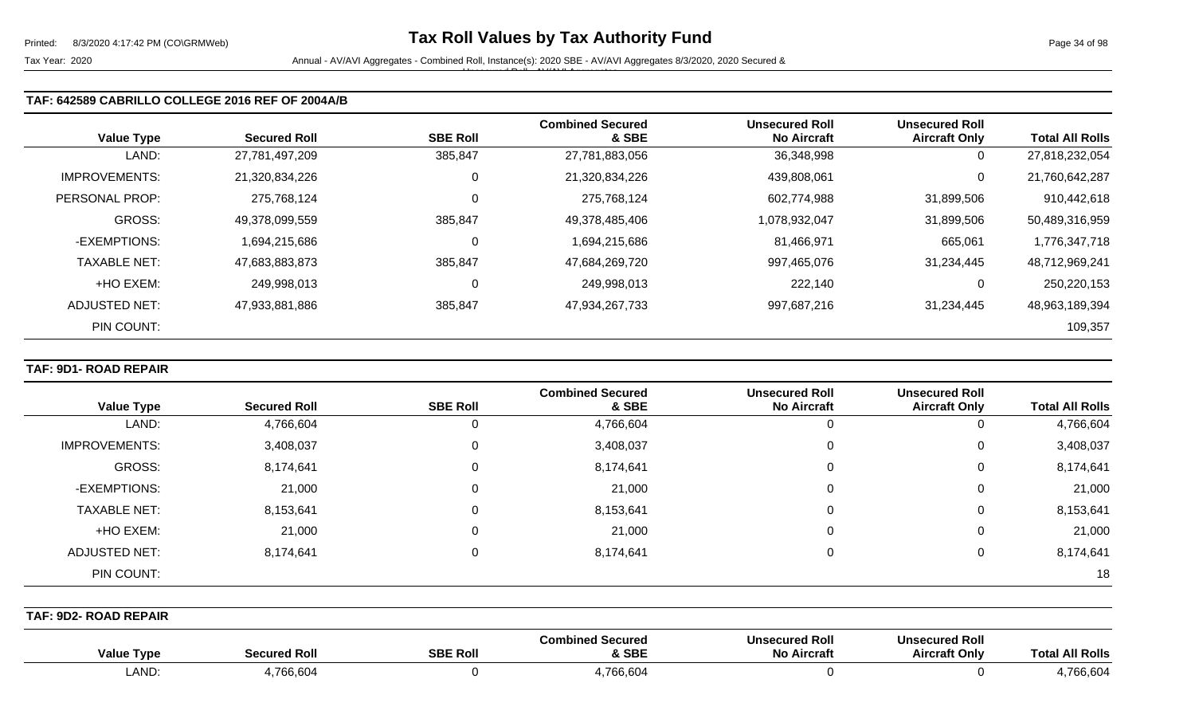## TAF: 642589 CABRILLO COLLEGE 2016 REF OF 2004A/B

| Value Type | Secured Roll | SBE Roll | Combined Secured & SBE | Unsecured Roll No Aircraft | Unsecured Roll Aircraft Only | Total All Rolls |
|---|---|---|---|---|---|---|
| LAND: | 27,781,497,209 | 385,847 | 27,781,883,056 | 36,348,998 | 0 | 27,818,232,054 |
| IMPROVEMENTS: | 21,320,834,226 | 0 | 21,320,834,226 | 439,808,061 | 0 | 21,760,642,287 |
| PERSONAL PROP: | 275,768,124 | 0 | 275,768,124 | 602,774,988 | 31,899,506 | 910,442,618 |
| GROSS: | 49,378,099,559 | 385,847 | 49,378,485,406 | 1,078,932,047 | 31,899,506 | 50,489,316,959 |
| -EXEMPTIONS: | 1,694,215,686 | 0 | 1,694,215,686 | 81,466,971 | 665,061 | 1,776,347,718 |
| TAXABLE NET: | 47,683,883,873 | 385,847 | 47,684,269,720 | 997,465,076 | 31,234,445 | 48,712,969,241 |
| +HO EXEM: | 249,998,013 | 0 | 249,998,013 | 222,140 | 0 | 250,220,153 |
| ADJUSTED NET: | 47,933,881,886 | 385,847 | 47,934,267,733 | 997,687,216 | 31,234,445 | 48,963,189,394 |
| PIN COUNT: | | | | | | 109,357 |

## TAF: 9D1- ROAD REPAIR

| Value Type | Secured Roll | SBE Roll | Combined Secured & SBE | Unsecured Roll No Aircraft | Unsecured Roll Aircraft Only | Total All Rolls |
|---|---|---|---|---|---|---|
| LAND: | 4,766,604 | 0 | 4,766,604 | 0 | 0 | 4,766,604 |
| IMPROVEMENTS: | 3,408,037 | 0 | 3,408,037 | 0 | 0 | 3,408,037 |
| GROSS: | 8,174,641 | 0 | 8,174,641 | 0 | 0 | 8,174,641 |
| -EXEMPTIONS: | 21,000 | 0 | 21,000 | 0 | 0 | 21,000 |
| TAXABLE NET: | 8,153,641 | 0 | 8,153,641 | 0 | 0 | 8,153,641 |
| +HO EXEM: | 21,000 | 0 | 21,000 | 0 | 0 | 21,000 |
| ADJUSTED NET: | 8,174,641 | 0 | 8,174,641 | 0 | 0 | 8,174,641 |
| PIN COUNT: | | | | | | 18 |

## TAF: 9D2- ROAD REPAIR

| Value Type | Secured Roll | SBE Roll | Combined Secured & SBE | Unsecured Roll No Aircraft | Unsecured Roll Aircraft Only | Total All Rolls |
|---|---|---|---|---|---|---|
| LAND: | 4,766,604 | 0 | 4,766,604 | 0 | 0 | 4,766,604 |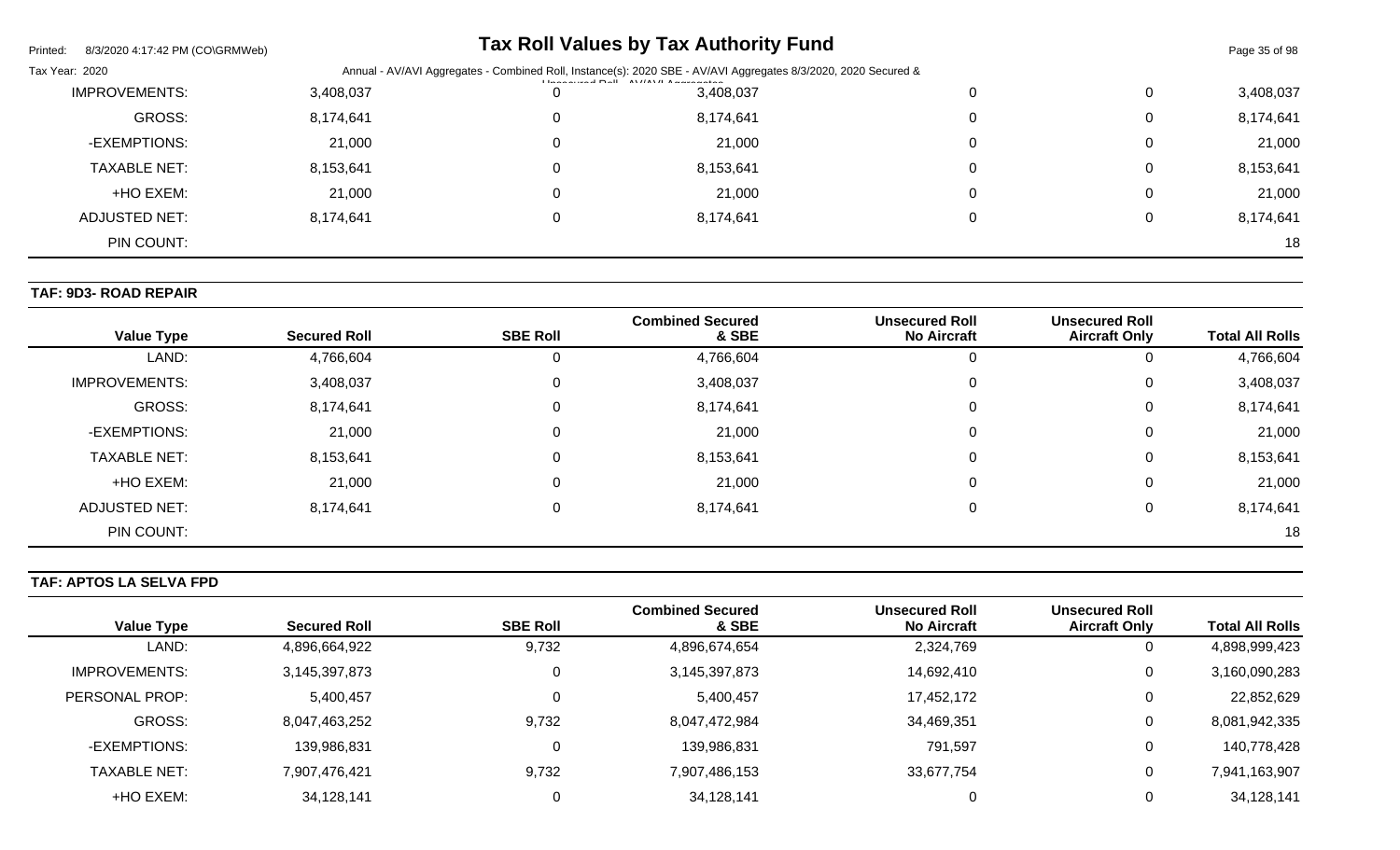| Value Type | Secured Roll | SBE Roll | Combined Secured & SBE | Unsecured Roll No Aircraft | Unsecured Roll Aircraft Only | Total All Rolls |
|---|---|---|---|---|---|---|
| IMPROVEMENTS: | 3,408,037 | 0 | 3,408,037 | 0 | 0 | 3,408,037 |
| GROSS: | 8,174,641 | 0 | 8,174,641 | 0 | 0 | 8,174,641 |
| -EXEMPTIONS: | 21,000 | 0 | 21,000 | 0 | 0 | 21,000 |
| TAXABLE NET: | 8,153,641 | 0 | 8,153,641 | 0 | 0 | 8,153,641 |
| +HO EXEM: | 21,000 | 0 | 21,000 | 0 | 0 | 21,000 |
| ADJUSTED NET: | 8,174,641 | 0 | 8,174,641 | 0 | 0 | 8,174,641 |
| PIN COUNT: | | | | | | 18 |

**TAF: 9D3- ROAD REPAIR**

| Value Type | Secured Roll | SBE Roll | Combined Secured & SBE | Unsecured Roll No Aircraft | Unsecured Roll Aircraft Only | Total All Rolls |
|---|---|---|---|---|---|---|
| LAND: | 4,766,604 | 0 | 4,766,604 | 0 | 0 | 4,766,604 |
| IMPROVEMENTS: | 3,408,037 | 0 | 3,408,037 | 0 | 0 | 3,408,037 |
| GROSS: | 8,174,641 | 0 | 8,174,641 | 0 | 0 | 8,174,641 |
| -EXEMPTIONS: | 21,000 | 0 | 21,000 | 0 | 0 | 21,000 |
| TAXABLE NET: | 8,153,641 | 0 | 8,153,641 | 0 | 0 | 8,153,641 |
| +HO EXEM: | 21,000 | 0 | 21,000 | 0 | 0 | 21,000 |
| ADJUSTED NET: | 8,174,641 | 0 | 8,174,641 | 0 | 0 | 8,174,641 |
| PIN COUNT: | | | | | | 18 |

**TAF: APTOS LA SELVA FPD**

| Value Type | Secured Roll | SBE Roll | Combined Secured & SBE | Unsecured Roll No Aircraft | Unsecured Roll Aircraft Only | Total All Rolls |
|---|---|---|---|---|---|---|
| LAND: | 4,896,664,922 | 9,732 | 4,896,674,654 | 2,324,769 | 0 | 4,898,999,423 |
| IMPROVEMENTS: | 3,145,397,873 | 0 | 3,145,397,873 | 14,692,410 | 0 | 3,160,090,283 |
| PERSONAL PROP: | 5,400,457 | 0 | 5,400,457 | 17,452,172 | 0 | 22,852,629 |
| GROSS: | 8,047,463,252 | 9,732 | 8,047,472,984 | 34,469,351 | 0 | 8,081,942,335 |
| -EXEMPTIONS: | 139,986,831 | 0 | 139,986,831 | 791,597 | 0 | 140,778,428 |
| TAXABLE NET: | 7,907,476,421 | 9,732 | 7,907,486,153 | 33,677,754 | 0 | 7,941,163,907 |
| +HO EXEM: | 34,128,141 | 0 | 34,128,141 | 0 | 0 | 34,128,141 |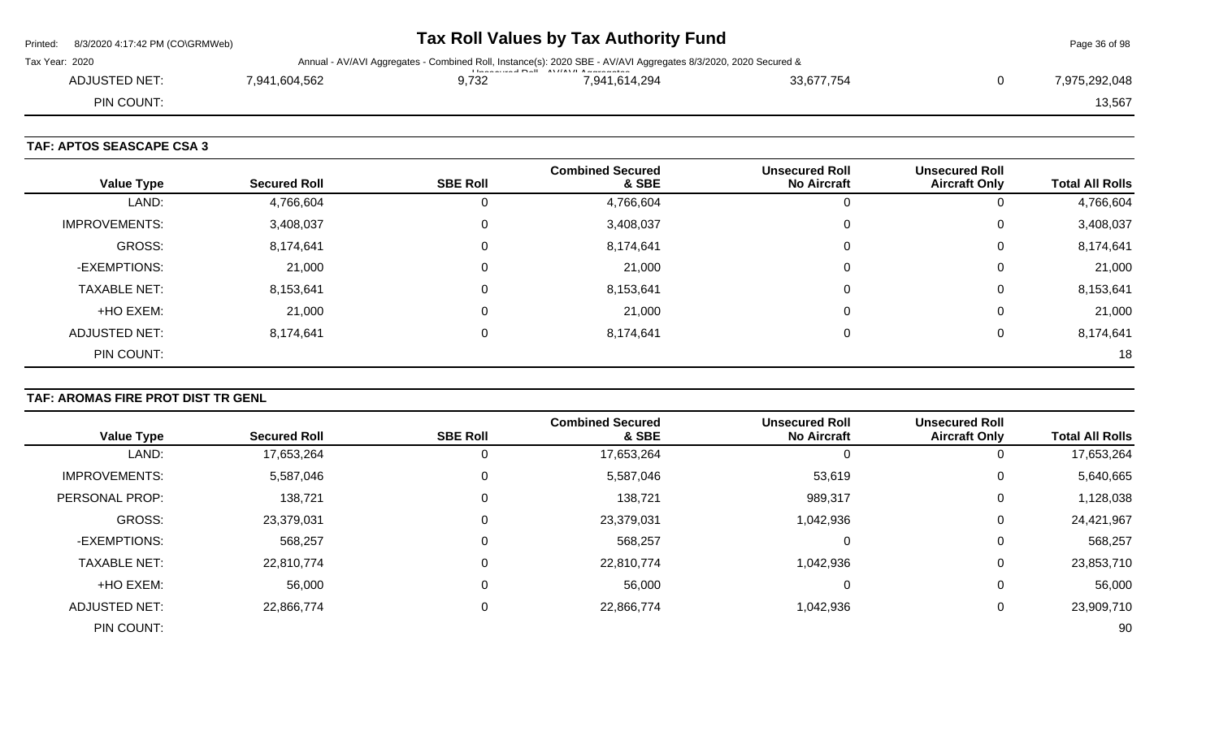| ADJUSTED NET: | 7,941,604,562 | 9,732 | 7,941,614,294 | 33,677,754 | 0 | 7,975,292,048 |
|---|---|---|---|---|---|---|
| PIN COUNT: | | | | | | 13,567 |

## TAF: APTOS SEASCAPE CSA 3

| Value Type | Secured Roll | SBE Roll | Combined Secured & SBE | Unsecured Roll No Aircraft | Unsecured Roll Aircraft Only | Total All Rolls |
|---|---|---|---|---|---|---|
| LAND: | 4,766,604 | 0 | 4,766,604 | 0 | 0 | 4,766,604 |
| IMPROVEMENTS: | 3,408,037 | 0 | 3,408,037 | 0 | 0 | 3,408,037 |
| GROSS: | 8,174,641 | 0 | 8,174,641 | 0 | 0 | 8,174,641 |
| -EXEMPTIONS: | 21,000 | 0 | 21,000 | 0 | 0 | 21,000 |
| TAXABLE NET: | 8,153,641 | 0 | 8,153,641 | 0 | 0 | 8,153,641 |
| +HO EXEM: | 21,000 | 0 | 21,000 | 0 | 0 | 21,000 |
| ADJUSTED NET: | 8,174,641 | 0 | 8,174,641 | 0 | 0 | 8,174,641 |
| PIN COUNT: | | | | | | 18 |

## TAF: AROMAS FIRE PROT DIST TR GENL

| Value Type | Secured Roll | SBE Roll | Combined Secured & SBE | Unsecured Roll No Aircraft | Unsecured Roll Aircraft Only | Total All Rolls |
|---|---|---|---|---|---|---|
| LAND: | 17,653,264 | 0 | 17,653,264 | 0 | 0 | 17,653,264 |
| IMPROVEMENTS: | 5,587,046 | 0 | 5,587,046 | 53,619 | 0 | 5,640,665 |
| PERSONAL PROP: | 138,721 | 0 | 138,721 | 989,317 | 0 | 1,128,038 |
| GROSS: | 23,379,031 | 0 | 23,379,031 | 1,042,936 | 0 | 24,421,967 |
| -EXEMPTIONS: | 568,257 | 0 | 568,257 | 0 | 0 | 568,257 |
| TAXABLE NET: | 22,810,774 | 0 | 22,810,774 | 1,042,936 | 0 | 23,853,710 |
| +HO EXEM: | 56,000 | 0 | 56,000 | 0 | 0 | 56,000 |
| ADJUSTED NET: | 22,866,774 | 0 | 22,866,774 | 1,042,936 | 0 | 23,909,710 |
| PIN COUNT: | | | | | | 90 |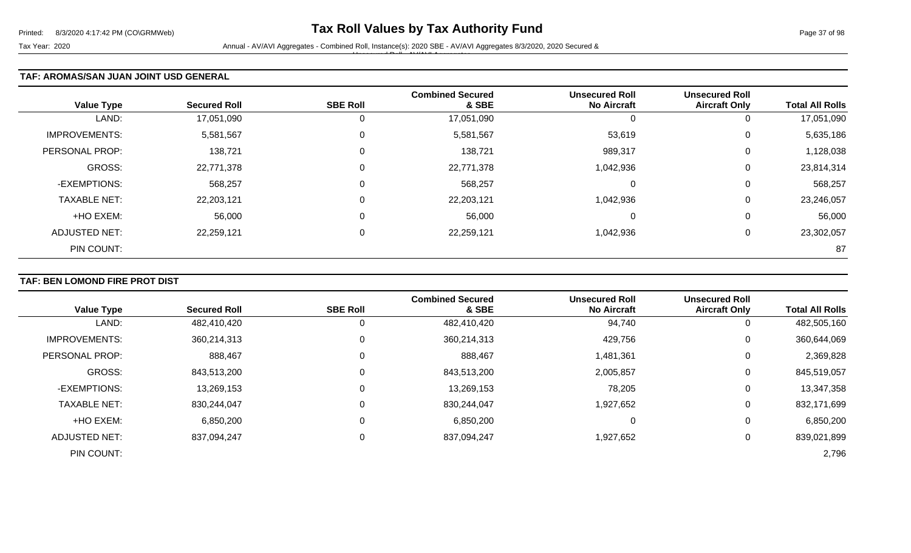## TAF: AROMAS/SAN JUAN JOINT USD GENERAL

| Value Type | Secured Roll | SBE Roll | Combined Secured & SBE | Unsecured Roll No Aircraft | Unsecured Roll Aircraft Only | Total All Rolls |
|---|---|---|---|---|---|---|
| LAND: | 17,051,090 | 0 | 17,051,090 | 0 | 0 | 17,051,090 |
| IMPROVEMENTS: | 5,581,567 | 0 | 5,581,567 | 53,619 | 0 | 5,635,186 |
| PERSONAL PROP: | 138,721 | 0 | 138,721 | 989,317 | 0 | 1,128,038 |
| GROSS: | 22,771,378 | 0 | 22,771,378 | 1,042,936 | 0 | 23,814,314 |
| -EXEMPTIONS: | 568,257 | 0 | 568,257 | 0 | 0 | 568,257 |
| TAXABLE NET: | 22,203,121 | 0 | 22,203,121 | 1,042,936 | 0 | 23,246,057 |
| +HO EXEM: | 56,000 | 0 | 56,000 | 0 | 0 | 56,000 |
| ADJUSTED NET: | 22,259,121 | 0 | 22,259,121 | 1,042,936 | 0 | 23,302,057 |
| PIN COUNT: | | | | | | 87 |

## TAF: BEN LOMOND FIRE PROT DIST

| Value Type | Secured Roll | SBE Roll | Combined Secured & SBE | Unsecured Roll No Aircraft | Unsecured Roll Aircraft Only | Total All Rolls |
|---|---|---|---|---|---|---|
| LAND: | 482,410,420 | 0 | 482,410,420 | 94,740 | 0 | 482,505,160 |
| IMPROVEMENTS: | 360,214,313 | 0 | 360,214,313 | 429,756 | 0 | 360,644,069 |
| PERSONAL PROP: | 888,467 | 0 | 888,467 | 1,481,361 | 0 | 2,369,828 |
| GROSS: | 843,513,200 | 0 | 843,513,200 | 2,005,857 | 0 | 845,519,057 |
| -EXEMPTIONS: | 13,269,153 | 0 | 13,269,153 | 78,205 | 0 | 13,347,358 |
| TAXABLE NET: | 830,244,047 | 0 | 830,244,047 | 1,927,652 | 0 | 832,171,699 |
| +HO EXEM: | 6,850,200 | 0 | 6,850,200 | 0 | 0 | 6,850,200 |
| ADJUSTED NET: | 837,094,247 | 0 | 837,094,247 | 1,927,652 | 0 | 839,021,899 |
| PIN COUNT: | | | | | | 2,796 |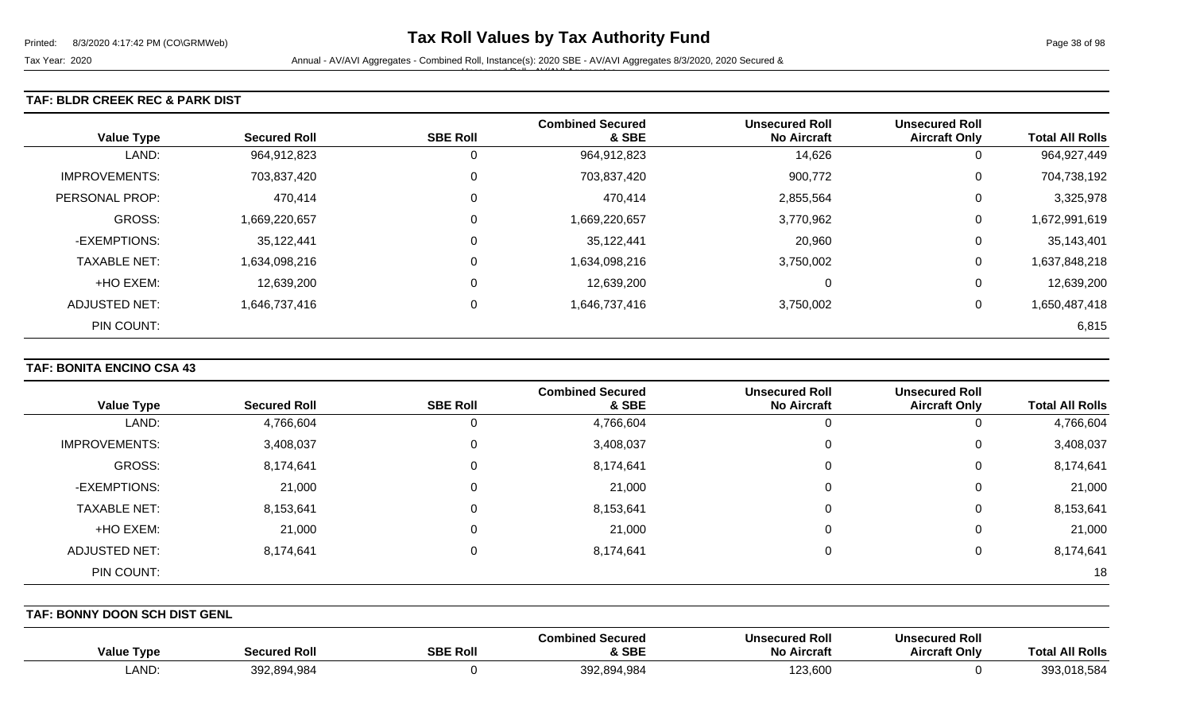# Tax Roll Values by Tax Authority Fund

Tax Year: 2020

Annual - AV/AVI Aggregates - Combined Roll, Instance(s): 2020 SBE - AV/AVI Aggregates 8/3/2020, 2020 Secured & Unsecured Roll - AV/AVI Aggregates

### TAF: BLDR CREEK REC & PARK DIST

| Value Type | Secured Roll | SBE Roll | Combined Secured & SBE | Unsecured Roll No Aircraft | Unsecured Roll Aircraft Only | Total All Rolls |
|---|---|---|---|---|---|---|
| LAND: | 964,912,823 | 0 | 964,912,823 | 14,626 | 0 | 964,927,449 |
| IMPROVEMENTS: | 703,837,420 | 0 | 703,837,420 | 900,772 | 0 | 704,738,192 |
| PERSONAL PROP: | 470,414 | 0 | 470,414 | 2,855,564 | 0 | 3,325,978 |
| GROSS: | 1,669,220,657 | 0 | 1,669,220,657 | 3,770,962 | 0 | 1,672,991,619 |
| -EXEMPTIONS: | 35,122,441 | 0 | 35,122,441 | 20,960 | 0 | 35,143,401 |
| TAXABLE NET: | 1,634,098,216 | 0 | 1,634,098,216 | 3,750,002 | 0 | 1,637,848,218 |
| +HO EXEM: | 12,639,200 | 0 | 12,639,200 | 0 | 0 | 12,639,200 |
| ADJUSTED NET: | 1,646,737,416 | 0 | 1,646,737,416 | 3,750,002 | 0 | 1,650,487,418 |
| PIN COUNT: | | | | | | 6,815 |

### TAF: BONITA ENCINO CSA 43

| Value Type | Secured Roll | SBE Roll | Combined Secured & SBE | Unsecured Roll No Aircraft | Unsecured Roll Aircraft Only | Total All Rolls |
|---|---|---|---|---|---|---|
| LAND: | 4,766,604 | 0 | 4,766,604 | 0 | 0 | 4,766,604 |
| IMPROVEMENTS: | 3,408,037 | 0 | 3,408,037 | 0 | 0 | 3,408,037 |
| GROSS: | 8,174,641 | 0 | 8,174,641 | 0 | 0 | 8,174,641 |
| -EXEMPTIONS: | 21,000 | 0 | 21,000 | 0 | 0 | 21,000 |
| TAXABLE NET: | 8,153,641 | 0 | 8,153,641 | 0 | 0 | 8,153,641 |
| +HO EXEM: | 21,000 | 0 | 21,000 | 0 | 0 | 21,000 |
| ADJUSTED NET: | 8,174,641 | 0 | 8,174,641 | 0 | 0 | 8,174,641 |
| PIN COUNT: | | | | | | 18 |

### TAF: BONNY DOON SCH DIST GENL

| Value Type | Secured Roll | SBE Roll | Combined Secured & SBE | Unsecured Roll No Aircraft | Unsecured Roll Aircraft Only | Total All Rolls |
|---|---|---|---|---|---|---|
| LAND: | 392,894,984 | 0 | 392,894,984 | 123,600 | 0 | 393,018,584 |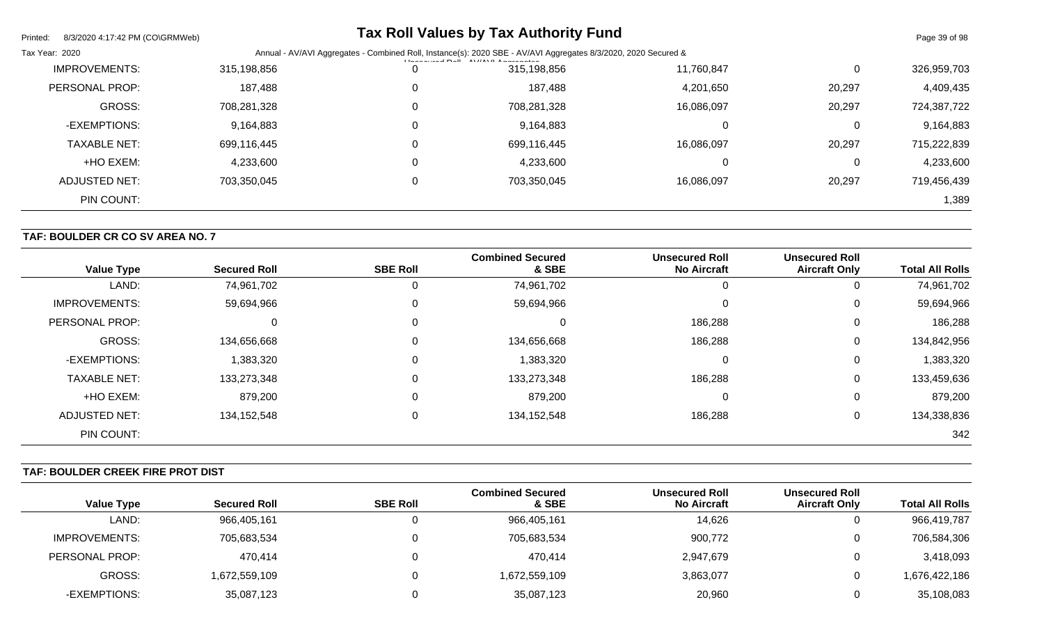| Value Type | Secured Roll | SBE Roll | Combined Secured & SBE | Unsecured Roll No Aircraft | Unsecured Roll Aircraft Only | Total All Rolls |
|---|---|---|---|---|---|---|
| IMPROVEMENTS: | 315,198,856 | 0 | 315,198,856 | 11,760,847 | 0 | 326,959,703 |
| PERSONAL PROP: | 187,488 | 0 | 187,488 | 4,201,650 | 20,297 | 4,409,435 |
| GROSS: | 708,281,328 | 0 | 708,281,328 | 16,086,097 | 20,297 | 724,387,722 |
| -EXEMPTIONS: | 9,164,883 | 0 | 9,164,883 | 0 | 0 | 9,164,883 |
| TAXABLE NET: | 699,116,445 | 0 | 699,116,445 | 16,086,097 | 20,297 | 715,222,839 |
| +HO EXEM: | 4,233,600 | 0 | 4,233,600 | 0 | 0 | 4,233,600 |
| ADJUSTED NET: | 703,350,045 | 0 | 703,350,045 | 16,086,097 | 20,297 | 719,456,439 |
| PIN COUNT: | | | | | | 1,389 |

**TAF: BOULDER CR CO SV AREA NO. 7**

| Value Type | Secured Roll | SBE Roll | Combined Secured & SBE | Unsecured Roll No Aircraft | Unsecured Roll Aircraft Only | Total All Rolls |
|---|---|---|---|---|---|---|
| LAND: | 74,961,702 | 0 | 74,961,702 | 0 | 0 | 74,961,702 |
| IMPROVEMENTS: | 59,694,966 | 0 | 59,694,966 | 0 | 0 | 59,694,966 |
| PERSONAL PROP: | 0 | 0 | 0 | 186,288 | 0 | 186,288 |
| GROSS: | 134,656,668 | 0 | 134,656,668 | 186,288 | 0 | 134,842,956 |
| -EXEMPTIONS: | 1,383,320 | 0 | 1,383,320 | 0 | 0 | 1,383,320 |
| TAXABLE NET: | 133,273,348 | 0 | 133,273,348 | 186,288 | 0 | 133,459,636 |
| +HO EXEM: | 879,200 | 0 | 879,200 | 0 | 0 | 879,200 |
| ADJUSTED NET: | 134,152,548 | 0 | 134,152,548 | 186,288 | 0 | 134,338,836 |
| PIN COUNT: | | | | | | 342 |

**TAF: BOULDER CREEK FIRE PROT DIST**

| Value Type | Secured Roll | SBE Roll | Combined Secured & SBE | Unsecured Roll No Aircraft | Unsecured Roll Aircraft Only | Total All Rolls |
|---|---|---|---|---|---|---|
| LAND: | 966,405,161 | 0 | 966,405,161 | 14,626 | 0 | 966,419,787 |
| IMPROVEMENTS: | 705,683,534 | 0 | 705,683,534 | 900,772 | 0 | 706,584,306 |
| PERSONAL PROP: | 470,414 | 0 | 470,414 | 2,947,679 | 0 | 3,418,093 |
| GROSS: | 1,672,559,109 | 0 | 1,672,559,109 | 3,863,077 | 0 | 1,676,422,186 |
| -EXEMPTIONS: | 35,087,123 | 0 | 35,087,123 | 20,960 | 0 | 35,108,083 |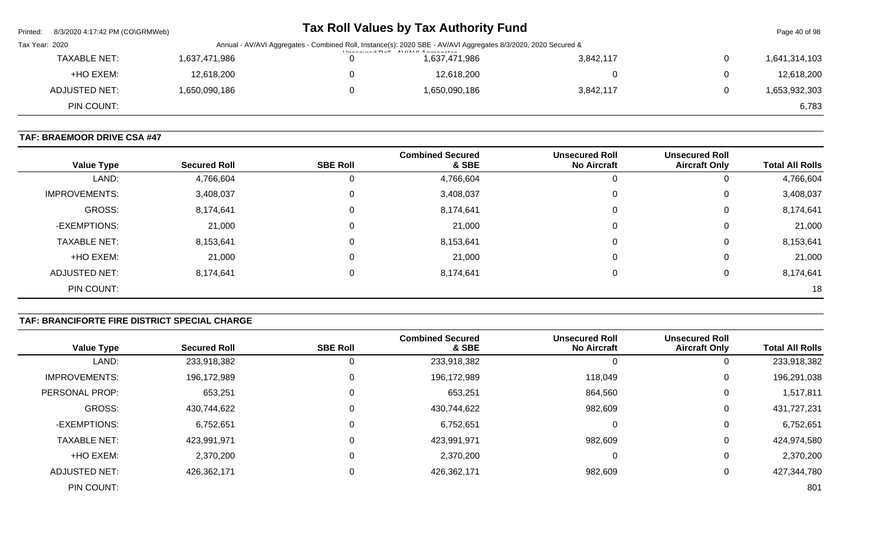| Value Type | Secured Roll | SBE Roll | Combined Secured & SBE | Unsecured Roll No Aircraft | Unsecured Roll Aircraft Only | Total All Rolls |
|---|---|---|---|---|---|---|
| TAXABLE NET: | 1,637,471,986 | 0 | 1,637,471,986 | 3,842,117 | 0 | 1,641,314,103 |
| +HO EXEM: | 12,618,200 | 0 | 12,618,200 | 0 | 0 | 12,618,200 |
| ADJUSTED NET: | 1,650,090,186 | 0 | 1,650,090,186 | 3,842,117 | 0 | 1,653,932,303 |
| PIN COUNT: | | | | | | 6,783 |

### TAF: BRAEMOOR DRIVE CSA #47

| Value Type | Secured Roll | SBE Roll | Combined Secured & SBE | Unsecured Roll No Aircraft | Unsecured Roll Aircraft Only | Total All Rolls |
|---|---|---|---|---|---|---|
| LAND: | 4,766,604 | 0 | 4,766,604 | 0 | 0 | 4,766,604 |
| IMPROVEMENTS: | 3,408,037 | 0 | 3,408,037 | 0 | 0 | 3,408,037 |
| GROSS: | 8,174,641 | 0 | 8,174,641 | 0 | 0 | 8,174,641 |
| -EXEMPTIONS: | 21,000 | 0 | 21,000 | 0 | 0 | 21,000 |
| TAXABLE NET: | 8,153,641 | 0 | 8,153,641 | 0 | 0 | 8,153,641 |
| +HO EXEM: | 21,000 | 0 | 21,000 | 0 | 0 | 21,000 |
| ADJUSTED NET: | 8,174,641 | 0 | 8,174,641 | 0 | 0 | 8,174,641 |
| PIN COUNT: | | | | | | 18 |

### TAF: BRANCIFORTE FIRE DISTRICT SPECIAL CHARGE

| Value Type | Secured Roll | SBE Roll | Combined Secured & SBE | Unsecured Roll No Aircraft | Unsecured Roll Aircraft Only | Total All Rolls |
|---|---|---|---|---|---|---|
| LAND: | 233,918,382 | 0 | 233,918,382 | 0 | 0 | 233,918,382 |
| IMPROVEMENTS: | 196,172,989 | 0 | 196,172,989 | 118,049 | 0 | 196,291,038 |
| PERSONAL PROP: | 653,251 | 0 | 653,251 | 864,560 | 0 | 1,517,811 |
| GROSS: | 430,744,622 | 0 | 430,744,622 | 982,609 | 0 | 431,727,231 |
| -EXEMPTIONS: | 6,752,651 | 0 | 6,752,651 | 0 | 0 | 6,752,651 |
| TAXABLE NET: | 423,991,971 | 0 | 423,991,971 | 982,609 | 0 | 424,974,580 |
| +HO EXEM: | 2,370,200 | 0 | 2,370,200 | 0 | 0 | 2,370,200 |
| ADJUSTED NET: | 426,362,171 | 0 | 426,362,171 | 982,609 | 0 | 427,344,780 |
| PIN COUNT: | | | | | | 801 |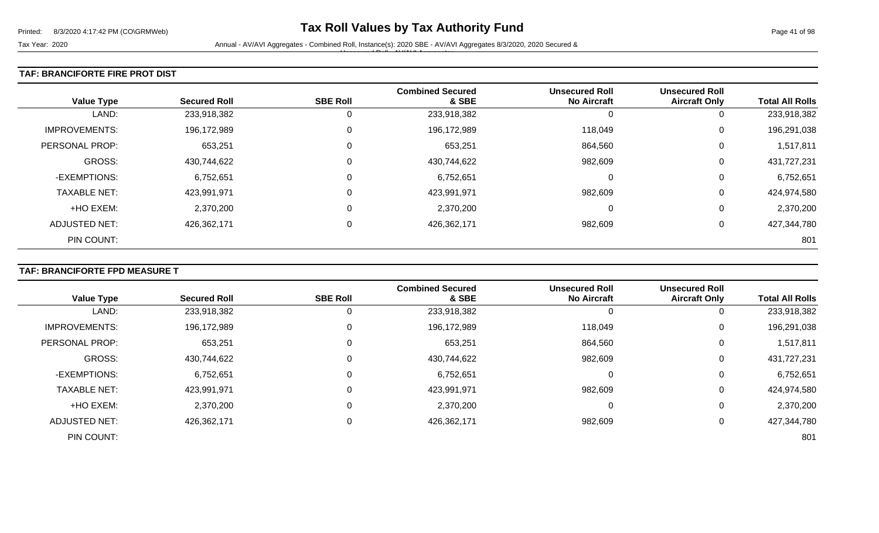# Tax Roll Values by Tax Authority Fund

Tax Year: 2020

Annual - AV/AVI Aggregates - Combined Roll, Instance(s): 2020 SBE - AV/AVI Aggregates 8/3/2020, 2020 Secured & Unsecured Roll - AV/AVI Aggregates

## TAF: BRANCIFORTE FIRE PROT DIST

| Value Type | Secured Roll | SBE Roll | Combined Secured & SBE | Unsecured Roll No Aircraft | Unsecured Roll Aircraft Only | Total All Rolls |
|---|---|---|---|---|---|---|
| LAND: | 233,918,382 | 0 | 233,918,382 | 0 | 0 | 233,918,382 |
| IMPROVEMENTS: | 196,172,989 | 0 | 196,172,989 | 118,049 | 0 | 196,291,038 |
| PERSONAL PROP: | 653,251 | 0 | 653,251 | 864,560 | 0 | 1,517,811 |
| GROSS: | 430,744,622 | 0 | 430,744,622 | 982,609 | 0 | 431,727,231 |
| -EXEMPTIONS: | 6,752,651 | 0 | 6,752,651 | 0 | 0 | 6,752,651 |
| TAXABLE NET: | 423,991,971 | 0 | 423,991,971 | 982,609 | 0 | 424,974,580 |
| +HO EXEM: | 2,370,200 | 0 | 2,370,200 | 0 | 0 | 2,370,200 |
| ADJUSTED NET: | 426,362,171 | 0 | 426,362,171 | 982,609 | 0 | 427,344,780 |
| PIN COUNT: | | | | | | 801 |

## TAF: BRANCIFORTE FPD MEASURE T

| Value Type | Secured Roll | SBE Roll | Combined Secured & SBE | Unsecured Roll No Aircraft | Unsecured Roll Aircraft Only | Total All Rolls |
|---|---|---|---|---|---|---|
| LAND: | 233,918,382 | 0 | 233,918,382 | 0 | 0 | 233,918,382 |
| IMPROVEMENTS: | 196,172,989 | 0 | 196,172,989 | 118,049 | 0 | 196,291,038 |
| PERSONAL PROP: | 653,251 | 0 | 653,251 | 864,560 | 0 | 1,517,811 |
| GROSS: | 430,744,622 | 0 | 430,744,622 | 982,609 | 0 | 431,727,231 |
| -EXEMPTIONS: | 6,752,651 | 0 | 6,752,651 | 0 | 0 | 6,752,651 |
| TAXABLE NET: | 423,991,971 | 0 | 423,991,971 | 982,609 | 0 | 424,974,580 |
| +HO EXEM: | 2,370,200 | 0 | 2,370,200 | 0 | 0 | 2,370,200 |
| ADJUSTED NET: | 426,362,171 | 0 | 426,362,171 | 982,609 | 0 | 427,344,780 |
| PIN COUNT: | | | | | | 801 |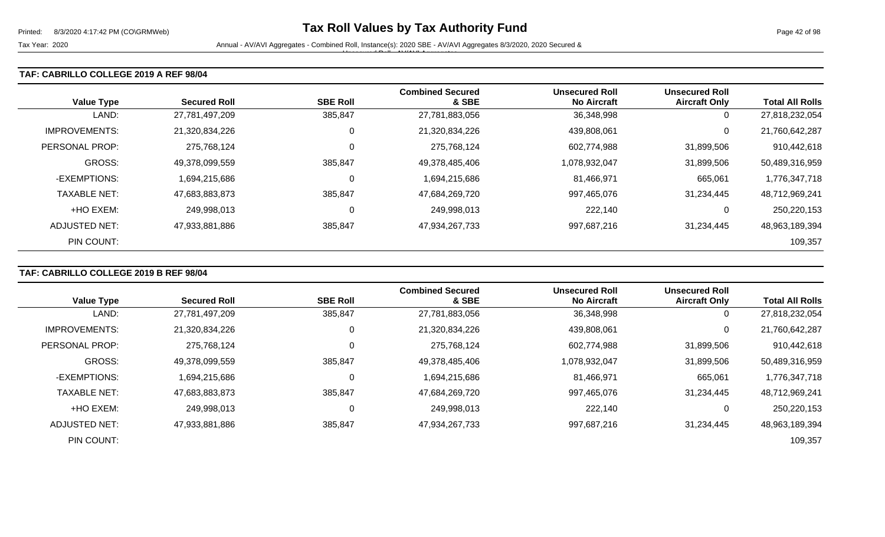# Tax Roll Values by Tax Authority Fund

Tax Year: 2020

Annual - AV/AVI Aggregates - Combined Roll, Instance(s): 2020 SBE - AV/AVI Aggregates 8/3/2020, 2020 Secured & Unsecured Roll - AV/AVI Aggregates

### TAF: CABRILLO COLLEGE 2019 A REF 98/04

| Value Type | Secured Roll | SBE Roll | Combined Secured & SBE | Unsecured Roll No Aircraft | Unsecured Roll Aircraft Only | Total All Rolls |
|---|---|---|---|---|---|---|
| LAND: | 27,781,497,209 | 385,847 | 27,781,883,056 | 36,348,998 | 0 | 27,818,232,054 |
| IMPROVEMENTS: | 21,320,834,226 | 0 | 21,320,834,226 | 439,808,061 | 0 | 21,760,642,287 |
| PERSONAL PROP: | 275,768,124 | 0 | 275,768,124 | 602,774,988 | 31,899,506 | 910,442,618 |
| GROSS: | 49,378,099,559 | 385,847 | 49,378,485,406 | 1,078,932,047 | 31,899,506 | 50,489,316,959 |
| -EXEMPTIONS: | 1,694,215,686 | 0 | 1,694,215,686 | 81,466,971 | 665,061 | 1,776,347,718 |
| TAXABLE NET: | 47,683,883,873 | 385,847 | 47,684,269,720 | 997,465,076 | 31,234,445 | 48,712,969,241 |
| +HO EXEM: | 249,998,013 | 0 | 249,998,013 | 222,140 | 0 | 250,220,153 |
| ADJUSTED NET: | 47,933,881,886 | 385,847 | 47,934,267,733 | 997,687,216 | 31,234,445 | 48,963,189,394 |
| PIN COUNT: | | | | | | 109,357 |

### TAF: CABRILLO COLLEGE 2019 B REF 98/04

| Value Type | Secured Roll | SBE Roll | Combined Secured & SBE | Unsecured Roll No Aircraft | Unsecured Roll Aircraft Only | Total All Rolls |
|---|---|---|---|---|---|---|
| LAND: | 27,781,497,209 | 385,847 | 27,781,883,056 | 36,348,998 | 0 | 27,818,232,054 |
| IMPROVEMENTS: | 21,320,834,226 | 0 | 21,320,834,226 | 439,808,061 | 0 | 21,760,642,287 |
| PERSONAL PROP: | 275,768,124 | 0 | 275,768,124 | 602,774,988 | 31,899,506 | 910,442,618 |
| GROSS: | 49,378,099,559 | 385,847 | 49,378,485,406 | 1,078,932,047 | 31,899,506 | 50,489,316,959 |
| -EXEMPTIONS: | 1,694,215,686 | 0 | 1,694,215,686 | 81,466,971 | 665,061 | 1,776,347,718 |
| TAXABLE NET: | 47,683,883,873 | 385,847 | 47,684,269,720 | 997,465,076 | 31,234,445 | 48,712,969,241 |
| +HO EXEM: | 249,998,013 | 0 | 249,998,013 | 222,140 | 0 | 250,220,153 |
| ADJUSTED NET: | 47,933,881,886 | 385,847 | 47,934,267,733 | 997,687,216 | 31,234,445 | 48,963,189,394 |
| PIN COUNT: | | | | | | 109,357 |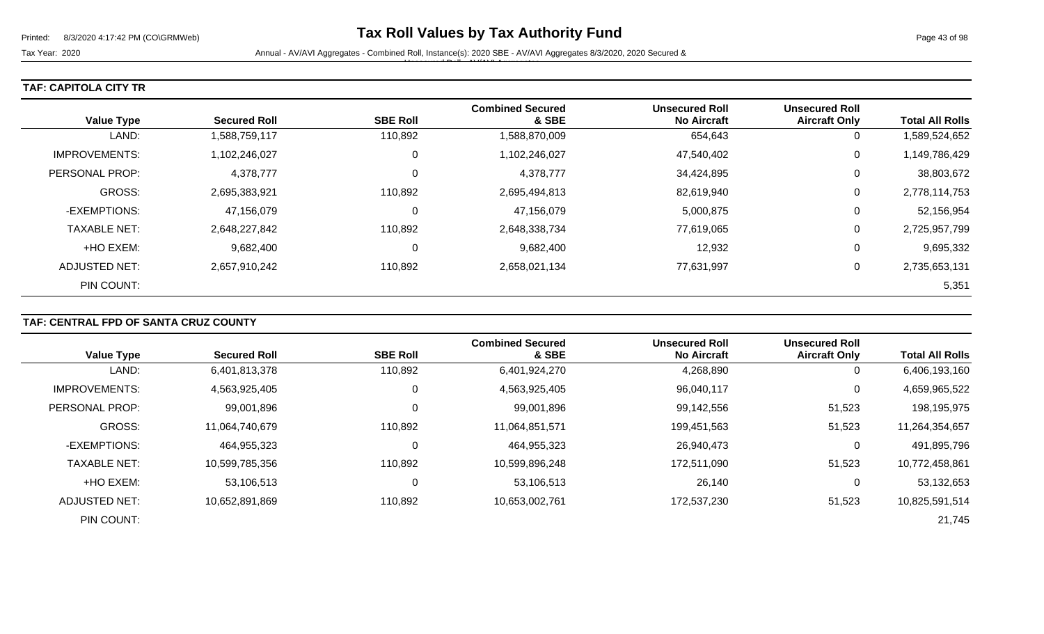# Tax Roll Values by Tax Authority Fund

Tax Year: 2020

Annual - AV/AVI Aggregates - Combined Roll, Instance(s): 2020 SBE - AV/AVI Aggregates 8/3/2020, 2020 Secured & Unsecured Roll - AV/AVI Aggregates

## TAF: CAPITOLA CITY TR

| Value Type | Secured Roll | SBE Roll | Combined Secured & SBE | Unsecured Roll No Aircraft | Unsecured Roll Aircraft Only | Total All Rolls |
|---|---|---|---|---|---|---|
| LAND: | 1,588,759,117 | 110,892 | 1,588,870,009 | 654,643 | 0 | 1,589,524,652 |
| IMPROVEMENTS: | 1,102,246,027 | 0 | 1,102,246,027 | 47,540,402 | 0 | 1,149,786,429 |
| PERSONAL PROP: | 4,378,777 | 0 | 4,378,777 | 34,424,895 | 0 | 38,803,672 |
| GROSS: | 2,695,383,921 | 110,892 | 2,695,494,813 | 82,619,940 | 0 | 2,778,114,753 |
| -EXEMPTIONS: | 47,156,079 | 0 | 47,156,079 | 5,000,875 | 0 | 52,156,954 |
| TAXABLE NET: | 2,648,227,842 | 110,892 | 2,648,338,734 | 77,619,065 | 0 | 2,725,957,799 |
| +HO EXEM: | 9,682,400 | 0 | 9,682,400 | 12,932 | 0 | 9,695,332 |
| ADJUSTED NET: | 2,657,910,242 | 110,892 | 2,658,021,134 | 77,631,997 | 0 | 2,735,653,131 |
| PIN COUNT: | | | | | | 5,351 |

## TAF: CENTRAL FPD OF SANTA CRUZ COUNTY

| Value Type | Secured Roll | SBE Roll | Combined Secured & SBE | Unsecured Roll No Aircraft | Unsecured Roll Aircraft Only | Total All Rolls |
|---|---|---|---|---|---|---|
| LAND: | 6,401,813,378 | 110,892 | 6,401,924,270 | 4,268,890 | 0 | 6,406,193,160 |
| IMPROVEMENTS: | 4,563,925,405 | 0 | 4,563,925,405 | 96,040,117 | 0 | 4,659,965,522 |
| PERSONAL PROP: | 99,001,896 | 0 | 99,001,896 | 99,142,556 | 51,523 | 198,195,975 |
| GROSS: | 11,064,740,679 | 110,892 | 11,064,851,571 | 199,451,563 | 51,523 | 11,264,354,657 |
| -EXEMPTIONS: | 464,955,323 | 0 | 464,955,323 | 26,940,473 | 0 | 491,895,796 |
| TAXABLE NET: | 10,599,785,356 | 110,892 | 10,599,896,248 | 172,511,090 | 51,523 | 10,772,458,861 |
| +HO EXEM: | 53,106,513 | 0 | 53,106,513 | 26,140 | 0 | 53,132,653 |
| ADJUSTED NET: | 10,652,891,869 | 110,892 | 10,653,002,761 | 172,537,230 | 51,523 | 10,825,591,514 |
| PIN COUNT: | | | | | | 21,745 |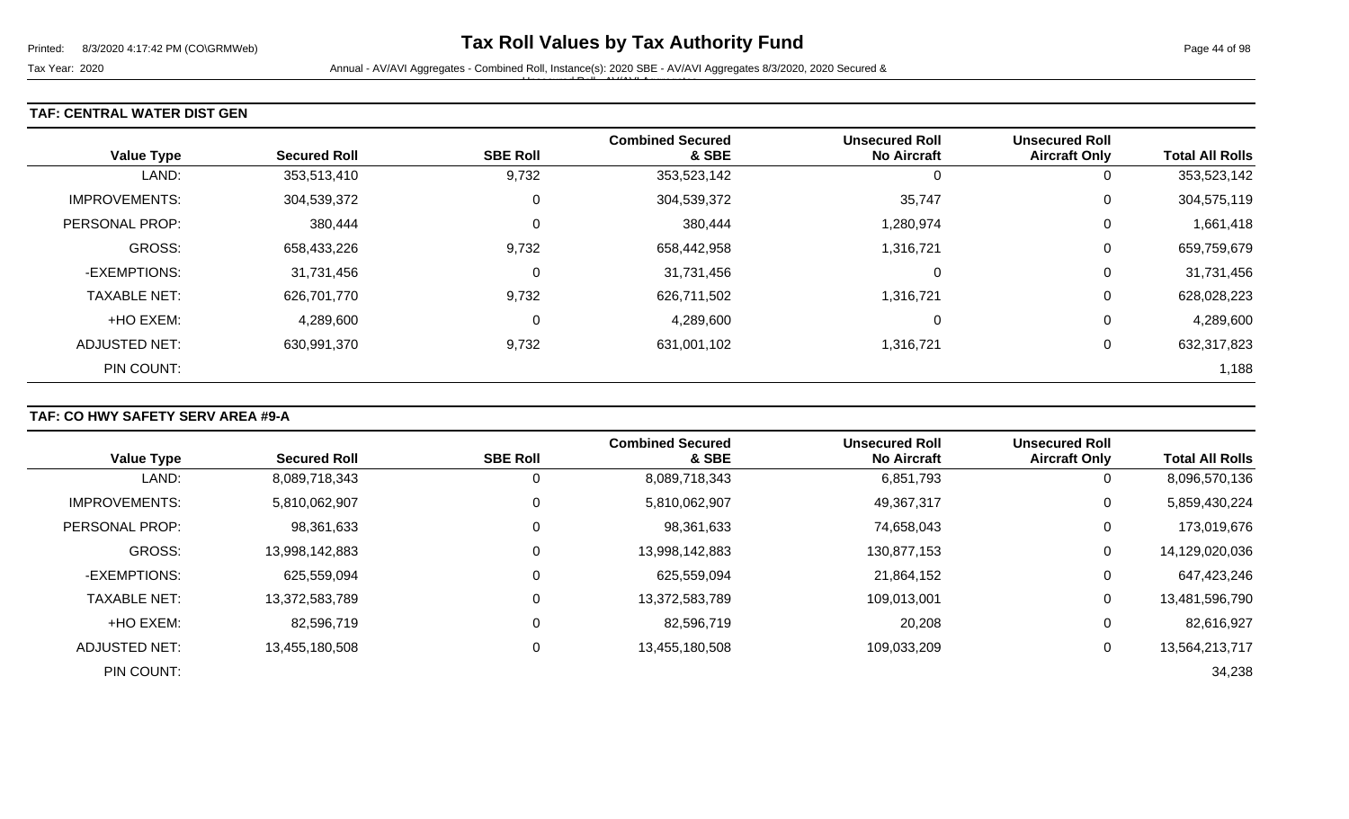**TAF: CENTRAL WATER DIST GEN**

| Value Type | Secured Roll | SBE Roll | Combined Secured & SBE | Unsecured Roll No Aircraft | Unsecured Roll Aircraft Only | Total All Rolls |
|---|---|---|---|---|---|---|
| LAND: | 353,513,410 | 9,732 | 353,523,142 | 0 | 0 | 353,523,142 |
| IMPROVEMENTS: | 304,539,372 | 0 | 304,539,372 | 35,747 | 0 | 304,575,119 |
| PERSONAL PROP: | 380,444 | 0 | 380,444 | 1,280,974 | 0 | 1,661,418 |
| GROSS: | 658,433,226 | 9,732 | 658,442,958 | 1,316,721 | 0 | 659,759,679 |
| -EXEMPTIONS: | 31,731,456 | 0 | 31,731,456 | 0 | 0 | 31,731,456 |
| TAXABLE NET: | 626,701,770 | 9,732 | 626,711,502 | 1,316,721 | 0 | 628,028,223 |
| +HO EXEM: | 4,289,600 | 0 | 4,289,600 | 0 | 0 | 4,289,600 |
| ADJUSTED NET: | 630,991,370 | 9,732 | 631,001,102 | 1,316,721 | 0 | 632,317,823 |
| PIN COUNT: | | | | | | 1,188 |

**TAF: CO HWY SAFETY SERV AREA #9-A**

| Value Type | Secured Roll | SBE Roll | Combined Secured & SBE | Unsecured Roll No Aircraft | Unsecured Roll Aircraft Only | Total All Rolls |
|---|---|---|---|---|---|---|
| LAND: | 8,089,718,343 | 0 | 8,089,718,343 | 6,851,793 | 0 | 8,096,570,136 |
| IMPROVEMENTS: | 5,810,062,907 | 0 | 5,810,062,907 | 49,367,317 | 0 | 5,859,430,224 |
| PERSONAL PROP: | 98,361,633 | 0 | 98,361,633 | 74,658,043 | 0 | 173,019,676 |
| GROSS: | 13,998,142,883 | 0 | 13,998,142,883 | 130,877,153 | 0 | 14,129,020,036 |
| -EXEMPTIONS: | 625,559,094 | 0 | 625,559,094 | 21,864,152 | 0 | 647,423,246 |
| TAXABLE NET: | 13,372,583,789 | 0 | 13,372,583,789 | 109,013,001 | 0 | 13,481,596,790 |
| +HO EXEM: | 82,596,719 | 0 | 82,596,719 | 20,208 | 0 | 82,616,927 |
| ADJUSTED NET: | 13,455,180,508 | 0 | 13,455,180,508 | 109,033,209 | 0 | 13,564,213,717 |
| PIN COUNT: | | | | | | 34,238 |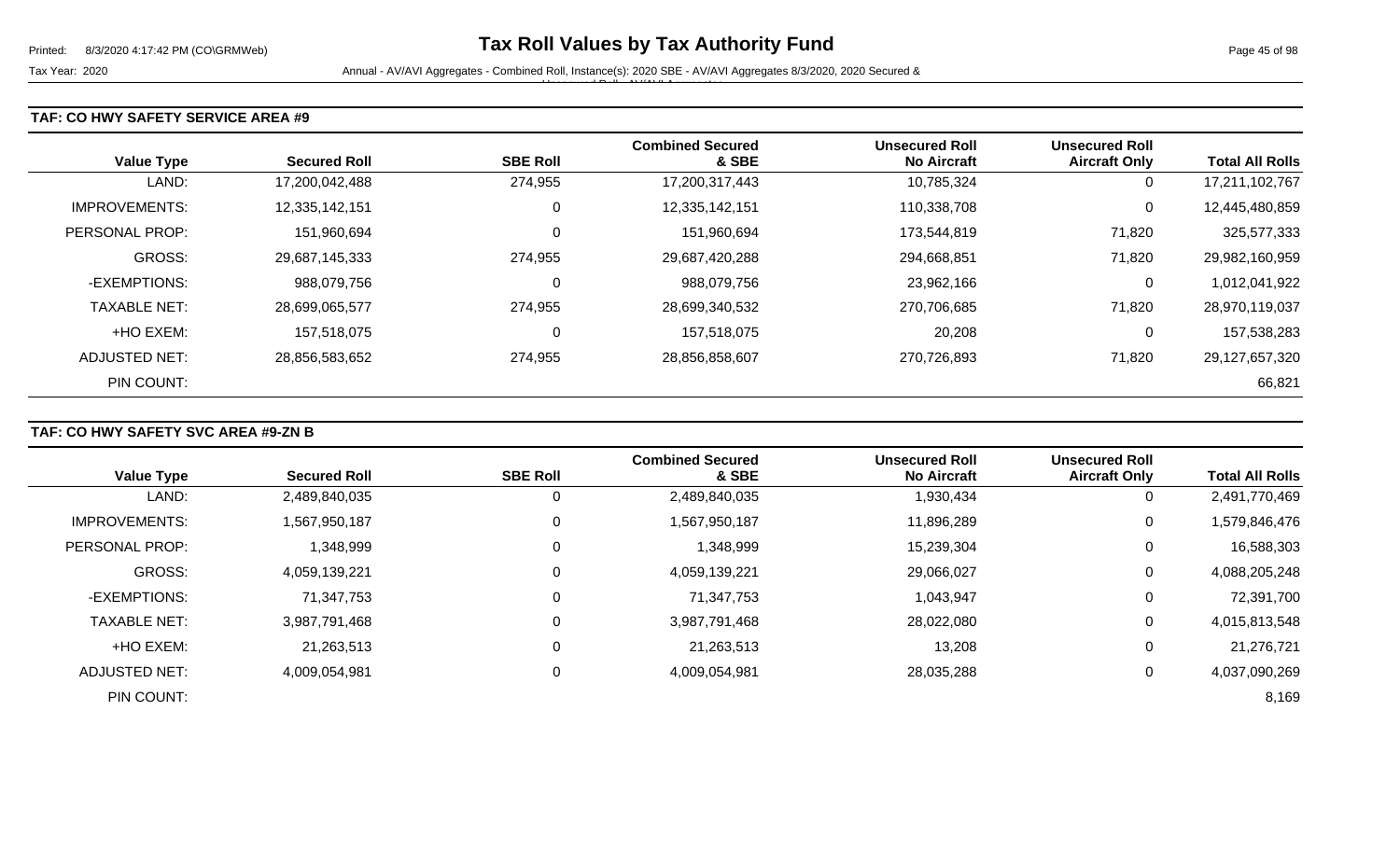# Tax Roll Values by Tax Authority Fund

Tax Year: 2020

Annual - AV/AVI Aggregates - Combined Roll, Instance(s): 2020 SBE - AV/AVI Aggregates 8/3/2020, 2020 Secured & Unsecured Roll - AV/AVI Aggregates

### TAF: CO HWY SAFETY SERVICE AREA #9

| Value Type | Secured Roll | SBE Roll | Combined Secured & SBE | Unsecured Roll No Aircraft | Unsecured Roll Aircraft Only | Total All Rolls |
|---|---|---|---|---|---|---|
| LAND: | 17,200,042,488 | 274,955 | 17,200,317,443 | 10,785,324 | 0 | 17,211,102,767 |
| IMPROVEMENTS: | 12,335,142,151 | 0 | 12,335,142,151 | 110,338,708 | 0 | 12,445,480,859 |
| PERSONAL PROP: | 151,960,694 | 0 | 151,960,694 | 173,544,819 | 71,820 | 325,577,333 |
| GROSS: | 29,687,145,333 | 274,955 | 29,687,420,288 | 294,668,851 | 71,820 | 29,982,160,959 |
| -EXEMPTIONS: | 988,079,756 | 0 | 988,079,756 | 23,962,166 | 0 | 1,012,041,922 |
| TAXABLE NET: | 28,699,065,577 | 274,955 | 28,699,340,532 | 270,706,685 | 71,820 | 28,970,119,037 |
| +HO EXEM: | 157,518,075 | 0 | 157,518,075 | 20,208 | 0 | 157,538,283 |
| ADJUSTED NET: | 28,856,583,652 | 274,955 | 28,856,858,607 | 270,726,893 | 71,820 | 29,127,657,320 |
| PIN COUNT: | | | | | | 66,821 |

### TAF: CO HWY SAFETY SVC AREA #9-ZN B

| Value Type | Secured Roll | SBE Roll | Combined Secured & SBE | Unsecured Roll No Aircraft | Unsecured Roll Aircraft Only | Total All Rolls |
|---|---|---|---|---|---|---|
| LAND: | 2,489,840,035 | 0 | 2,489,840,035 | 1,930,434 | 0 | 2,491,770,469 |
| IMPROVEMENTS: | 1,567,950,187 | 0 | 1,567,950,187 | 11,896,289 | 0 | 1,579,846,476 |
| PERSONAL PROP: | 1,348,999 | 0 | 1,348,999 | 15,239,304 | 0 | 16,588,303 |
| GROSS: | 4,059,139,221 | 0 | 4,059,139,221 | 29,066,027 | 0 | 4,088,205,248 |
| -EXEMPTIONS: | 71,347,753 | 0 | 71,347,753 | 1,043,947 | 0 | 72,391,700 |
| TAXABLE NET: | 3,987,791,468 | 0 | 3,987,791,468 | 28,022,080 | 0 | 4,015,813,548 |
| +HO EXEM: | 21,263,513 | 0 | 21,263,513 | 13,208 | 0 | 21,276,721 |
| ADJUSTED NET: | 4,009,054,981 | 0 | 4,009,054,981 | 28,035,288 | 0 | 4,037,090,269 |
| PIN COUNT: | | | | | | 8,169 |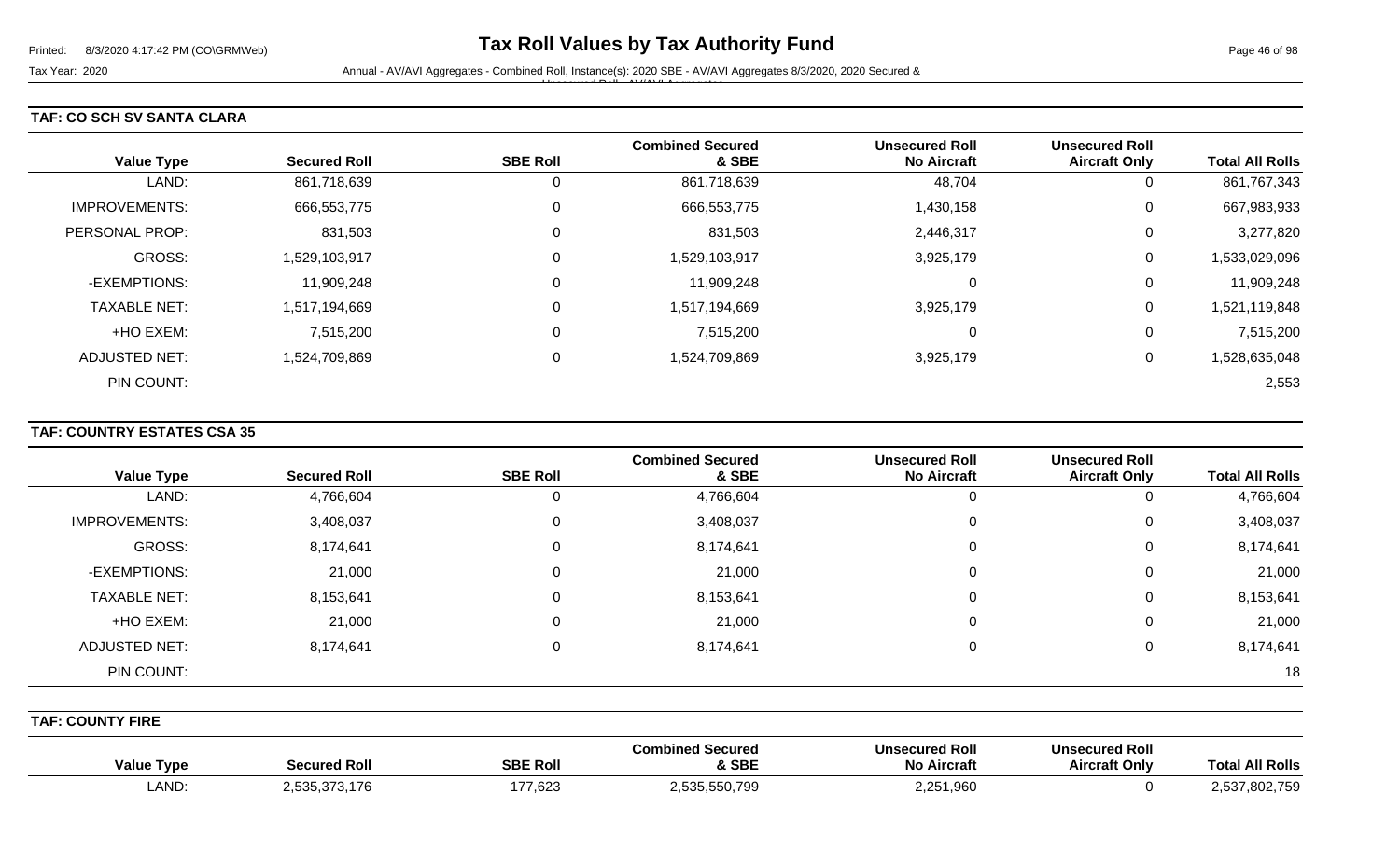# Tax Roll Values by Tax Authority Fund

Tax Year: 2020

Annual - AV/AVI Aggregates - Combined Roll, Instance(s): 2020 SBE - AV/AVI Aggregates 8/3/2020, 2020 Secured & Unsecured Roll - AV/AVI Aggregates

### TAF: CO SCH SV SANTA CLARA

| Value Type | Secured Roll | SBE Roll | Combined Secured & SBE | Unsecured Roll No Aircraft | Unsecured Roll Aircraft Only | Total All Rolls |
|---|---|---|---|---|---|---|
| LAND: | 861,718,639 | 0 | 861,718,639 | 48,704 | 0 | 861,767,343 |
| IMPROVEMENTS: | 666,553,775 | 0 | 666,553,775 | 1,430,158 | 0 | 667,983,933 |
| PERSONAL PROP: | 831,503 | 0 | 831,503 | 2,446,317 | 0 | 3,277,820 |
| GROSS: | 1,529,103,917 | 0 | 1,529,103,917 | 3,925,179 | 0 | 1,533,029,096 |
| -EXEMPTIONS: | 11,909,248 | 0 | 11,909,248 | 0 | 0 | 11,909,248 |
| TAXABLE NET: | 1,517,194,669 | 0 | 1,517,194,669 | 3,925,179 | 0 | 1,521,119,848 |
| +HO EXEM: | 7,515,200 | 0 | 7,515,200 | 0 | 0 | 7,515,200 |
| ADJUSTED NET: | 1,524,709,869 | 0 | 1,524,709,869 | 3,925,179 | 0 | 1,528,635,048 |
| PIN COUNT: | | | | | | 2,553 |

### TAF: COUNTRY ESTATES CSA 35

| Value Type | Secured Roll | SBE Roll | Combined Secured & SBE | Unsecured Roll No Aircraft | Unsecured Roll Aircraft Only | Total All Rolls |
|---|---|---|---|---|---|---|
| LAND: | 4,766,604 | 0 | 4,766,604 | 0 | 0 | 4,766,604 |
| IMPROVEMENTS: | 3,408,037 | 0 | 3,408,037 | 0 | 0 | 3,408,037 |
| GROSS: | 8,174,641 | 0 | 8,174,641 | 0 | 0 | 8,174,641 |
| -EXEMPTIONS: | 21,000 | 0 | 21,000 | 0 | 0 | 21,000 |
| TAXABLE NET: | 8,153,641 | 0 | 8,153,641 | 0 | 0 | 8,153,641 |
| +HO EXEM: | 21,000 | 0 | 21,000 | 0 | 0 | 21,000 |
| ADJUSTED NET: | 8,174,641 | 0 | 8,174,641 | 0 | 0 | 8,174,641 |
| PIN COUNT: | | | | | | 18 |

### TAF: COUNTY FIRE

| Value Type | Secured Roll | SBE Roll | Combined Secured & SBE | Unsecured Roll No Aircraft | Unsecured Roll Aircraft Only | Total All Rolls |
|---|---|---|---|---|---|---|
| LAND: | 2,535,373,176 | 177,623 | 2,535,550,799 | 2,251,960 | 0 | 2,537,802,759 |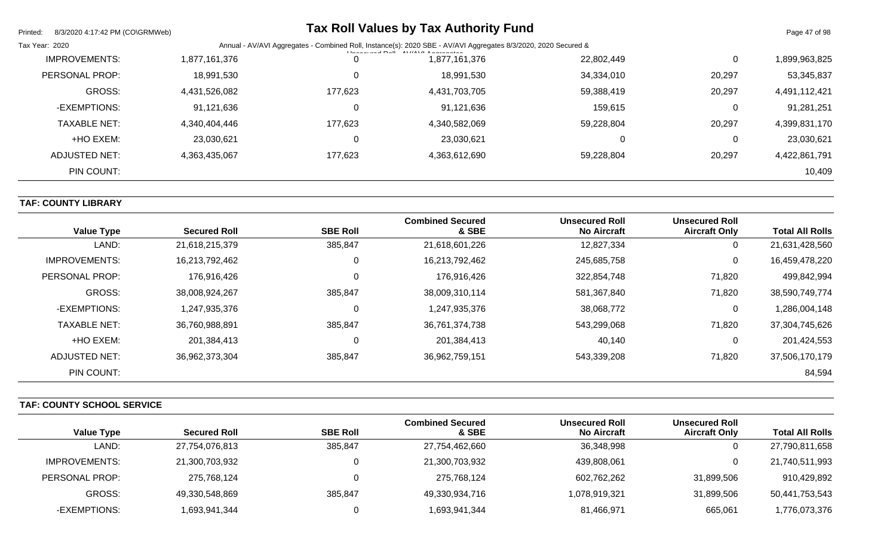| Value Type | Secured Roll | SBE Roll | Combined Secured & SBE | Unsecured Roll No Aircraft | Unsecured Roll Aircraft Only | Total All Rolls |
|---|---|---|---|---|---|---|
| IMPROVEMENTS: | 1,877,161,376 | 0 | 1,877,161,376 | 22,802,449 | 0 | 1,899,963,825 |
| PERSONAL PROP: | 18,991,530 | 0 | 18,991,530 | 34,334,010 | 20,297 | 53,345,837 |
| GROSS: | 4,431,526,082 | 177,623 | 4,431,703,705 | 59,388,419 | 20,297 | 4,491,112,421 |
| -EXEMPTIONS: | 91,121,636 | 0 | 91,121,636 | 159,615 | 0 | 91,281,251 |
| TAXABLE NET: | 4,340,404,446 | 177,623 | 4,340,582,069 | 59,228,804 | 20,297 | 4,399,831,170 |
| +HO EXEM: | 23,030,621 | 0 | 23,030,621 | 0 | 0 | 23,030,621 |
| ADJUSTED NET: | 4,363,435,067 | 177,623 | 4,363,612,690 | 59,228,804 | 20,297 | 4,422,861,791 |
| PIN COUNT: | | | | | | 10,409 |

**TAF: COUNTY LIBRARY**

| Value Type | Secured Roll | SBE Roll | Combined Secured & SBE | Unsecured Roll No Aircraft | Unsecured Roll Aircraft Only | Total All Rolls |
|---|---|---|---|---|---|---|
| LAND: | 21,618,215,379 | 385,847 | 21,618,601,226 | 12,827,334 | 0 | 21,631,428,560 |
| IMPROVEMENTS: | 16,213,792,462 | 0 | 16,213,792,462 | 245,685,758 | 0 | 16,459,478,220 |
| PERSONAL PROP: | 176,916,426 | 0 | 176,916,426 | 322,854,748 | 71,820 | 499,842,994 |
| GROSS: | 38,008,924,267 | 385,847 | 38,009,310,114 | 581,367,840 | 71,820 | 38,590,749,774 |
| -EXEMPTIONS: | 1,247,935,376 | 0 | 1,247,935,376 | 38,068,772 | 0 | 1,286,004,148 |
| TAXABLE NET: | 36,760,988,891 | 385,847 | 36,761,374,738 | 543,299,068 | 71,820 | 37,304,745,626 |
| +HO EXEM: | 201,384,413 | 0 | 201,384,413 | 40,140 | 0 | 201,424,553 |
| ADJUSTED NET: | 36,962,373,304 | 385,847 | 36,962,759,151 | 543,339,208 | 71,820 | 37,506,170,179 |
| PIN COUNT: | | | | | | 84,594 |

**TAF: COUNTY SCHOOL SERVICE**

| Value Type | Secured Roll | SBE Roll | Combined Secured & SBE | Unsecured Roll No Aircraft | Unsecured Roll Aircraft Only | Total All Rolls |
|---|---|---|---|---|---|---|
| LAND: | 27,754,076,813 | 385,847 | 27,754,462,660 | 36,348,998 | 0 | 27,790,811,658 |
| IMPROVEMENTS: | 21,300,703,932 | 0 | 21,300,703,932 | 439,808,061 | 0 | 21,740,511,993 |
| PERSONAL PROP: | 275,768,124 | 0 | 275,768,124 | 602,762,262 | 31,899,506 | 910,429,892 |
| GROSS: | 49,330,548,869 | 385,847 | 49,330,934,716 | 1,078,919,321 | 31,899,506 | 50,441,753,543 |
| -EXEMPTIONS: | 1,693,941,344 | 0 | 1,693,941,344 | 81,466,971 | 665,061 | 1,776,073,376 |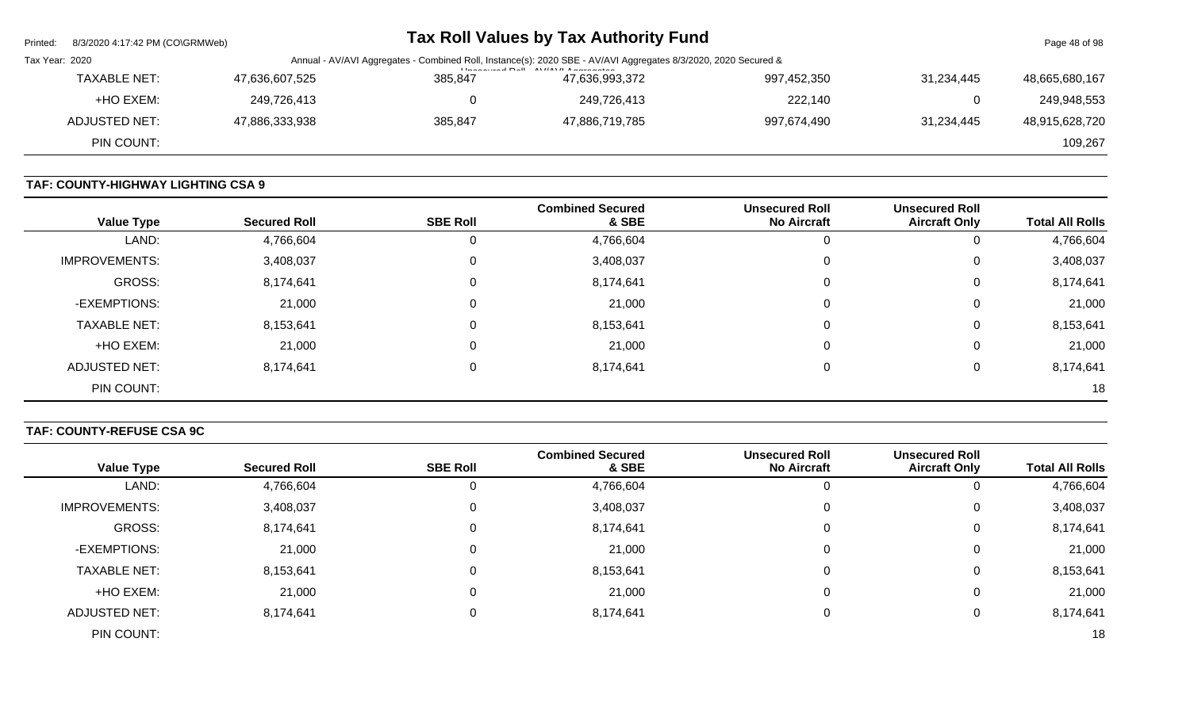| Value Type | Secured Roll | SBE Roll | Combined Secured & SBE | Unsecured Roll No Aircraft | Unsecured Roll Aircraft Only | Total All Rolls |
|---|---|---|---|---|---|---|
| TAXABLE NET: | 47,636,607,525 | 385,847 | 47,636,993,372 | 997,452,350 | 31,234,445 | 48,665,680,167 |
| +HO EXEM: | 249,726,413 | 0 | 249,726,413 | 222,140 | 0 | 249,948,553 |
| ADJUSTED NET: | 47,886,333,938 | 385,847 | 47,886,719,785 | 997,674,490 | 31,234,445 | 48,915,628,720 |
| PIN COUNT: | | | | | | 109,267 |

**TAF: COUNTY-HIGHWAY LIGHTING CSA 9**

| Value Type | Secured Roll | SBE Roll | Combined Secured & SBE | Unsecured Roll No Aircraft | Unsecured Roll Aircraft Only | Total All Rolls |
|---|---|---|---|---|---|---|
| LAND: | 4,766,604 | 0 | 4,766,604 | 0 | 0 | 4,766,604 |
| IMPROVEMENTS: | 3,408,037 | 0 | 3,408,037 | 0 | 0 | 3,408,037 |
| GROSS: | 8,174,641 | 0 | 8,174,641 | 0 | 0 | 8,174,641 |
| -EXEMPTIONS: | 21,000 | 0 | 21,000 | 0 | 0 | 21,000 |
| TAXABLE NET: | 8,153,641 | 0 | 8,153,641 | 0 | 0 | 8,153,641 |
| +HO EXEM: | 21,000 | 0 | 21,000 | 0 | 0 | 21,000 |
| ADJUSTED NET: | 8,174,641 | 0 | 8,174,641 | 0 | 0 | 8,174,641 |
| PIN COUNT: | | | | | | 18 |

**TAF: COUNTY-REFUSE CSA 9C**

| Value Type | Secured Roll | SBE Roll | Combined Secured & SBE | Unsecured Roll No Aircraft | Unsecured Roll Aircraft Only | Total All Rolls |
|---|---|---|---|---|---|---|
| LAND: | 4,766,604 | 0 | 4,766,604 | 0 | 0 | 4,766,604 |
| IMPROVEMENTS: | 3,408,037 | 0 | 3,408,037 | 0 | 0 | 3,408,037 |
| GROSS: | 8,174,641 | 0 | 8,174,641 | 0 | 0 | 8,174,641 |
| -EXEMPTIONS: | 21,000 | 0 | 21,000 | 0 | 0 | 21,000 |
| TAXABLE NET: | 8,153,641 | 0 | 8,153,641 | 0 | 0 | 8,153,641 |
| +HO EXEM: | 21,000 | 0 | 21,000 | 0 | 0 | 21,000 |
| ADJUSTED NET: | 8,174,641 | 0 | 8,174,641 | 0 | 0 | 8,174,641 |
| PIN COUNT: | | | | | | 18 |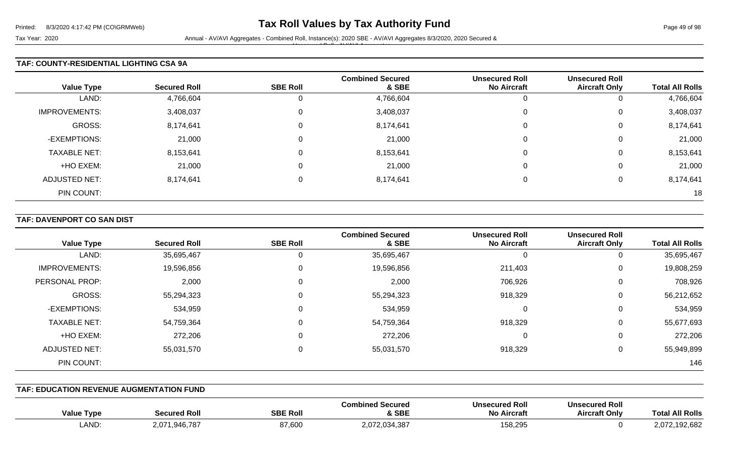## TAF: COUNTY-RESIDENTIAL LIGHTING CSA 9A

| Value Type | Secured Roll | SBE Roll | Combined Secured & SBE | Unsecured Roll No Aircraft | Unsecured Roll Aircraft Only | Total All Rolls |
|---|---|---|---|---|---|---|
| LAND: | 4,766,604 | 0 | 4,766,604 | 0 | 0 | 4,766,604 |
| IMPROVEMENTS: | 3,408,037 | 0 | 3,408,037 | 0 | 0 | 3,408,037 |
| GROSS: | 8,174,641 | 0 | 8,174,641 | 0 | 0 | 8,174,641 |
| -EXEMPTIONS: | 21,000 | 0 | 21,000 | 0 | 0 | 21,000 |
| TAXABLE NET: | 8,153,641 | 0 | 8,153,641 | 0 | 0 | 8,153,641 |
| +HO EXEM: | 21,000 | 0 | 21,000 | 0 | 0 | 21,000 |
| ADJUSTED NET: | 8,174,641 | 0 | 8,174,641 | 0 | 0 | 8,174,641 |
| PIN COUNT: | | | | | | 18 |

## TAF: DAVENPORT CO SAN DIST

| Value Type | Secured Roll | SBE Roll | Combined Secured & SBE | Unsecured Roll No Aircraft | Unsecured Roll Aircraft Only | Total All Rolls |
|---|---|---|---|---|---|---|
| LAND: | 35,695,467 | 0 | 35,695,467 | 0 | 0 | 35,695,467 |
| IMPROVEMENTS: | 19,596,856 | 0 | 19,596,856 | 211,403 | 0 | 19,808,259 |
| PERSONAL PROP: | 2,000 | 0 | 2,000 | 706,926 | 0 | 708,926 |
| GROSS: | 55,294,323 | 0 | 55,294,323 | 918,329 | 0 | 56,212,652 |
| -EXEMPTIONS: | 534,959 | 0 | 534,959 | 0 | 0 | 534,959 |
| TAXABLE NET: | 54,759,364 | 0 | 54,759,364 | 918,329 | 0 | 55,677,693 |
| +HO EXEM: | 272,206 | 0 | 272,206 | 0 | 0 | 272,206 |
| ADJUSTED NET: | 55,031,570 | 0 | 55,031,570 | 918,329 | 0 | 55,949,899 |
| PIN COUNT: | | | | | | 146 |

## TAF: EDUCATION REVENUE AUGMENTATION FUND

| Value Type | Secured Roll | SBE Roll | Combined Secured & SBE | Unsecured Roll No Aircraft | Unsecured Roll Aircraft Only | Total All Rolls |
|---|---|---|---|---|---|---|
| LAND: | 2,071,946,787 | 87,600 | 2,072,034,387 | 158,295 | 0 | 2,072,192,682 |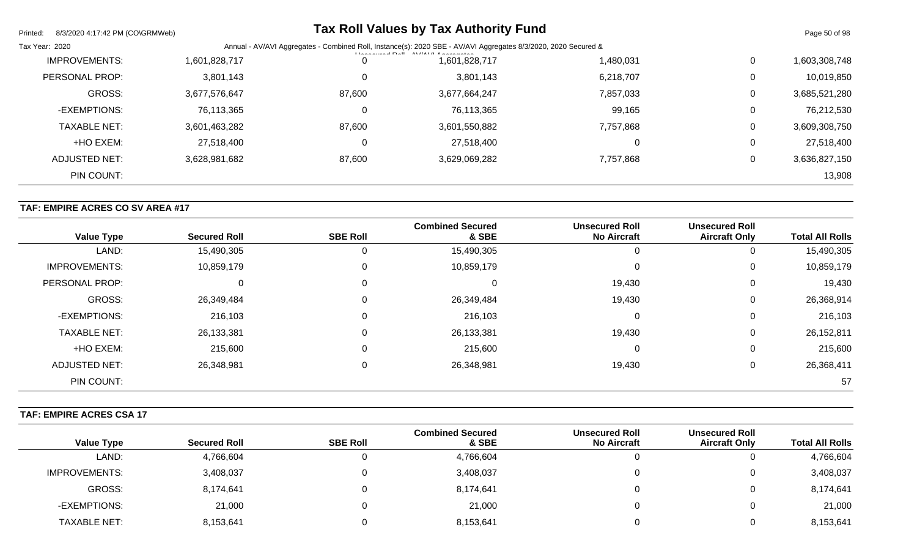| Value Type | Secured Roll | SBE Roll | Combined Secured & SBE | Unsecured Roll No Aircraft | Unsecured Roll Aircraft Only | Total All Rolls |
|---|---|---|---|---|---|---|
| IMPROVEMENTS: | 1,601,828,717 | 0 | 1,601,828,717 | 1,480,031 | 0 | 1,603,308,748 |
| PERSONAL PROP: | 3,801,143 | 0 | 3,801,143 | 6,218,707 | 0 | 10,019,850 |
| GROSS: | 3,677,576,647 | 87,600 | 3,677,664,247 | 7,857,033 | 0 | 3,685,521,280 |
| -EXEMPTIONS: | 76,113,365 | 0 | 76,113,365 | 99,165 | 0 | 76,212,530 |
| TAXABLE NET: | 3,601,463,282 | 87,600 | 3,601,550,882 | 7,757,868 | 0 | 3,609,308,750 |
| +HO EXEM: | 27,518,400 | 0 | 27,518,400 | 0 | 0 | 27,518,400 |
| ADJUSTED NET: | 3,628,981,682 | 87,600 | 3,629,069,282 | 7,757,868 | 0 | 3,636,827,150 |
| PIN COUNT: | | | | | | 13,908 |

## TAF: EMPIRE ACRES CO SV AREA #17

| Value Type | Secured Roll | SBE Roll | Combined Secured & SBE | Unsecured Roll No Aircraft | Unsecured Roll Aircraft Only | Total All Rolls |
|---|---|---|---|---|---|---|
| LAND: | 15,490,305 | 0 | 15,490,305 | 0 | 0 | 15,490,305 |
| IMPROVEMENTS: | 10,859,179 | 0 | 10,859,179 | 0 | 0 | 10,859,179 |
| PERSONAL PROP: | 0 | 0 | 0 | 19,430 | 0 | 19,430 |
| GROSS: | 26,349,484 | 0 | 26,349,484 | 19,430 | 0 | 26,368,914 |
| -EXEMPTIONS: | 216,103 | 0 | 216,103 | 0 | 0 | 216,103 |
| TAXABLE NET: | 26,133,381 | 0 | 26,133,381 | 19,430 | 0 | 26,152,811 |
| +HO EXEM: | 215,600 | 0 | 215,600 | 0 | 0 | 215,600 |
| ADJUSTED NET: | 26,348,981 | 0 | 26,348,981 | 19,430 | 0 | 26,368,411 |
| PIN COUNT: | | | | | | 57 |

## TAF: EMPIRE ACRES CSA 17

| Value Type | Secured Roll | SBE Roll | Combined Secured & SBE | Unsecured Roll No Aircraft | Unsecured Roll Aircraft Only | Total All Rolls |
|---|---|---|---|---|---|---|
| LAND: | 4,766,604 | 0 | 4,766,604 | 0 | 0 | 4,766,604 |
| IMPROVEMENTS: | 3,408,037 | 0 | 3,408,037 | 0 | 0 | 3,408,037 |
| GROSS: | 8,174,641 | 0 | 8,174,641 | 0 | 0 | 8,174,641 |
| -EXEMPTIONS: | 21,000 | 0 | 21,000 | 0 | 0 | 21,000 |
| TAXABLE NET: | 8,153,641 | 0 | 8,153,641 | 0 | 0 | 8,153,641 |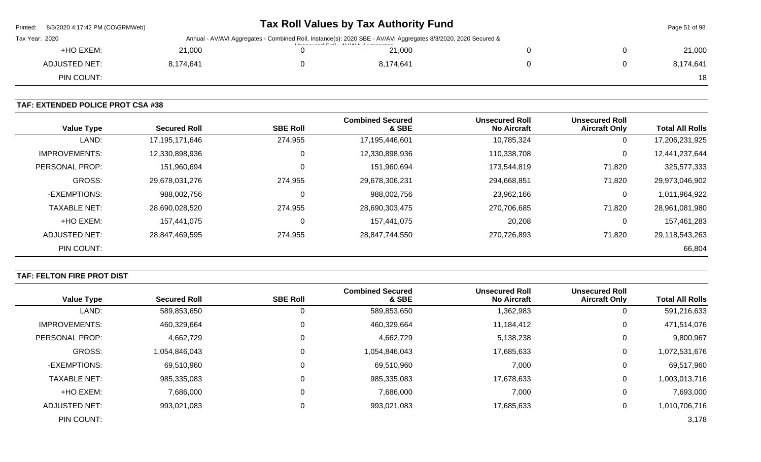| Value Type | Secured Roll | SBE Roll | Combined Secured & SBE | Unsecured Roll No Aircraft | Unsecured Roll Aircraft Only | Total All Rolls |
|---|---|---|---|---|---|---|
| +HO EXEM: | 21,000 | 0 | 21,000 | 0 | 0 | 21,000 |
| ADJUSTED NET: | 8,174,641 | 0 | 8,174,641 | 0 | 0 | 8,174,641 |
| PIN COUNT: | | | | | | 18 |

**TAF: EXTENDED POLICE PROT CSA #38**

| Value Type | Secured Roll | SBE Roll | Combined Secured & SBE | Unsecured Roll No Aircraft | Unsecured Roll Aircraft Only | Total All Rolls |
|---|---|---|---|---|---|---|
| LAND: | 17,195,171,646 | 274,955 | 17,195,446,601 | 10,785,324 | 0 | 17,206,231,925 |
| IMPROVEMENTS: | 12,330,898,936 | 0 | 12,330,898,936 | 110,338,708 | 0 | 12,441,237,644 |
| PERSONAL PROP: | 151,960,694 | 0 | 151,960,694 | 173,544,819 | 71,820 | 325,577,333 |
| GROSS: | 29,678,031,276 | 274,955 | 29,678,306,231 | 294,668,851 | 71,820 | 29,973,046,902 |
| -EXEMPTIONS: | 988,002,756 | 0 | 988,002,756 | 23,962,166 | 0 | 1,011,964,922 |
| TAXABLE NET: | 28,690,028,520 | 274,955 | 28,690,303,475 | 270,706,685 | 71,820 | 28,961,081,980 |
| +HO EXEM: | 157,441,075 | 0 | 157,441,075 | 20,208 | 0 | 157,461,283 |
| ADJUSTED NET: | 28,847,469,595 | 274,955 | 28,847,744,550 | 270,726,893 | 71,820 | 29,118,543,263 |
| PIN COUNT: | | | | | | 66,804 |

**TAF: FELTON FIRE PROT DIST**

| Value Type | Secured Roll | SBE Roll | Combined Secured & SBE | Unsecured Roll No Aircraft | Unsecured Roll Aircraft Only | Total All Rolls |
|---|---|---|---|---|---|---|
| LAND: | 589,853,650 | 0 | 589,853,650 | 1,362,983 | 0 | 591,216,633 |
| IMPROVEMENTS: | 460,329,664 | 0 | 460,329,664 | 11,184,412 | 0 | 471,514,076 |
| PERSONAL PROP: | 4,662,729 | 0 | 4,662,729 | 5,138,238 | 0 | 9,800,967 |
| GROSS: | 1,054,846,043 | 0 | 1,054,846,043 | 17,685,633 | 0 | 1,072,531,676 |
| -EXEMPTIONS: | 69,510,960 | 0 | 69,510,960 | 7,000 | 0 | 69,517,960 |
| TAXABLE NET: | 985,335,083 | 0 | 985,335,083 | 17,678,633 | 0 | 1,003,013,716 |
| +HO EXEM: | 7,686,000 | 0 | 7,686,000 | 7,000 | 0 | 7,693,000 |
| ADJUSTED NET: | 993,021,083 | 0 | 993,021,083 | 17,685,633 | 0 | 1,010,706,716 |
| PIN COUNT: | | | | | | 3,178 |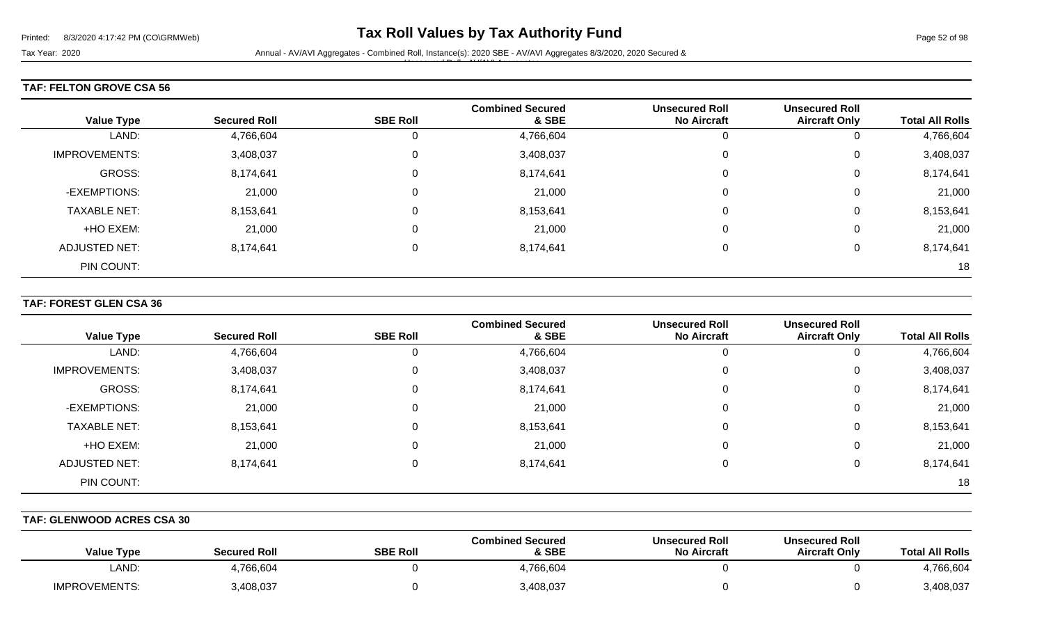## TAF: FELTON GROVE CSA 56

| Value Type | Secured Roll | SBE Roll | Combined Secured & SBE | Unsecured Roll No Aircraft | Unsecured Roll Aircraft Only | Total All Rolls |
|---|---|---|---|---|---|---|
| LAND: | 4,766,604 | 0 | 4,766,604 | 0 | 0 | 4,766,604 |
| IMPROVEMENTS: | 3,408,037 | 0 | 3,408,037 | 0 | 0 | 3,408,037 |
| GROSS: | 8,174,641 | 0 | 8,174,641 | 0 | 0 | 8,174,641 |
| -EXEMPTIONS: | 21,000 | 0 | 21,000 | 0 | 0 | 21,000 |
| TAXABLE NET: | 8,153,641 | 0 | 8,153,641 | 0 | 0 | 8,153,641 |
| +HO EXEM: | 21,000 | 0 | 21,000 | 0 | 0 | 21,000 |
| ADJUSTED NET: | 8,174,641 | 0 | 8,174,641 | 0 | 0 | 8,174,641 |
| PIN COUNT: | | | | | | 18 |

## TAF: FOREST GLEN CSA 36

| Value Type | Secured Roll | SBE Roll | Combined Secured & SBE | Unsecured Roll No Aircraft | Unsecured Roll Aircraft Only | Total All Rolls |
|---|---|---|---|---|---|---|
| LAND: | 4,766,604 | 0 | 4,766,604 | 0 | 0 | 4,766,604 |
| IMPROVEMENTS: | 3,408,037 | 0 | 3,408,037 | 0 | 0 | 3,408,037 |
| GROSS: | 8,174,641 | 0 | 8,174,641 | 0 | 0 | 8,174,641 |
| -EXEMPTIONS: | 21,000 | 0 | 21,000 | 0 | 0 | 21,000 |
| TAXABLE NET: | 8,153,641 | 0 | 8,153,641 | 0 | 0 | 8,153,641 |
| +HO EXEM: | 21,000 | 0 | 21,000 | 0 | 0 | 21,000 |
| ADJUSTED NET: | 8,174,641 | 0 | 8,174,641 | 0 | 0 | 8,174,641 |
| PIN COUNT: | | | | | | 18 |

## TAF: GLENWOOD ACRES CSA 30

| Value Type | Secured Roll | SBE Roll | Combined Secured & SBE | Unsecured Roll No Aircraft | Unsecured Roll Aircraft Only | Total All Rolls |
|---|---|---|---|---|---|---|
| LAND: | 4,766,604 | 0 | 4,766,604 | 0 | 0 | 4,766,604 |
| IMPROVEMENTS: | 3,408,037 | 0 | 3,408,037 | 0 | 0 | 3,408,037 |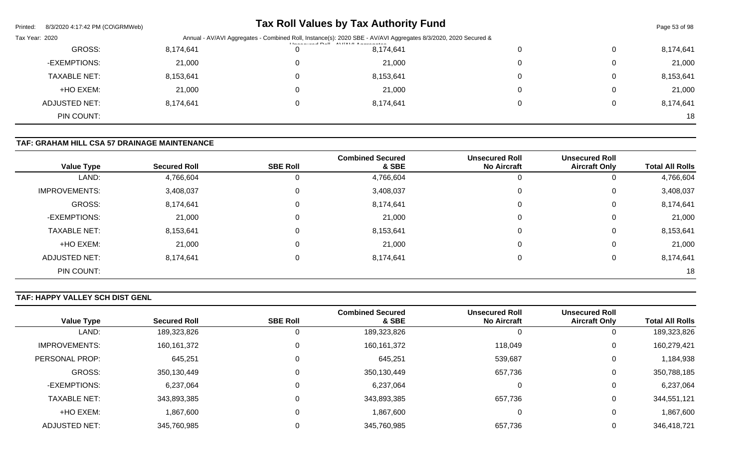| Value Type | Secured Roll | SBE Roll | Combined Secured & SBE | Unsecured Roll No Aircraft | Unsecured Roll Aircraft Only | Total All Rolls |
|---|---|---|---|---|---|---|
| GROSS: | 8,174,641 | 0 | 8,174,641 | 0 | 0 | 8,174,641 |
| -EXEMPTIONS: | 21,000 | 0 | 21,000 | 0 | 0 | 21,000 |
| TAXABLE NET: | 8,153,641 | 0 | 8,153,641 | 0 | 0 | 8,153,641 |
| +HO EXEM: | 21,000 | 0 | 21,000 | 0 | 0 | 21,000 |
| ADJUSTED NET: | 8,174,641 | 0 | 8,174,641 | 0 | 0 | 8,174,641 |
| PIN COUNT: | | | | | | 18 |

**TAF: GRAHAM HILL CSA 57 DRAINAGE MAINTENANCE**

| Value Type | Secured Roll | SBE Roll | Combined Secured & SBE | Unsecured Roll No Aircraft | Unsecured Roll Aircraft Only | Total All Rolls |
|---|---|---|---|---|---|---|
| LAND: | 4,766,604 | 0 | 4,766,604 | 0 | 0 | 4,766,604 |
| IMPROVEMENTS: | 3,408,037 | 0 | 3,408,037 | 0 | 0 | 3,408,037 |
| GROSS: | 8,174,641 | 0 | 8,174,641 | 0 | 0 | 8,174,641 |
| -EXEMPTIONS: | 21,000 | 0 | 21,000 | 0 | 0 | 21,000 |
| TAXABLE NET: | 8,153,641 | 0 | 8,153,641 | 0 | 0 | 8,153,641 |
| +HO EXEM: | 21,000 | 0 | 21,000 | 0 | 0 | 21,000 |
| ADJUSTED NET: | 8,174,641 | 0 | 8,174,641 | 0 | 0 | 8,174,641 |
| PIN COUNT: | | | | | | 18 |

**TAF: HAPPY VALLEY SCH DIST GENL**

| Value Type | Secured Roll | SBE Roll | Combined Secured & SBE | Unsecured Roll No Aircraft | Unsecured Roll Aircraft Only | Total All Rolls |
|---|---|---|---|---|---|---|
| LAND: | 189,323,826 | 0 | 189,323,826 | 0 | 0 | 189,323,826 |
| IMPROVEMENTS: | 160,161,372 | 0 | 160,161,372 | 118,049 | 0 | 160,279,421 |
| PERSONAL PROP: | 645,251 | 0 | 645,251 | 539,687 | 0 | 1,184,938 |
| GROSS: | 350,130,449 | 0 | 350,130,449 | 657,736 | 0 | 350,788,185 |
| -EXEMPTIONS: | 6,237,064 | 0 | 6,237,064 | 0 | 0 | 6,237,064 |
| TAXABLE NET: | 343,893,385 | 0 | 343,893,385 | 657,736 | 0 | 344,551,121 |
| +HO EXEM: | 1,867,600 | 0 | 1,867,600 | 0 | 0 | 1,867,600 |
| ADJUSTED NET: | 345,760,985 | 0 | 345,760,985 | 657,736 | 0 | 346,418,721 |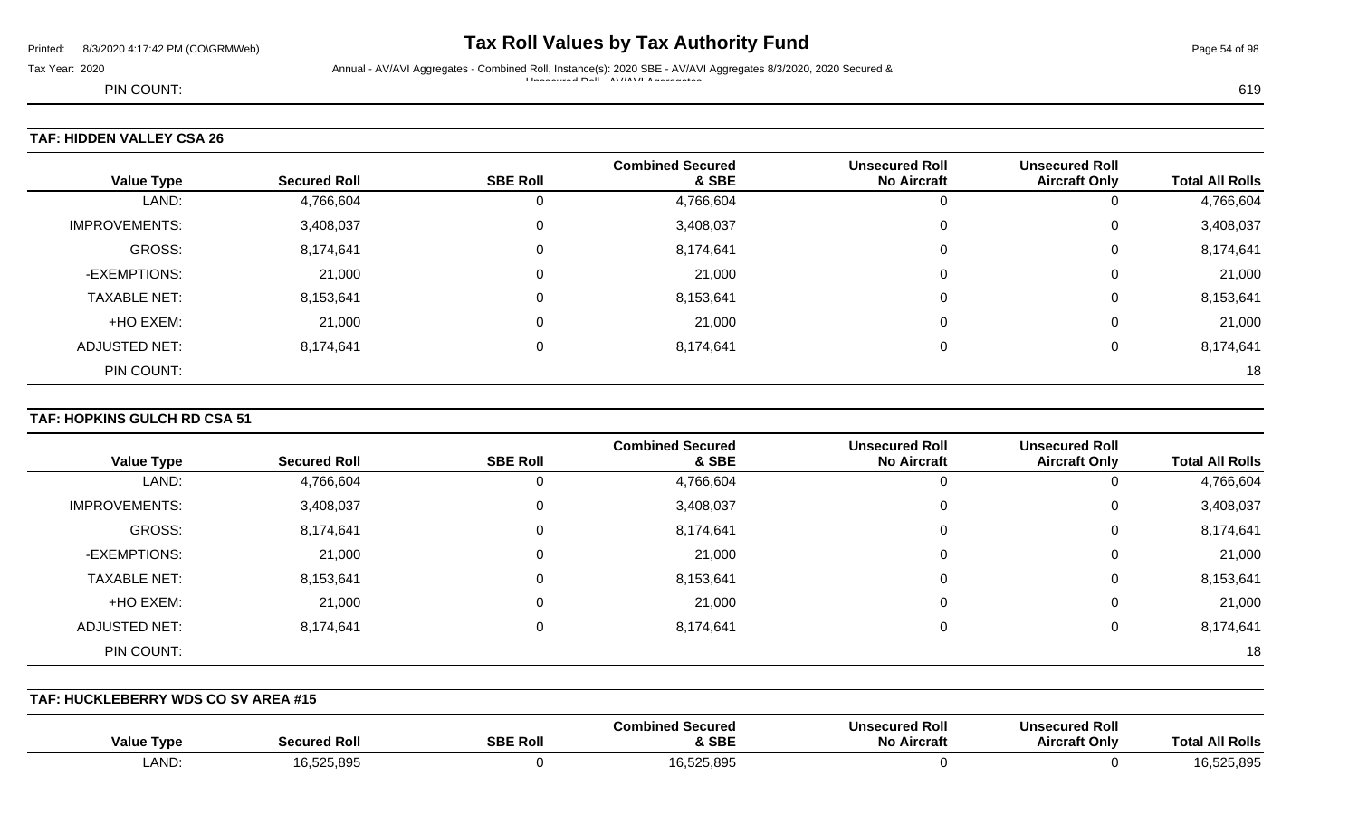PIN COUNT: 619

## TAF: HIDDEN VALLEY CSA 26

| Value Type | Secured Roll | SBE Roll | Combined Secured & SBE | Unsecured Roll No Aircraft | Unsecured Roll Aircraft Only | Total All Rolls |
|---|---|---|---|---|---|---|
| LAND: | 4,766,604 | 0 | 4,766,604 | 0 | 0 | 4,766,604 |
| IMPROVEMENTS: | 3,408,037 | 0 | 3,408,037 | 0 | 0 | 3,408,037 |
| GROSS: | 8,174,641 | 0 | 8,174,641 | 0 | 0 | 8,174,641 |
| -EXEMPTIONS: | 21,000 | 0 | 21,000 | 0 | 0 | 21,000 |
| TAXABLE NET: | 8,153,641 | 0 | 8,153,641 | 0 | 0 | 8,153,641 |
| +HO EXEM: | 21,000 | 0 | 21,000 | 0 | 0 | 21,000 |
| ADJUSTED NET: | 8,174,641 | 0 | 8,174,641 | 0 | 0 | 8,174,641 |
| PIN COUNT: | | | | | | 18 |

## TAF: HOPKINS GULCH RD CSA 51

| Value Type | Secured Roll | SBE Roll | Combined Secured & SBE | Unsecured Roll No Aircraft | Unsecured Roll Aircraft Only | Total All Rolls |
|---|---|---|---|---|---|---|
| LAND: | 4,766,604 | 0 | 4,766,604 | 0 | 0 | 4,766,604 |
| IMPROVEMENTS: | 3,408,037 | 0 | 3,408,037 | 0 | 0 | 3,408,037 |
| GROSS: | 8,174,641 | 0 | 8,174,641 | 0 | 0 | 8,174,641 |
| -EXEMPTIONS: | 21,000 | 0 | 21,000 | 0 | 0 | 21,000 |
| TAXABLE NET: | 8,153,641 | 0 | 8,153,641 | 0 | 0 | 8,153,641 |
| +HO EXEM: | 21,000 | 0 | 21,000 | 0 | 0 | 21,000 |
| ADJUSTED NET: | 8,174,641 | 0 | 8,174,641 | 0 | 0 | 8,174,641 |
| PIN COUNT: | | | | | | 18 |

## TAF: HUCKLEBERRY WDS CO SV AREA #15

| Value Type | Secured Roll | SBE Roll | Combined Secured & SBE | Unsecured Roll No Aircraft | Unsecured Roll Aircraft Only | Total All Rolls |
|---|---|---|---|---|---|---|
| LAND: | 16,525,895 | 0 | 16,525,895 | 0 | 0 | 16,525,895 |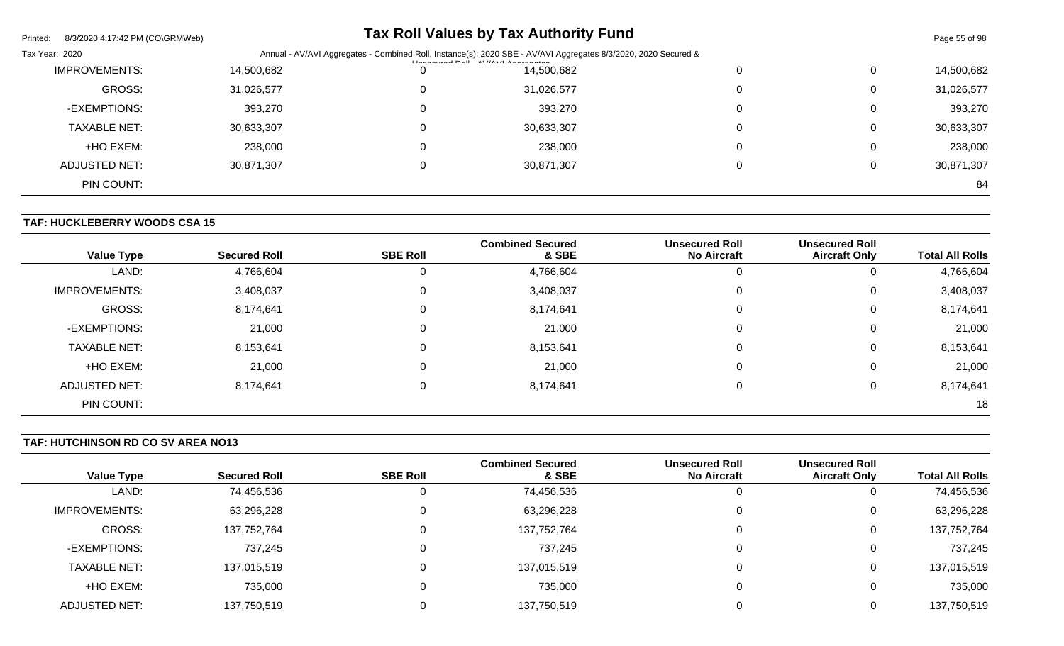| Value Type | Secured Roll | SBE Roll | Combined Secured & SBE | Unsecured Roll No Aircraft | Unsecured Roll Aircraft Only | Total All Rolls |
|---|---|---|---|---|---|---|
| IMPROVEMENTS: | 14,500,682 | 0 | 14,500,682 | 0 | 0 | 14,500,682 |
| GROSS: | 31,026,577 | 0 | 31,026,577 | 0 | 0 | 31,026,577 |
| -EXEMPTIONS: | 393,270 | 0 | 393,270 | 0 | 0 | 393,270 |
| TAXABLE NET: | 30,633,307 | 0 | 30,633,307 | 0 | 0 | 30,633,307 |
| +HO EXEM: | 238,000 | 0 | 238,000 | 0 | 0 | 238,000 |
| ADJUSTED NET: | 30,871,307 | 0 | 30,871,307 | 0 | 0 | 30,871,307 |
| PIN COUNT: | | | | | | 84 |

**TAF: HUCKLEBERRY WOODS CSA 15**

| Value Type | Secured Roll | SBE Roll | Combined Secured & SBE | Unsecured Roll No Aircraft | Unsecured Roll Aircraft Only | Total All Rolls |
|---|---|---|---|---|---|---|
| LAND: | 4,766,604 | 0 | 4,766,604 | 0 | 0 | 4,766,604 |
| IMPROVEMENTS: | 3,408,037 | 0 | 3,408,037 | 0 | 0 | 3,408,037 |
| GROSS: | 8,174,641 | 0 | 8,174,641 | 0 | 0 | 8,174,641 |
| -EXEMPTIONS: | 21,000 | 0 | 21,000 | 0 | 0 | 21,000 |
| TAXABLE NET: | 8,153,641 | 0 | 8,153,641 | 0 | 0 | 8,153,641 |
| +HO EXEM: | 21,000 | 0 | 21,000 | 0 | 0 | 21,000 |
| ADJUSTED NET: | 8,174,641 | 0 | 8,174,641 | 0 | 0 | 8,174,641 |
| PIN COUNT: | | | | | | 18 |

**TAF: HUTCHINSON RD CO SV AREA NO13**

| Value Type | Secured Roll | SBE Roll | Combined Secured & SBE | Unsecured Roll No Aircraft | Unsecured Roll Aircraft Only | Total All Rolls |
|---|---|---|---|---|---|---|
| LAND: | 74,456,536 | 0 | 74,456,536 | 0 | 0 | 74,456,536 |
| IMPROVEMENTS: | 63,296,228 | 0 | 63,296,228 | 0 | 0 | 63,296,228 |
| GROSS: | 137,752,764 | 0 | 137,752,764 | 0 | 0 | 137,752,764 |
| -EXEMPTIONS: | 737,245 | 0 | 737,245 | 0 | 0 | 737,245 |
| TAXABLE NET: | 137,015,519 | 0 | 137,015,519 | 0 | 0 | 137,015,519 |
| +HO EXEM: | 735,000 | 0 | 735,000 | 0 | 0 | 735,000 |
| ADJUSTED NET: | 137,750,519 | 0 | 137,750,519 | 0 | 0 | 137,750,519 |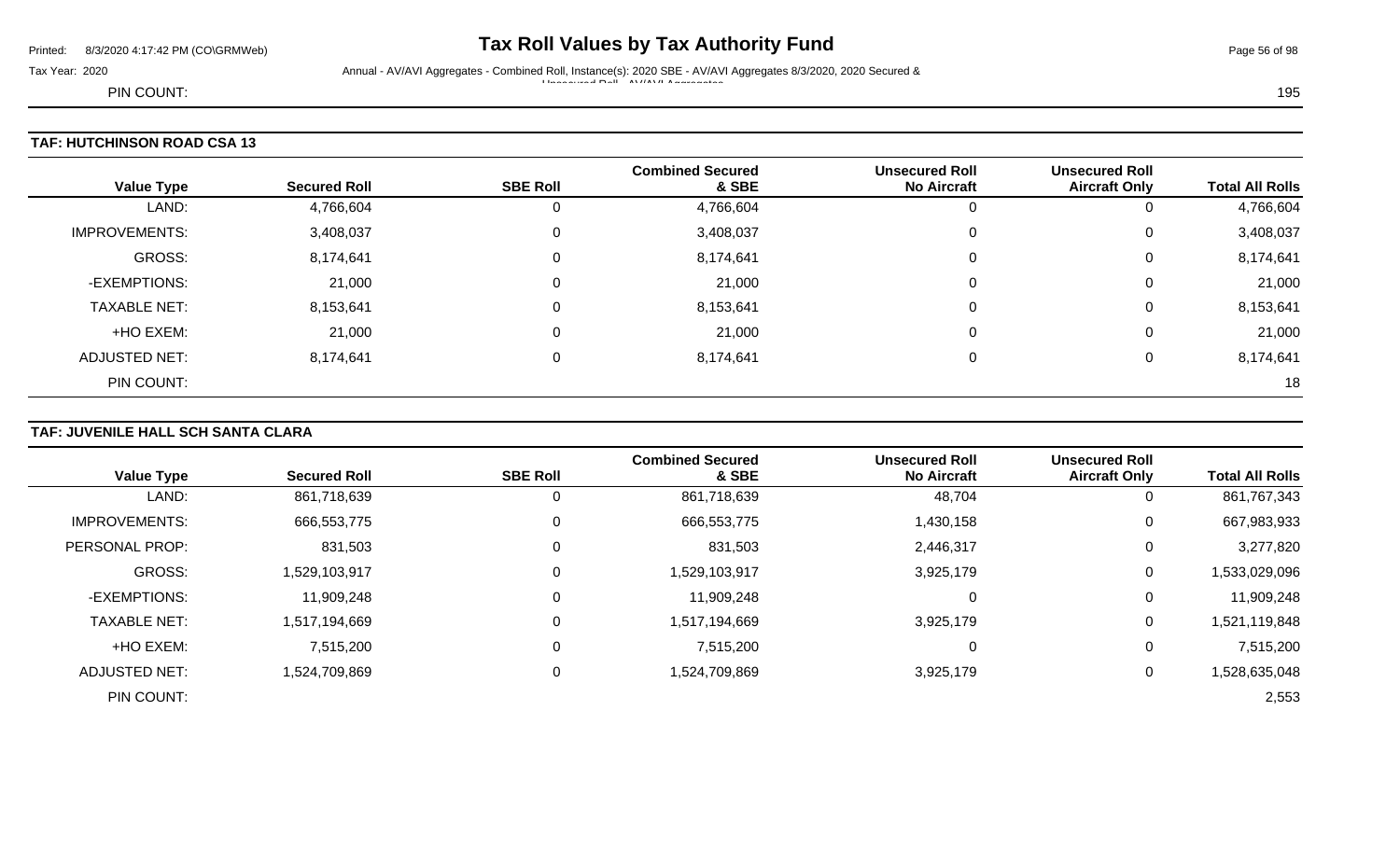PIN COUNT: 195

## TAF: HUTCHINSON ROAD CSA 13

| Value Type | Secured Roll | SBE Roll | Combined Secured & SBE | Unsecured Roll No Aircraft | Unsecured Roll Aircraft Only | Total All Rolls |
|---|---|---|---|---|---|---|
| LAND: | 4,766,604 | 0 | 4,766,604 | 0 | 0 | 4,766,604 |
| IMPROVEMENTS: | 3,408,037 | 0 | 3,408,037 | 0 | 0 | 3,408,037 |
| GROSS: | 8,174,641 | 0 | 8,174,641 | 0 | 0 | 8,174,641 |
| -EXEMPTIONS: | 21,000 | 0 | 21,000 | 0 | 0 | 21,000 |
| TAXABLE NET: | 8,153,641 | 0 | 8,153,641 | 0 | 0 | 8,153,641 |
| +HO EXEM: | 21,000 | 0 | 21,000 | 0 | 0 | 21,000 |
| ADJUSTED NET: | 8,174,641 | 0 | 8,174,641 | 0 | 0 | 8,174,641 |
| PIN COUNT: | | | | | | 18 |

## TAF: JUVENILE HALL SCH SANTA CLARA

| Value Type | Secured Roll | SBE Roll | Combined Secured & SBE | Unsecured Roll No Aircraft | Unsecured Roll Aircraft Only | Total All Rolls |
|---|---|---|---|---|---|---|
| LAND: | 861,718,639 | 0 | 861,718,639 | 48,704 | 0 | 861,767,343 |
| IMPROVEMENTS: | 666,553,775 | 0 | 666,553,775 | 1,430,158 | 0 | 667,983,933 |
| PERSONAL PROP: | 831,503 | 0 | 831,503 | 2,446,317 | 0 | 3,277,820 |
| GROSS: | 1,529,103,917 | 0 | 1,529,103,917 | 3,925,179 | 0 | 1,533,029,096 |
| -EXEMPTIONS: | 11,909,248 | 0 | 11,909,248 | 0 | 0 | 11,909,248 |
| TAXABLE NET: | 1,517,194,669 | 0 | 1,517,194,669 | 3,925,179 | 0 | 1,521,119,848 |
| +HO EXEM: | 7,515,200 | 0 | 7,515,200 | 0 | 0 | 7,515,200 |
| ADJUSTED NET: | 1,524,709,869 | 0 | 1,524,709,869 | 3,925,179 | 0 | 1,528,635,048 |
| PIN COUNT: | | | | | | 2,553 |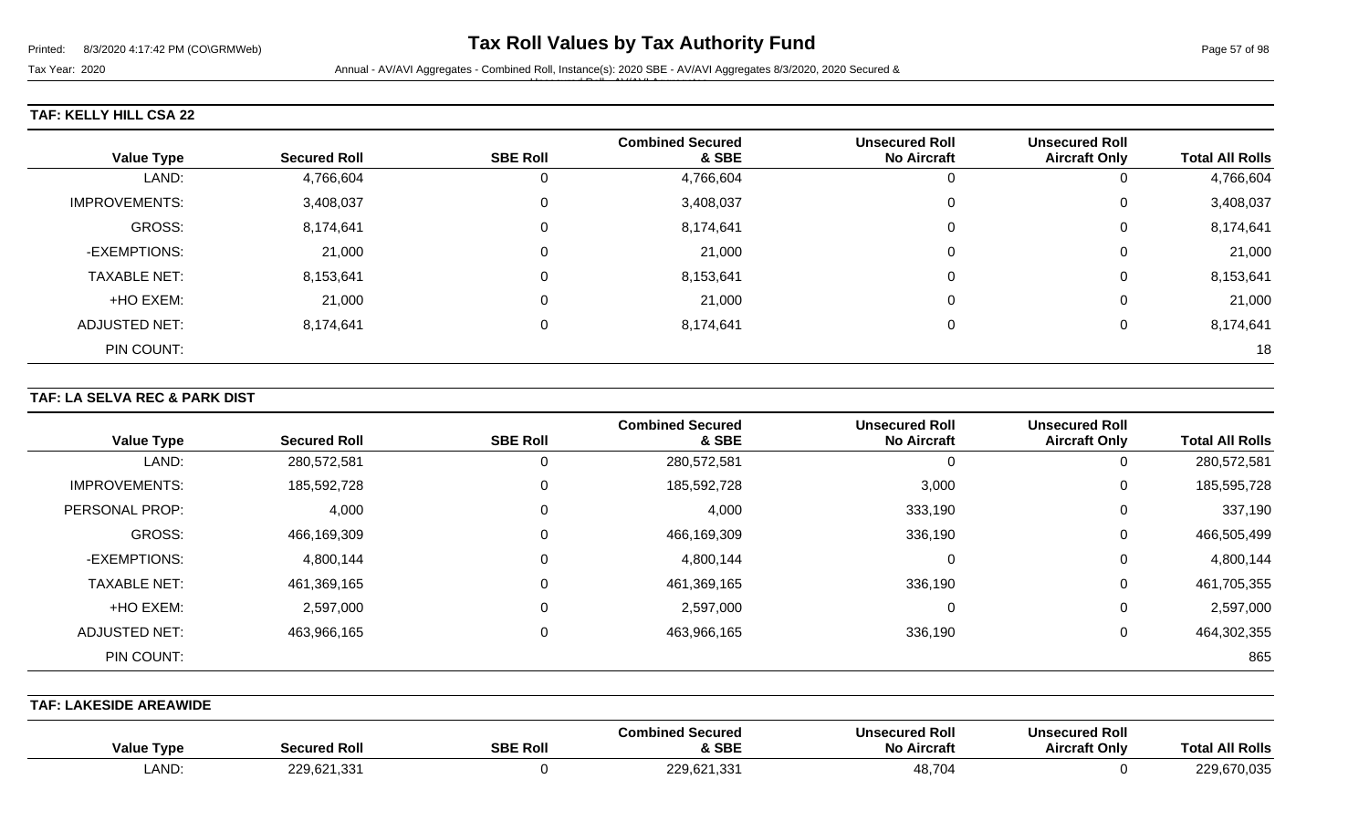## TAF: KELLY HILL CSA 22

| Value Type | Secured Roll | SBE Roll | Combined Secured & SBE | Unsecured Roll No Aircraft | Unsecured Roll Aircraft Only | Total All Rolls |
|---|---|---|---|---|---|---|
| LAND: | 4,766,604 | 0 | 4,766,604 | 0 | 0 | 4,766,604 |
| IMPROVEMENTS: | 3,408,037 | 0 | 3,408,037 | 0 | 0 | 3,408,037 |
| GROSS: | 8,174,641 | 0 | 8,174,641 | 0 | 0 | 8,174,641 |
| -EXEMPTIONS: | 21,000 | 0 | 21,000 | 0 | 0 | 21,000 |
| TAXABLE NET: | 8,153,641 | 0 | 8,153,641 | 0 | 0 | 8,153,641 |
| +HO EXEM: | 21,000 | 0 | 21,000 | 0 | 0 | 21,000 |
| ADJUSTED NET: | 8,174,641 | 0 | 8,174,641 | 0 | 0 | 8,174,641 |
| PIN COUNT: | | | | | | 18 |

## TAF: LA SELVA REC & PARK DIST

| Value Type | Secured Roll | SBE Roll | Combined Secured & SBE | Unsecured Roll No Aircraft | Unsecured Roll Aircraft Only | Total All Rolls |
|---|---|---|---|---|---|---|
| LAND: | 280,572,581 | 0 | 280,572,581 | 0 | 0 | 280,572,581 |
| IMPROVEMENTS: | 185,592,728 | 0 | 185,592,728 | 3,000 | 0 | 185,595,728 |
| PERSONAL PROP: | 4,000 | 0 | 4,000 | 333,190 | 0 | 337,190 |
| GROSS: | 466,169,309 | 0 | 466,169,309 | 336,190 | 0 | 466,505,499 |
| -EXEMPTIONS: | 4,800,144 | 0 | 4,800,144 | 0 | 0 | 4,800,144 |
| TAXABLE NET: | 461,369,165 | 0 | 461,369,165 | 336,190 | 0 | 461,705,355 |
| +HO EXEM: | 2,597,000 | 0 | 2,597,000 | 0 | 0 | 2,597,000 |
| ADJUSTED NET: | 463,966,165 | 0 | 463,966,165 | 336,190 | 0 | 464,302,355 |
| PIN COUNT: | | | | | | 865 |

## TAF: LAKESIDE AREAWIDE

| Value Type | Secured Roll | SBE Roll | Combined Secured & SBE | Unsecured Roll No Aircraft | Unsecured Roll Aircraft Only | Total All Rolls |
|---|---|---|---|---|---|---|
| LAND: | 229,621,331 | 0 | 229,621,331 | 48,704 | 0 | 229,670,035 |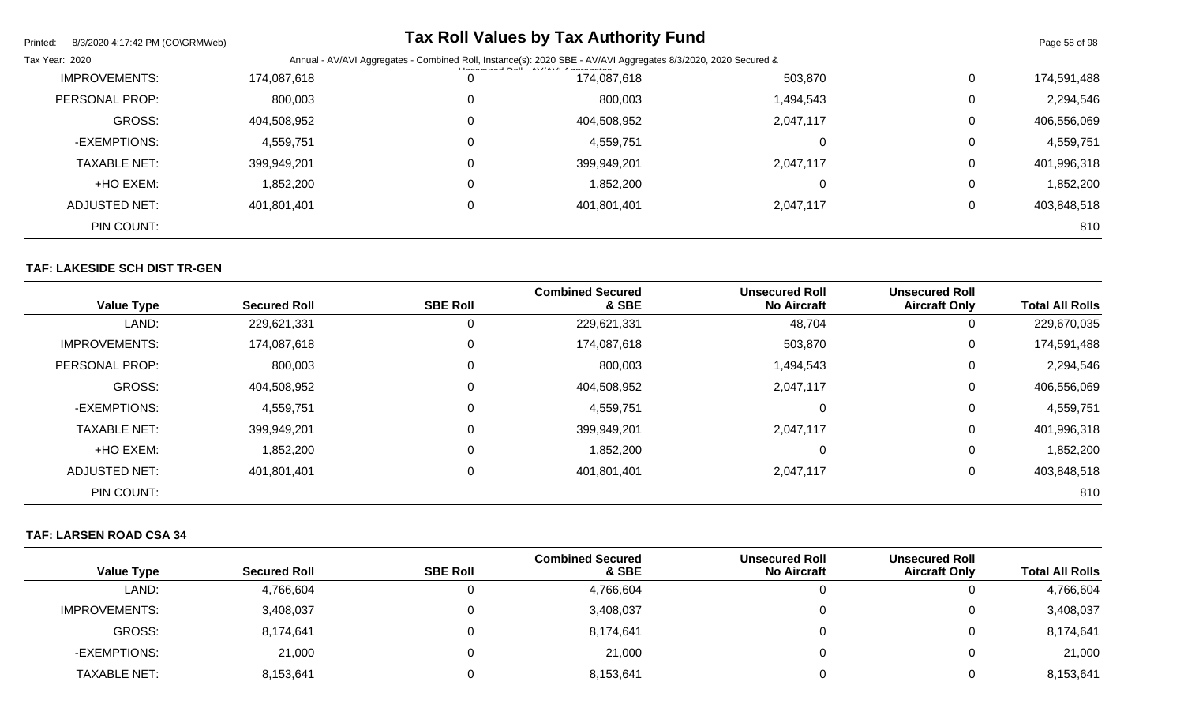| Value Type | Secured Roll | SBE Roll | Combined Secured & SBE | Unsecured Roll No Aircraft | Unsecured Roll Aircraft Only | Total All Rolls |
|---|---|---|---|---|---|---|
| IMPROVEMENTS: | 174,087,618 | 0 | 174,087,618 | 503,870 | 0 | 174,591,488 |
| PERSONAL PROP: | 800,003 | 0 | 800,003 | 1,494,543 | 0 | 2,294,546 |
| GROSS: | 404,508,952 | 0 | 404,508,952 | 2,047,117 | 0 | 406,556,069 |
| -EXEMPTIONS: | 4,559,751 | 0 | 4,559,751 | 0 | 0 | 4,559,751 |
| TAXABLE NET: | 399,949,201 | 0 | 399,949,201 | 2,047,117 | 0 | 401,996,318 |
| +HO EXEM: | 1,852,200 | 0 | 1,852,200 | 0 | 0 | 1,852,200 |
| ADJUSTED NET: | 401,801,401 | 0 | 401,801,401 | 2,047,117 | 0 | 403,848,518 |
| PIN COUNT: | | | | | | 810 |

## TAF: LAKESIDE SCH DIST TR-GEN

| Value Type | Secured Roll | SBE Roll | Combined Secured & SBE | Unsecured Roll No Aircraft | Unsecured Roll Aircraft Only | Total All Rolls |
|---|---|---|---|---|---|---|
| LAND: | 229,621,331 | 0 | 229,621,331 | 48,704 | 0 | 229,670,035 |
| IMPROVEMENTS: | 174,087,618 | 0 | 174,087,618 | 503,870 | 0 | 174,591,488 |
| PERSONAL PROP: | 800,003 | 0 | 800,003 | 1,494,543 | 0 | 2,294,546 |
| GROSS: | 404,508,952 | 0 | 404,508,952 | 2,047,117 | 0 | 406,556,069 |
| -EXEMPTIONS: | 4,559,751 | 0 | 4,559,751 | 0 | 0 | 4,559,751 |
| TAXABLE NET: | 399,949,201 | 0 | 399,949,201 | 2,047,117 | 0 | 401,996,318 |
| +HO EXEM: | 1,852,200 | 0 | 1,852,200 | 0 | 0 | 1,852,200 |
| ADJUSTED NET: | 401,801,401 | 0 | 401,801,401 | 2,047,117 | 0 | 403,848,518 |
| PIN COUNT: | | | | | | 810 |

## TAF: LARSEN ROAD CSA 34

| Value Type | Secured Roll | SBE Roll | Combined Secured & SBE | Unsecured Roll No Aircraft | Unsecured Roll Aircraft Only | Total All Rolls |
|---|---|---|---|---|---|---|
| LAND: | 4,766,604 | 0 | 4,766,604 | 0 | 0 | 4,766,604 |
| IMPROVEMENTS: | 3,408,037 | 0 | 3,408,037 | 0 | 0 | 3,408,037 |
| GROSS: | 8,174,641 | 0 | 8,174,641 | 0 | 0 | 8,174,641 |
| -EXEMPTIONS: | 21,000 | 0 | 21,000 | 0 | 0 | 21,000 |
| TAXABLE NET: | 8,153,641 | 0 | 8,153,641 | 0 | 0 | 8,153,641 |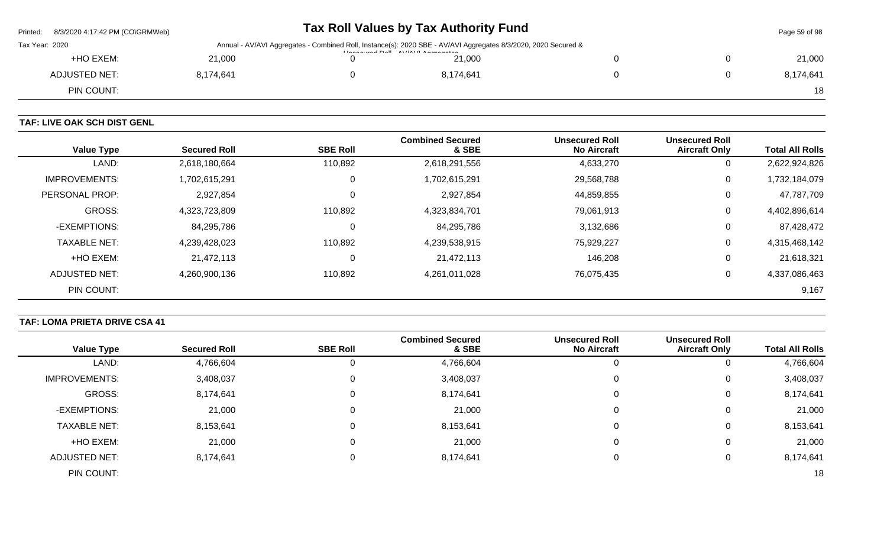| | | | | | | |
|---|---|---|---|---|---|---|
| +HO EXEM: | 21,000 | 0 | 21,000 | 0 | 0 | 21,000 |
| ADJUSTED NET: | 8,174,641 | 0 | 8,174,641 | 0 | 0 | 8,174,641 |
| PIN COUNT: | | | | | | 18 |

**TAF: LIVE OAK SCH DIST GENL**

| Value Type | Secured Roll | SBE Roll | Combined Secured & SBE | Unsecured Roll No Aircraft | Unsecured Roll Aircraft Only | Total All Rolls |
|---|---|---|---|---|---|---|
| LAND: | 2,618,180,664 | 110,892 | 2,618,291,556 | 4,633,270 | 0 | 2,622,924,826 |
| IMPROVEMENTS: | 1,702,615,291 | 0 | 1,702,615,291 | 29,568,788 | 0 | 1,732,184,079 |
| PERSONAL PROP: | 2,927,854 | 0 | 2,927,854 | 44,859,855 | 0 | 47,787,709 |
| GROSS: | 4,323,723,809 | 110,892 | 4,323,834,701 | 79,061,913 | 0 | 4,402,896,614 |
| -EXEMPTIONS: | 84,295,786 | 0 | 84,295,786 | 3,132,686 | 0 | 87,428,472 |
| TAXABLE NET: | 4,239,428,023 | 110,892 | 4,239,538,915 | 75,929,227 | 0 | 4,315,468,142 |
| +HO EXEM: | 21,472,113 | 0 | 21,472,113 | 146,208 | 0 | 21,618,321 |
| ADJUSTED NET: | 4,260,900,136 | 110,892 | 4,261,011,028 | 76,075,435 | 0 | 4,337,086,463 |
| PIN COUNT: | | | | | | 9,167 |

**TAF: LOMA PRIETA DRIVE CSA 41**

| Value Type | Secured Roll | SBE Roll | Combined Secured & SBE | Unsecured Roll No Aircraft | Unsecured Roll Aircraft Only | Total All Rolls |
|---|---|---|---|---|---|---|
| LAND: | 4,766,604 | 0 | 4,766,604 | 0 | 0 | 4,766,604 |
| IMPROVEMENTS: | 3,408,037 | 0 | 3,408,037 | 0 | 0 | 3,408,037 |
| GROSS: | 8,174,641 | 0 | 8,174,641 | 0 | 0 | 8,174,641 |
| -EXEMPTIONS: | 21,000 | 0 | 21,000 | 0 | 0 | 21,000 |
| TAXABLE NET: | 8,153,641 | 0 | 8,153,641 | 0 | 0 | 8,153,641 |
| +HO EXEM: | 21,000 | 0 | 21,000 | 0 | 0 | 21,000 |
| ADJUSTED NET: | 8,174,641 | 0 | 8,174,641 | 0 | 0 | 8,174,641 |
| PIN COUNT: | | | | | | 18 |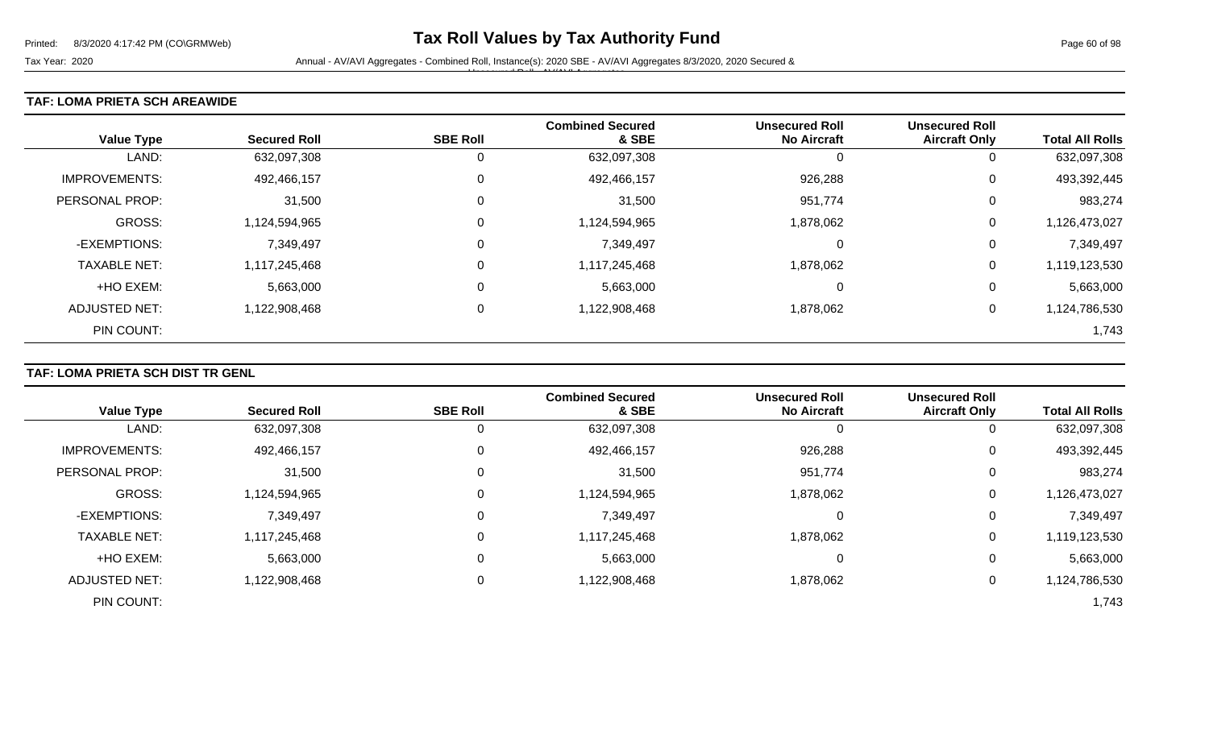## TAF: LOMA PRIETA SCH AREAWIDE

| Value Type | Secured Roll | SBE Roll | Combined Secured & SBE | Unsecured Roll No Aircraft | Unsecured Roll Aircraft Only | Total All Rolls |
|---|---|---|---|---|---|---|
| LAND: | 632,097,308 | 0 | 632,097,308 | 0 | 0 | 632,097,308 |
| IMPROVEMENTS: | 492,466,157 | 0 | 492,466,157 | 926,288 | 0 | 493,392,445 |
| PERSONAL PROP: | 31,500 | 0 | 31,500 | 951,774 | 0 | 983,274 |
| GROSS: | 1,124,594,965 | 0 | 1,124,594,965 | 1,878,062 | 0 | 1,126,473,027 |
| -EXEMPTIONS: | 7,349,497 | 0 | 7,349,497 | 0 | 0 | 7,349,497 |
| TAXABLE NET: | 1,117,245,468 | 0 | 1,117,245,468 | 1,878,062 | 0 | 1,119,123,530 |
| +HO EXEM: | 5,663,000 | 0 | 5,663,000 | 0 | 0 | 5,663,000 |
| ADJUSTED NET: | 1,122,908,468 | 0 | 1,122,908,468 | 1,878,062 | 0 | 1,124,786,530 |
| PIN COUNT: | | | | | | 1,743 |

## TAF: LOMA PRIETA SCH DIST TR GENL

| Value Type | Secured Roll | SBE Roll | Combined Secured & SBE | Unsecured Roll No Aircraft | Unsecured Roll Aircraft Only | Total All Rolls |
|---|---|---|---|---|---|---|
| LAND: | 632,097,308 | 0 | 632,097,308 | 0 | 0 | 632,097,308 |
| IMPROVEMENTS: | 492,466,157 | 0 | 492,466,157 | 926,288 | 0 | 493,392,445 |
| PERSONAL PROP: | 31,500 | 0 | 31,500 | 951,774 | 0 | 983,274 |
| GROSS: | 1,124,594,965 | 0 | 1,124,594,965 | 1,878,062 | 0 | 1,126,473,027 |
| -EXEMPTIONS: | 7,349,497 | 0 | 7,349,497 | 0 | 0 | 7,349,497 |
| TAXABLE NET: | 1,117,245,468 | 0 | 1,117,245,468 | 1,878,062 | 0 | 1,119,123,530 |
| +HO EXEM: | 5,663,000 | 0 | 5,663,000 | 0 | 0 | 5,663,000 |
| ADJUSTED NET: | 1,122,908,468 | 0 | 1,122,908,468 | 1,878,062 | 0 | 1,124,786,530 |
| PIN COUNT: | | | | | | 1,743 |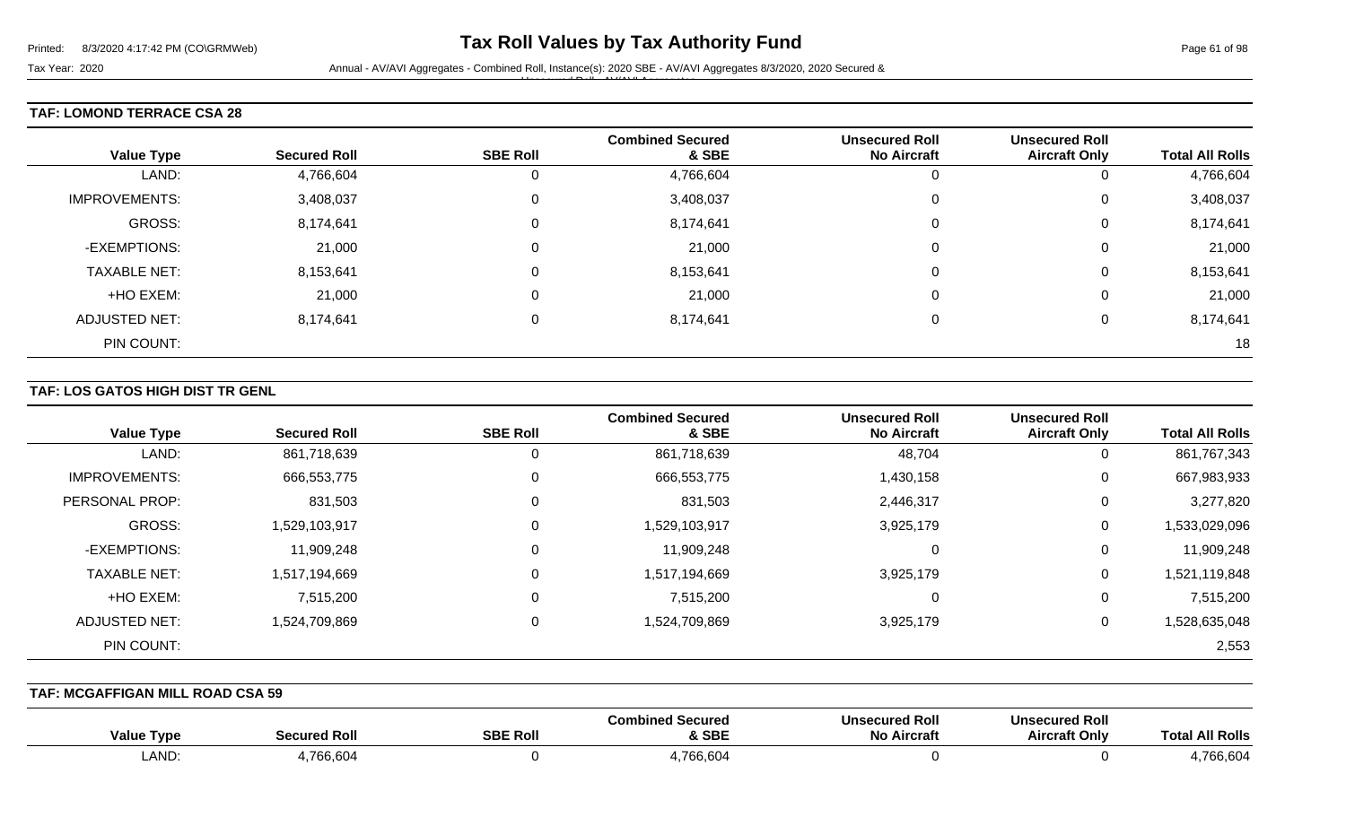# Tax Roll Values by Tax Authority Fund

Tax Year: 2020

Annual - AV/AVI Aggregates - Combined Roll, Instance(s): 2020 SBE - AV/AVI Aggregates 8/3/2020, 2020 Secured & Unsecured Roll - AV/AVI Aggregates

## TAF: LOMOND TERRACE CSA 28

| Value Type | Secured Roll | SBE Roll | Combined Secured & SBE | Unsecured Roll No Aircraft | Unsecured Roll Aircraft Only | Total All Rolls |
|---|---|---|---|---|---|---|
| LAND: | 4,766,604 | 0 | 4,766,604 | 0 | 0 | 4,766,604 |
| IMPROVEMENTS: | 3,408,037 | 0 | 3,408,037 | 0 | 0 | 3,408,037 |
| GROSS: | 8,174,641 | 0 | 8,174,641 | 0 | 0 | 8,174,641 |
| -EXEMPTIONS: | 21,000 | 0 | 21,000 | 0 | 0 | 21,000 |
| TAXABLE NET: | 8,153,641 | 0 | 8,153,641 | 0 | 0 | 8,153,641 |
| +HO EXEM: | 21,000 | 0 | 21,000 | 0 | 0 | 21,000 |
| ADJUSTED NET: | 8,174,641 | 0 | 8,174,641 | 0 | 0 | 8,174,641 |
| PIN COUNT: | | | | | | 18 |

## TAF: LOS GATOS HIGH DIST TR GENL

| Value Type | Secured Roll | SBE Roll | Combined Secured & SBE | Unsecured Roll No Aircraft | Unsecured Roll Aircraft Only | Total All Rolls |
|---|---|---|---|---|---|---|
| LAND: | 861,718,639 | 0 | 861,718,639 | 48,704 | 0 | 861,767,343 |
| IMPROVEMENTS: | 666,553,775 | 0 | 666,553,775 | 1,430,158 | 0 | 667,983,933 |
| PERSONAL PROP: | 831,503 | 0 | 831,503 | 2,446,317 | 0 | 3,277,820 |
| GROSS: | 1,529,103,917 | 0 | 1,529,103,917 | 3,925,179 | 0 | 1,533,029,096 |
| -EXEMPTIONS: | 11,909,248 | 0 | 11,909,248 | 0 | 0 | 11,909,248 |
| TAXABLE NET: | 1,517,194,669 | 0 | 1,517,194,669 | 3,925,179 | 0 | 1,521,119,848 |
| +HO EXEM: | 7,515,200 | 0 | 7,515,200 | 0 | 0 | 7,515,200 |
| ADJUSTED NET: | 1,524,709,869 | 0 | 1,524,709,869 | 3,925,179 | 0 | 1,528,635,048 |
| PIN COUNT: | | | | | | 2,553 |

## TAF: MCGAFFIGAN MILL ROAD CSA 59

| Value Type | Secured Roll | SBE Roll | Combined Secured & SBE | Unsecured Roll No Aircraft | Unsecured Roll Aircraft Only | Total All Rolls |
|---|---|---|---|---|---|---|
| LAND: | 4,766,604 | 0 | 4,766,604 | 0 | 0 | 4,766,604 |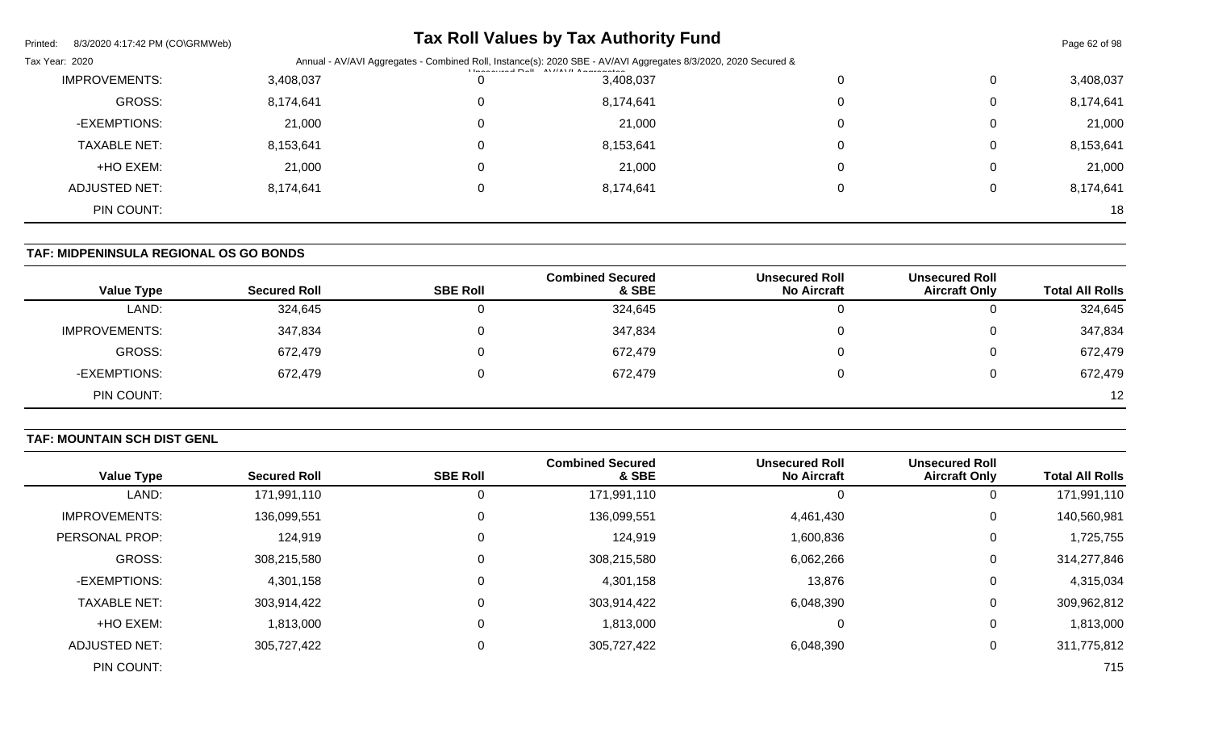| Value Type | Secured Roll | SBE Roll | Combined Secured & SBE | Unsecured Roll No Aircraft | Unsecured Roll Aircraft Only | Total All Rolls |
|---|---|---|---|---|---|---|
| IMPROVEMENTS: | 3,408,037 | 0 | 3,408,037 | 0 | 0 | 3,408,037 |
| GROSS: | 8,174,641 | 0 | 8,174,641 | 0 | 0 | 8,174,641 |
| -EXEMPTIONS: | 21,000 | 0 | 21,000 | 0 | 0 | 21,000 |
| TAXABLE NET: | 8,153,641 | 0 | 8,153,641 | 0 | 0 | 8,153,641 |
| +HO EXEM: | 21,000 | 0 | 21,000 | 0 | 0 | 21,000 |
| ADJUSTED NET: | 8,174,641 | 0 | 8,174,641 | 0 | 0 | 8,174,641 |
| PIN COUNT: | | | | | | 18 |

## TAF: MIDPENINSULA REGIONAL OS GO BONDS

| Value Type | Secured Roll | SBE Roll | Combined Secured & SBE | Unsecured Roll No Aircraft | Unsecured Roll Aircraft Only | Total All Rolls |
|---|---|---|---|---|---|---|
| LAND: | 324,645 | 0 | 324,645 | 0 | 0 | 324,645 |
| IMPROVEMENTS: | 347,834 | 0 | 347,834 | 0 | 0 | 347,834 |
| GROSS: | 672,479 | 0 | 672,479 | 0 | 0 | 672,479 |
| -EXEMPTIONS: | 672,479 | 0 | 672,479 | 0 | 0 | 672,479 |
| PIN COUNT: | | | | | | 12 |

## TAF: MOUNTAIN SCH DIST GENL

| Value Type | Secured Roll | SBE Roll | Combined Secured & SBE | Unsecured Roll No Aircraft | Unsecured Roll Aircraft Only | Total All Rolls |
|---|---|---|---|---|---|---|
| LAND: | 171,991,110 | 0 | 171,991,110 | 0 | 0 | 171,991,110 |
| IMPROVEMENTS: | 136,099,551 | 0 | 136,099,551 | 4,461,430 | 0 | 140,560,981 |
| PERSONAL PROP: | 124,919 | 0 | 124,919 | 1,600,836 | 0 | 1,725,755 |
| GROSS: | 308,215,580 | 0 | 308,215,580 | 6,062,266 | 0 | 314,277,846 |
| -EXEMPTIONS: | 4,301,158 | 0 | 4,301,158 | 13,876 | 0 | 4,315,034 |
| TAXABLE NET: | 303,914,422 | 0 | 303,914,422 | 6,048,390 | 0 | 309,962,812 |
| +HO EXEM: | 1,813,000 | 0 | 1,813,000 | 0 | 0 | 1,813,000 |
| ADJUSTED NET: | 305,727,422 | 0 | 305,727,422 | 6,048,390 | 0 | 311,775,812 |
| PIN COUNT: | | | | | | 715 |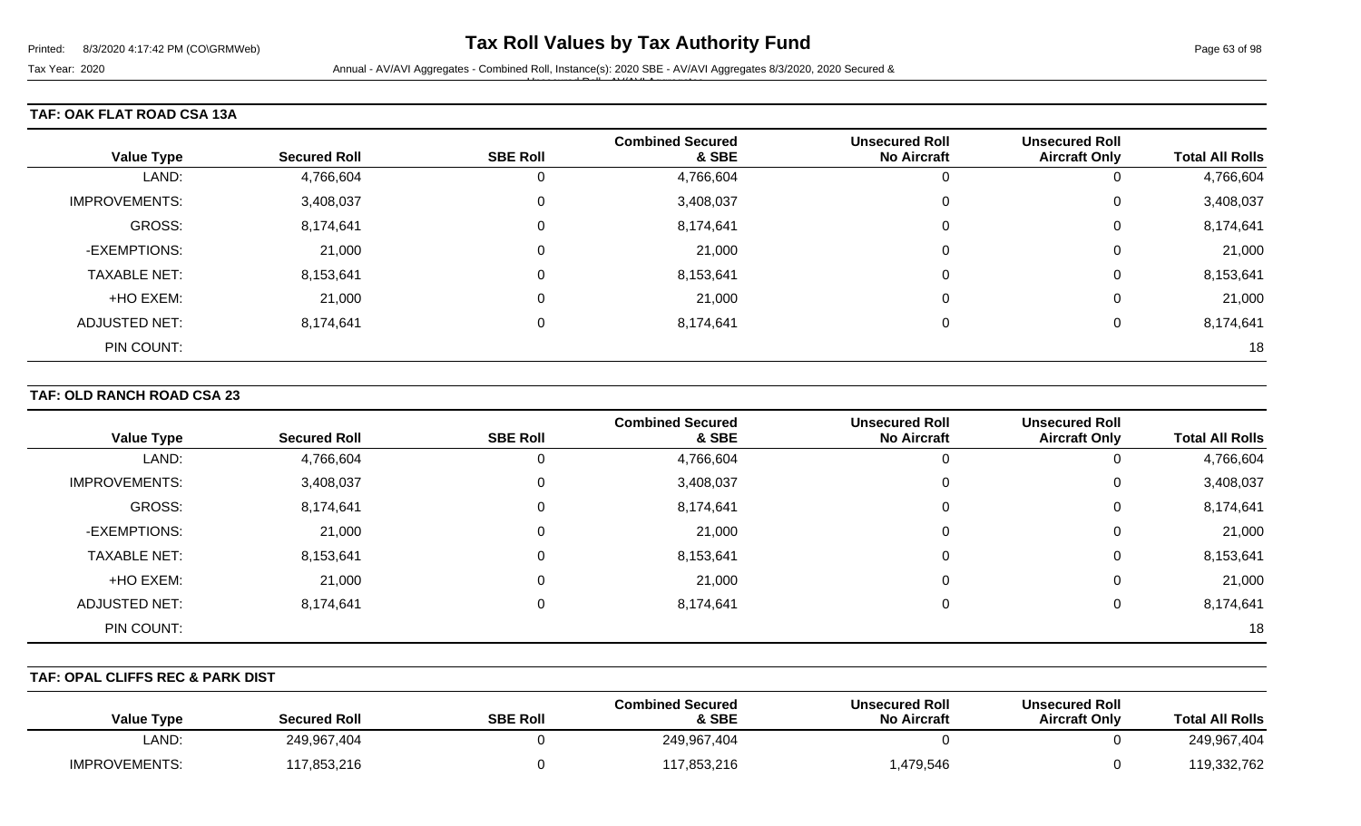# Tax Roll Values by Tax Authority Fund

Tax Year: 2020

Annual - AV/AVI Aggregates - Combined Roll, Instance(s): 2020 SBE - AV/AVI Aggregates 8/3/2020, 2020 Secured & Unsecured Roll - AV/AVI Aggregates

## TAF: OAK FLAT ROAD CSA 13A

| Value Type | Secured Roll | SBE Roll | Combined Secured & SBE | Unsecured Roll No Aircraft | Unsecured Roll Aircraft Only | Total All Rolls |
|---|---|---|---|---|---|---|
| LAND: | 4,766,604 | 0 | 4,766,604 | 0 | 0 | 4,766,604 |
| IMPROVEMENTS: | 3,408,037 | 0 | 3,408,037 | 0 | 0 | 3,408,037 |
| GROSS: | 8,174,641 | 0 | 8,174,641 | 0 | 0 | 8,174,641 |
| -EXEMPTIONS: | 21,000 | 0 | 21,000 | 0 | 0 | 21,000 |
| TAXABLE NET: | 8,153,641 | 0 | 8,153,641 | 0 | 0 | 8,153,641 |
| +HO EXEM: | 21,000 | 0 | 21,000 | 0 | 0 | 21,000 |
| ADJUSTED NET: | 8,174,641 | 0 | 8,174,641 | 0 | 0 | 8,174,641 |
| PIN COUNT: | | | | | | 18 |

## TAF: OLD RANCH ROAD CSA 23

| Value Type | Secured Roll | SBE Roll | Combined Secured & SBE | Unsecured Roll No Aircraft | Unsecured Roll Aircraft Only | Total All Rolls |
|---|---|---|---|---|---|---|
| LAND: | 4,766,604 | 0 | 4,766,604 | 0 | 0 | 4,766,604 |
| IMPROVEMENTS: | 3,408,037 | 0 | 3,408,037 | 0 | 0 | 3,408,037 |
| GROSS: | 8,174,641 | 0 | 8,174,641 | 0 | 0 | 8,174,641 |
| -EXEMPTIONS: | 21,000 | 0 | 21,000 | 0 | 0 | 21,000 |
| TAXABLE NET: | 8,153,641 | 0 | 8,153,641 | 0 | 0 | 8,153,641 |
| +HO EXEM: | 21,000 | 0 | 21,000 | 0 | 0 | 21,000 |
| ADJUSTED NET: | 8,174,641 | 0 | 8,174,641 | 0 | 0 | 8,174,641 |
| PIN COUNT: | | | | | | 18 |

## TAF: OPAL CLIFFS REC & PARK DIST

| Value Type | Secured Roll | SBE Roll | Combined Secured & SBE | Unsecured Roll No Aircraft | Unsecured Roll Aircraft Only | Total All Rolls |
|---|---|---|---|---|---|---|
| LAND: | 249,967,404 | 0 | 249,967,404 | 0 | 0 | 249,967,404 |
| IMPROVEMENTS: | 117,853,216 | 0 | 117,853,216 | 1,479,546 | 0 | 119,332,762 |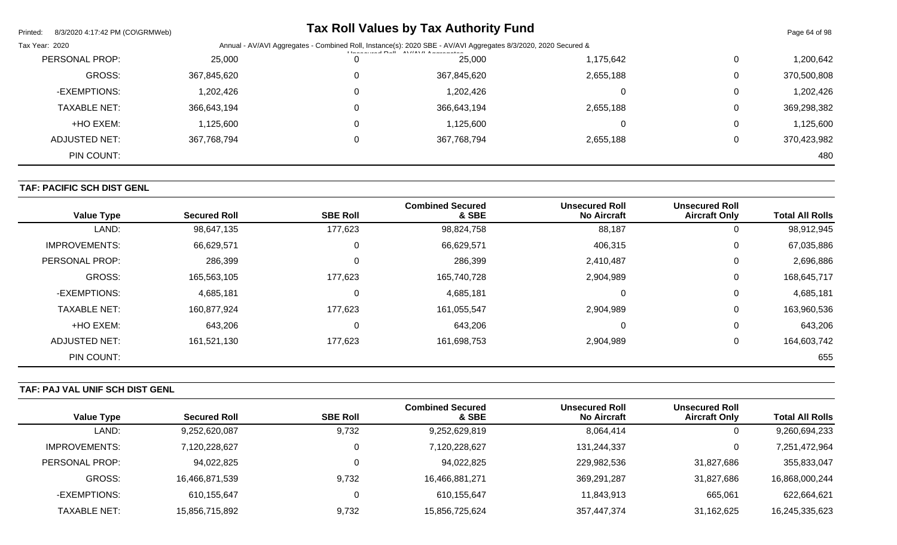| Value Type | Secured Roll | SBE Roll | Combined Secured & SBE | Unsecured Roll No Aircraft | Unsecured Roll Aircraft Only | Total All Rolls |
|---|---|---|---|---|---|---|
| PERSONAL PROP: | 25,000 | 0 | 25,000 | 1,175,642 | 0 | 1,200,642 |
| GROSS: | 367,845,620 | 0 | 367,845,620 | 2,655,188 | 0 | 370,500,808 |
| -EXEMPTIONS: | 1,202,426 | 0 | 1,202,426 | 0 | 0 | 1,202,426 |
| TAXABLE NET: | 366,643,194 | 0 | 366,643,194 | 2,655,188 | 0 | 369,298,382 |
| +HO EXEM: | 1,125,600 | 0 | 1,125,600 | 0 | 0 | 1,125,600 |
| ADJUSTED NET: | 367,768,794 | 0 | 367,768,794 | 2,655,188 | 0 | 370,423,982 |
| PIN COUNT: | | | | | | 480 |

**TAF: PACIFIC SCH DIST GENL**

| Value Type | Secured Roll | SBE Roll | Combined Secured & SBE | Unsecured Roll No Aircraft | Unsecured Roll Aircraft Only | Total All Rolls |
|---|---|---|---|---|---|---|
| LAND: | 98,647,135 | 177,623 | 98,824,758 | 88,187 | 0 | 98,912,945 |
| IMPROVEMENTS: | 66,629,571 | 0 | 66,629,571 | 406,315 | 0 | 67,035,886 |
| PERSONAL PROP: | 286,399 | 0 | 286,399 | 2,410,487 | 0 | 2,696,886 |
| GROSS: | 165,563,105 | 177,623 | 165,740,728 | 2,904,989 | 0 | 168,645,717 |
| -EXEMPTIONS: | 4,685,181 | 0 | 4,685,181 | 0 | 0 | 4,685,181 |
| TAXABLE NET: | 160,877,924 | 177,623 | 161,055,547 | 2,904,989 | 0 | 163,960,536 |
| +HO EXEM: | 643,206 | 0 | 643,206 | 0 | 0 | 643,206 |
| ADJUSTED NET: | 161,521,130 | 177,623 | 161,698,753 | 2,904,989 | 0 | 164,603,742 |
| PIN COUNT: | | | | | | 655 |

**TAF: PAJ VAL UNIF SCH DIST GENL**

| Value Type | Secured Roll | SBE Roll | Combined Secured & SBE | Unsecured Roll No Aircraft | Unsecured Roll Aircraft Only | Total All Rolls |
|---|---|---|---|---|---|---|
| LAND: | 9,252,620,087 | 9,732 | 9,252,629,819 | 8,064,414 | 0 | 9,260,694,233 |
| IMPROVEMENTS: | 7,120,228,627 | 0 | 7,120,228,627 | 131,244,337 | 0 | 7,251,472,964 |
| PERSONAL PROP: | 94,022,825 | 0 | 94,022,825 | 229,982,536 | 31,827,686 | 355,833,047 |
| GROSS: | 16,466,871,539 | 9,732 | 16,466,881,271 | 369,291,287 | 31,827,686 | 16,868,000,244 |
| -EXEMPTIONS: | 610,155,647 | 0 | 610,155,647 | 11,843,913 | 665,061 | 622,664,621 |
| TAXABLE NET: | 15,856,715,892 | 9,732 | 15,856,725,624 | 357,447,374 | 31,162,625 | 16,245,335,623 |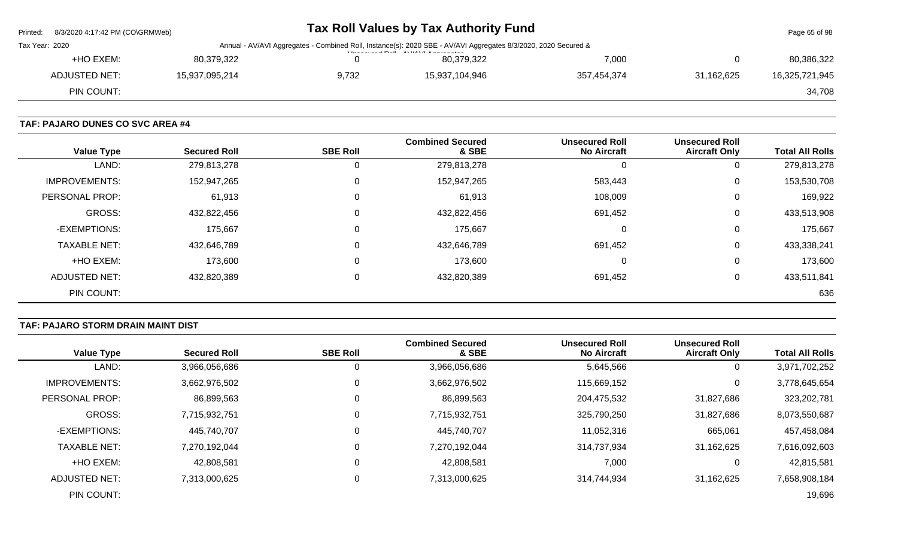| | | | | | | |
|---|---|---|---|---|---|---|
| +HO EXEM: | 80,379,322 | 0 | 80,379,322 | 7,000 | 0 | 80,386,322 |
| ADJUSTED NET: | 15,937,095,214 | 9,732 | 15,937,104,946 | 357,454,374 | 31,162,625 | 16,325,721,945 |
| PIN COUNT: | | | | | | 34,708 |

### TAF: PAJARO DUNES CO SVC AREA #4

| Value Type | Secured Roll | SBE Roll | Combined Secured & SBE | Unsecured Roll No Aircraft | Unsecured Roll Aircraft Only | Total All Rolls |
|---|---|---|---|---|---|---|
| LAND: | 279,813,278 | 0 | 279,813,278 | 0 | 0 | 279,813,278 |
| IMPROVEMENTS: | 152,947,265 | 0 | 152,947,265 | 583,443 | 0 | 153,530,708 |
| PERSONAL PROP: | 61,913 | 0 | 61,913 | 108,009 | 0 | 169,922 |
| GROSS: | 432,822,456 | 0 | 432,822,456 | 691,452 | 0 | 433,513,908 |
| -EXEMPTIONS: | 175,667 | 0 | 175,667 | 0 | 0 | 175,667 |
| TAXABLE NET: | 432,646,789 | 0 | 432,646,789 | 691,452 | 0 | 433,338,241 |
| +HO EXEM: | 173,600 | 0 | 173,600 | 0 | 0 | 173,600 |
| ADJUSTED NET: | 432,820,389 | 0 | 432,820,389 | 691,452 | 0 | 433,511,841 |
| PIN COUNT: | | | | | | 636 |

### TAF: PAJARO STORM DRAIN MAINT DIST

| Value Type | Secured Roll | SBE Roll | Combined Secured & SBE | Unsecured Roll No Aircraft | Unsecured Roll Aircraft Only | Total All Rolls |
|---|---|---|---|---|---|---|
| LAND: | 3,966,056,686 | 0 | 3,966,056,686 | 5,645,566 | 0 | 3,971,702,252 |
| IMPROVEMENTS: | 3,662,976,502 | 0 | 3,662,976,502 | 115,669,152 | 0 | 3,778,645,654 |
| PERSONAL PROP: | 86,899,563 | 0 | 86,899,563 | 204,475,532 | 31,827,686 | 323,202,781 |
| GROSS: | 7,715,932,751 | 0 | 7,715,932,751 | 325,790,250 | 31,827,686 | 8,073,550,687 |
| -EXEMPTIONS: | 445,740,707 | 0 | 445,740,707 | 11,052,316 | 665,061 | 457,458,084 |
| TAXABLE NET: | 7,270,192,044 | 0 | 7,270,192,044 | 314,737,934 | 31,162,625 | 7,616,092,603 |
| +HO EXEM: | 42,808,581 | 0 | 42,808,581 | 7,000 | 0 | 42,815,581 |
| ADJUSTED NET: | 7,313,000,625 | 0 | 7,313,000,625 | 314,744,934 | 31,162,625 | 7,658,908,184 |
| PIN COUNT: | | | | | | 19,696 |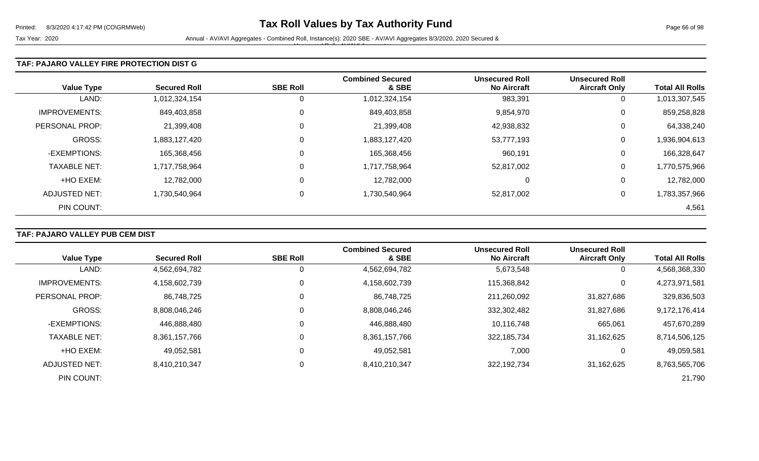## TAF: PAJARO VALLEY FIRE PROTECTION DIST G

| Value Type | Secured Roll | SBE Roll | Combined Secured & SBE | Unsecured Roll No Aircraft | Unsecured Roll Aircraft Only | Total All Rolls |
|---|---|---|---|---|---|---|
| LAND: | 1,012,324,154 | 0 | 1,012,324,154 | 983,391 | 0 | 1,013,307,545 |
| IMPROVEMENTS: | 849,403,858 | 0 | 849,403,858 | 9,854,970 | 0 | 859,258,828 |
| PERSONAL PROP: | 21,399,408 | 0 | 21,399,408 | 42,938,832 | 0 | 64,338,240 |
| GROSS: | 1,883,127,420 | 0 | 1,883,127,420 | 53,777,193 | 0 | 1,936,904,613 |
| -EXEMPTIONS: | 165,368,456 | 0 | 165,368,456 | 960,191 | 0 | 166,328,647 |
| TAXABLE NET: | 1,717,758,964 | 0 | 1,717,758,964 | 52,817,002 | 0 | 1,770,575,966 |
| +HO EXEM: | 12,782,000 | 0 | 12,782,000 | 0 | 0 | 12,782,000 |
| ADJUSTED NET: | 1,730,540,964 | 0 | 1,730,540,964 | 52,817,002 | 0 | 1,783,357,966 |
| PIN COUNT: | | | | | | 4,561 |

## TAF: PAJARO VALLEY PUB CEM DIST

| Value Type | Secured Roll | SBE Roll | Combined Secured & SBE | Unsecured Roll No Aircraft | Unsecured Roll Aircraft Only | Total All Rolls |
|---|---|---|---|---|---|---|
| LAND: | 4,562,694,782 | 0 | 4,562,694,782 | 5,673,548 | 0 | 4,568,368,330 |
| IMPROVEMENTS: | 4,158,602,739 | 0 | 4,158,602,739 | 115,368,842 | 0 | 4,273,971,581 |
| PERSONAL PROP: | 86,748,725 | 0 | 86,748,725 | 211,260,092 | 31,827,686 | 329,836,503 |
| GROSS: | 8,808,046,246 | 0 | 8,808,046,246 | 332,302,482 | 31,827,686 | 9,172,176,414 |
| -EXEMPTIONS: | 446,888,480 | 0 | 446,888,480 | 10,116,748 | 665,061 | 457,670,289 |
| TAXABLE NET: | 8,361,157,766 | 0 | 8,361,157,766 | 322,185,734 | 31,162,625 | 8,714,506,125 |
| +HO EXEM: | 49,052,581 | 0 | 49,052,581 | 7,000 | 0 | 49,059,581 |
| ADJUSTED NET: | 8,410,210,347 | 0 | 8,410,210,347 | 322,192,734 | 31,162,625 | 8,763,565,706 |
| PIN COUNT: | | | | | | 21,790 |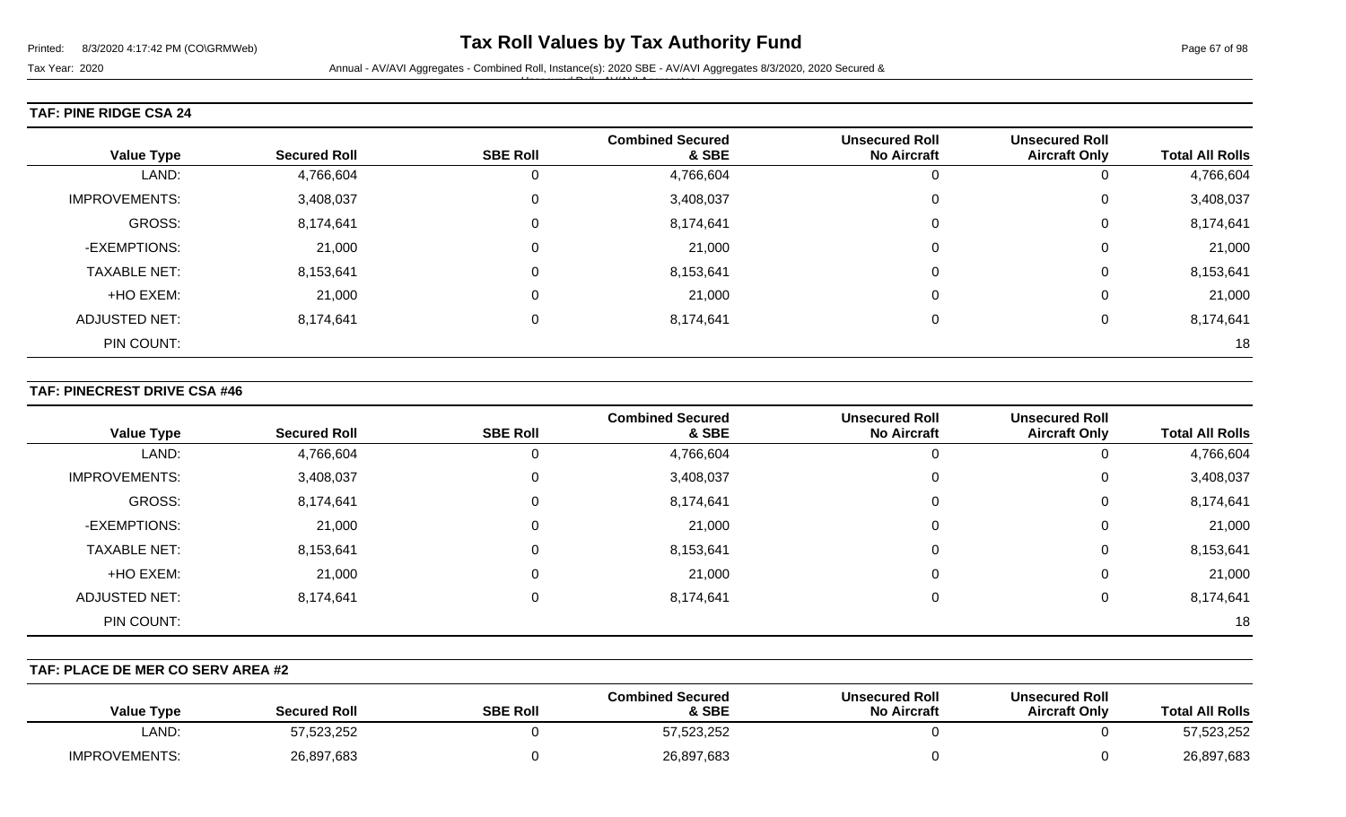# Tax Roll Values by Tax Authority Fund

Tax Year: 2020

Annual - AV/AVI Aggregates - Combined Roll, Instance(s): 2020 SBE - AV/AVI Aggregates 8/3/2020, 2020 Secured & Unsecured Roll - AV/AVI Aggregates

**TAF: PINE RIDGE CSA 24**

| Value Type | Secured Roll | SBE Roll | Combined Secured & SBE | Unsecured Roll No Aircraft | Unsecured Roll Aircraft Only | Total All Rolls |
|---|---|---|---|---|---|---|
| LAND: | 4,766,604 | 0 | 4,766,604 | 0 | 0 | 4,766,604 |
| IMPROVEMENTS: | 3,408,037 | 0 | 3,408,037 | 0 | 0 | 3,408,037 |
| GROSS: | 8,174,641 | 0 | 8,174,641 | 0 | 0 | 8,174,641 |
| -EXEMPTIONS: | 21,000 | 0 | 21,000 | 0 | 0 | 21,000 |
| TAXABLE NET: | 8,153,641 | 0 | 8,153,641 | 0 | 0 | 8,153,641 |
| +HO EXEM: | 21,000 | 0 | 21,000 | 0 | 0 | 21,000 |
| ADJUSTED NET: | 8,174,641 | 0 | 8,174,641 | 0 | 0 | 8,174,641 |
| PIN COUNT: | | | | | | 18 |

**TAF: PINECREST DRIVE CSA #46**

| Value Type | Secured Roll | SBE Roll | Combined Secured & SBE | Unsecured Roll No Aircraft | Unsecured Roll Aircraft Only | Total All Rolls |
|---|---|---|---|---|---|---|
| LAND: | 4,766,604 | 0 | 4,766,604 | 0 | 0 | 4,766,604 |
| IMPROVEMENTS: | 3,408,037 | 0 | 3,408,037 | 0 | 0 | 3,408,037 |
| GROSS: | 8,174,641 | 0 | 8,174,641 | 0 | 0 | 8,174,641 |
| -EXEMPTIONS: | 21,000 | 0 | 21,000 | 0 | 0 | 21,000 |
| TAXABLE NET: | 8,153,641 | 0 | 8,153,641 | 0 | 0 | 8,153,641 |
| +HO EXEM: | 21,000 | 0 | 21,000 | 0 | 0 | 21,000 |
| ADJUSTED NET: | 8,174,641 | 0 | 8,174,641 | 0 | 0 | 8,174,641 |
| PIN COUNT: | | | | | | 18 |

**TAF: PLACE DE MER CO SERV AREA #2**

| Value Type | Secured Roll | SBE Roll | Combined Secured & SBE | Unsecured Roll No Aircraft | Unsecured Roll Aircraft Only | Total All Rolls |
|---|---|---|---|---|---|---|
| LAND: | 57,523,252 | 0 | 57,523,252 | 0 | 0 | 57,523,252 |
| IMPROVEMENTS: | 26,897,683 | 0 | 26,897,683 | 0 | 0 | 26,897,683 |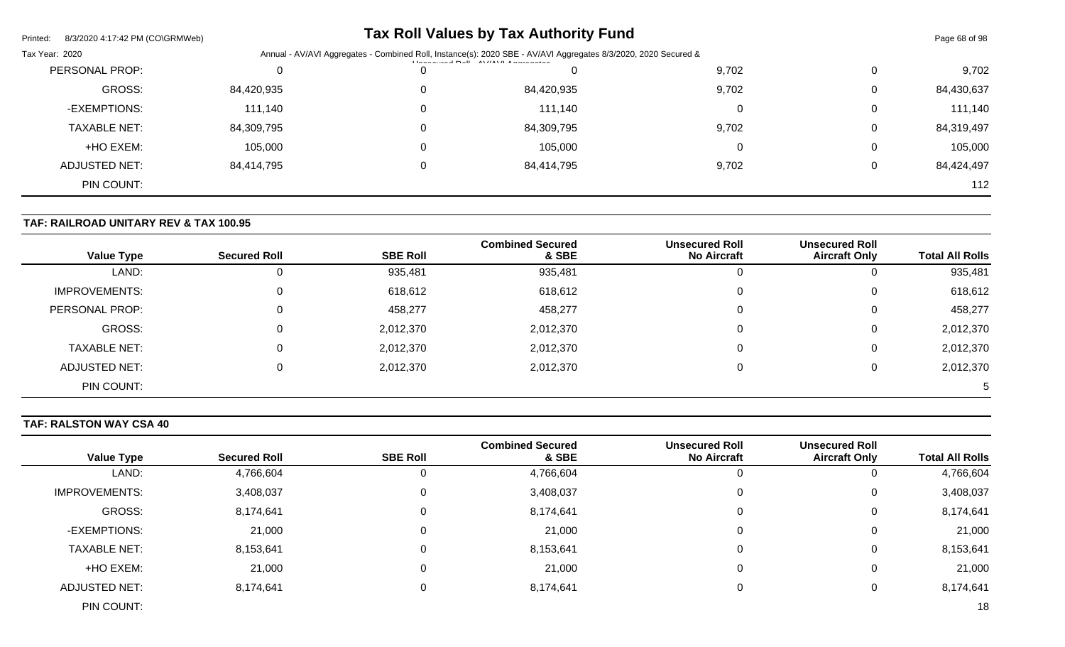| Value Type | Secured Roll | SBE Roll | Combined Secured & SBE | Unsecured Roll No Aircraft | Unsecured Roll Aircraft Only | Total All Rolls |
|---|---|---|---|---|---|---|
| PERSONAL PROP: | 0 | 0 | 0 | 9,702 | 0 | 9,702 |
| GROSS: | 84,420,935 | 0 | 84,420,935 | 9,702 | 0 | 84,430,637 |
| -EXEMPTIONS: | 111,140 | 0 | 111,140 | 0 | 0 | 111,140 |
| TAXABLE NET: | 84,309,795 | 0 | 84,309,795 | 9,702 | 0 | 84,319,497 |
| +HO EXEM: | 105,000 | 0 | 105,000 | 0 | 0 | 105,000 |
| ADJUSTED NET: | 84,414,795 | 0 | 84,414,795 | 9,702 | 0 | 84,424,497 |
| PIN COUNT: | | | | | | 112 |

## TAF: RAILROAD UNITARY REV & TAX 100.95

| Value Type | Secured Roll | SBE Roll | Combined Secured & SBE | Unsecured Roll No Aircraft | Unsecured Roll Aircraft Only | Total All Rolls |
|---|---|---|---|---|---|---|
| LAND: | 0 | 935,481 | 935,481 | 0 | 0 | 935,481 |
| IMPROVEMENTS: | 0 | 618,612 | 618,612 | 0 | 0 | 618,612 |
| PERSONAL PROP: | 0 | 458,277 | 458,277 | 0 | 0 | 458,277 |
| GROSS: | 0 | 2,012,370 | 2,012,370 | 0 | 0 | 2,012,370 |
| TAXABLE NET: | 0 | 2,012,370 | 2,012,370 | 0 | 0 | 2,012,370 |
| ADJUSTED NET: | 0 | 2,012,370 | 2,012,370 | 0 | 0 | 2,012,370 |
| PIN COUNT: | | | | | | 5 |

## TAF: RALSTON WAY CSA 40

| Value Type | Secured Roll | SBE Roll | Combined Secured & SBE | Unsecured Roll No Aircraft | Unsecured Roll Aircraft Only | Total All Rolls |
|---|---|---|---|---|---|---|
| LAND: | 4,766,604 | 0 | 4,766,604 | 0 | 0 | 4,766,604 |
| IMPROVEMENTS: | 3,408,037 | 0 | 3,408,037 | 0 | 0 | 3,408,037 |
| GROSS: | 8,174,641 | 0 | 8,174,641 | 0 | 0 | 8,174,641 |
| -EXEMPTIONS: | 21,000 | 0 | 21,000 | 0 | 0 | 21,000 |
| TAXABLE NET: | 8,153,641 | 0 | 8,153,641 | 0 | 0 | 8,153,641 |
| +HO EXEM: | 21,000 | 0 | 21,000 | 0 | 0 | 21,000 |
| ADJUSTED NET: | 8,174,641 | 0 | 8,174,641 | 0 | 0 | 8,174,641 |
| PIN COUNT: | | | | | | 18 |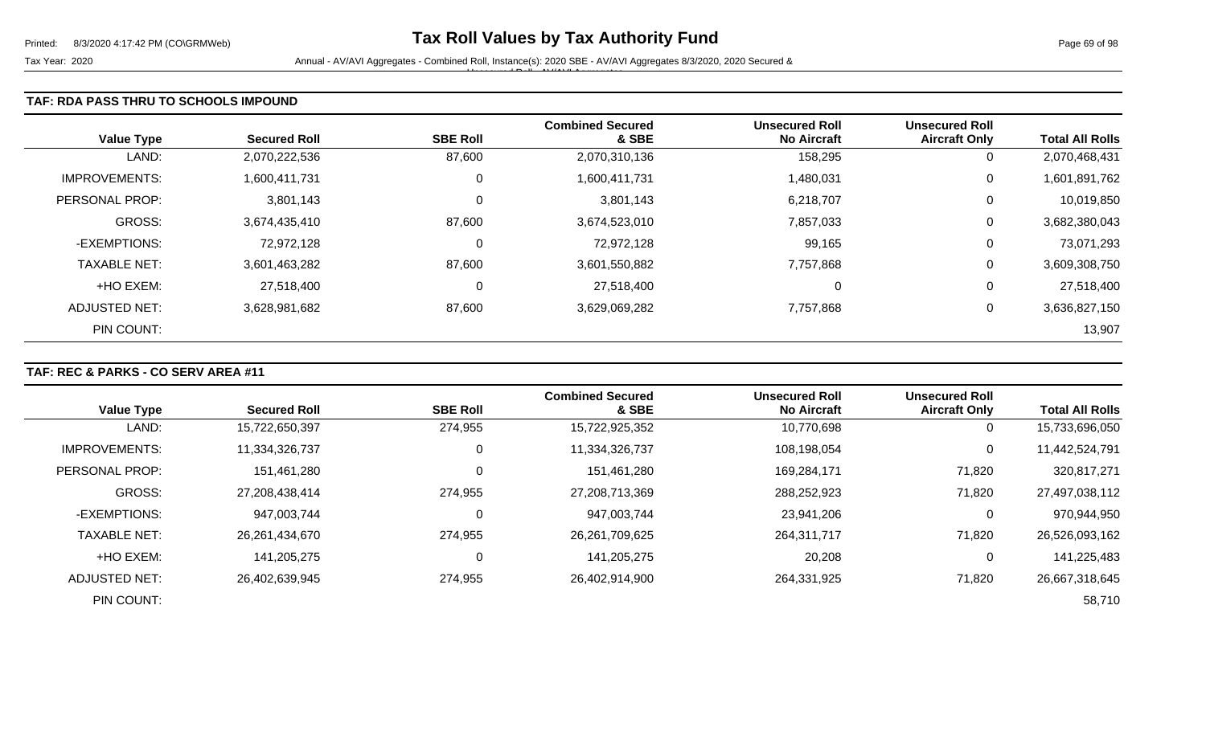## TAF: RDA PASS THRU TO SCHOOLS IMPOUND

| Value Type | Secured Roll | SBE Roll | Combined Secured & SBE | Unsecured Roll No Aircraft | Unsecured Roll Aircraft Only | Total All Rolls |
|---|---|---|---|---|---|---|
| LAND: | 2,070,222,536 | 87,600 | 2,070,310,136 | 158,295 | 0 | 2,070,468,431 |
| IMPROVEMENTS: | 1,600,411,731 | 0 | 1,600,411,731 | 1,480,031 | 0 | 1,601,891,762 |
| PERSONAL PROP: | 3,801,143 | 0 | 3,801,143 | 6,218,707 | 0 | 10,019,850 |
| GROSS: | 3,674,435,410 | 87,600 | 3,674,523,010 | 7,857,033 | 0 | 3,682,380,043 |
| -EXEMPTIONS: | 72,972,128 | 0 | 72,972,128 | 99,165 | 0 | 73,071,293 |
| TAXABLE NET: | 3,601,463,282 | 87,600 | 3,601,550,882 | 7,757,868 | 0 | 3,609,308,750 |
| +HO EXEM: | 27,518,400 | 0 | 27,518,400 | 0 | 0 | 27,518,400 |
| ADJUSTED NET: | 3,628,981,682 | 87,600 | 3,629,069,282 | 7,757,868 | 0 | 3,636,827,150 |
| PIN COUNT: | | | | | | 13,907 |

## TAF: REC & PARKS - CO SERV AREA #11

| Value Type | Secured Roll | SBE Roll | Combined Secured & SBE | Unsecured Roll No Aircraft | Unsecured Roll Aircraft Only | Total All Rolls |
|---|---|---|---|---|---|---|
| LAND: | 15,722,650,397 | 274,955 | 15,722,925,352 | 10,770,698 | 0 | 15,733,696,050 |
| IMPROVEMENTS: | 11,334,326,737 | 0 | 11,334,326,737 | 108,198,054 | 0 | 11,442,524,791 |
| PERSONAL PROP: | 151,461,280 | 0 | 151,461,280 | 169,284,171 | 71,820 | 320,817,271 |
| GROSS: | 27,208,438,414 | 274,955 | 27,208,713,369 | 288,252,923 | 71,820 | 27,497,038,112 |
| -EXEMPTIONS: | 947,003,744 | 0 | 947,003,744 | 23,941,206 | 0 | 970,944,950 |
| TAXABLE NET: | 26,261,434,670 | 274,955 | 26,261,709,625 | 264,311,717 | 71,820 | 26,526,093,162 |
| +HO EXEM: | 141,205,275 | 0 | 141,205,275 | 20,208 | 0 | 141,225,483 |
| ADJUSTED NET: | 26,402,639,945 | 274,955 | 26,402,914,900 | 264,331,925 | 71,820 | 26,667,318,645 |
| PIN COUNT: | | | | | | 58,710 |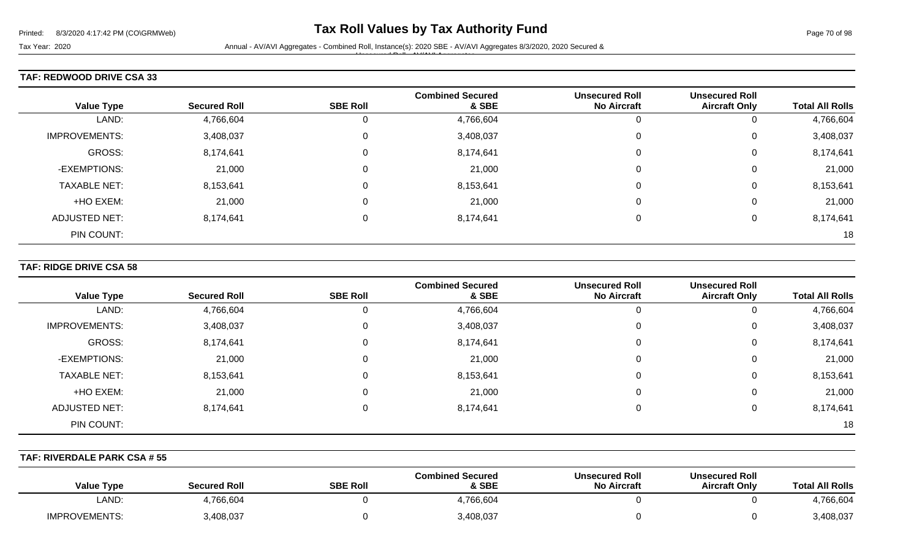### TAF: REDWOOD DRIVE CSA 33

| Value Type | Secured Roll | SBE Roll | Combined Secured & SBE | Unsecured Roll No Aircraft | Unsecured Roll Aircraft Only | Total All Rolls |
|---|---|---|---|---|---|---|
| LAND: | 4,766,604 | 0 | 4,766,604 | 0 | 0 | 4,766,604 |
| IMPROVEMENTS: | 3,408,037 | 0 | 3,408,037 | 0 | 0 | 3,408,037 |
| GROSS: | 8,174,641 | 0 | 8,174,641 | 0 | 0 | 8,174,641 |
| -EXEMPTIONS: | 21,000 | 0 | 21,000 | 0 | 0 | 21,000 |
| TAXABLE NET: | 8,153,641 | 0 | 8,153,641 | 0 | 0 | 8,153,641 |
| +HO EXEM: | 21,000 | 0 | 21,000 | 0 | 0 | 21,000 |
| ADJUSTED NET: | 8,174,641 | 0 | 8,174,641 | 0 | 0 | 8,174,641 |
| PIN COUNT: | | | | | | 18 |

### TAF: RIDGE DRIVE CSA 58

| Value Type | Secured Roll | SBE Roll | Combined Secured & SBE | Unsecured Roll No Aircraft | Unsecured Roll Aircraft Only | Total All Rolls |
|---|---|---|---|---|---|---|
| LAND: | 4,766,604 | 0 | 4,766,604 | 0 | 0 | 4,766,604 |
| IMPROVEMENTS: | 3,408,037 | 0 | 3,408,037 | 0 | 0 | 3,408,037 |
| GROSS: | 8,174,641 | 0 | 8,174,641 | 0 | 0 | 8,174,641 |
| -EXEMPTIONS: | 21,000 | 0 | 21,000 | 0 | 0 | 21,000 |
| TAXABLE NET: | 8,153,641 | 0 | 8,153,641 | 0 | 0 | 8,153,641 |
| +HO EXEM: | 21,000 | 0 | 21,000 | 0 | 0 | 21,000 |
| ADJUSTED NET: | 8,174,641 | 0 | 8,174,641 | 0 | 0 | 8,174,641 |
| PIN COUNT: | | | | | | 18 |

### TAF: RIVERDALE PARK CSA # 55

| Value Type | Secured Roll | SBE Roll | Combined Secured & SBE | Unsecured Roll No Aircraft | Unsecured Roll Aircraft Only | Total All Rolls |
|---|---|---|---|---|---|---|
| LAND: | 4,766,604 | 0 | 4,766,604 | 0 | 0 | 4,766,604 |
| IMPROVEMENTS: | 3,408,037 | 0 | 3,408,037 | 0 | 0 | 3,408,037 |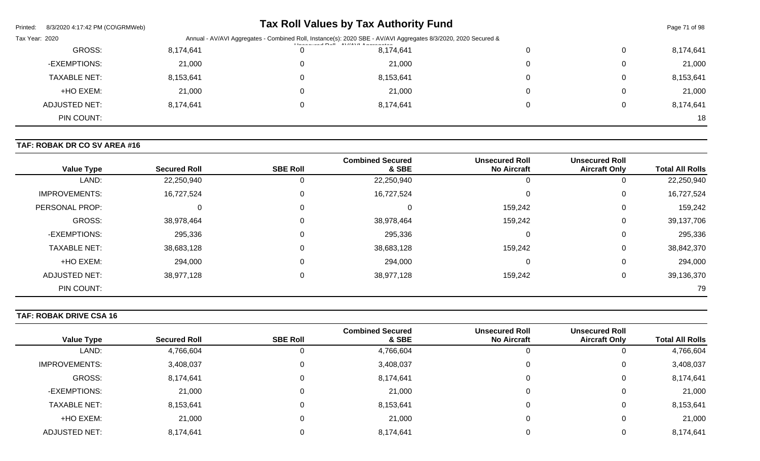| | | | | | | |
|---|---|---|---|---|---|---|
| GROSS: | 8,174,641 | 0 | 8,174,641 | 0 | 0 | 8,174,641 |
| -EXEMPTIONS: | 21,000 | 0 | 21,000 | 0 | 0 | 21,000 |
| TAXABLE NET: | 8,153,641 | 0 | 8,153,641 | 0 | 0 | 8,153,641 |
| +HO EXEM: | 21,000 | 0 | 21,000 | 0 | 0 | 21,000 |
| ADJUSTED NET: | 8,174,641 | 0 | 8,174,641 | 0 | 0 | 8,174,641 |
| PIN COUNT: | | | | | | 18 |

**TAF: ROBAK DR CO SV AREA #16**

| Value Type | Secured Roll | SBE Roll | Combined Secured & SBE | Unsecured Roll No Aircraft | Unsecured Roll Aircraft Only | Total All Rolls |
|---|---|---|---|---|---|---|
| LAND: | 22,250,940 | 0 | 22,250,940 | 0 | 0 | 22,250,940 |
| IMPROVEMENTS: | 16,727,524 | 0 | 16,727,524 | 0 | 0 | 16,727,524 |
| PERSONAL PROP: | 0 | 0 | 0 | 159,242 | 0 | 159,242 |
| GROSS: | 38,978,464 | 0 | 38,978,464 | 159,242 | 0 | 39,137,706 |
| -EXEMPTIONS: | 295,336 | 0 | 295,336 | 0 | 0 | 295,336 |
| TAXABLE NET: | 38,683,128 | 0 | 38,683,128 | 159,242 | 0 | 38,842,370 |
| +HO EXEM: | 294,000 | 0 | 294,000 | 0 | 0 | 294,000 |
| ADJUSTED NET: | 38,977,128 | 0 | 38,977,128 | 159,242 | 0 | 39,136,370 |
| PIN COUNT: | | | | | | 79 |

**TAF: ROBAK DRIVE CSA 16**

| Value Type | Secured Roll | SBE Roll | Combined Secured & SBE | Unsecured Roll No Aircraft | Unsecured Roll Aircraft Only | Total All Rolls |
|---|---|---|---|---|---|---|
| LAND: | 4,766,604 | 0 | 4,766,604 | 0 | 0 | 4,766,604 |
| IMPROVEMENTS: | 3,408,037 | 0 | 3,408,037 | 0 | 0 | 3,408,037 |
| GROSS: | 8,174,641 | 0 | 8,174,641 | 0 | 0 | 8,174,641 |
| -EXEMPTIONS: | 21,000 | 0 | 21,000 | 0 | 0 | 21,000 |
| TAXABLE NET: | 8,153,641 | 0 | 8,153,641 | 0 | 0 | 8,153,641 |
| +HO EXEM: | 21,000 | 0 | 21,000 | 0 | 0 | 21,000 |
| ADJUSTED NET: | 8,174,641 | 0 | 8,174,641 | 0 | 0 | 8,174,641 |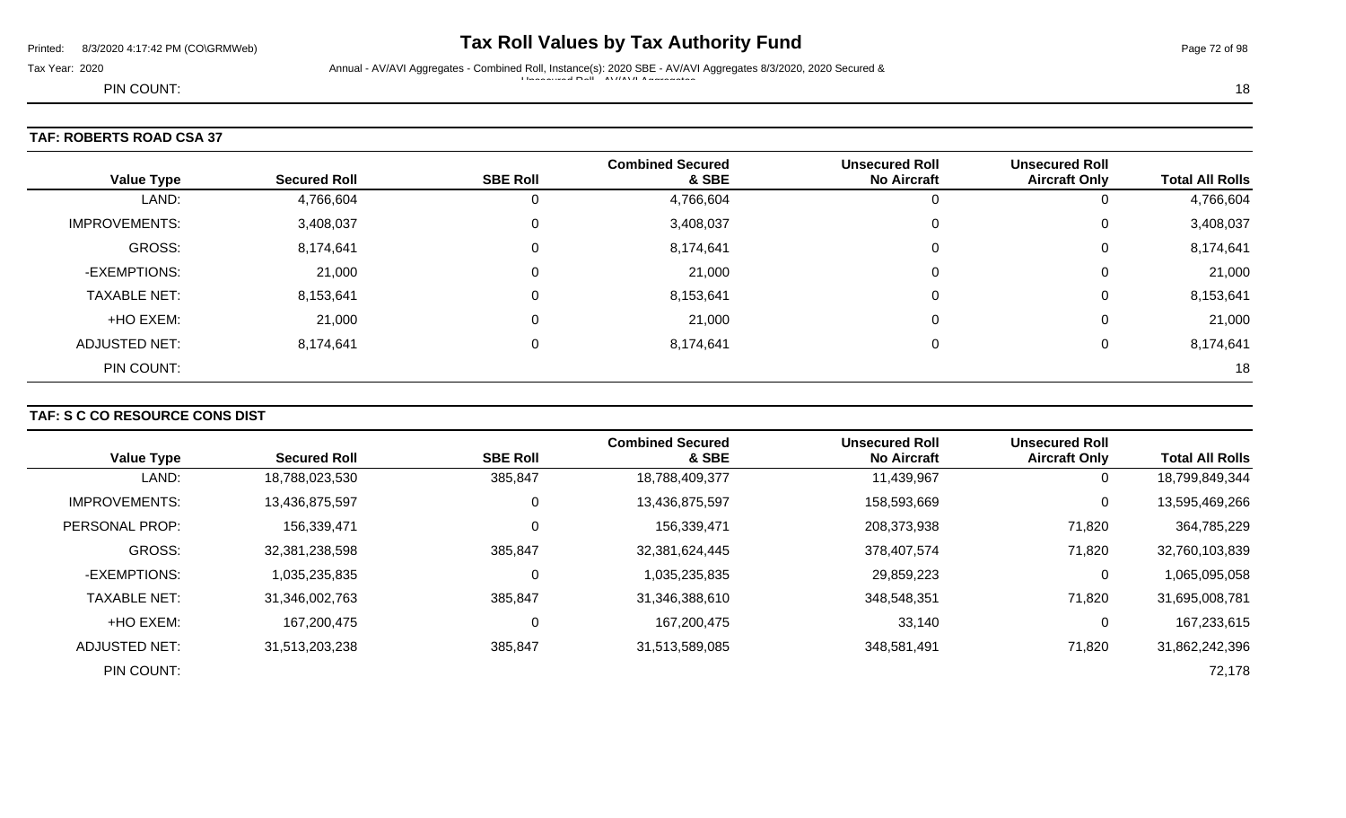PIN COUNT: 18

## TAF: ROBERTS ROAD CSA 37

| Value Type | Secured Roll | SBE Roll | Combined Secured & SBE | Unsecured Roll No Aircraft | Unsecured Roll Aircraft Only | Total All Rolls |
|---|---|---|---|---|---|---|
| LAND: | 4,766,604 | 0 | 4,766,604 | 0 | 0 | 4,766,604 |
| IMPROVEMENTS: | 3,408,037 | 0 | 3,408,037 | 0 | 0 | 3,408,037 |
| GROSS: | 8,174,641 | 0 | 8,174,641 | 0 | 0 | 8,174,641 |
| -EXEMPTIONS: | 21,000 | 0 | 21,000 | 0 | 0 | 21,000 |
| TAXABLE NET: | 8,153,641 | 0 | 8,153,641 | 0 | 0 | 8,153,641 |
| +HO EXEM: | 21,000 | 0 | 21,000 | 0 | 0 | 21,000 |
| ADJUSTED NET: | 8,174,641 | 0 | 8,174,641 | 0 | 0 | 8,174,641 |
| PIN COUNT: | | | | | | 18 |

## TAF: S C CO RESOURCE CONS DIST

| Value Type | Secured Roll | SBE Roll | Combined Secured & SBE | Unsecured Roll No Aircraft | Unsecured Roll Aircraft Only | Total All Rolls |
|---|---|---|---|---|---|---|
| LAND: | 18,788,023,530 | 385,847 | 18,788,409,377 | 11,439,967 | 0 | 18,799,849,344 |
| IMPROVEMENTS: | 13,436,875,597 | 0 | 13,436,875,597 | 158,593,669 | 0 | 13,595,469,266 |
| PERSONAL PROP: | 156,339,471 | 0 | 156,339,471 | 208,373,938 | 71,820 | 364,785,229 |
| GROSS: | 32,381,238,598 | 385,847 | 32,381,624,445 | 378,407,574 | 71,820 | 32,760,103,839 |
| -EXEMPTIONS: | 1,035,235,835 | 0 | 1,035,235,835 | 29,859,223 | 0 | 1,065,095,058 |
| TAXABLE NET: | 31,346,002,763 | 385,847 | 31,346,388,610 | 348,548,351 | 71,820 | 31,695,008,781 |
| +HO EXEM: | 167,200,475 | 0 | 167,200,475 | 33,140 | 0 | 167,233,615 |
| ADJUSTED NET: | 31,513,203,238 | 385,847 | 31,513,589,085 | 348,581,491 | 71,820 | 31,862,242,396 |
| PIN COUNT: | | | | | | 72,178 |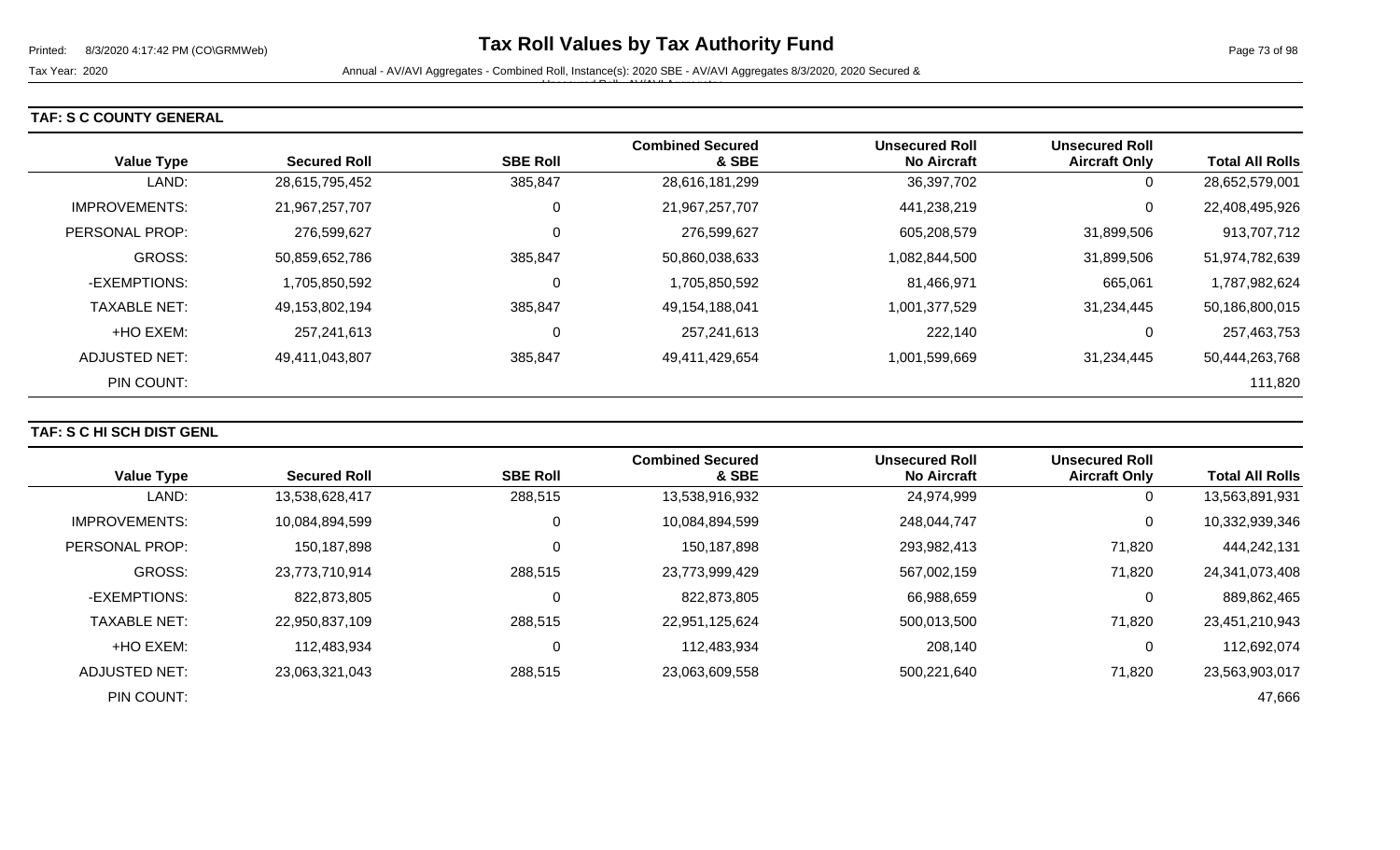### TAF: S C COUNTY GENERAL

| Value Type | Secured Roll | SBE Roll | Combined Secured & SBE | Unsecured Roll No Aircraft | Unsecured Roll Aircraft Only | Total All Rolls |
|---|---|---|---|---|---|---|
| LAND: | 28,615,795,452 | 385,847 | 28,616,181,299 | 36,397,702 | 0 | 28,652,579,001 |
| IMPROVEMENTS: | 21,967,257,707 | 0 | 21,967,257,707 | 441,238,219 | 0 | 22,408,495,926 |
| PERSONAL PROP: | 276,599,627 | 0 | 276,599,627 | 605,208,579 | 31,899,506 | 913,707,712 |
| GROSS: | 50,859,652,786 | 385,847 | 50,860,038,633 | 1,082,844,500 | 31,899,506 | 51,974,782,639 |
| -EXEMPTIONS: | 1,705,850,592 | 0 | 1,705,850,592 | 81,466,971 | 665,061 | 1,787,982,624 |
| TAXABLE NET: | 49,153,802,194 | 385,847 | 49,154,188,041 | 1,001,377,529 | 31,234,445 | 50,186,800,015 |
| +HO EXEM: | 257,241,613 | 0 | 257,241,613 | 222,140 | 0 | 257,463,753 |
| ADJUSTED NET: | 49,411,043,807 | 385,847 | 49,411,429,654 | 1,001,599,669 | 31,234,445 | 50,444,263,768 |
| PIN COUNT: | | | | | | 111,820 |

### TAF: S C HI SCH DIST GENL

| Value Type | Secured Roll | SBE Roll | Combined Secured & SBE | Unsecured Roll No Aircraft | Unsecured Roll Aircraft Only | Total All Rolls |
|---|---|---|---|---|---|---|
| LAND: | 13,538,628,417 | 288,515 | 13,538,916,932 | 24,974,999 | 0 | 13,563,891,931 |
| IMPROVEMENTS: | 10,084,894,599 | 0 | 10,084,894,599 | 248,044,747 | 0 | 10,332,939,346 |
| PERSONAL PROP: | 150,187,898 | 0 | 150,187,898 | 293,982,413 | 71,820 | 444,242,131 |
| GROSS: | 23,773,710,914 | 288,515 | 23,773,999,429 | 567,002,159 | 71,820 | 24,341,073,408 |
| -EXEMPTIONS: | 822,873,805 | 0 | 822,873,805 | 66,988,659 | 0 | 889,862,465 |
| TAXABLE NET: | 22,950,837,109 | 288,515 | 22,951,125,624 | 500,013,500 | 71,820 | 23,451,210,943 |
| +HO EXEM: | 112,483,934 | 0 | 112,483,934 | 208,140 | 0 | 112,692,074 |
| ADJUSTED NET: | 23,063,321,043 | 288,515 | 23,063,609,558 | 500,221,640 | 71,820 | 23,563,903,017 |
| PIN COUNT: | | | | | | 47,666 |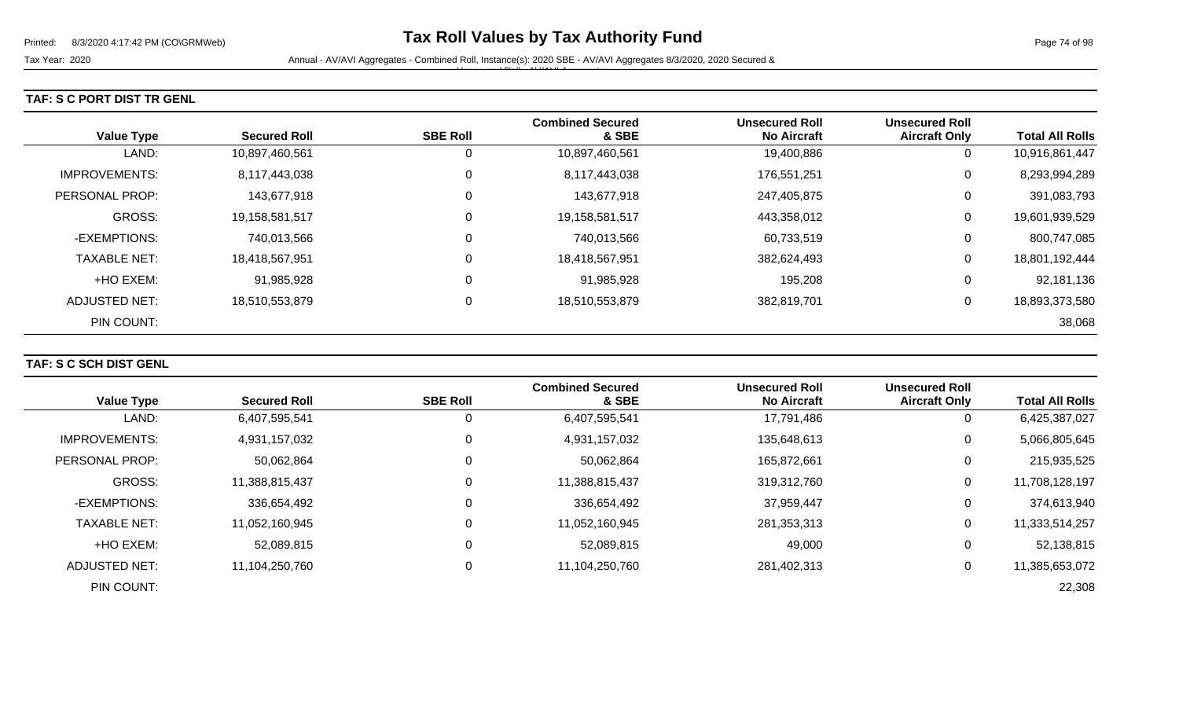### TAF: S C PORT DIST TR GENL

| Value Type | Secured Roll | SBE Roll | Combined Secured & SBE | Unsecured Roll No Aircraft | Unsecured Roll Aircraft Only | Total All Rolls |
|---|---|---|---|---|---|---|
| LAND: | 10,897,460,561 | 0 | 10,897,460,561 | 19,400,886 | 0 | 10,916,861,447 |
| IMPROVEMENTS: | 8,117,443,038 | 0 | 8,117,443,038 | 176,551,251 | 0 | 8,293,994,289 |
| PERSONAL PROP: | 143,677,918 | 0 | 143,677,918 | 247,405,875 | 0 | 391,083,793 |
| GROSS: | 19,158,581,517 | 0 | 19,158,581,517 | 443,358,012 | 0 | 19,601,939,529 |
| -EXEMPTIONS: | 740,013,566 | 0 | 740,013,566 | 60,733,519 | 0 | 800,747,085 |
| TAXABLE NET: | 18,418,567,951 | 0 | 18,418,567,951 | 382,624,493 | 0 | 18,801,192,444 |
| +HO EXEM: | 91,985,928 | 0 | 91,985,928 | 195,208 | 0 | 92,181,136 |
| ADJUSTED NET: | 18,510,553,879 | 0 | 18,510,553,879 | 382,819,701 | 0 | 18,893,373,580 |
| PIN COUNT: | | | | | | 38,068 |

### TAF: S C SCH DIST GENL

| Value Type | Secured Roll | SBE Roll | Combined Secured & SBE | Unsecured Roll No Aircraft | Unsecured Roll Aircraft Only | Total All Rolls |
|---|---|---|---|---|---|---|
| LAND: | 6,407,595,541 | 0 | 6,407,595,541 | 17,791,486 | 0 | 6,425,387,027 |
| IMPROVEMENTS: | 4,931,157,032 | 0 | 4,931,157,032 | 135,648,613 | 0 | 5,066,805,645 |
| PERSONAL PROP: | 50,062,864 | 0 | 50,062,864 | 165,872,661 | 0 | 215,935,525 |
| GROSS: | 11,388,815,437 | 0 | 11,388,815,437 | 319,312,760 | 0 | 11,708,128,197 |
| -EXEMPTIONS: | 336,654,492 | 0 | 336,654,492 | 37,959,447 | 0 | 374,613,940 |
| TAXABLE NET: | 11,052,160,945 | 0 | 11,052,160,945 | 281,353,313 | 0 | 11,333,514,257 |
| +HO EXEM: | 52,089,815 | 0 | 52,089,815 | 49,000 | 0 | 52,138,815 |
| ADJUSTED NET: | 11,104,250,760 | 0 | 11,104,250,760 | 281,402,313 | 0 | 11,385,653,072 |
| PIN COUNT: | | | | | | 22,308 |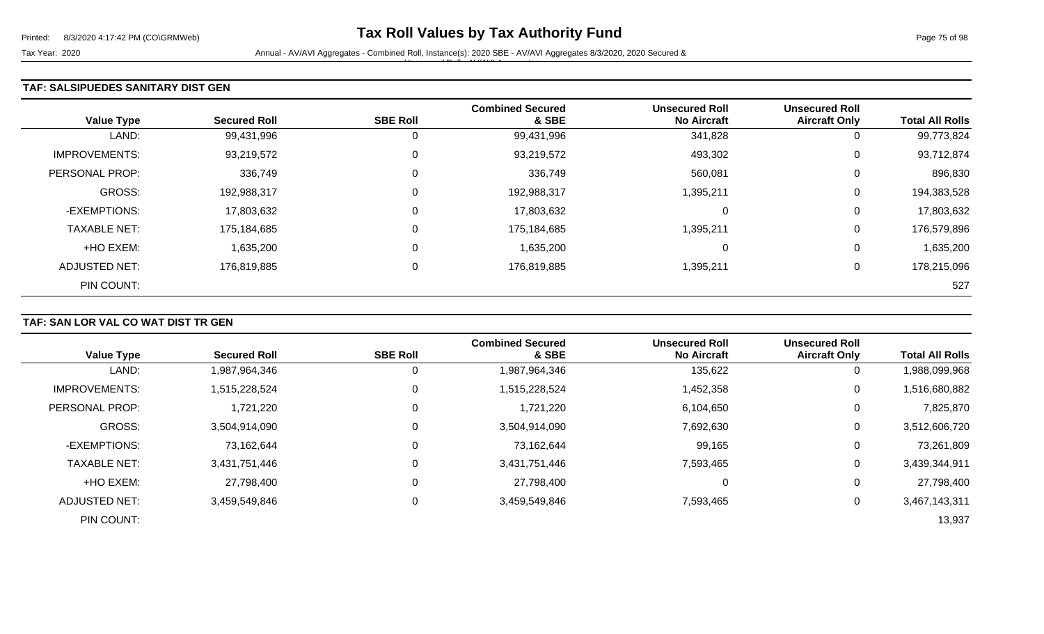### TAF: SALSIPUEDES SANITARY DIST GEN

| Value Type | Secured Roll | SBE Roll | Combined Secured & SBE | Unsecured Roll No Aircraft | Unsecured Roll Aircraft Only | Total All Rolls |
|---|---|---|---|---|---|---|
| LAND: | 99,431,996 | 0 | 99,431,996 | 341,828 | 0 | 99,773,824 |
| IMPROVEMENTS: | 93,219,572 | 0 | 93,219,572 | 493,302 | 0 | 93,712,874 |
| PERSONAL PROP: | 336,749 | 0 | 336,749 | 560,081 | 0 | 896,830 |
| GROSS: | 192,988,317 | 0 | 192,988,317 | 1,395,211 | 0 | 194,383,528 |
| -EXEMPTIONS: | 17,803,632 | 0 | 17,803,632 | 0 | 0 | 17,803,632 |
| TAXABLE NET: | 175,184,685 | 0 | 175,184,685 | 1,395,211 | 0 | 176,579,896 |
| +HO EXEM: | 1,635,200 | 0 | 1,635,200 | 0 | 0 | 1,635,200 |
| ADJUSTED NET: | 176,819,885 | 0 | 176,819,885 | 1,395,211 | 0 | 178,215,096 |
| PIN COUNT: | | | | | | 527 |

### TAF: SAN LOR VAL CO WAT DIST TR GEN

| Value Type | Secured Roll | SBE Roll | Combined Secured & SBE | Unsecured Roll No Aircraft | Unsecured Roll Aircraft Only | Total All Rolls |
|---|---|---|---|---|---|---|
| LAND: | 1,987,964,346 | 0 | 1,987,964,346 | 135,622 | 0 | 1,988,099,968 |
| IMPROVEMENTS: | 1,515,228,524 | 0 | 1,515,228,524 | 1,452,358 | 0 | 1,516,680,882 |
| PERSONAL PROP: | 1,721,220 | 0 | 1,721,220 | 6,104,650 | 0 | 7,825,870 |
| GROSS: | 3,504,914,090 | 0 | 3,504,914,090 | 7,692,630 | 0 | 3,512,606,720 |
| -EXEMPTIONS: | 73,162,644 | 0 | 73,162,644 | 99,165 | 0 | 73,261,809 |
| TAXABLE NET: | 3,431,751,446 | 0 | 3,431,751,446 | 7,593,465 | 0 | 3,439,344,911 |
| +HO EXEM: | 27,798,400 | 0 | 27,798,400 | 0 | 0 | 27,798,400 |
| ADJUSTED NET: | 3,459,549,846 | 0 | 3,459,549,846 | 7,593,465 | 0 | 3,467,143,311 |
| PIN COUNT: | | | | | | 13,937 |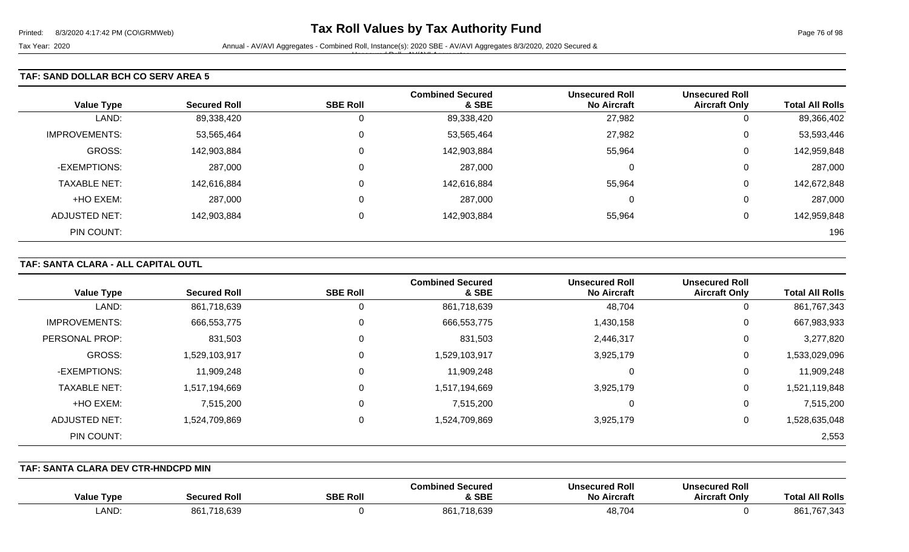# Tax Roll Values by Tax Authority Fund

Tax Year: 2020

Annual - AV/AVI Aggregates - Combined Roll, Instance(s): 2020 SBE - AV/AVI Aggregates 8/3/2020, 2020 Secured & Unsecured Roll - AV/AVI Aggregates

### TAF: SAND DOLLAR BCH CO SERV AREA 5

| Value Type | Secured Roll | SBE Roll | Combined Secured & SBE | Unsecured Roll No Aircraft | Unsecured Roll Aircraft Only | Total All Rolls |
|---|---|---|---|---|---|---|
| LAND: | 89,338,420 | 0 | 89,338,420 | 27,982 | 0 | 89,366,402 |
| IMPROVEMENTS: | 53,565,464 | 0 | 53,565,464 | 27,982 | 0 | 53,593,446 |
| GROSS: | 142,903,884 | 0 | 142,903,884 | 55,964 | 0 | 142,959,848 |
| -EXEMPTIONS: | 287,000 | 0 | 287,000 | 0 | 0 | 287,000 |
| TAXABLE NET: | 142,616,884 | 0 | 142,616,884 | 55,964 | 0 | 142,672,848 |
| +HO EXEM: | 287,000 | 0 | 287,000 | 0 | 0 | 287,000 |
| ADJUSTED NET: | 142,903,884 | 0 | 142,903,884 | 55,964 | 0 | 142,959,848 |
| PIN COUNT: | | | | | | 196 |

### TAF: SANTA CLARA - ALL CAPITAL OUTL

| Value Type | Secured Roll | SBE Roll | Combined Secured & SBE | Unsecured Roll No Aircraft | Unsecured Roll Aircraft Only | Total All Rolls |
|---|---|---|---|---|---|---|
| LAND: | 861,718,639 | 0 | 861,718,639 | 48,704 | 0 | 861,767,343 |
| IMPROVEMENTS: | 666,553,775 | 0 | 666,553,775 | 1,430,158 | 0 | 667,983,933 |
| PERSONAL PROP: | 831,503 | 0 | 831,503 | 2,446,317 | 0 | 3,277,820 |
| GROSS: | 1,529,103,917 | 0 | 1,529,103,917 | 3,925,179 | 0 | 1,533,029,096 |
| -EXEMPTIONS: | 11,909,248 | 0 | 11,909,248 | 0 | 0 | 11,909,248 |
| TAXABLE NET: | 1,517,194,669 | 0 | 1,517,194,669 | 3,925,179 | 0 | 1,521,119,848 |
| +HO EXEM: | 7,515,200 | 0 | 7,515,200 | 0 | 0 | 7,515,200 |
| ADJUSTED NET: | 1,524,709,869 | 0 | 1,524,709,869 | 3,925,179 | 0 | 1,528,635,048 |
| PIN COUNT: | | | | | | 2,553 |

### TAF: SANTA CLARA DEV CTR-HNDCPD MIN

| Value Type | Secured Roll | SBE Roll | Combined Secured & SBE | Unsecured Roll No Aircraft | Unsecured Roll Aircraft Only | Total All Rolls |
|---|---|---|---|---|---|---|
| LAND: | 861,718,639 | 0 | 861,718,639 | 48,704 | 0 | 861,767,343 |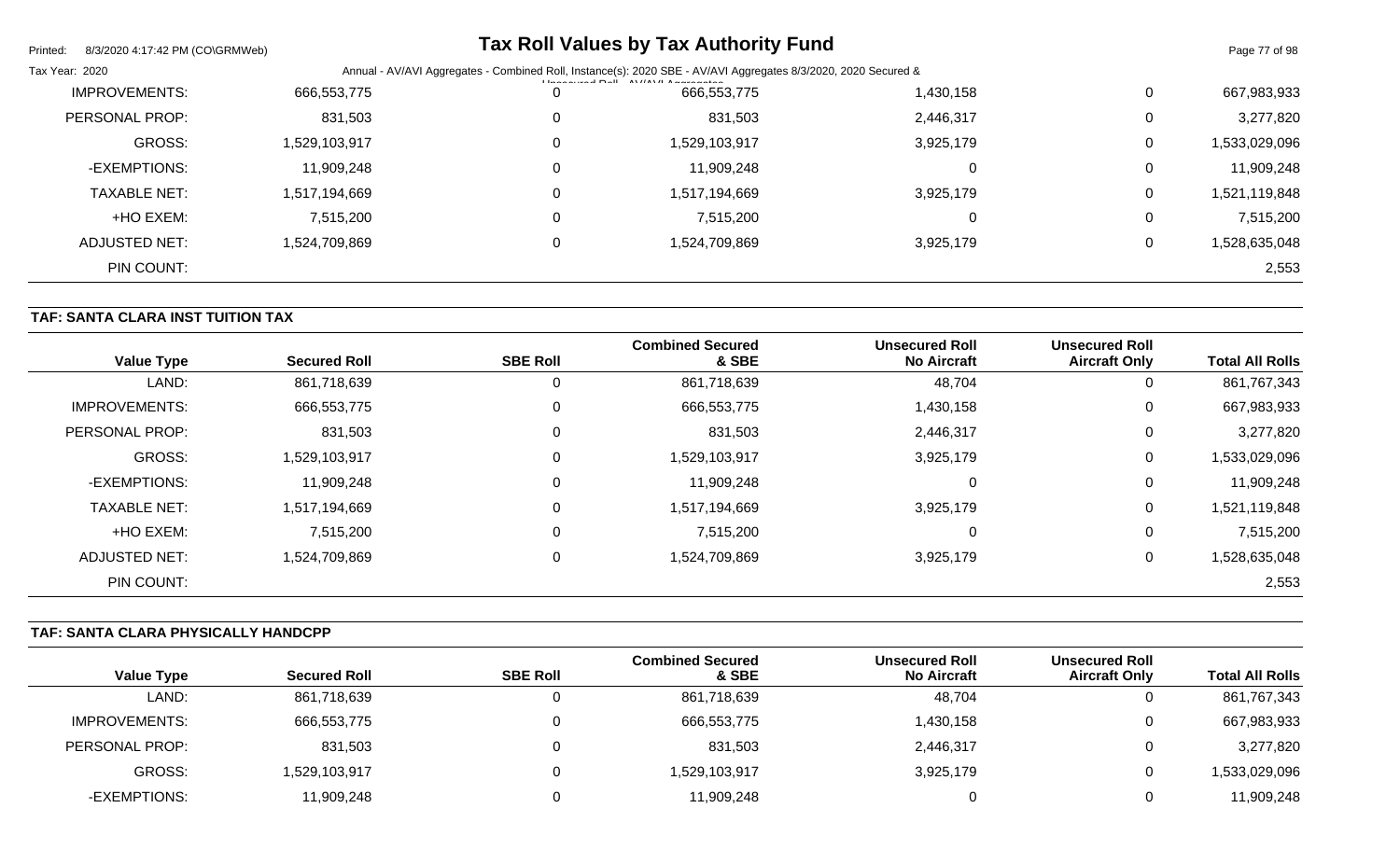| Value Type | Secured Roll | SBE Roll | Combined Secured & SBE | Unsecured Roll No Aircraft | Unsecured Roll Aircraft Only | Total All Rolls |
|---|---|---|---|---|---|---|
| IMPROVEMENTS: | 666,553,775 | 0 | 666,553,775 | 1,430,158 | 0 | 667,983,933 |
| PERSONAL PROP: | 831,503 | 0 | 831,503 | 2,446,317 | 0 | 3,277,820 |
| GROSS: | 1,529,103,917 | 0 | 1,529,103,917 | 3,925,179 | 0 | 1,533,029,096 |
| -EXEMPTIONS: | 11,909,248 | 0 | 11,909,248 | 0 | 0 | 11,909,248 |
| TAXABLE NET: | 1,517,194,669 | 0 | 1,517,194,669 | 3,925,179 | 0 | 1,521,119,848 |
| +HO EXEM: | 7,515,200 | 0 | 7,515,200 | 0 | 0 | 7,515,200 |
| ADJUSTED NET: | 1,524,709,869 | 0 | 1,524,709,869 | 3,925,179 | 0 | 1,528,635,048 |
| PIN COUNT: | | | | | | 2,553 |

## TAF: SANTA CLARA INST TUITION TAX

| Value Type | Secured Roll | SBE Roll | Combined Secured & SBE | Unsecured Roll No Aircraft | Unsecured Roll Aircraft Only | Total All Rolls |
|---|---|---|---|---|---|---|
| LAND: | 861,718,639 | 0 | 861,718,639 | 48,704 | 0 | 861,767,343 |
| IMPROVEMENTS: | 666,553,775 | 0 | 666,553,775 | 1,430,158 | 0 | 667,983,933 |
| PERSONAL PROP: | 831,503 | 0 | 831,503 | 2,446,317 | 0 | 3,277,820 |
| GROSS: | 1,529,103,917 | 0 | 1,529,103,917 | 3,925,179 | 0 | 1,533,029,096 |
| -EXEMPTIONS: | 11,909,248 | 0 | 11,909,248 | 0 | 0 | 11,909,248 |
| TAXABLE NET: | 1,517,194,669 | 0 | 1,517,194,669 | 3,925,179 | 0 | 1,521,119,848 |
| +HO EXEM: | 7,515,200 | 0 | 7,515,200 | 0 | 0 | 7,515,200 |
| ADJUSTED NET: | 1,524,709,869 | 0 | 1,524,709,869 | 3,925,179 | 0 | 1,528,635,048 |
| PIN COUNT: | | | | | | 2,553 |

## TAF: SANTA CLARA PHYSICALLY HANDCPP

| Value Type | Secured Roll | SBE Roll | Combined Secured & SBE | Unsecured Roll No Aircraft | Unsecured Roll Aircraft Only | Total All Rolls |
|---|---|---|---|---|---|---|
| LAND: | 861,718,639 | 0 | 861,718,639 | 48,704 | 0 | 861,767,343 |
| IMPROVEMENTS: | 666,553,775 | 0 | 666,553,775 | 1,430,158 | 0 | 667,983,933 |
| PERSONAL PROP: | 831,503 | 0 | 831,503 | 2,446,317 | 0 | 3,277,820 |
| GROSS: | 1,529,103,917 | 0 | 1,529,103,917 | 3,925,179 | 0 | 1,533,029,096 |
| -EXEMPTIONS: | 11,909,248 | 0 | 11,909,248 | 0 | 0 | 11,909,248 |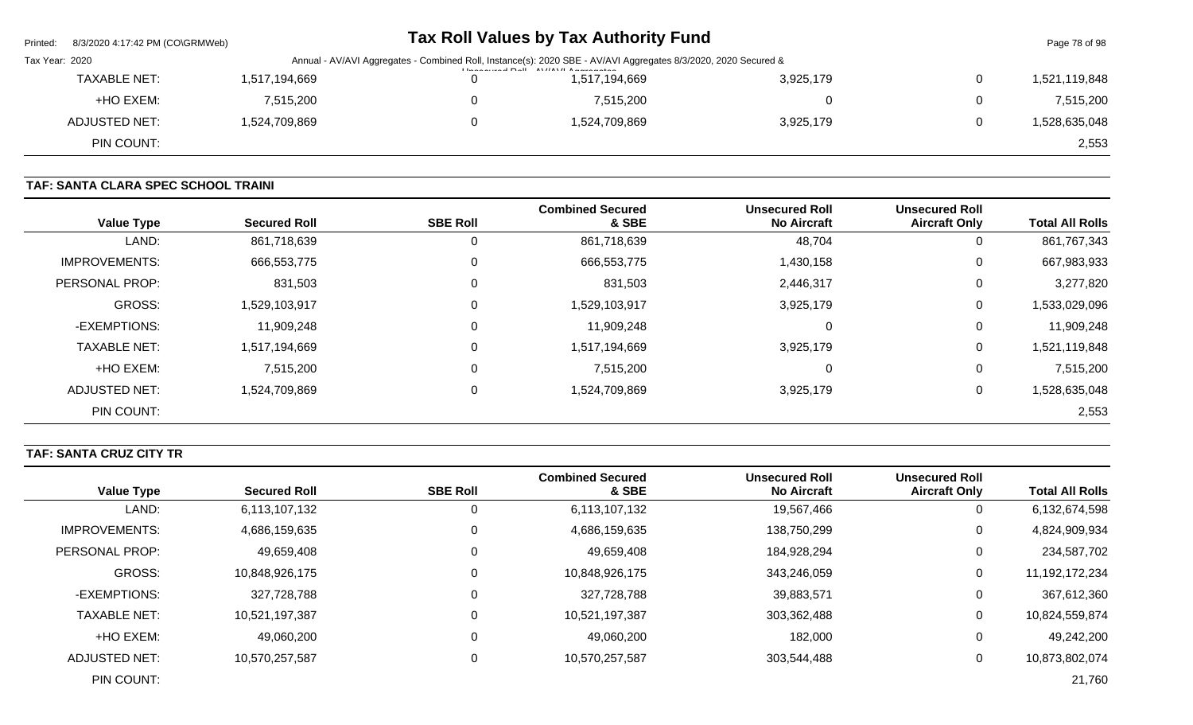| Value Type | Secured Roll | SBE Roll | Combined Secured & SBE | Unsecured Roll No Aircraft | Unsecured Roll Aircraft Only | Total All Rolls |
|---|---|---|---|---|---|---|
| TAXABLE NET: | 1,517,194,669 | 0 | 1,517,194,669 | 3,925,179 | 0 | 1,521,119,848 |
| +HO EXEM: | 7,515,200 | 0 | 7,515,200 | 0 | 0 | 7,515,200 |
| ADJUSTED NET: | 1,524,709,869 | 0 | 1,524,709,869 | 3,925,179 | 0 | 1,528,635,048 |
| PIN COUNT: | | | | | | 2,553 |

**TAF: SANTA CLARA SPEC SCHOOL TRAINI**

| Value Type | Secured Roll | SBE Roll | Combined Secured & SBE | Unsecured Roll No Aircraft | Unsecured Roll Aircraft Only | Total All Rolls |
|---|---|---|---|---|---|---|
| LAND: | 861,718,639 | 0 | 861,718,639 | 48,704 | 0 | 861,767,343 |
| IMPROVEMENTS: | 666,553,775 | 0 | 666,553,775 | 1,430,158 | 0 | 667,983,933 |
| PERSONAL PROP: | 831,503 | 0 | 831,503 | 2,446,317 | 0 | 3,277,820 |
| GROSS: | 1,529,103,917 | 0 | 1,529,103,917 | 3,925,179 | 0 | 1,533,029,096 |
| -EXEMPTIONS: | 11,909,248 | 0 | 11,909,248 | 0 | 0 | 11,909,248 |
| TAXABLE NET: | 1,517,194,669 | 0 | 1,517,194,669 | 3,925,179 | 0 | 1,521,119,848 |
| +HO EXEM: | 7,515,200 | 0 | 7,515,200 | 0 | 0 | 7,515,200 |
| ADJUSTED NET: | 1,524,709,869 | 0 | 1,524,709,869 | 3,925,179 | 0 | 1,528,635,048 |
| PIN COUNT: | | | | | | 2,553 |

**TAF: SANTA CRUZ CITY TR**

| Value Type | Secured Roll | SBE Roll | Combined Secured & SBE | Unsecured Roll No Aircraft | Unsecured Roll Aircraft Only | Total All Rolls |
|---|---|---|---|---|---|---|
| LAND: | 6,113,107,132 | 0 | 6,113,107,132 | 19,567,466 | 0 | 6,132,674,598 |
| IMPROVEMENTS: | 4,686,159,635 | 0 | 4,686,159,635 | 138,750,299 | 0 | 4,824,909,934 |
| PERSONAL PROP: | 49,659,408 | 0 | 49,659,408 | 184,928,294 | 0 | 234,587,702 |
| GROSS: | 10,848,926,175 | 0 | 10,848,926,175 | 343,246,059 | 0 | 11,192,172,234 |
| -EXEMPTIONS: | 327,728,788 | 0 | 327,728,788 | 39,883,571 | 0 | 367,612,360 |
| TAXABLE NET: | 10,521,197,387 | 0 | 10,521,197,387 | 303,362,488 | 0 | 10,824,559,874 |
| +HO EXEM: | 49,060,200 | 0 | 49,060,200 | 182,000 | 0 | 49,242,200 |
| ADJUSTED NET: | 10,570,257,587 | 0 | 10,570,257,587 | 303,544,488 | 0 | 10,873,802,074 |
| PIN COUNT: | | | | | | 21,760 |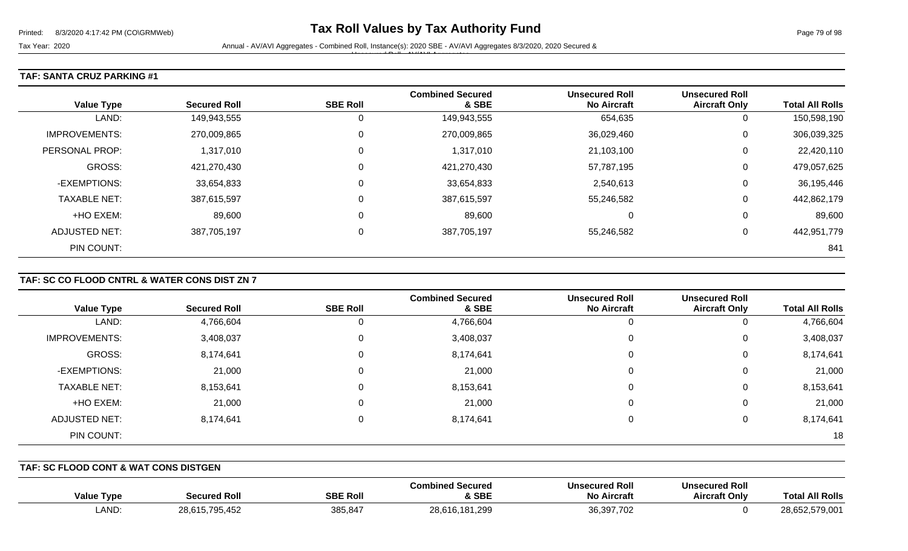## TAF: SANTA CRUZ PARKING #1

| Value Type | Secured Roll | SBE Roll | Combined Secured & SBE | Unsecured Roll No Aircraft | Unsecured Roll Aircraft Only | Total All Rolls |
|---|---|---|---|---|---|---|
| LAND: | 149,943,555 | 0 | 149,943,555 | 654,635 | 0 | 150,598,190 |
| IMPROVEMENTS: | 270,009,865 | 0 | 270,009,865 | 36,029,460 | 0 | 306,039,325 |
| PERSONAL PROP: | 1,317,010 | 0 | 1,317,010 | 21,103,100 | 0 | 22,420,110 |
| GROSS: | 421,270,430 | 0 | 421,270,430 | 57,787,195 | 0 | 479,057,625 |
| -EXEMPTIONS: | 33,654,833 | 0 | 33,654,833 | 2,540,613 | 0 | 36,195,446 |
| TAXABLE NET: | 387,615,597 | 0 | 387,615,597 | 55,246,582 | 0 | 442,862,179 |
| +HO EXEM: | 89,600 | 0 | 89,600 | 0 | 0 | 89,600 |
| ADJUSTED NET: | 387,705,197 | 0 | 387,705,197 | 55,246,582 | 0 | 442,951,779 |
| PIN COUNT: | | | | | | 841 |

## TAF: SC CO FLOOD CNTRL & WATER CONS DIST ZN 7

| Value Type | Secured Roll | SBE Roll | Combined Secured & SBE | Unsecured Roll No Aircraft | Unsecured Roll Aircraft Only | Total All Rolls |
|---|---|---|---|---|---|---|
| LAND: | 4,766,604 | 0 | 4,766,604 | 0 | 0 | 4,766,604 |
| IMPROVEMENTS: | 3,408,037 | 0 | 3,408,037 | 0 | 0 | 3,408,037 |
| GROSS: | 8,174,641 | 0 | 8,174,641 | 0 | 0 | 8,174,641 |
| -EXEMPTIONS: | 21,000 | 0 | 21,000 | 0 | 0 | 21,000 |
| TAXABLE NET: | 8,153,641 | 0 | 8,153,641 | 0 | 0 | 8,153,641 |
| +HO EXEM: | 21,000 | 0 | 21,000 | 0 | 0 | 21,000 |
| ADJUSTED NET: | 8,174,641 | 0 | 8,174,641 | 0 | 0 | 8,174,641 |
| PIN COUNT: | | | | | | 18 |

## TAF: SC FLOOD CONT & WAT CONS DISTGEN

| Value Type | Secured Roll | SBE Roll | Combined Secured & SBE | Unsecured Roll No Aircraft | Unsecured Roll Aircraft Only | Total All Rolls |
|---|---|---|---|---|---|---|
| LAND: | 28,615,795,452 | 385,847 | 28,616,181,299 | 36,397,702 | 0 | 28,652,579,001 |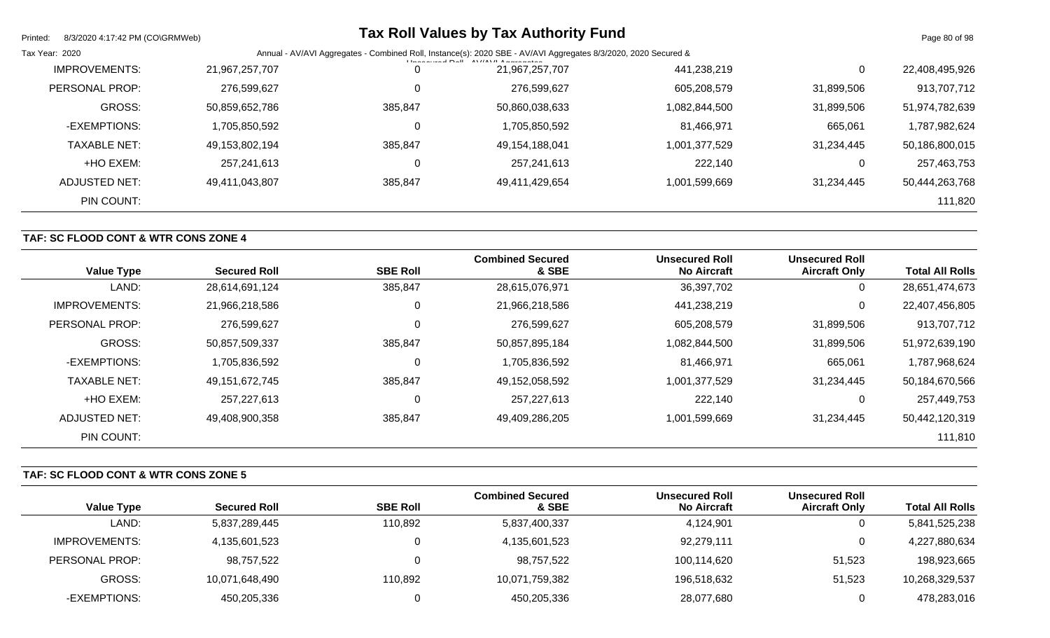| Value Type | Secured Roll | SBE Roll | Combined Secured & SBE | Unsecured Roll No Aircraft | Unsecured Roll Aircraft Only | Total All Rolls |
|---|---|---|---|---|---|---|
| IMPROVEMENTS: | 21,967,257,707 | 0 | 21,967,257,707 | 441,238,219 | 0 | 22,408,495,926 |
| PERSONAL PROP: | 276,599,627 | 0 | 276,599,627 | 605,208,579 | 31,899,506 | 913,707,712 |
| GROSS: | 50,859,652,786 | 385,847 | 50,860,038,633 | 1,082,844,500 | 31,899,506 | 51,974,782,639 |
| -EXEMPTIONS: | 1,705,850,592 | 0 | 1,705,850,592 | 81,466,971 | 665,061 | 1,787,982,624 |
| TAXABLE NET: | 49,153,802,194 | 385,847 | 49,154,188,041 | 1,001,377,529 | 31,234,445 | 50,186,800,015 |
| +HO EXEM: | 257,241,613 | 0 | 257,241,613 | 222,140 | 0 | 257,463,753 |
| ADJUSTED NET: | 49,411,043,807 | 385,847 | 49,411,429,654 | 1,001,599,669 | 31,234,445 | 50,444,263,768 |
| PIN COUNT: | | | | | | 111,820 |

## TAF: SC FLOOD CONT & WTR CONS ZONE 4

| Value Type | Secured Roll | SBE Roll | Combined Secured & SBE | Unsecured Roll No Aircraft | Unsecured Roll Aircraft Only | Total All Rolls |
|---|---|---|---|---|---|---|
| LAND: | 28,614,691,124 | 385,847 | 28,615,076,971 | 36,397,702 | 0 | 28,651,474,673 |
| IMPROVEMENTS: | 21,966,218,586 | 0 | 21,966,218,586 | 441,238,219 | 0 | 22,407,456,805 |
| PERSONAL PROP: | 276,599,627 | 0 | 276,599,627 | 605,208,579 | 31,899,506 | 913,707,712 |
| GROSS: | 50,857,509,337 | 385,847 | 50,857,895,184 | 1,082,844,500 | 31,899,506 | 51,972,639,190 |
| -EXEMPTIONS: | 1,705,836,592 | 0 | 1,705,836,592 | 81,466,971 | 665,061 | 1,787,968,624 |
| TAXABLE NET: | 49,151,672,745 | 385,847 | 49,152,058,592 | 1,001,377,529 | 31,234,445 | 50,184,670,566 |
| +HO EXEM: | 257,227,613 | 0 | 257,227,613 | 222,140 | 0 | 257,449,753 |
| ADJUSTED NET: | 49,408,900,358 | 385,847 | 49,409,286,205 | 1,001,599,669 | 31,234,445 | 50,442,120,319 |
| PIN COUNT: | | | | | | 111,810 |

## TAF: SC FLOOD CONT & WTR CONS ZONE 5

| Value Type | Secured Roll | SBE Roll | Combined Secured & SBE | Unsecured Roll No Aircraft | Unsecured Roll Aircraft Only | Total All Rolls |
|---|---|---|---|---|---|---|
| LAND: | 5,837,289,445 | 110,892 | 5,837,400,337 | 4,124,901 | 0 | 5,841,525,238 |
| IMPROVEMENTS: | 4,135,601,523 | 0 | 4,135,601,523 | 92,279,111 | 0 | 4,227,880,634 |
| PERSONAL PROP: | 98,757,522 | 0 | 98,757,522 | 100,114,620 | 51,523 | 198,923,665 |
| GROSS: | 10,071,648,490 | 110,892 | 10,071,759,382 | 196,518,632 | 51,523 | 10,268,329,537 |
| -EXEMPTIONS: | 450,205,336 | 0 | 450,205,336 | 28,077,680 | 0 | 478,283,016 |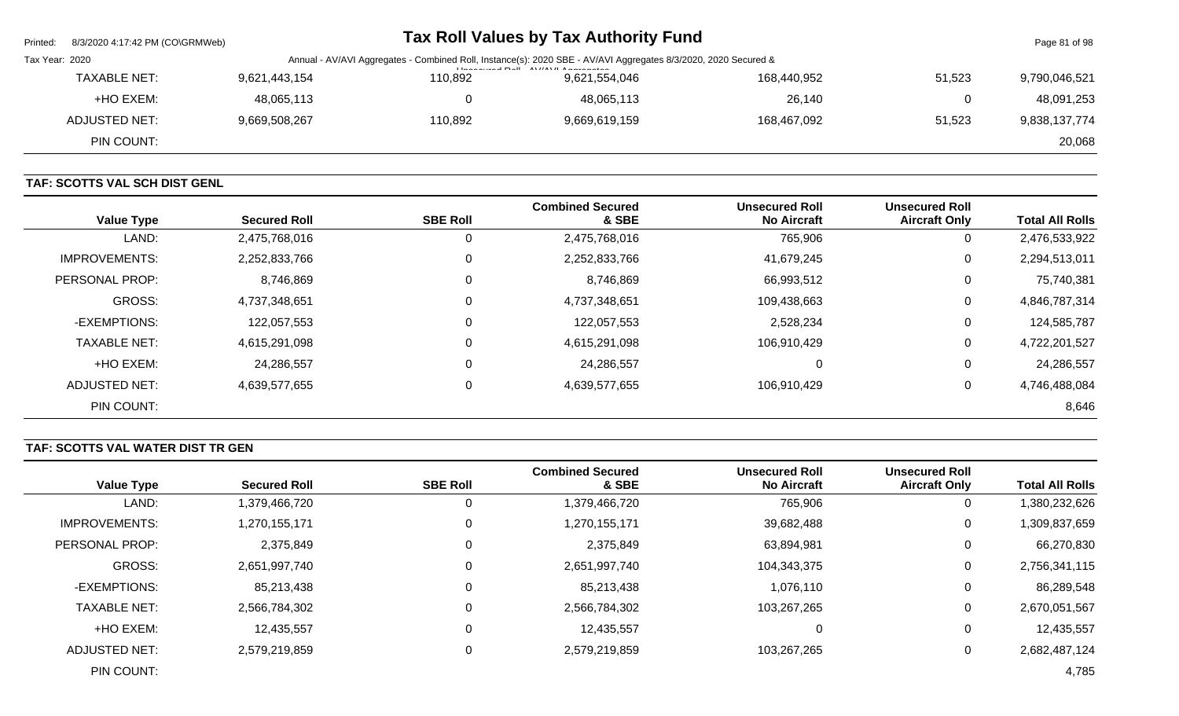| Value Type | Secured Roll | SBE Roll | Combined Secured & SBE | Unsecured Roll No Aircraft | Unsecured Roll Aircraft Only | Total All Rolls |
|---|---|---|---|---|---|---|
| TAXABLE NET: | 9,621,443,154 | 110,892 | 9,621,554,046 | 168,440,952 | 51,523 | 9,790,046,521 |
| +HO EXEM: | 48,065,113 | 0 | 48,065,113 | 26,140 | 0 | 48,091,253 |
| ADJUSTED NET: | 9,669,508,267 | 110,892 | 9,669,619,159 | 168,467,092 | 51,523 | 9,838,137,774 |
| PIN COUNT: | | | | | | 20,068 |

### TAF: SCOTTS VAL SCH DIST GENL

| Value Type | Secured Roll | SBE Roll | Combined Secured & SBE | Unsecured Roll No Aircraft | Unsecured Roll Aircraft Only | Total All Rolls |
|---|---|---|---|---|---|---|
| LAND: | 2,475,768,016 | 0 | 2,475,768,016 | 765,906 | 0 | 2,476,533,922 |
| IMPROVEMENTS: | 2,252,833,766 | 0 | 2,252,833,766 | 41,679,245 | 0 | 2,294,513,011 |
| PERSONAL PROP: | 8,746,869 | 0 | 8,746,869 | 66,993,512 | 0 | 75,740,381 |
| GROSS: | 4,737,348,651 | 0 | 4,737,348,651 | 109,438,663 | 0 | 4,846,787,314 |
| -EXEMPTIONS: | 122,057,553 | 0 | 122,057,553 | 2,528,234 | 0 | 124,585,787 |
| TAXABLE NET: | 4,615,291,098 | 0 | 4,615,291,098 | 106,910,429 | 0 | 4,722,201,527 |
| +HO EXEM: | 24,286,557 | 0 | 24,286,557 | 0 | 0 | 24,286,557 |
| ADJUSTED NET: | 4,639,577,655 | 0 | 4,639,577,655 | 106,910,429 | 0 | 4,746,488,084 |
| PIN COUNT: | | | | | | 8,646 |

### TAF: SCOTTS VAL WATER DIST TR GEN

| Value Type | Secured Roll | SBE Roll | Combined Secured & SBE | Unsecured Roll No Aircraft | Unsecured Roll Aircraft Only | Total All Rolls |
|---|---|---|---|---|---|---|
| LAND: | 1,379,466,720 | 0 | 1,379,466,720 | 765,906 | 0 | 1,380,232,626 |
| IMPROVEMENTS: | 1,270,155,171 | 0 | 1,270,155,171 | 39,682,488 | 0 | 1,309,837,659 |
| PERSONAL PROP: | 2,375,849 | 0 | 2,375,849 | 63,894,981 | 0 | 66,270,830 |
| GROSS: | 2,651,997,740 | 0 | 2,651,997,740 | 104,343,375 | 0 | 2,756,341,115 |
| -EXEMPTIONS: | 85,213,438 | 0 | 85,213,438 | 1,076,110 | 0 | 86,289,548 |
| TAXABLE NET: | 2,566,784,302 | 0 | 2,566,784,302 | 103,267,265 | 0 | 2,670,051,567 |
| +HO EXEM: | 12,435,557 | 0 | 12,435,557 | 0 | 0 | 12,435,557 |
| ADJUSTED NET: | 2,579,219,859 | 0 | 2,579,219,859 | 103,267,265 | 0 | 2,682,487,124 |
| PIN COUNT: | | | | | | 4,785 |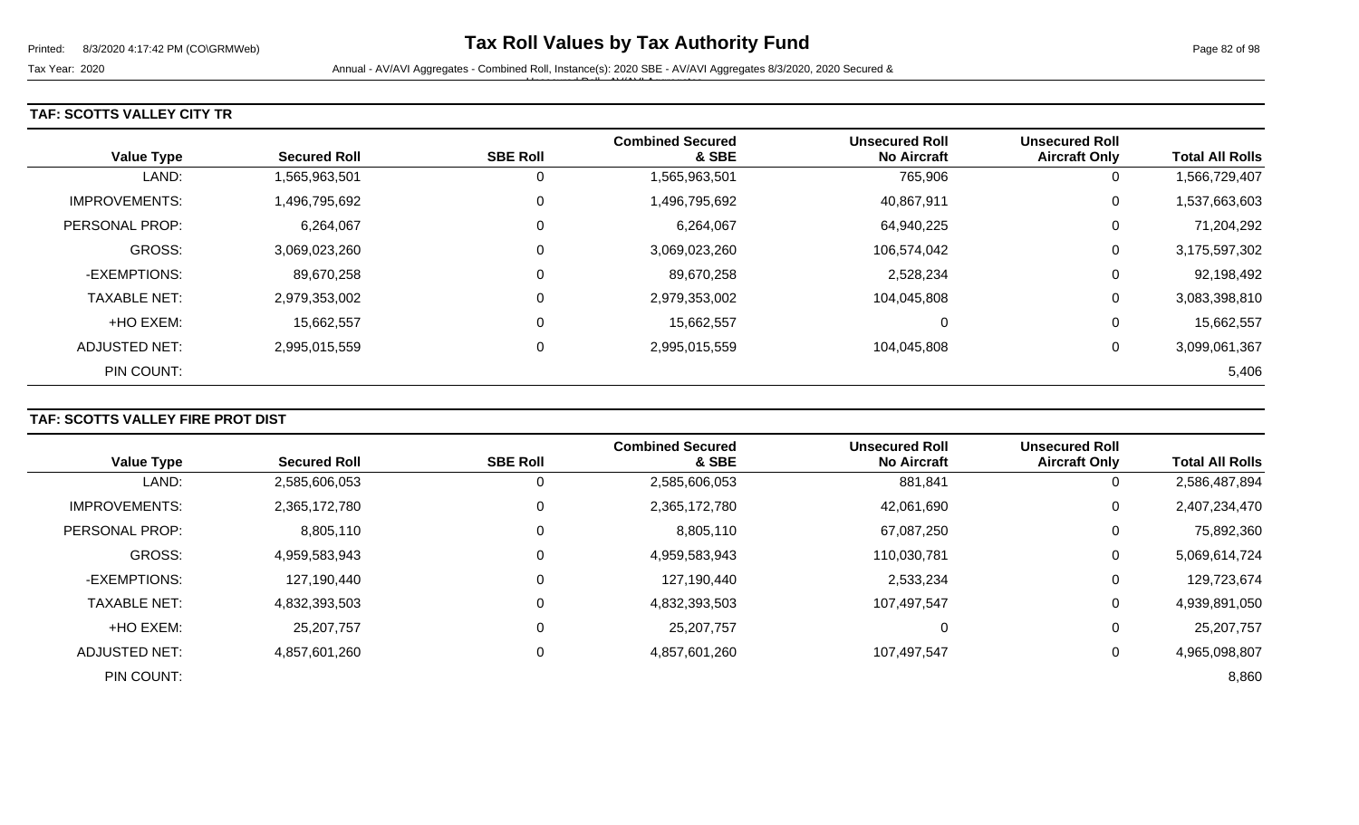# Tax Roll Values by Tax Authority Fund

Tax Year: 2020

Annual - AV/AVI Aggregates - Combined Roll, Instance(s): 2020 SBE - AV/AVI Aggregates 8/3/2020, 2020 Secured & Unsecured Roll - AV/AVI Aggregates

## TAF: SCOTTS VALLEY CITY TR

| Value Type | Secured Roll | SBE Roll | Combined Secured & SBE | Unsecured Roll No Aircraft | Unsecured Roll Aircraft Only | Total All Rolls |
|---|---|---|---|---|---|---|
| LAND: | 1,565,963,501 | 0 | 1,565,963,501 | 765,906 | 0 | 1,566,729,407 |
| IMPROVEMENTS: | 1,496,795,692 | 0 | 1,496,795,692 | 40,867,911 | 0 | 1,537,663,603 |
| PERSONAL PROP: | 6,264,067 | 0 | 6,264,067 | 64,940,225 | 0 | 71,204,292 |
| GROSS: | 3,069,023,260 | 0 | 3,069,023,260 | 106,574,042 | 0 | 3,175,597,302 |
| -EXEMPTIONS: | 89,670,258 | 0 | 89,670,258 | 2,528,234 | 0 | 92,198,492 |
| TAXABLE NET: | 2,979,353,002 | 0 | 2,979,353,002 | 104,045,808 | 0 | 3,083,398,810 |
| +HO EXEM: | 15,662,557 | 0 | 15,662,557 | 0 | 0 | 15,662,557 |
| ADJUSTED NET: | 2,995,015,559 | 0 | 2,995,015,559 | 104,045,808 | 0 | 3,099,061,367 |
| PIN COUNT: | | | | | | 5,406 |

## TAF: SCOTTS VALLEY FIRE PROT DIST

| Value Type | Secured Roll | SBE Roll | Combined Secured & SBE | Unsecured Roll No Aircraft | Unsecured Roll Aircraft Only | Total All Rolls |
|---|---|---|---|---|---|---|
| LAND: | 2,585,606,053 | 0 | 2,585,606,053 | 881,841 | 0 | 2,586,487,894 |
| IMPROVEMENTS: | 2,365,172,780 | 0 | 2,365,172,780 | 42,061,690 | 0 | 2,407,234,470 |
| PERSONAL PROP: | 8,805,110 | 0 | 8,805,110 | 67,087,250 | 0 | 75,892,360 |
| GROSS: | 4,959,583,943 | 0 | 4,959,583,943 | 110,030,781 | 0 | 5,069,614,724 |
| -EXEMPTIONS: | 127,190,440 | 0 | 127,190,440 | 2,533,234 | 0 | 129,723,674 |
| TAXABLE NET: | 4,832,393,503 | 0 | 4,832,393,503 | 107,497,547 | 0 | 4,939,891,050 |
| +HO EXEM: | 25,207,757 | 0 | 25,207,757 | 0 | 0 | 25,207,757 |
| ADJUSTED NET: | 4,857,601,260 | 0 | 4,857,601,260 | 107,497,547 | 0 | 4,965,098,807 |
| PIN COUNT: | | | | | | 8,860 |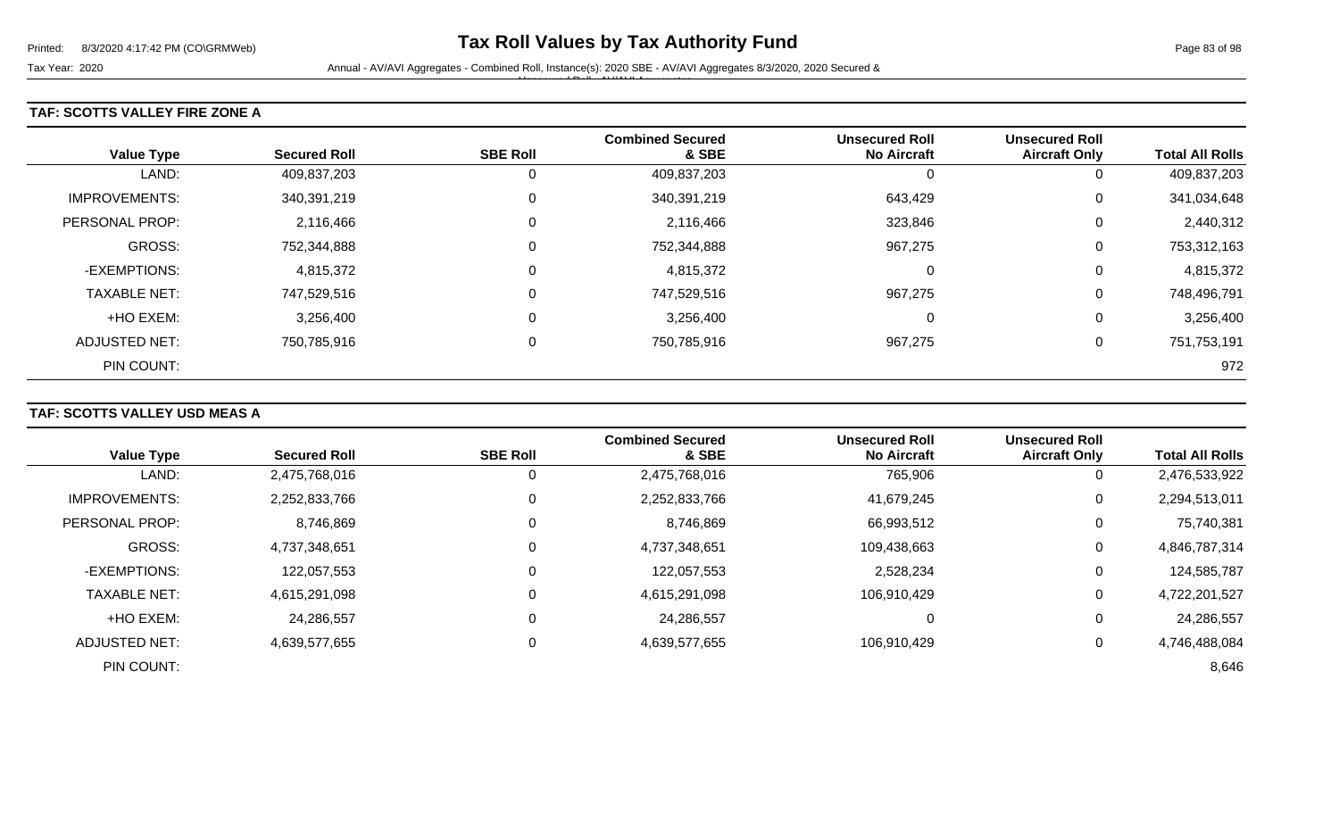# Tax Roll Values by Tax Authority Fund

Tax Year: 2020

Annual - AV/AVI Aggregates - Combined Roll, Instance(s): 2020 SBE - AV/AVI Aggregates 8/3/2020, 2020 Secured & Unsecured Roll - AV/AVI Aggregates

## TAF: SCOTTS VALLEY FIRE ZONE A

| Value Type | Secured Roll | SBE Roll | Combined Secured & SBE | Unsecured Roll No Aircraft | Unsecured Roll Aircraft Only | Total All Rolls |
|---|---|---|---|---|---|---|
| LAND: | 409,837,203 | 0 | 409,837,203 | 0 | 0 | 409,837,203 |
| IMPROVEMENTS: | 340,391,219 | 0 | 340,391,219 | 643,429 | 0 | 341,034,648 |
| PERSONAL PROP: | 2,116,466 | 0 | 2,116,466 | 323,846 | 0 | 2,440,312 |
| GROSS: | 752,344,888 | 0 | 752,344,888 | 967,275 | 0 | 753,312,163 |
| -EXEMPTIONS: | 4,815,372 | 0 | 4,815,372 | 0 | 0 | 4,815,372 |
| TAXABLE NET: | 747,529,516 | 0 | 747,529,516 | 967,275 | 0 | 748,496,791 |
| +HO EXEM: | 3,256,400 | 0 | 3,256,400 | 0 | 0 | 3,256,400 |
| ADJUSTED NET: | 750,785,916 | 0 | 750,785,916 | 967,275 | 0 | 751,753,191 |
| PIN COUNT: | | | | | | 972 |

## TAF: SCOTTS VALLEY USD MEAS A

| Value Type | Secured Roll | SBE Roll | Combined Secured & SBE | Unsecured Roll No Aircraft | Unsecured Roll Aircraft Only | Total All Rolls |
|---|---|---|---|---|---|---|
| LAND: | 2,475,768,016 | 0 | 2,475,768,016 | 765,906 | 0 | 2,476,533,922 |
| IMPROVEMENTS: | 2,252,833,766 | 0 | 2,252,833,766 | 41,679,245 | 0 | 2,294,513,011 |
| PERSONAL PROP: | 8,746,869 | 0 | 8,746,869 | 66,993,512 | 0 | 75,740,381 |
| GROSS: | 4,737,348,651 | 0 | 4,737,348,651 | 109,438,663 | 0 | 4,846,787,314 |
| -EXEMPTIONS: | 122,057,553 | 0 | 122,057,553 | 2,528,234 | 0 | 124,585,787 |
| TAXABLE NET: | 4,615,291,098 | 0 | 4,615,291,098 | 106,910,429 | 0 | 4,722,201,527 |
| +HO EXEM: | 24,286,557 | 0 | 24,286,557 | 0 | 0 | 24,286,557 |
| ADJUSTED NET: | 4,639,577,655 | 0 | 4,639,577,655 | 106,910,429 | 0 | 4,746,488,084 |
| PIN COUNT: | | | | | | 8,646 |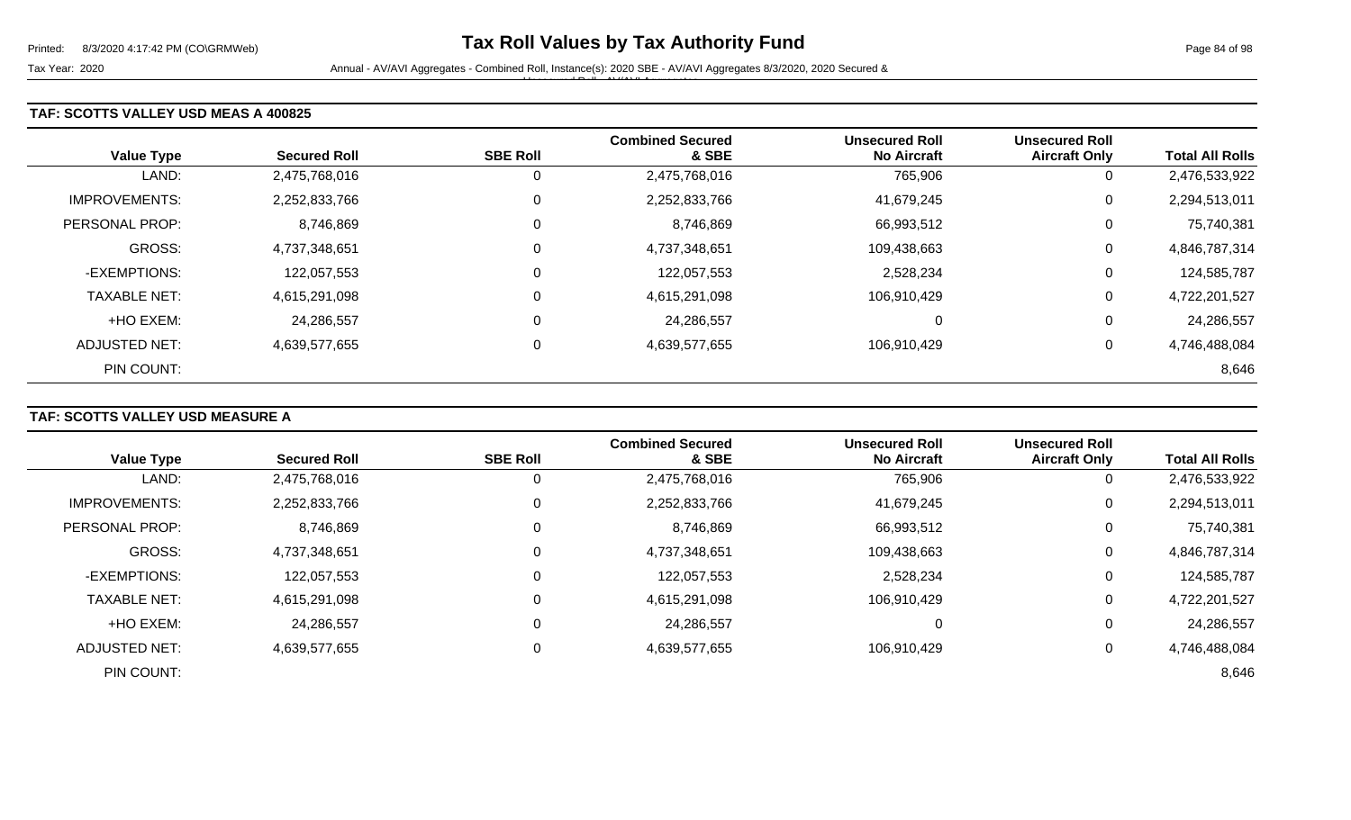# Tax Roll Values by Tax Authority Fund

Tax Year: 2020

Annual - AV/AVI Aggregates - Combined Roll, Instance(s): 2020 SBE - AV/AVI Aggregates 8/3/2020, 2020 Secured & Unsecured Roll - AV/AVI Aggregates

## TAF: SCOTTS VALLEY USD MEAS A 400825

| Value Type | Secured Roll | SBE Roll | Combined Secured & SBE | Unsecured Roll No Aircraft | Unsecured Roll Aircraft Only | Total All Rolls |
|---|---|---|---|---|---|---|
| LAND: | 2,475,768,016 | 0 | 2,475,768,016 | 765,906 | 0 | 2,476,533,922 |
| IMPROVEMENTS: | 2,252,833,766 | 0 | 2,252,833,766 | 41,679,245 | 0 | 2,294,513,011 |
| PERSONAL PROP: | 8,746,869 | 0 | 8,746,869 | 66,993,512 | 0 | 75,740,381 |
| GROSS: | 4,737,348,651 | 0 | 4,737,348,651 | 109,438,663 | 0 | 4,846,787,314 |
| -EXEMPTIONS: | 122,057,553 | 0 | 122,057,553 | 2,528,234 | 0 | 124,585,787 |
| TAXABLE NET: | 4,615,291,098 | 0 | 4,615,291,098 | 106,910,429 | 0 | 4,722,201,527 |
| +HO EXEM: | 24,286,557 | 0 | 24,286,557 | 0 | 0 | 24,286,557 |
| ADJUSTED NET: | 4,639,577,655 | 0 | 4,639,577,655 | 106,910,429 | 0 | 4,746,488,084 |
| PIN COUNT: | | | | | | 8,646 |

## TAF: SCOTTS VALLEY USD MEASURE A

| Value Type | Secured Roll | SBE Roll | Combined Secured & SBE | Unsecured Roll No Aircraft | Unsecured Roll Aircraft Only | Total All Rolls |
|---|---|---|---|---|---|---|
| LAND: | 2,475,768,016 | 0 | 2,475,768,016 | 765,906 | 0 | 2,476,533,922 |
| IMPROVEMENTS: | 2,252,833,766 | 0 | 2,252,833,766 | 41,679,245 | 0 | 2,294,513,011 |
| PERSONAL PROP: | 8,746,869 | 0 | 8,746,869 | 66,993,512 | 0 | 75,740,381 |
| GROSS: | 4,737,348,651 | 0 | 4,737,348,651 | 109,438,663 | 0 | 4,846,787,314 |
| -EXEMPTIONS: | 122,057,553 | 0 | 122,057,553 | 2,528,234 | 0 | 124,585,787 |
| TAXABLE NET: | 4,615,291,098 | 0 | 4,615,291,098 | 106,910,429 | 0 | 4,722,201,527 |
| +HO EXEM: | 24,286,557 | 0 | 24,286,557 | 0 | 0 | 24,286,557 |
| ADJUSTED NET: | 4,639,577,655 | 0 | 4,639,577,655 | 106,910,429 | 0 | 4,746,488,084 |
| PIN COUNT: | | | | | | 8,646 |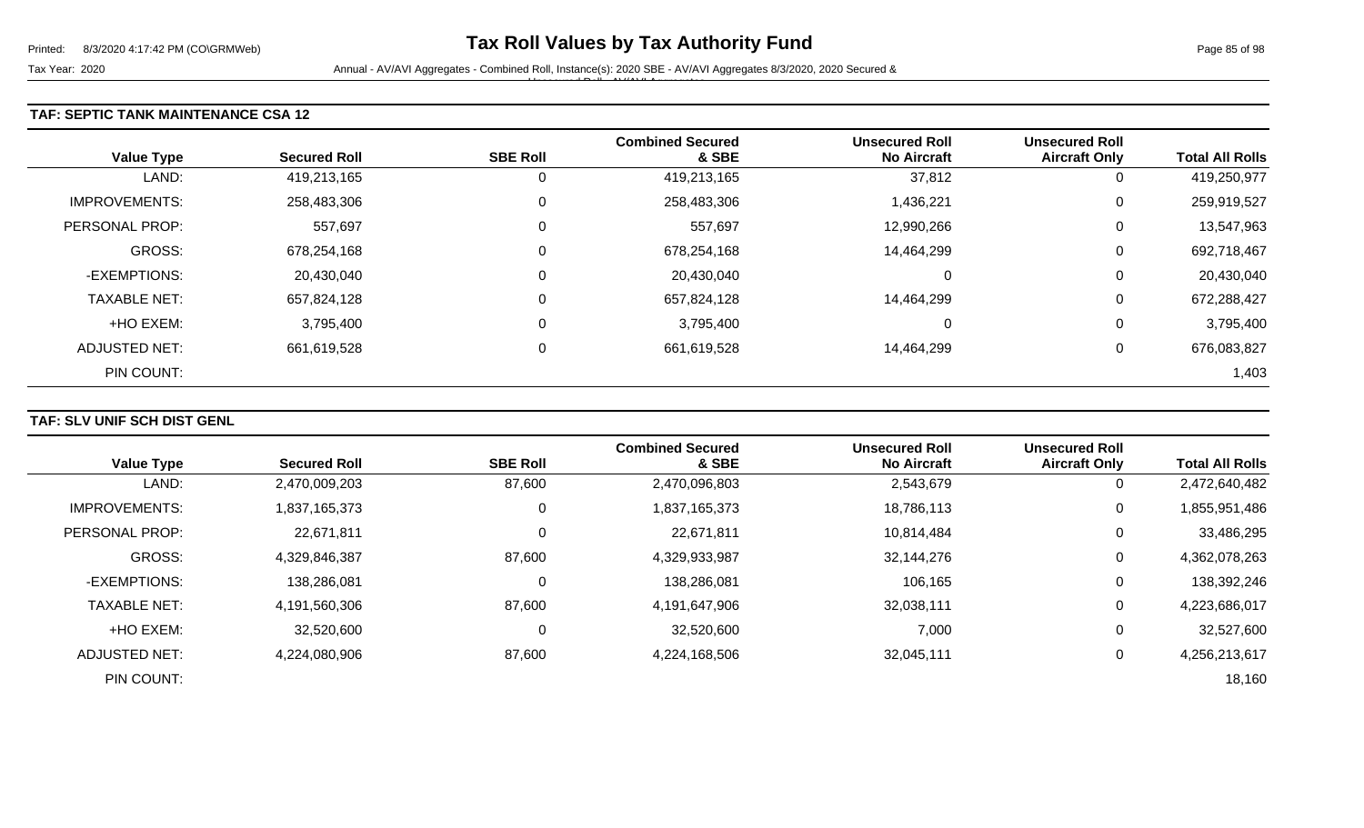### TAF: SEPTIC TANK MAINTENANCE CSA 12

| Value Type | Secured Roll | SBE Roll | Combined Secured & SBE | Unsecured Roll No Aircraft | Unsecured Roll Aircraft Only | Total All Rolls |
|---|---|---|---|---|---|---|
| LAND: | 419,213,165 | 0 | 419,213,165 | 37,812 | 0 | 419,250,977 |
| IMPROVEMENTS: | 258,483,306 | 0 | 258,483,306 | 1,436,221 | 0 | 259,919,527 |
| PERSONAL PROP: | 557,697 | 0 | 557,697 | 12,990,266 | 0 | 13,547,963 |
| GROSS: | 678,254,168 | 0 | 678,254,168 | 14,464,299 | 0 | 692,718,467 |
| -EXEMPTIONS: | 20,430,040 | 0 | 20,430,040 | 0 | 0 | 20,430,040 |
| TAXABLE NET: | 657,824,128 | 0 | 657,824,128 | 14,464,299 | 0 | 672,288,427 |
| +HO EXEM: | 3,795,400 | 0 | 3,795,400 | 0 | 0 | 3,795,400 |
| ADJUSTED NET: | 661,619,528 | 0 | 661,619,528 | 14,464,299 | 0 | 676,083,827 |
| PIN COUNT: | | | | | | 1,403 |

### TAF: SLV UNIF SCH DIST GENL

| Value Type | Secured Roll | SBE Roll | Combined Secured & SBE | Unsecured Roll No Aircraft | Unsecured Roll Aircraft Only | Total All Rolls |
|---|---|---|---|---|---|---|
| LAND: | 2,470,009,203 | 87,600 | 2,470,096,803 | 2,543,679 | 0 | 2,472,640,482 |
| IMPROVEMENTS: | 1,837,165,373 | 0 | 1,837,165,373 | 18,786,113 | 0 | 1,855,951,486 |
| PERSONAL PROP: | 22,671,811 | 0 | 22,671,811 | 10,814,484 | 0 | 33,486,295 |
| GROSS: | 4,329,846,387 | 87,600 | 4,329,933,987 | 32,144,276 | 0 | 4,362,078,263 |
| -EXEMPTIONS: | 138,286,081 | 0 | 138,286,081 | 106,165 | 0 | 138,392,246 |
| TAXABLE NET: | 4,191,560,306 | 87,600 | 4,191,647,906 | 32,038,111 | 0 | 4,223,686,017 |
| +HO EXEM: | 32,520,600 | 0 | 32,520,600 | 7,000 | 0 | 32,527,600 |
| ADJUSTED NET: | 4,224,080,906 | 87,600 | 4,224,168,506 | 32,045,111 | 0 | 4,256,213,617 |
| PIN COUNT: | | | | | | 18,160 |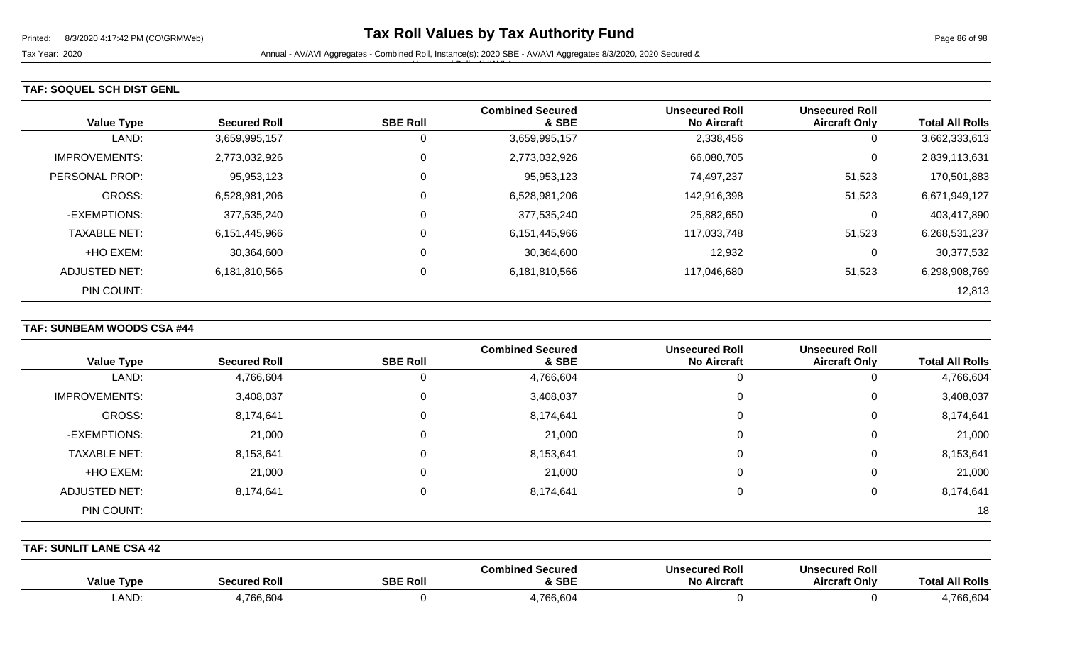### TAF: SOQUEL SCH DIST GENL

| Value Type | Secured Roll | SBE Roll | Combined Secured & SBE | Unsecured Roll No Aircraft | Unsecured Roll Aircraft Only | Total All Rolls |
|---|---|---|---|---|---|---|
| LAND: | 3,659,995,157 | 0 | 3,659,995,157 | 2,338,456 | 0 | 3,662,333,613 |
| IMPROVEMENTS: | 2,773,032,926 | 0 | 2,773,032,926 | 66,080,705 | 0 | 2,839,113,631 |
| PERSONAL PROP: | 95,953,123 | 0 | 95,953,123 | 74,497,237 | 51,523 | 170,501,883 |
| GROSS: | 6,528,981,206 | 0 | 6,528,981,206 | 142,916,398 | 51,523 | 6,671,949,127 |
| -EXEMPTIONS: | 377,535,240 | 0 | 377,535,240 | 25,882,650 | 0 | 403,417,890 |
| TAXABLE NET: | 6,151,445,966 | 0 | 6,151,445,966 | 117,033,748 | 51,523 | 6,268,531,237 |
| +HO EXEM: | 30,364,600 | 0 | 30,364,600 | 12,932 | 0 | 30,377,532 |
| ADJUSTED NET: | 6,181,810,566 | 0 | 6,181,810,566 | 117,046,680 | 51,523 | 6,298,908,769 |
| PIN COUNT: | | | | | | 12,813 |

### TAF: SUNBEAM WOODS CSA #44

| Value Type | Secured Roll | SBE Roll | Combined Secured & SBE | Unsecured Roll No Aircraft | Unsecured Roll Aircraft Only | Total All Rolls |
|---|---|---|---|---|---|---|
| LAND: | 4,766,604 | 0 | 4,766,604 | 0 | 0 | 4,766,604 |
| IMPROVEMENTS: | 3,408,037 | 0 | 3,408,037 | 0 | 0 | 3,408,037 |
| GROSS: | 8,174,641 | 0 | 8,174,641 | 0 | 0 | 8,174,641 |
| -EXEMPTIONS: | 21,000 | 0 | 21,000 | 0 | 0 | 21,000 |
| TAXABLE NET: | 8,153,641 | 0 | 8,153,641 | 0 | 0 | 8,153,641 |
| +HO EXEM: | 21,000 | 0 | 21,000 | 0 | 0 | 21,000 |
| ADJUSTED NET: | 8,174,641 | 0 | 8,174,641 | 0 | 0 | 8,174,641 |
| PIN COUNT: | | | | | | 18 |

### TAF: SUNLIT LANE CSA 42

| Value Type | Secured Roll | SBE Roll | Combined Secured & SBE | Unsecured Roll No Aircraft | Unsecured Roll Aircraft Only | Total All Rolls |
|---|---|---|---|---|---|---|
| LAND: | 4,766,604 | 0 | 4,766,604 | 0 | 0 | 4,766,604 |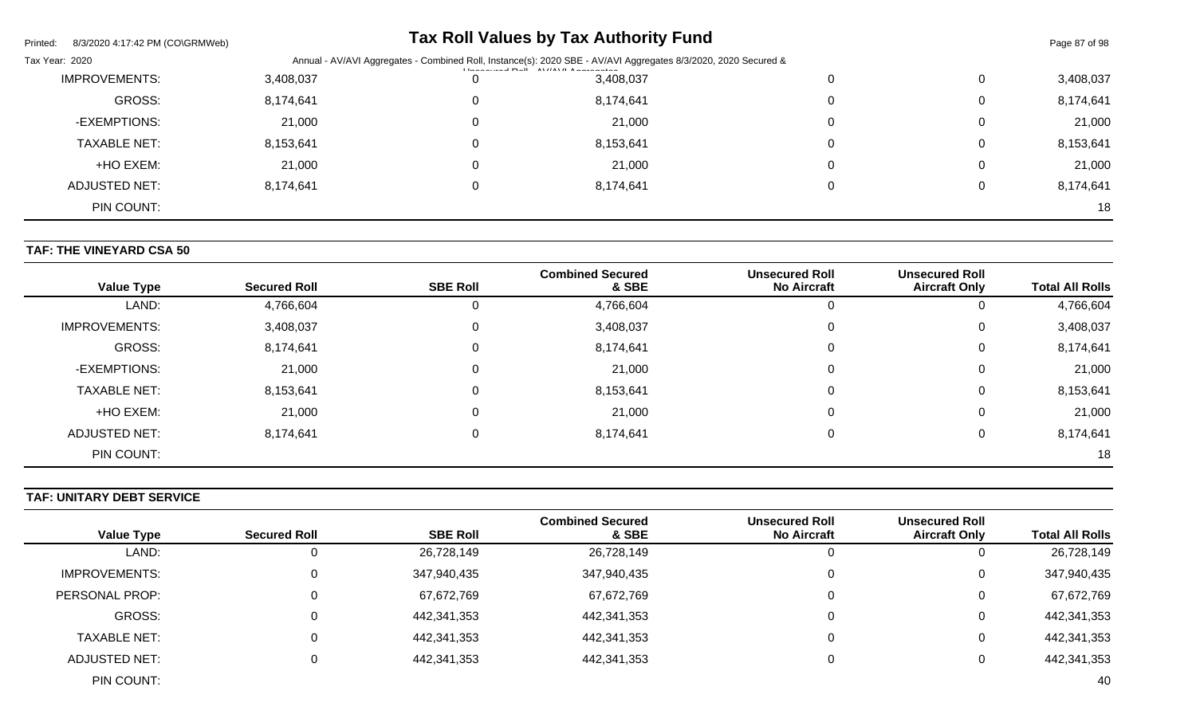| Value Type | Secured Roll | SBE Roll | Combined Secured & SBE | Unsecured Roll No Aircraft | Unsecured Roll Aircraft Only | Total All Rolls |
|---|---|---|---|---|---|---|
| IMPROVEMENTS: | 3,408,037 | 0 | 3,408,037 | 0 | 0 | 3,408,037 |
| GROSS: | 8,174,641 | 0 | 8,174,641 | 0 | 0 | 8,174,641 |
| -EXEMPTIONS: | 21,000 | 0 | 21,000 | 0 | 0 | 21,000 |
| TAXABLE NET: | 8,153,641 | 0 | 8,153,641 | 0 | 0 | 8,153,641 |
| +HO EXEM: | 21,000 | 0 | 21,000 | 0 | 0 | 21,000 |
| ADJUSTED NET: | 8,174,641 | 0 | 8,174,641 | 0 | 0 | 8,174,641 |
| PIN COUNT: | | | | | | 18 |

**TAF: THE VINEYARD CSA 50**

| Value Type | Secured Roll | SBE Roll | Combined Secured & SBE | Unsecured Roll No Aircraft | Unsecured Roll Aircraft Only | Total All Rolls |
|---|---|---|---|---|---|---|
| LAND: | 4,766,604 | 0 | 4,766,604 | 0 | 0 | 4,766,604 |
| IMPROVEMENTS: | 3,408,037 | 0 | 3,408,037 | 0 | 0 | 3,408,037 |
| GROSS: | 8,174,641 | 0 | 8,174,641 | 0 | 0 | 8,174,641 |
| -EXEMPTIONS: | 21,000 | 0 | 21,000 | 0 | 0 | 21,000 |
| TAXABLE NET: | 8,153,641 | 0 | 8,153,641 | 0 | 0 | 8,153,641 |
| +HO EXEM: | 21,000 | 0 | 21,000 | 0 | 0 | 21,000 |
| ADJUSTED NET: | 8,174,641 | 0 | 8,174,641 | 0 | 0 | 8,174,641 |
| PIN COUNT: | | | | | | 18 |

**TAF: UNITARY DEBT SERVICE**

| Value Type | Secured Roll | SBE Roll | Combined Secured & SBE | Unsecured Roll No Aircraft | Unsecured Roll Aircraft Only | Total All Rolls |
|---|---|---|---|---|---|---|
| LAND: | 0 | 26,728,149 | 26,728,149 | 0 | 0 | 26,728,149 |
| IMPROVEMENTS: | 0 | 347,940,435 | 347,940,435 | 0 | 0 | 347,940,435 |
| PERSONAL PROP: | 0 | 67,672,769 | 67,672,769 | 0 | 0 | 67,672,769 |
| GROSS: | 0 | 442,341,353 | 442,341,353 | 0 | 0 | 442,341,353 |
| TAXABLE NET: | 0 | 442,341,353 | 442,341,353 | 0 | 0 | 442,341,353 |
| ADJUSTED NET: | 0 | 442,341,353 | 442,341,353 | 0 | 0 | 442,341,353 |
| PIN COUNT: | | | | | | 40 |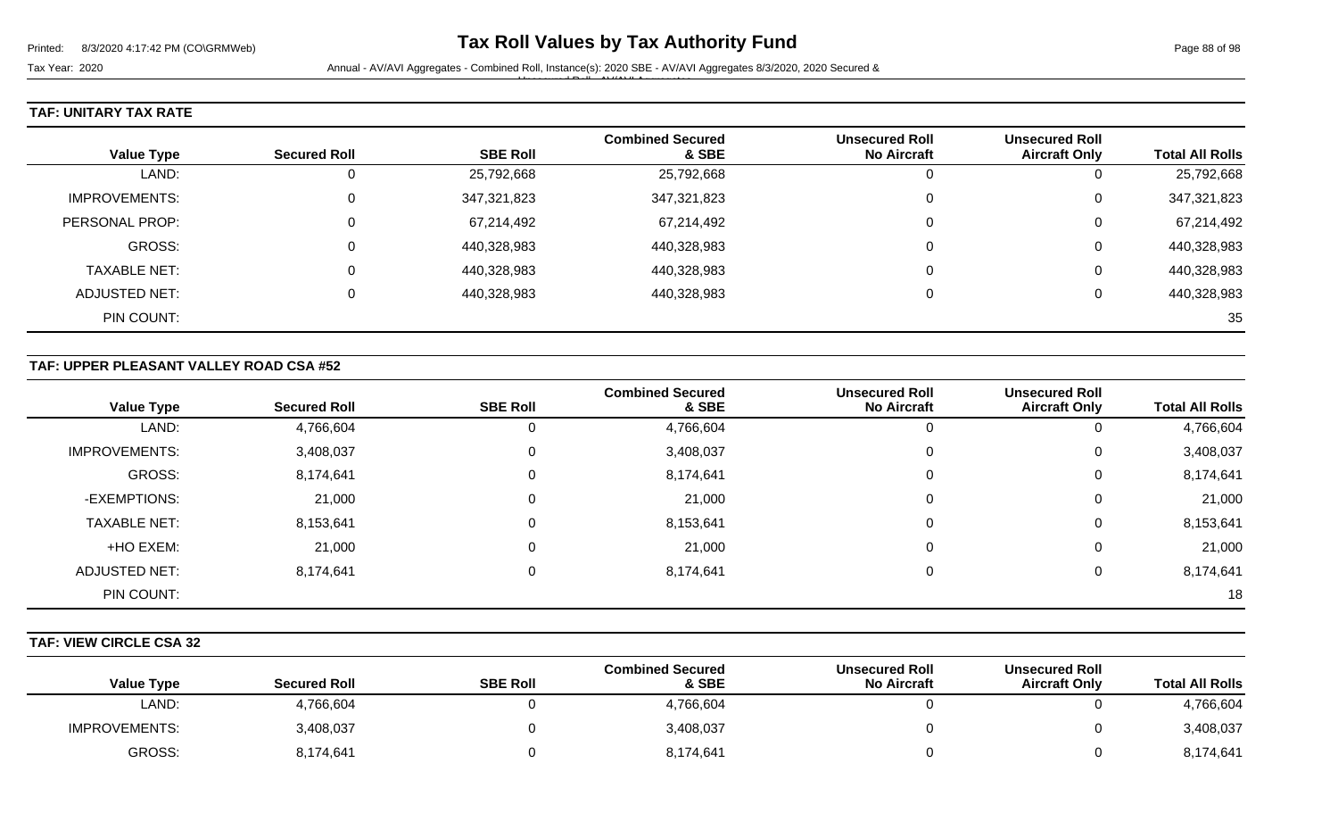# Tax Roll Values by Tax Authority Fund

Tax Year: 2020

Annual - AV/AVI Aggregates - Combined Roll, Instance(s): 2020 SBE - AV/AVI Aggregates 8/3/2020, 2020 Secured & Unsecured Roll - AV/AVI Aggregates

## TAF: UNITARY TAX RATE

| Value Type | Secured Roll | SBE Roll | Combined Secured & SBE | Unsecured Roll No Aircraft | Unsecured Roll Aircraft Only | Total All Rolls |
|---|---|---|---|---|---|---|
| LAND: | 0 | 25,792,668 | 25,792,668 | 0 | 0 | 25,792,668 |
| IMPROVEMENTS: | 0 | 347,321,823 | 347,321,823 | 0 | 0 | 347,321,823 |
| PERSONAL PROP: | 0 | 67,214,492 | 67,214,492 | 0 | 0 | 67,214,492 |
| GROSS: | 0 | 440,328,983 | 440,328,983 | 0 | 0 | 440,328,983 |
| TAXABLE NET: | 0 | 440,328,983 | 440,328,983 | 0 | 0 | 440,328,983 |
| ADJUSTED NET: | 0 | 440,328,983 | 440,328,983 | 0 | 0 | 440,328,983 |
| PIN COUNT: | | | | | | 35 |

## TAF: UPPER PLEASANT VALLEY ROAD CSA #52

| Value Type | Secured Roll | SBE Roll | Combined Secured & SBE | Unsecured Roll No Aircraft | Unsecured Roll Aircraft Only | Total All Rolls |
|---|---|---|---|---|---|---|
| LAND: | 4,766,604 | 0 | 4,766,604 | 0 | 0 | 4,766,604 |
| IMPROVEMENTS: | 3,408,037 | 0 | 3,408,037 | 0 | 0 | 3,408,037 |
| GROSS: | 8,174,641 | 0 | 8,174,641 | 0 | 0 | 8,174,641 |
| -EXEMPTIONS: | 21,000 | 0 | 21,000 | 0 | 0 | 21,000 |
| TAXABLE NET: | 8,153,641 | 0 | 8,153,641 | 0 | 0 | 8,153,641 |
| +HO EXEM: | 21,000 | 0 | 21,000 | 0 | 0 | 21,000 |
| ADJUSTED NET: | 8,174,641 | 0 | 8,174,641 | 0 | 0 | 8,174,641 |
| PIN COUNT: | | | | | | 18 |

## TAF: VIEW CIRCLE CSA 32

| Value Type | Secured Roll | SBE Roll | Combined Secured & SBE | Unsecured Roll No Aircraft | Unsecured Roll Aircraft Only | Total All Rolls |
|---|---|---|---|---|---|---|
| LAND: | 4,766,604 | 0 | 4,766,604 | 0 | 0 | 4,766,604 |
| IMPROVEMENTS: | 3,408,037 | 0 | 3,408,037 | 0 | 0 | 3,408,037 |
| GROSS: | 8,174,641 | 0 | 8,174,641 | 0 | 0 | 8,174,641 |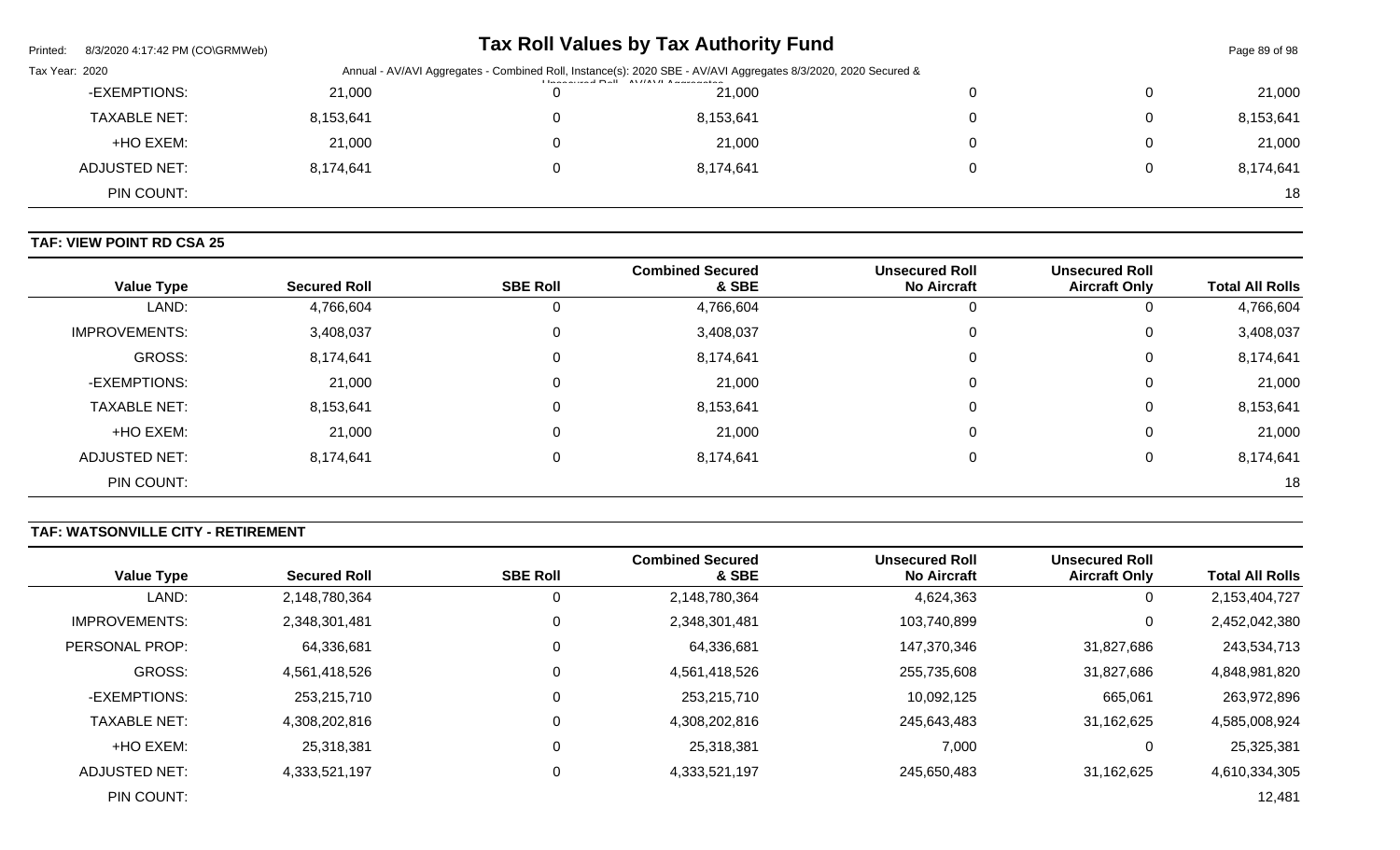| Value Type | Secured Roll | SBE Roll | Combined Secured & SBE | Unsecured Roll No Aircraft | Unsecured Roll Aircraft Only | Total All Rolls |
|---|---|---|---|---|---|---|
| -EXEMPTIONS: | 21,000 | 0 | 21,000 | 0 | 0 | 21,000 |
| TAXABLE NET: | 8,153,641 | 0 | 8,153,641 | 0 | 0 | 8,153,641 |
| +HO EXEM: | 21,000 | 0 | 21,000 | 0 | 0 | 21,000 |
| ADJUSTED NET: | 8,174,641 | 0 | 8,174,641 | 0 | 0 | 8,174,641 |
| PIN COUNT: | | | | | | 18 |

**TAF: VIEW POINT RD CSA 25**

| Value Type | Secured Roll | SBE Roll | Combined Secured & SBE | Unsecured Roll No Aircraft | Unsecured Roll Aircraft Only | Total All Rolls |
|---|---|---|---|---|---|---|
| LAND: | 4,766,604 | 0 | 4,766,604 | 0 | 0 | 4,766,604 |
| IMPROVEMENTS: | 3,408,037 | 0 | 3,408,037 | 0 | 0 | 3,408,037 |
| GROSS: | 8,174,641 | 0 | 8,174,641 | 0 | 0 | 8,174,641 |
| -EXEMPTIONS: | 21,000 | 0 | 21,000 | 0 | 0 | 21,000 |
| TAXABLE NET: | 8,153,641 | 0 | 8,153,641 | 0 | 0 | 8,153,641 |
| +HO EXEM: | 21,000 | 0 | 21,000 | 0 | 0 | 21,000 |
| ADJUSTED NET: | 8,174,641 | 0 | 8,174,641 | 0 | 0 | 8,174,641 |
| PIN COUNT: | | | | | | 18 |

**TAF: WATSONVILLE CITY - RETIREMENT**

| Value Type | Secured Roll | SBE Roll | Combined Secured & SBE | Unsecured Roll No Aircraft | Unsecured Roll Aircraft Only | Total All Rolls |
|---|---|---|---|---|---|---|
| LAND: | 2,148,780,364 | 0 | 2,148,780,364 | 4,624,363 | 0 | 2,153,404,727 |
| IMPROVEMENTS: | 2,348,301,481 | 0 | 2,348,301,481 | 103,740,899 | 0 | 2,452,042,380 |
| PERSONAL PROP: | 64,336,681 | 0 | 64,336,681 | 147,370,346 | 31,827,686 | 243,534,713 |
| GROSS: | 4,561,418,526 | 0 | 4,561,418,526 | 255,735,608 | 31,827,686 | 4,848,981,820 |
| -EXEMPTIONS: | 253,215,710 | 0 | 253,215,710 | 10,092,125 | 665,061 | 263,972,896 |
| TAXABLE NET: | 4,308,202,816 | 0 | 4,308,202,816 | 245,643,483 | 31,162,625 | 4,585,008,924 |
| +HO EXEM: | 25,318,381 | 0 | 25,318,381 | 7,000 | 0 | 25,325,381 |
| ADJUSTED NET: | 4,333,521,197 | 0 | 4,333,521,197 | 245,650,483 | 31,162,625 | 4,610,334,305 |
| PIN COUNT: | | | | | | 12,481 |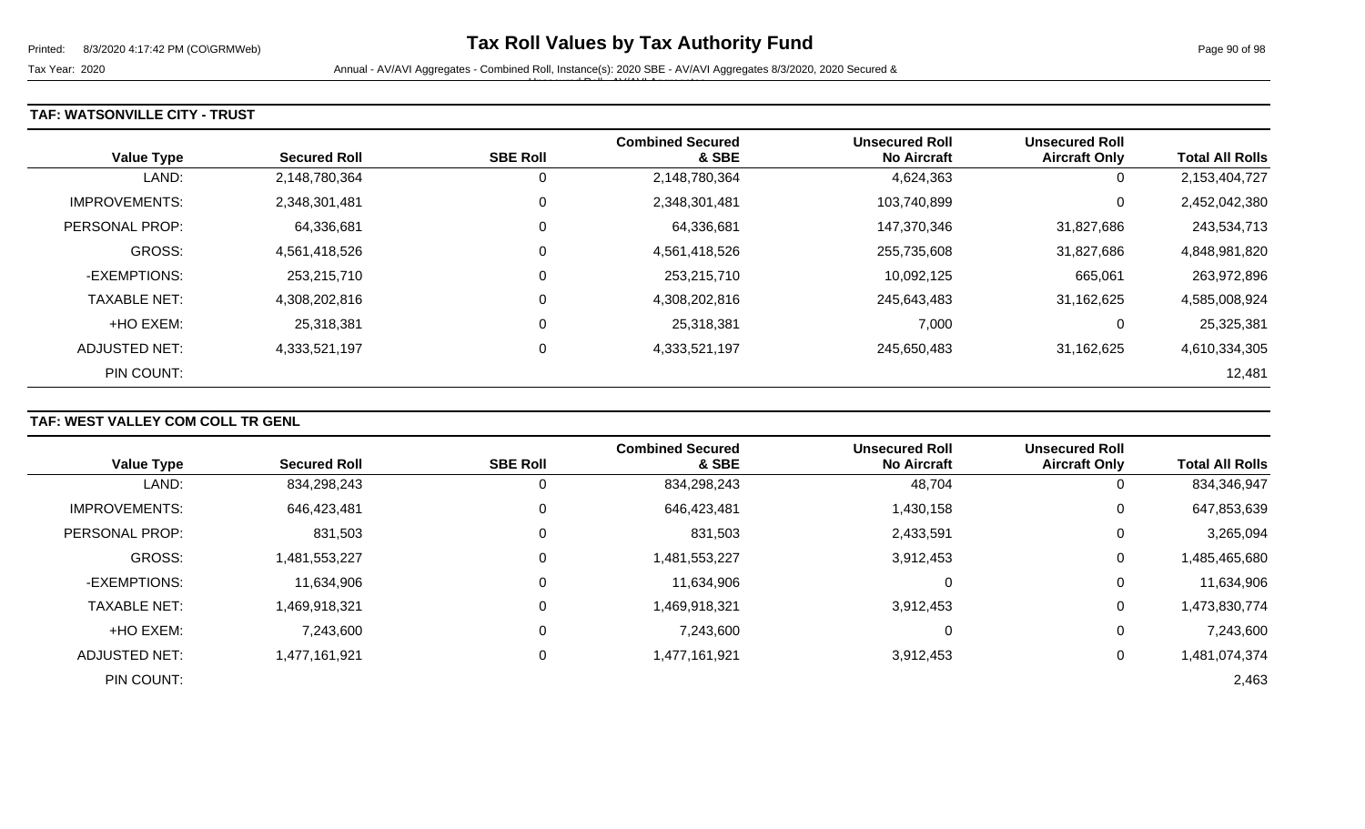### TAF: WATSONVILLE CITY - TRUST

| Value Type | Secured Roll | SBE Roll | Combined Secured & SBE | Unsecured Roll No Aircraft | Unsecured Roll Aircraft Only | Total All Rolls |
|---|---|---|---|---|---|---|
| LAND: | 2,148,780,364 | 0 | 2,148,780,364 | 4,624,363 | 0 | 2,153,404,727 |
| IMPROVEMENTS: | 2,348,301,481 | 0 | 2,348,301,481 | 103,740,899 | 0 | 2,452,042,380 |
| PERSONAL PROP: | 64,336,681 | 0 | 64,336,681 | 147,370,346 | 31,827,686 | 243,534,713 |
| GROSS: | 4,561,418,526 | 0 | 4,561,418,526 | 255,735,608 | 31,827,686 | 4,848,981,820 |
| -EXEMPTIONS: | 253,215,710 | 0 | 253,215,710 | 10,092,125 | 665,061 | 263,972,896 |
| TAXABLE NET: | 4,308,202,816 | 0 | 4,308,202,816 | 245,643,483 | 31,162,625 | 4,585,008,924 |
| +HO EXEM: | 25,318,381 | 0 | 25,318,381 | 7,000 | 0 | 25,325,381 |
| ADJUSTED NET: | 4,333,521,197 | 0 | 4,333,521,197 | 245,650,483 | 31,162,625 | 4,610,334,305 |
| PIN COUNT: | | | | | | 12,481 |

### TAF: WEST VALLEY COM COLL TR GENL

| Value Type | Secured Roll | SBE Roll | Combined Secured & SBE | Unsecured Roll No Aircraft | Unsecured Roll Aircraft Only | Total All Rolls |
|---|---|---|---|---|---|---|
| LAND: | 834,298,243 | 0 | 834,298,243 | 48,704 | 0 | 834,346,947 |
| IMPROVEMENTS: | 646,423,481 | 0 | 646,423,481 | 1,430,158 | 0 | 647,853,639 |
| PERSONAL PROP: | 831,503 | 0 | 831,503 | 2,433,591 | 0 | 3,265,094 |
| GROSS: | 1,481,553,227 | 0 | 1,481,553,227 | 3,912,453 | 0 | 1,485,465,680 |
| -EXEMPTIONS: | 11,634,906 | 0 | 11,634,906 | 0 | 0 | 11,634,906 |
| TAXABLE NET: | 1,469,918,321 | 0 | 1,469,918,321 | 3,912,453 | 0 | 1,473,830,774 |
| +HO EXEM: | 7,243,600 | 0 | 7,243,600 | 0 | 0 | 7,243,600 |
| ADJUSTED NET: | 1,477,161,921 | 0 | 1,477,161,921 | 3,912,453 | 0 | 1,481,074,374 |
| PIN COUNT: | | | | | | 2,463 |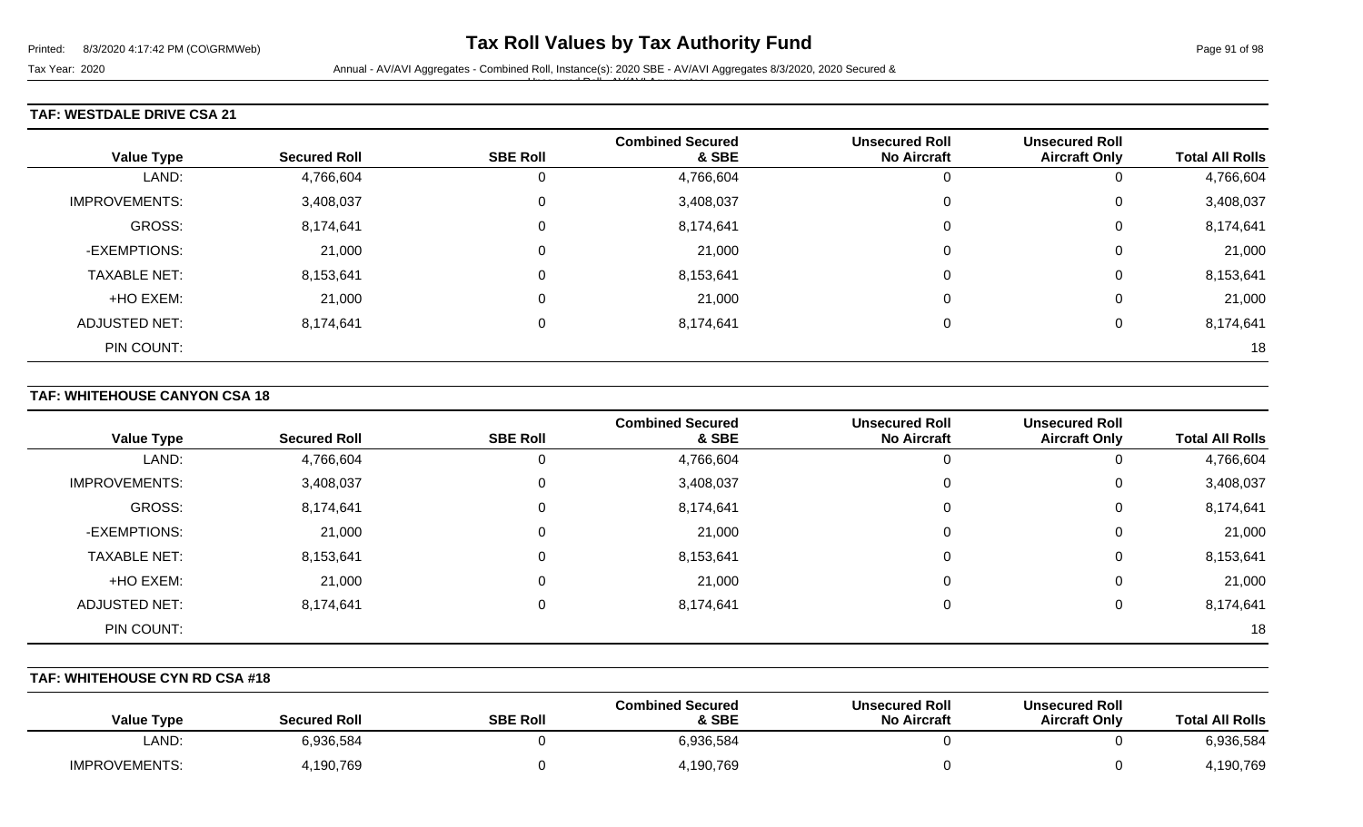# Tax Roll Values by Tax Authority Fund

Tax Year: 2020

Annual - AV/AVI Aggregates - Combined Roll, Instance(s): 2020 SBE - AV/AVI Aggregates 8/3/2020, 2020 Secured & Unsecured Roll - AV/AVI Aggregates

## TAF: WESTDALE DRIVE CSA 21

| Value Type | Secured Roll | SBE Roll | Combined Secured & SBE | Unsecured Roll No Aircraft | Unsecured Roll Aircraft Only | Total All Rolls |
|---|---|---|---|---|---|---|
| LAND: | 4,766,604 | 0 | 4,766,604 | 0 | 0 | 4,766,604 |
| IMPROVEMENTS: | 3,408,037 | 0 | 3,408,037 | 0 | 0 | 3,408,037 |
| GROSS: | 8,174,641 | 0 | 8,174,641 | 0 | 0 | 8,174,641 |
| -EXEMPTIONS: | 21,000 | 0 | 21,000 | 0 | 0 | 21,000 |
| TAXABLE NET: | 8,153,641 | 0 | 8,153,641 | 0 | 0 | 8,153,641 |
| +HO EXEM: | 21,000 | 0 | 21,000 | 0 | 0 | 21,000 |
| ADJUSTED NET: | 8,174,641 | 0 | 8,174,641 | 0 | 0 | 8,174,641 |
| PIN COUNT: | | | | | | 18 |

## TAF: WHITEHOUSE CANYON CSA 18

| Value Type | Secured Roll | SBE Roll | Combined Secured & SBE | Unsecured Roll No Aircraft | Unsecured Roll Aircraft Only | Total All Rolls |
|---|---|---|---|---|---|---|
| LAND: | 4,766,604 | 0 | 4,766,604 | 0 | 0 | 4,766,604 |
| IMPROVEMENTS: | 3,408,037 | 0 | 3,408,037 | 0 | 0 | 3,408,037 |
| GROSS: | 8,174,641 | 0 | 8,174,641 | 0 | 0 | 8,174,641 |
| -EXEMPTIONS: | 21,000 | 0 | 21,000 | 0 | 0 | 21,000 |
| TAXABLE NET: | 8,153,641 | 0 | 8,153,641 | 0 | 0 | 8,153,641 |
| +HO EXEM: | 21,000 | 0 | 21,000 | 0 | 0 | 21,000 |
| ADJUSTED NET: | 8,174,641 | 0 | 8,174,641 | 0 | 0 | 8,174,641 |
| PIN COUNT: | | | | | | 18 |

## TAF: WHITEHOUSE CYN RD CSA #18

| Value Type | Secured Roll | SBE Roll | Combined Secured & SBE | Unsecured Roll No Aircraft | Unsecured Roll Aircraft Only | Total All Rolls |
|---|---|---|---|---|---|---|
| LAND: | 6,936,584 | 0 | 6,936,584 | 0 | 0 | 6,936,584 |
| IMPROVEMENTS: | 4,190,769 | 0 | 4,190,769 | 0 | 0 | 4,190,769 |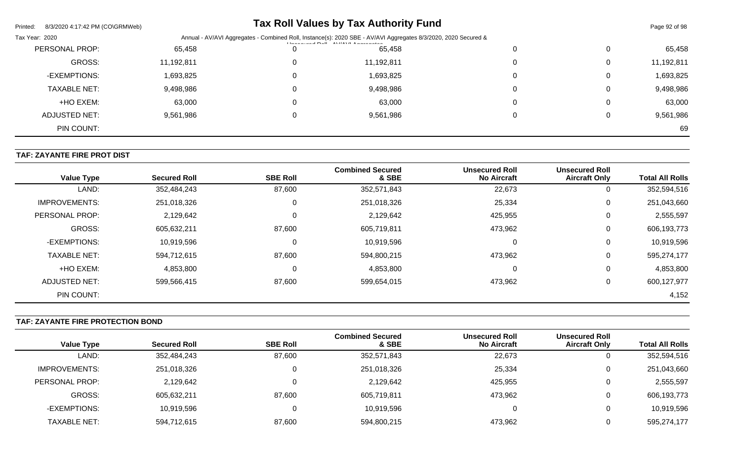| Value Type | Secured Roll | SBE Roll | Combined Secured & SBE | Unsecured Roll No Aircraft | Unsecured Roll Aircraft Only | Total All Rolls |
|---|---|---|---|---|---|---|
| PERSONAL PROP: | 65,458 | 0 | 65,458 | 0 | 0 | 65,458 |
| GROSS: | 11,192,811 | 0 | 11,192,811 | 0 | 0 | 11,192,811 |
| -EXEMPTIONS: | 1,693,825 | 0 | 1,693,825 | 0 | 0 | 1,693,825 |
| TAXABLE NET: | 9,498,986 | 0 | 9,498,986 | 0 | 0 | 9,498,986 |
| +HO EXEM: | 63,000 | 0 | 63,000 | 0 | 0 | 63,000 |
| ADJUSTED NET: | 9,561,986 | 0 | 9,561,986 | 0 | 0 | 9,561,986 |
| PIN COUNT: | | | | | | 69 |

### TAF: ZAYANTE FIRE PROT DIST

| Value Type | Secured Roll | SBE Roll | Combined Secured & SBE | Unsecured Roll No Aircraft | Unsecured Roll Aircraft Only | Total All Rolls |
|---|---|---|---|---|---|---|
| LAND: | 352,484,243 | 87,600 | 352,571,843 | 22,673 | 0 | 352,594,516 |
| IMPROVEMENTS: | 251,018,326 | 0 | 251,018,326 | 25,334 | 0 | 251,043,660 |
| PERSONAL PROP: | 2,129,642 | 0 | 2,129,642 | 425,955 | 0 | 2,555,597 |
| GROSS: | 605,632,211 | 87,600 | 605,719,811 | 473,962 | 0 | 606,193,773 |
| -EXEMPTIONS: | 10,919,596 | 0 | 10,919,596 | 0 | 0 | 10,919,596 |
| TAXABLE NET: | 594,712,615 | 87,600 | 594,800,215 | 473,962 | 0 | 595,274,177 |
| +HO EXEM: | 4,853,800 | 0 | 4,853,800 | 0 | 0 | 4,853,800 |
| ADJUSTED NET: | 599,566,415 | 87,600 | 599,654,015 | 473,962 | 0 | 600,127,977 |
| PIN COUNT: | | | | | | 4,152 |

### TAF: ZAYANTE FIRE PROTECTION BOND

| Value Type | Secured Roll | SBE Roll | Combined Secured & SBE | Unsecured Roll No Aircraft | Unsecured Roll Aircraft Only | Total All Rolls |
|---|---|---|---|---|---|---|
| LAND: | 352,484,243 | 87,600 | 352,571,843 | 22,673 | 0 | 352,594,516 |
| IMPROVEMENTS: | 251,018,326 | 0 | 251,018,326 | 25,334 | 0 | 251,043,660 |
| PERSONAL PROP: | 2,129,642 | 0 | 2,129,642 | 425,955 | 0 | 2,555,597 |
| GROSS: | 605,632,211 | 87,600 | 605,719,811 | 473,962 | 0 | 606,193,773 |
| -EXEMPTIONS: | 10,919,596 | 0 | 10,919,596 | 0 | 0 | 10,919,596 |
| TAXABLE NET: | 594,712,615 | 87,600 | 594,800,215 | 473,962 | 0 | 595,274,177 |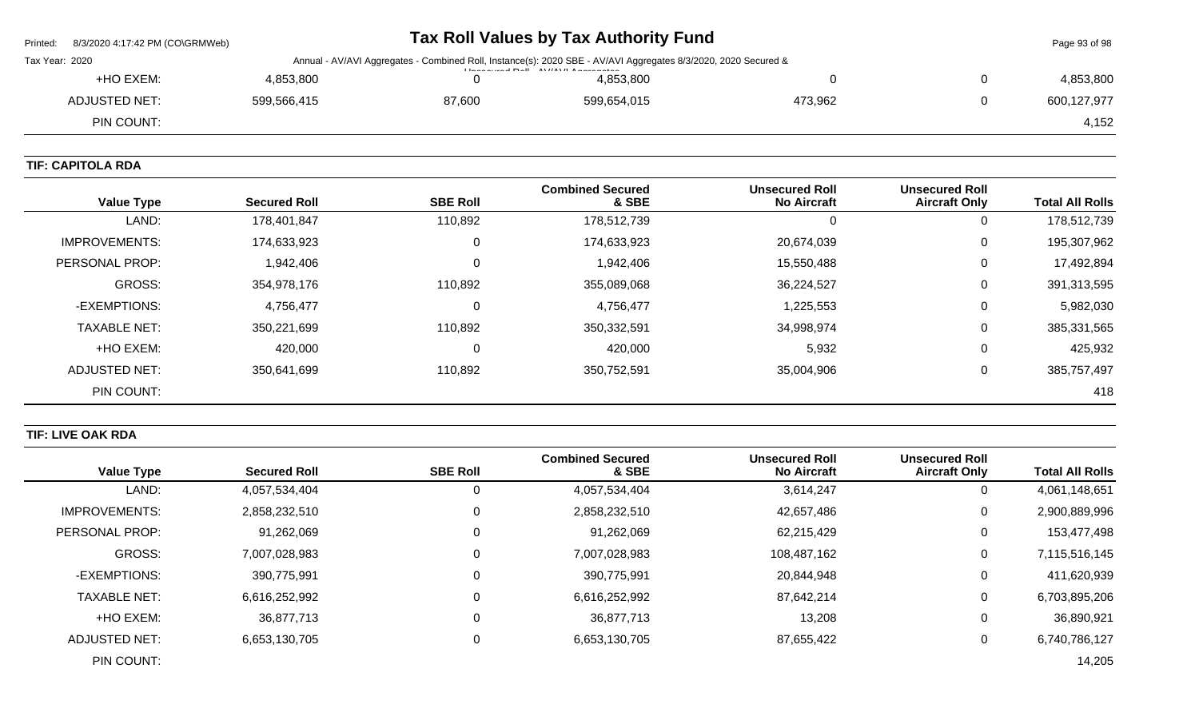| | | | | | | |
|---|---|---|---|---|---|---|
| +HO EXEM: | 4,853,800 | 0 | 4,853,800 | 0 | 0 | 4,853,800 |
| ADJUSTED NET: | 599,566,415 | 87,600 | 599,654,015 | 473,962 | 0 | 600,127,977 |
| PIN COUNT: | | | | | | 4,152 |

**TIF: CAPITOLA RDA**

| Value Type | Secured Roll | SBE Roll | Combined Secured & SBE | Unsecured Roll No Aircraft | Unsecured Roll Aircraft Only | Total All Rolls |
|---|---|---|---|---|---|---|
| LAND: | 178,401,847 | 110,892 | 178,512,739 | 0 | 0 | 178,512,739 |
| IMPROVEMENTS: | 174,633,923 | 0 | 174,633,923 | 20,674,039 | 0 | 195,307,962 |
| PERSONAL PROP: | 1,942,406 | 0 | 1,942,406 | 15,550,488 | 0 | 17,492,894 |
| GROSS: | 354,978,176 | 110,892 | 355,089,068 | 36,224,527 | 0 | 391,313,595 |
| -EXEMPTIONS: | 4,756,477 | 0 | 4,756,477 | 1,225,553 | 0 | 5,982,030 |
| TAXABLE NET: | 350,221,699 | 110,892 | 350,332,591 | 34,998,974 | 0 | 385,331,565 |
| +HO EXEM: | 420,000 | 0 | 420,000 | 5,932 | 0 | 425,932 |
| ADJUSTED NET: | 350,641,699 | 110,892 | 350,752,591 | 35,004,906 | 0 | 385,757,497 |
| PIN COUNT: | | | | | | 418 |

**TIF: LIVE OAK RDA**

| Value Type | Secured Roll | SBE Roll | Combined Secured & SBE | Unsecured Roll No Aircraft | Unsecured Roll Aircraft Only | Total All Rolls |
|---|---|---|---|---|---|---|
| LAND: | 4,057,534,404 | 0 | 4,057,534,404 | 3,614,247 | 0 | 4,061,148,651 |
| IMPROVEMENTS: | 2,858,232,510 | 0 | 2,858,232,510 | 42,657,486 | 0 | 2,900,889,996 |
| PERSONAL PROP: | 91,262,069 | 0 | 91,262,069 | 62,215,429 | 0 | 153,477,498 |
| GROSS: | 7,007,028,983 | 0 | 7,007,028,983 | 108,487,162 | 0 | 7,115,516,145 |
| -EXEMPTIONS: | 390,775,991 | 0 | 390,775,991 | 20,844,948 | 0 | 411,620,939 |
| TAXABLE NET: | 6,616,252,992 | 0 | 6,616,252,992 | 87,642,214 | 0 | 6,703,895,206 |
| +HO EXEM: | 36,877,713 | 0 | 36,877,713 | 13,208 | 0 | 36,890,921 |
| ADJUSTED NET: | 6,653,130,705 | 0 | 6,653,130,705 | 87,655,422 | 0 | 6,740,786,127 |
| PIN COUNT: | | | | | | 14,205 |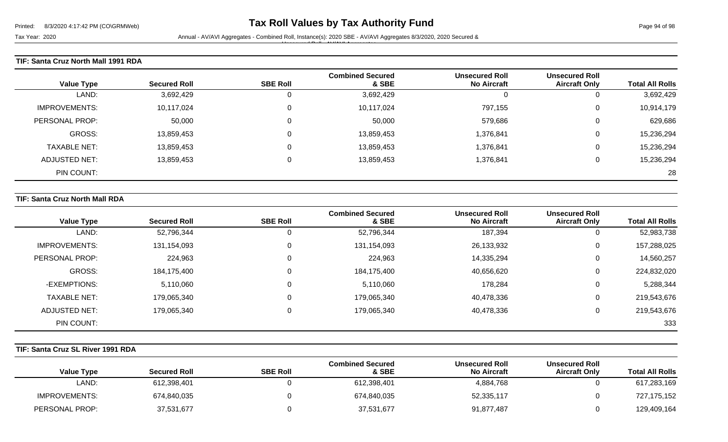# Tax Roll Values by Tax Authority Fund

Tax Year: 2020

Annual - AV/AVI Aggregates - Combined Roll, Instance(s): 2020 SBE - AV/AVI Aggregates 8/3/2020, 2020 Secured & Unsecured Roll - AV/AVI Aggregates

## TIF: Santa Cruz North Mall 1991 RDA

| Value Type | Secured Roll | SBE Roll | Combined Secured & SBE | Unsecured Roll No Aircraft | Unsecured Roll Aircraft Only | Total All Rolls |
|---|---|---|---|---|---|---|
| LAND: | 3,692,429 | 0 | 3,692,429 | 0 | 0 | 3,692,429 |
| IMPROVEMENTS: | 10,117,024 | 0 | 10,117,024 | 797,155 | 0 | 10,914,179 |
| PERSONAL PROP: | 50,000 | 0 | 50,000 | 579,686 | 0 | 629,686 |
| GROSS: | 13,859,453 | 0 | 13,859,453 | 1,376,841 | 0 | 15,236,294 |
| TAXABLE NET: | 13,859,453 | 0 | 13,859,453 | 1,376,841 | 0 | 15,236,294 |
| ADJUSTED NET: | 13,859,453 | 0 | 13,859,453 | 1,376,841 | 0 | 15,236,294 |
| PIN COUNT: | | | | | | 28 |

## TIF: Santa Cruz North Mall RDA

| Value Type | Secured Roll | SBE Roll | Combined Secured & SBE | Unsecured Roll No Aircraft | Unsecured Roll Aircraft Only | Total All Rolls |
|---|---|---|---|---|---|---|
| LAND: | 52,796,344 | 0 | 52,796,344 | 187,394 | 0 | 52,983,738 |
| IMPROVEMENTS: | 131,154,093 | 0 | 131,154,093 | 26,133,932 | 0 | 157,288,025 |
| PERSONAL PROP: | 224,963 | 0 | 224,963 | 14,335,294 | 0 | 14,560,257 |
| GROSS: | 184,175,400 | 0 | 184,175,400 | 40,656,620 | 0 | 224,832,020 |
| -EXEMPTIONS: | 5,110,060 | 0 | 5,110,060 | 178,284 | 0 | 5,288,344 |
| TAXABLE NET: | 179,065,340 | 0 | 179,065,340 | 40,478,336 | 0 | 219,543,676 |
| ADJUSTED NET: | 179,065,340 | 0 | 179,065,340 | 40,478,336 | 0 | 219,543,676 |
| PIN COUNT: | | | | | | 333 |

## TIF: Santa Cruz SL River 1991 RDA

| Value Type | Secured Roll | SBE Roll | Combined Secured & SBE | Unsecured Roll No Aircraft | Unsecured Roll Aircraft Only | Total All Rolls |
|---|---|---|---|---|---|---|
| LAND: | 612,398,401 | 0 | 612,398,401 | 4,884,768 | 0 | 617,283,169 |
| IMPROVEMENTS: | 674,840,035 | 0 | 674,840,035 | 52,335,117 | 0 | 727,175,152 |
| PERSONAL PROP: | 37,531,677 | 0 | 37,531,677 | 91,877,487 | 0 | 129,409,164 |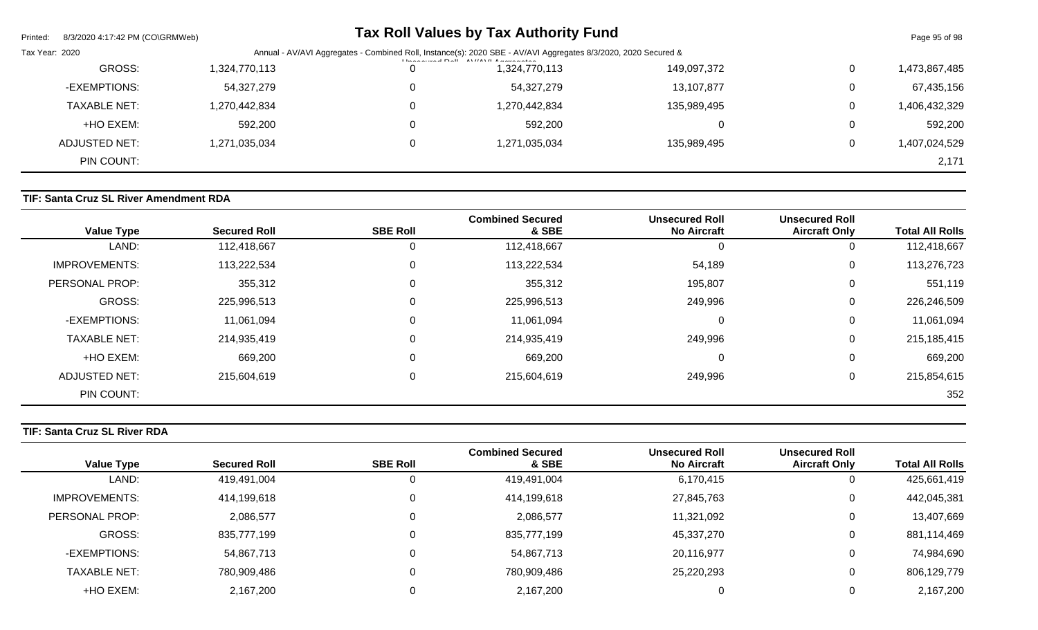| Value Type | Secured Roll | SBE Roll | Combined Secured & SBE | Unsecured Roll No Aircraft | Unsecured Roll Aircraft Only | Total All Rolls |
|---|---|---|---|---|---|---|
| GROSS: | 1,324,770,113 | 0 | 1,324,770,113 | 149,097,372 | 0 | 1,473,867,485 |
| -EXEMPTIONS: | 54,327,279 | 0 | 54,327,279 | 13,107,877 | 0 | 67,435,156 |
| TAXABLE NET: | 1,270,442,834 | 0 | 1,270,442,834 | 135,989,495 | 0 | 1,406,432,329 |
| +HO EXEM: | 592,200 | 0 | 592,200 | 0 | 0 | 592,200 |
| ADJUSTED NET: | 1,271,035,034 | 0 | 1,271,035,034 | 135,989,495 | 0 | 1,407,024,529 |
| PIN COUNT: | | | | | | 2,171 |

**TIF: Santa Cruz SL River Amendment RDA**

| Value Type | Secured Roll | SBE Roll | Combined Secured & SBE | Unsecured Roll No Aircraft | Unsecured Roll Aircraft Only | Total All Rolls |
|---|---|---|---|---|---|---|
| LAND: | 112,418,667 | 0 | 112,418,667 | 0 | 0 | 112,418,667 |
| IMPROVEMENTS: | 113,222,534 | 0 | 113,222,534 | 54,189 | 0 | 113,276,723 |
| PERSONAL PROP: | 355,312 | 0 | 355,312 | 195,807 | 0 | 551,119 |
| GROSS: | 225,996,513 | 0 | 225,996,513 | 249,996 | 0 | 226,246,509 |
| -EXEMPTIONS: | 11,061,094 | 0 | 11,061,094 | 0 | 0 | 11,061,094 |
| TAXABLE NET: | 214,935,419 | 0 | 214,935,419 | 249,996 | 0 | 215,185,415 |
| +HO EXEM: | 669,200 | 0 | 669,200 | 0 | 0 | 669,200 |
| ADJUSTED NET: | 215,604,619 | 0 | 215,604,619 | 249,996 | 0 | 215,854,615 |
| PIN COUNT: | | | | | | 352 |

**TIF: Santa Cruz SL River RDA**

| Value Type | Secured Roll | SBE Roll | Combined Secured & SBE | Unsecured Roll No Aircraft | Unsecured Roll Aircraft Only | Total All Rolls |
|---|---|---|---|---|---|---|
| LAND: | 419,491,004 | 0 | 419,491,004 | 6,170,415 | 0 | 425,661,419 |
| IMPROVEMENTS: | 414,199,618 | 0 | 414,199,618 | 27,845,763 | 0 | 442,045,381 |
| PERSONAL PROP: | 2,086,577 | 0 | 2,086,577 | 11,321,092 | 0 | 13,407,669 |
| GROSS: | 835,777,199 | 0 | 835,777,199 | 45,337,270 | 0 | 881,114,469 |
| -EXEMPTIONS: | 54,867,713 | 0 | 54,867,713 | 20,116,977 | 0 | 74,984,690 |
| TAXABLE NET: | 780,909,486 | 0 | 780,909,486 | 25,220,293 | 0 | 806,129,779 |
| +HO EXEM: | 2,167,200 | 0 | 2,167,200 | 0 | 0 | 2,167,200 |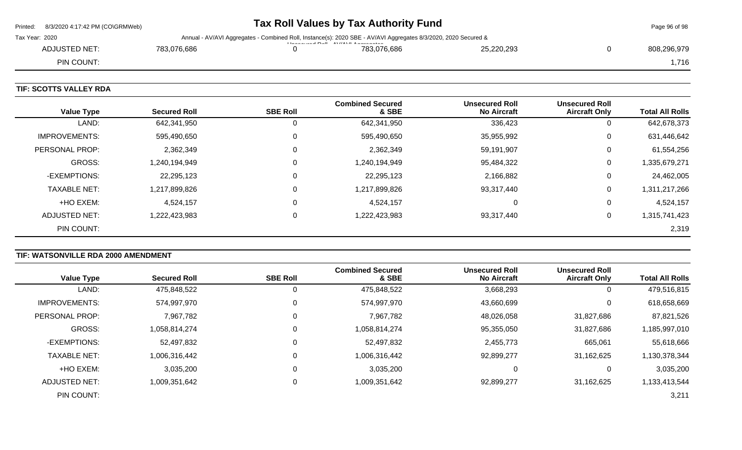Tax Year: 2020 Annual - AV/AVI Aggregates - Combined Roll, Instance(s): 2020 SBE - AV/AVI Aggregates 8/3/2020, 2020 Secured & Unsecured Roll - AV/AVI Aggregates

| | | | | | | |
|---|---|---|---|---|---|---|
| ADJUSTED NET: | 783,076,686 | 0 | 783,076,686 | 25,220,293 | 0 | 808,296,979 |
| PIN COUNT: | | | | | | 1,716 |

## TIF: SCOTTS VALLEY RDA

| Value Type | Secured Roll | SBE Roll | Combined Secured & SBE | Unsecured Roll No Aircraft | Unsecured Roll Aircraft Only | Total All Rolls |
|---|---|---|---|---|---|---|
| LAND: | 642,341,950 | 0 | 642,341,950 | 336,423 | 0 | 642,678,373 |
| IMPROVEMENTS: | 595,490,650 | 0 | 595,490,650 | 35,955,992 | 0 | 631,446,642 |
| PERSONAL PROP: | 2,362,349 | 0 | 2,362,349 | 59,191,907 | 0 | 61,554,256 |
| GROSS: | 1,240,194,949 | 0 | 1,240,194,949 | 95,484,322 | 0 | 1,335,679,271 |
| -EXEMPTIONS: | 22,295,123 | 0 | 22,295,123 | 2,166,882 | 0 | 24,462,005 |
| TAXABLE NET: | 1,217,899,826 | 0 | 1,217,899,826 | 93,317,440 | 0 | 1,311,217,266 |
| +HO EXEM: | 4,524,157 | 0 | 4,524,157 | 0 | 0 | 4,524,157 |
| ADJUSTED NET: | 1,222,423,983 | 0 | 1,222,423,983 | 93,317,440 | 0 | 1,315,741,423 |
| PIN COUNT: | | | | | | 2,319 |

## TIF: WATSONVILLE RDA 2000 AMENDMENT

| Value Type | Secured Roll | SBE Roll | Combined Secured & SBE | Unsecured Roll No Aircraft | Unsecured Roll Aircraft Only | Total All Rolls |
|---|---|---|---|---|---|---|
| LAND: | 475,848,522 | 0 | 475,848,522 | 3,668,293 | 0 | 479,516,815 |
| IMPROVEMENTS: | 574,997,970 | 0 | 574,997,970 | 43,660,699 | 0 | 618,658,669 |
| PERSONAL PROP: | 7,967,782 | 0 | 7,967,782 | 48,026,058 | 31,827,686 | 87,821,526 |
| GROSS: | 1,058,814,274 | 0 | 1,058,814,274 | 95,355,050 | 31,827,686 | 1,185,997,010 |
| -EXEMPTIONS: | 52,497,832 | 0 | 52,497,832 | 2,455,773 | 665,061 | 55,618,666 |
| TAXABLE NET: | 1,006,316,442 | 0 | 1,006,316,442 | 92,899,277 | 31,162,625 | 1,130,378,344 |
| +HO EXEM: | 3,035,200 | 0 | 3,035,200 | 0 | 0 | 3,035,200 |
| ADJUSTED NET: | 1,009,351,642 | 0 | 1,009,351,642 | 92,899,277 | 31,162,625 | 1,133,413,544 |
| PIN COUNT: | | | | | | 3,211 |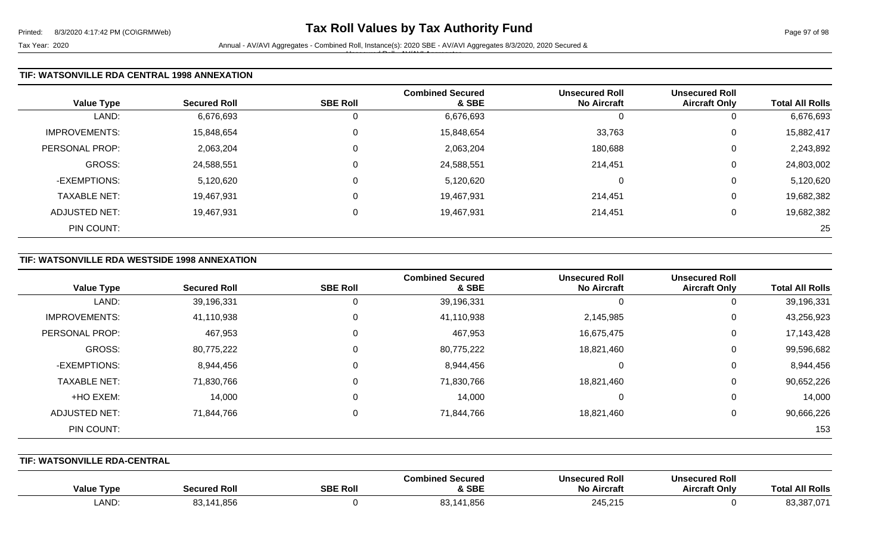## TIF: WATSONVILLE RDA CENTRAL 1998 ANNEXATION

| Value Type | Secured Roll | SBE Roll | Combined Secured & SBE | Unsecured Roll No Aircraft | Unsecured Roll Aircraft Only | Total All Rolls |
|---|---|---|---|---|---|---|
| LAND: | 6,676,693 | 0 | 6,676,693 | 0 | 0 | 6,676,693 |
| IMPROVEMENTS: | 15,848,654 | 0 | 15,848,654 | 33,763 | 0 | 15,882,417 |
| PERSONAL PROP: | 2,063,204 | 0 | 2,063,204 | 180,688 | 0 | 2,243,892 |
| GROSS: | 24,588,551 | 0 | 24,588,551 | 214,451 | 0 | 24,803,002 |
| -EXEMPTIONS: | 5,120,620 | 0 | 5,120,620 | 0 | 0 | 5,120,620 |
| TAXABLE NET: | 19,467,931 | 0 | 19,467,931 | 214,451 | 0 | 19,682,382 |
| ADJUSTED NET: | 19,467,931 | 0 | 19,467,931 | 214,451 | 0 | 19,682,382 |
| PIN COUNT: | | | | | | 25 |

## TIF: WATSONVILLE RDA WESTSIDE 1998 ANNEXATION

| Value Type | Secured Roll | SBE Roll | Combined Secured & SBE | Unsecured Roll No Aircraft | Unsecured Roll Aircraft Only | Total All Rolls |
|---|---|---|---|---|---|---|
| LAND: | 39,196,331 | 0 | 39,196,331 | 0 | 0 | 39,196,331 |
| IMPROVEMENTS: | 41,110,938 | 0 | 41,110,938 | 2,145,985 | 0 | 43,256,923 |
| PERSONAL PROP: | 467,953 | 0 | 467,953 | 16,675,475 | 0 | 17,143,428 |
| GROSS: | 80,775,222 | 0 | 80,775,222 | 18,821,460 | 0 | 99,596,682 |
| -EXEMPTIONS: | 8,944,456 | 0 | 8,944,456 | 0 | 0 | 8,944,456 |
| TAXABLE NET: | 71,830,766 | 0 | 71,830,766 | 18,821,460 | 0 | 90,652,226 |
| +HO EXEM: | 14,000 | 0 | 14,000 | 0 | 0 | 14,000 |
| ADJUSTED NET: | 71,844,766 | 0 | 71,844,766 | 18,821,460 | 0 | 90,666,226 |
| PIN COUNT: | | | | | | 153 |

## TIF: WATSONVILLE RDA-CENTRAL

| Value Type | Secured Roll | SBE Roll | Combined Secured & SBE | Unsecured Roll No Aircraft | Unsecured Roll Aircraft Only | Total All Rolls |
|---|---|---|---|---|---|---|
| LAND: | 83,141,856 | 0 | 83,141,856 | 245,215 | 0 | 83,387,071 |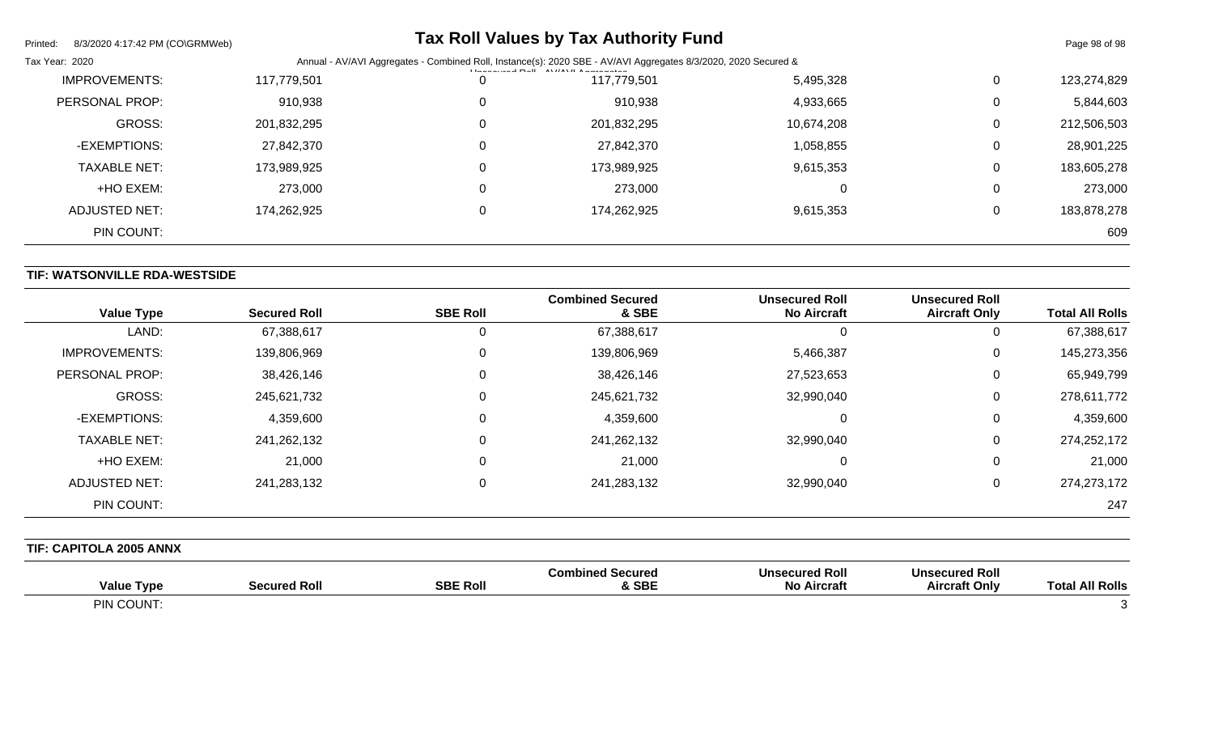| | | | | | | |
|---|---|---|---|---|---|---|
| IMPROVEMENTS: | 117,779,501 | 0 | 117,779,501 | 5,495,328 | 0 | 123,274,829 |
| PERSONAL PROP: | 910,938 | 0 | 910,938 | 4,933,665 | 0 | 5,844,603 |
| GROSS: | 201,832,295 | 0 | 201,832,295 | 10,674,208 | 0 | 212,506,503 |
| -EXEMPTIONS: | 27,842,370 | 0 | 27,842,370 | 1,058,855 | 0 | 28,901,225 |
| TAXABLE NET: | 173,989,925 | 0 | 173,989,925 | 9,615,353 | 0 | 183,605,278 |
| +HO EXEM: | 273,000 | 0 | 273,000 | 0 | 0 | 273,000 |
| ADJUSTED NET: | 174,262,925 | 0 | 174,262,925 | 9,615,353 | 0 | 183,878,278 |
| PIN COUNT: | | | | | | 609 |

### TIF: WATSONVILLE RDA-WESTSIDE

| Value Type | Secured Roll | SBE Roll | Combined Secured & SBE | Unsecured Roll No Aircraft | Unsecured Roll Aircraft Only | Total All Rolls |
|---|---|---|---|---|---|---|
| LAND: | 67,388,617 | 0 | 67,388,617 | 0 | 0 | 67,388,617 |
| IMPROVEMENTS: | 139,806,969 | 0 | 139,806,969 | 5,466,387 | 0 | 145,273,356 |
| PERSONAL PROP: | 38,426,146 | 0 | 38,426,146 | 27,523,653 | 0 | 65,949,799 |
| GROSS: | 245,621,732 | 0 | 245,621,732 | 32,990,040 | 0 | 278,611,772 |
| -EXEMPTIONS: | 4,359,600 | 0 | 4,359,600 | 0 | 0 | 4,359,600 |
| TAXABLE NET: | 241,262,132 | 0 | 241,262,132 | 32,990,040 | 0 | 274,252,172 |
| +HO EXEM: | 21,000 | 0 | 21,000 | 0 | 0 | 21,000 |
| ADJUSTED NET: | 241,283,132 | 0 | 241,283,132 | 32,990,040 | 0 | 274,273,172 |
| PIN COUNT: | | | | | | 247 |

### TIF: CAPITOLA 2005 ANNX

| Value Type | Secured Roll | SBE Roll | Combined Secured & SBE | Unsecured Roll No Aircraft | Unsecured Roll Aircraft Only | Total All Rolls |
|---|---|---|---|---|---|---|
| PIN COUNT: | | | | | | 3 |